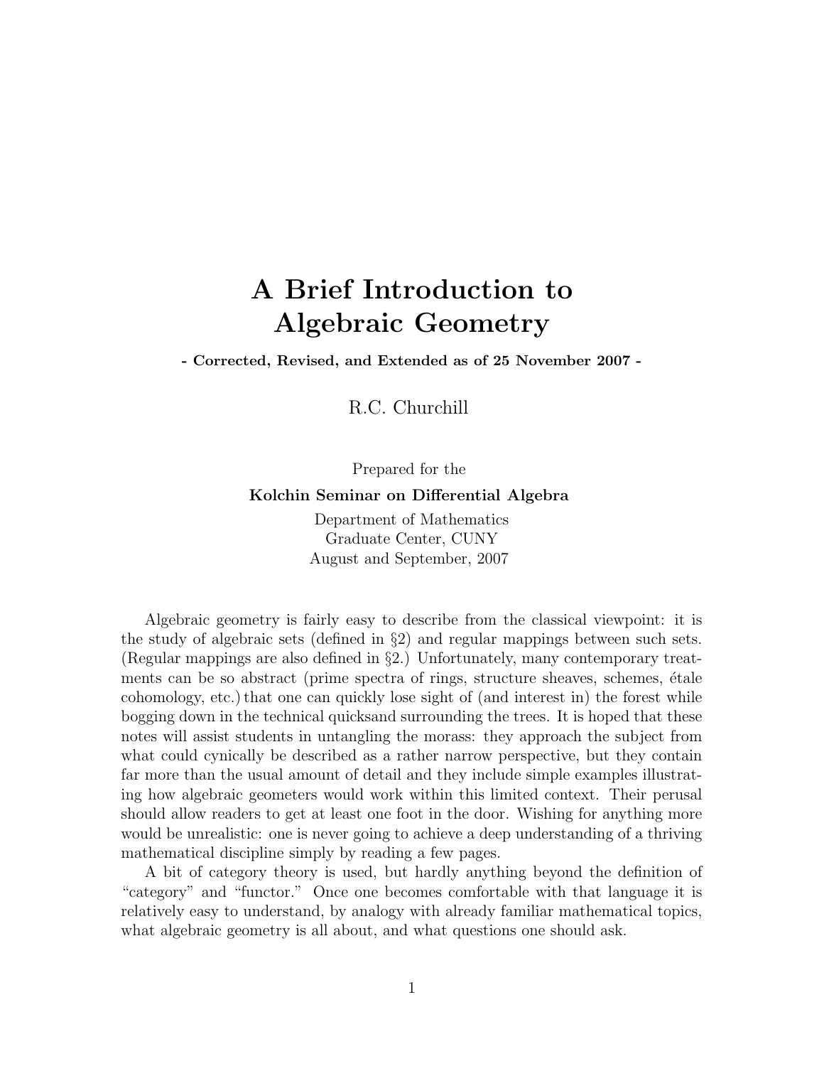# A Brief Introduction to Algebraic Geometry

**- Corrected, Revised, and Extended as of 25 November 2007 -**

R.C. Churchill

Prepared for the

**Kolchin Seminar on Differential Algebra**

Department of Mathematics
Graduate Center, CUNY
August and September, 2007

Algebraic geometry is fairly easy to describe from the classical viewpoint: it is the study of algebraic sets (defined in §2) and regular mappings between such sets. (Regular mappings are also defined in §2.) Unfortunately, many contemporary treatments can be so abstract (prime spectra of rings, structure sheaves, schemes, étale cohomology, etc.) that one can quickly lose sight of (and interest in) the forest while bogging down in the technical quicksand surrounding the trees. It is hoped that these notes will assist students in untangling the morass: they approach the subject from what could cynically be described as a rather narrow perspective, but they contain far more than the usual amount of detail and they include simple examples illustrating how algebraic geometers would work within this limited context. Their perusal should allow readers to get at least one foot in the door. Wishing for anything more would be unrealistic: one is never going to achieve a deep understanding of a thriving mathematical discipline simply by reading a few pages.

A bit of category theory is used, but hardly anything beyond the definition of "category" and "functor." Once one becomes comfortable with that language it is relatively easy to understand, by analogy with already familiar mathematical topics, what algebraic geometry is all about, and what questions one should ask.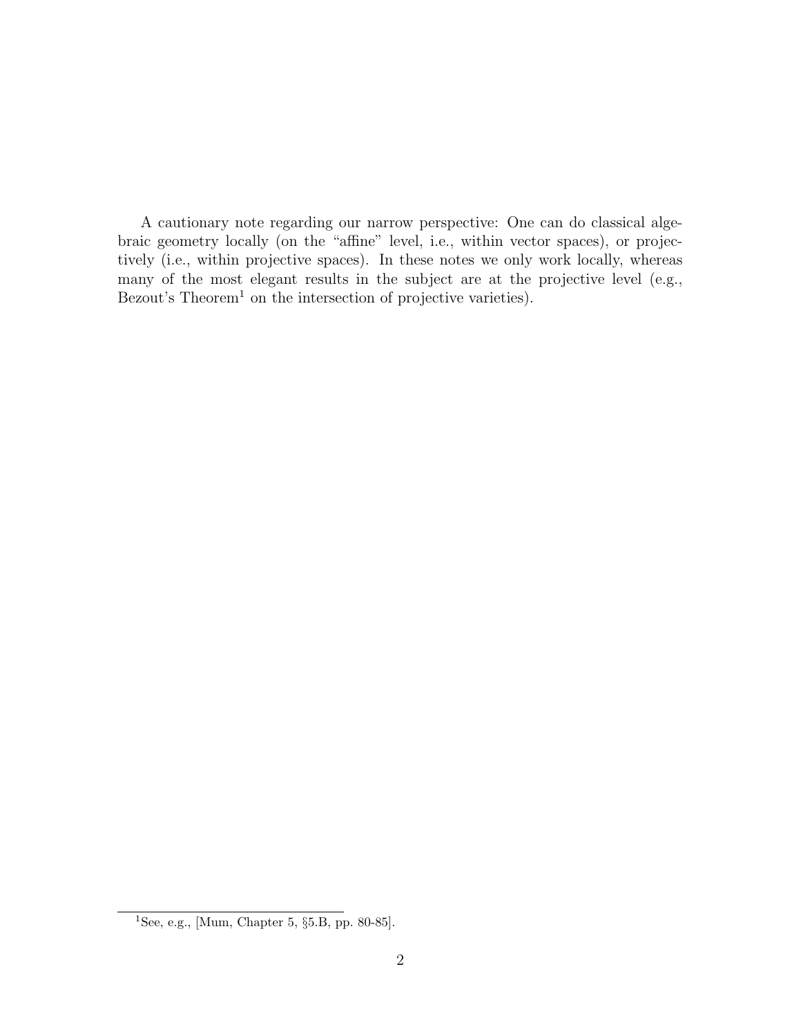A cautionary note regarding our narrow perspective: One can do classical algebraic geometry locally (on the "affine" level, i.e., within vector spaces), or projectively (i.e., within projective spaces). In these notes we only work locally, whereas many of the most elegant results in the subject are at the projective level (e.g., Bezout's Theorem[1] on the intersection of projective varieties).

[1] See, e.g., [Mum, Chapter 5, §5.B, pp. 80-85].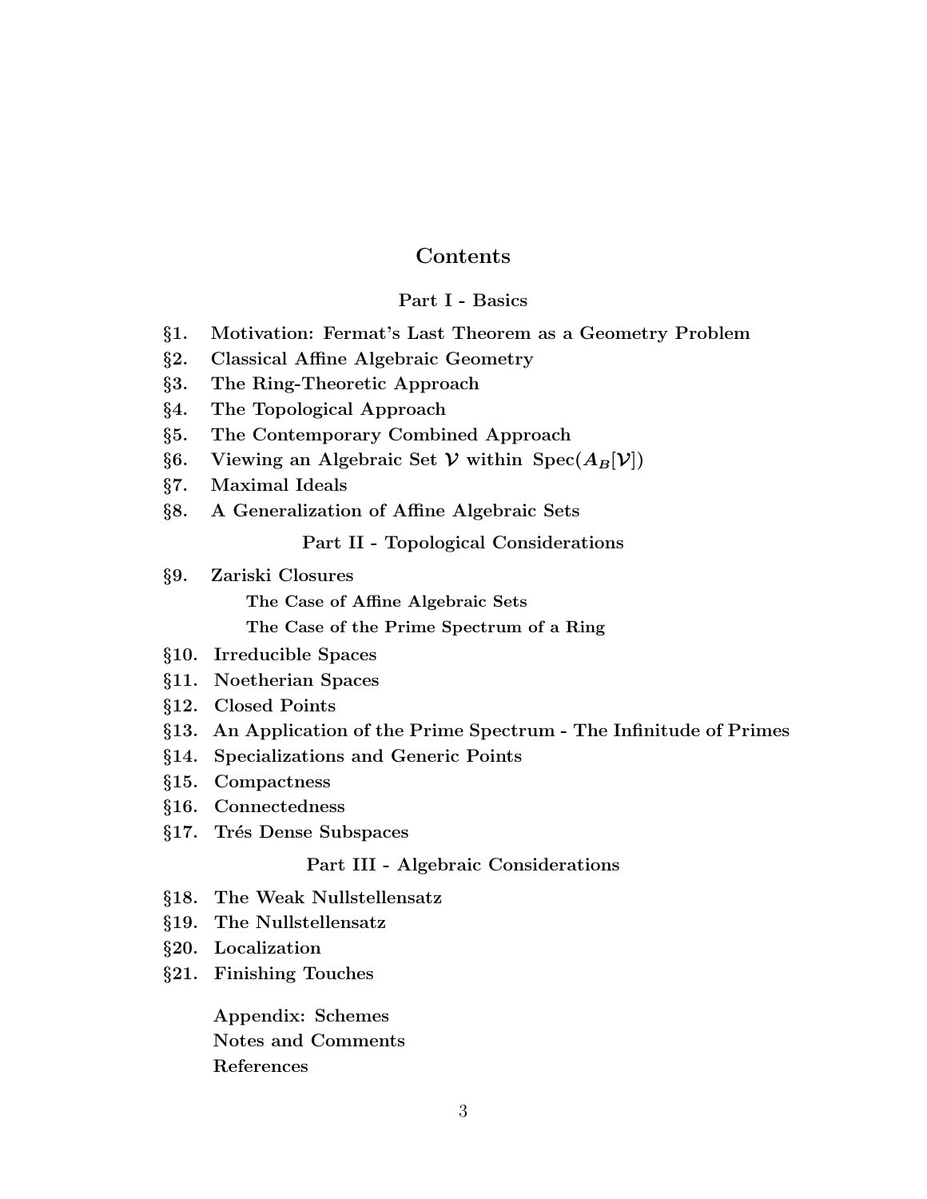# Contents

## Part I - Basics

**§1. Motivation: Fermat's Last Theorem as a Geometry Problem**
**§2. Classical Affine Algebraic Geometry**
**§3. The Ring-Theoretic Approach**
**§4. The Topological Approach**
**§5. The Contemporary Combined Approach**
**§6. Viewing an Algebraic Set $\mathcal{V}$ within $\mathrm{Spec}(A_B[\mathcal{V}])$**
**§7. Maximal Ideals**
**§8. A Generalization of Affine Algebraic Sets**

## Part II - Topological Considerations

**§9. Zariski Closures**
- **The Case of Affine Algebraic Sets**
- **The Case of the Prime Spectrum of a Ring**

**§10. Irreducible Spaces**
**§11. Noetherian Spaces**
**§12. Closed Points**
**§13. An Application of the Prime Spectrum - The Infinitude of Primes**
**§14. Specializations and Generic Points**
**§15. Compactness**
**§16. Connectedness**
**§17. Trés Dense Subspaces**

## Part III - Algebraic Considerations

**§18. The Weak Nullstellensatz**
**§19. The Nullstellensatz**
**§20. Localization**
**§21. Finishing Touches**

**Appendix: Schemes**
**Notes and Comments**
**References**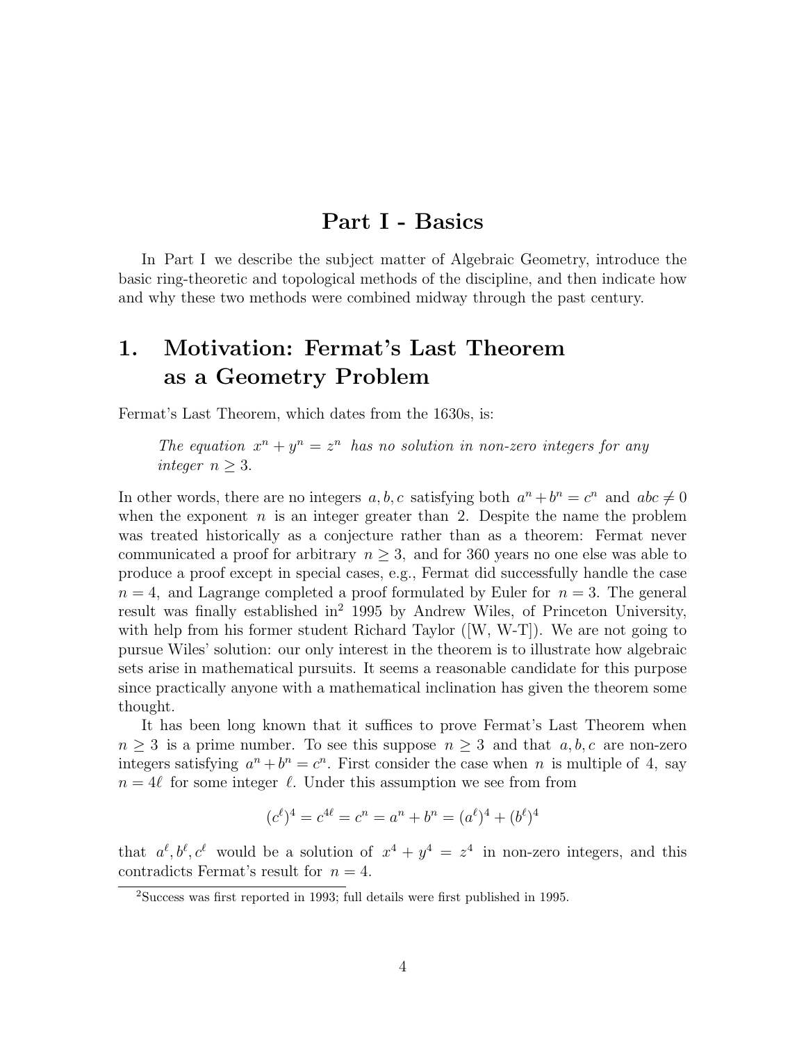# Part I - Basics

In Part I we describe the subject matter of Algebraic Geometry, introduce the basic ring-theoretic and topological methods of the discipline, and then indicate how and why these two methods were combined midway through the past century.

## 1. Motivation: Fermat's Last Theorem as a Geometry Problem

Fermat's Last Theorem, which dates from the 1630s, is:

> *The equation $x^n + y^n = z^n$ has no solution in non-zero integers for any integer $n \geq 3$.*

In other words, there are no integers $a, b, c$ satisfying both $a^n + b^n = c^n$ and $abc \neq 0$ when the exponent $n$ is an integer greater than 2. Despite the name the problem was treated historically as a conjecture rather than as a theorem: Fermat never communicated a proof for arbitrary $n \geq 3$, and for 360 years no one else was able to produce a proof except in special cases, e.g., Fermat did successfully handle the case $n = 4$, and Lagrange completed a proof formulated by Euler for $n = 3$. The general result was finally established in[2] 1995 by Andrew Wiles, of Princeton University, with help from his former student Richard Taylor ([W, W-T]). We are not going to pursue Wiles' solution: our only interest in the theorem is to illustrate how algebraic sets arise in mathematical pursuits. It seems a reasonable candidate for this purpose since practically anyone with a mathematical inclination has given the theorem some thought.

It has been long known that it suffices to prove Fermat's Last Theorem when $n \geq 3$ is a prime number. To see this suppose $n \geq 3$ and that $a, b, c$ are non-zero integers satisfying $a^n + b^n = c^n$. First consider the case when $n$ is multiple of 4, say $n = 4\ell$ for some integer $\ell$. Under this assumption we see from from

$$(c^\ell)^4 = c^{4\ell} = c^n = a^n + b^n = (a^\ell)^4 + (b^\ell)^4$$

that $a^\ell, b^\ell, c^\ell$ would be a solution of $x^4 + y^4 = z^4$ in non-zero integers, and this contradicts Fermat's result for $n = 4$.

[2] Success was first reported in 1993; full details were first published in 1995.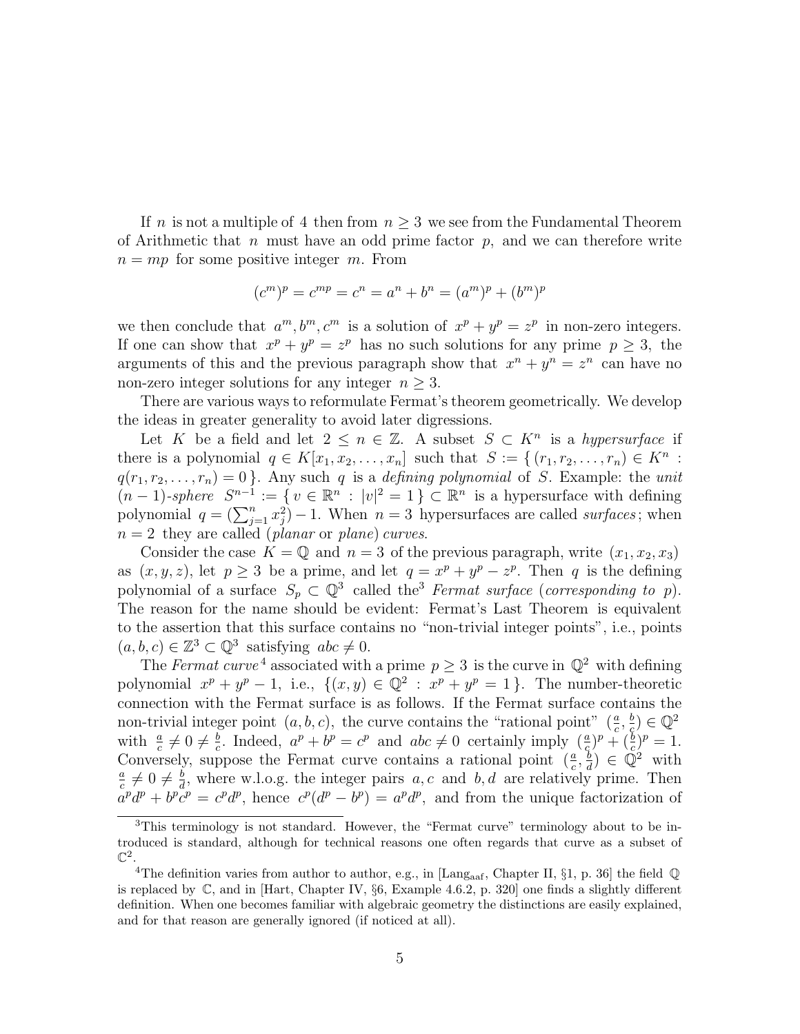If $n$ is not a multiple of $4$ then from $n \geq 3$ we see from the Fundamental Theorem of Arithmetic that $n$ must have an odd prime factor $p$, and we can therefore write $n = mp$ for some positive integer $m$. From

$$(c^m)^p = c^{mp} = c^n = a^n + b^n = (a^m)^p + (b^m)^p$$

we then conclude that $a^m, b^m, c^m$ is a solution of $x^p + y^p = z^p$ in non-zero integers. If one can show that $x^p + y^p = z^p$ has no such solutions for any prime $p \geq 3$, the arguments of this and the previous paragraph show that $x^n + y^n = z^n$ can have no non-zero integer solutions for any integer $n \geq 3$.

There are various ways to reformulate Fermat's theorem geometrically. We develop the ideas in greater generality to avoid later digressions.

Let $K$ be a field and let $2 \leq n \in \mathbb{Z}$. A subset $S \subset K^n$ is a *hypersurface* if there is a polynomial $q \in K[x_1, x_2, \ldots, x_n]$ such that $S := \{\, (r_1, r_2, \ldots, r_n) \in K^n : q(r_1, r_2, \ldots, r_n) = 0 \,\}$. Any such $q$ is a *defining polynomial* of $S$. Example: the *unit* $(n-1)$*-sphere* $S^{n-1} := \{\, v \in \mathbb{R}^n : |v|^2 = 1 \,\} \subset \mathbb{R}^n$ is a hypersurface with defining polynomial $q = (\sum_{j=1}^n x_j^2) - 1$. When $n = 3$ hypersurfaces are called *surfaces*; when $n = 2$ they are called (*planar* or *plane*) *curves*.

Consider the case $K = \mathbb{Q}$ and $n = 3$ of the previous paragraph, write $(x_1, x_2, x_3)$ as $(x, y, z)$, let $p \geq 3$ be a prime, and let $q = x^p + y^p - z^p$. Then $q$ is the defining polynomial of a surface $S_p \subset \mathbb{Q}^3$ called the[3] *Fermat surface* (*corresponding to* $p$). The reason for the name should be evident: Fermat's Last Theorem is equivalent to the assertion that this surface contains no "non-trivial integer points", i.e., points $(a, b, c) \in \mathbb{Z}^3 \subset \mathbb{Q}^3$ satisfying $abc \neq 0$.

The *Fermat curve*[4] associated with a prime $p \geq 3$ is the curve in $\mathbb{Q}^2$ with defining polynomial $x^p + y^p - 1$, i.e., $\{(x, y) \in \mathbb{Q}^2 : x^p + y^p = 1\}$. The number-theoretic connection with the Fermat surface is as follows. If the Fermat surface contains the non-trivial integer point $(a, b, c)$, the curve contains the "rational point" $(\frac{a}{c}, \frac{b}{c}) \in \mathbb{Q}^2$ with $\frac{a}{c} \neq 0 \neq \frac{b}{c}$. Indeed, $a^p + b^p = c^p$ and $abc \neq 0$ certainly imply $(\frac{a}{c})^p + (\frac{b}{c})^p = 1$. Conversely, suppose the Fermat curve contains a rational point $(\frac{a}{c}, \frac{b}{d}) \in \mathbb{Q}^2$ with $\frac{a}{c} \neq 0 \neq \frac{b}{d}$, where w.l.o.g. the integer pairs $a, c$ and $b, d$ are relatively prime. Then $a^p d^p + b^p c^p = c^p d^p$, hence $c^p(d^p - b^p) = a^p d^p$, and from the unique factorization of

---

[3] This terminology is not standard. However, the "Fermat curve" terminology about to be introduced is standard, although for technical reasons one often regards that curve as a subset of $\mathbb{C}^2$.

[4] The definition varies from author to author, e.g., in [Lang$_{\text{aaf}}$, Chapter II, §1, p. 36] the field $\mathbb{Q}$ is replaced by $\mathbb{C}$, and in [Hart, Chapter IV, §6, Example 4.6.2, p. 320] one finds a slightly different definition. When one becomes familiar with algebraic geometry the distinctions are easily explained, and for that reason are generally ignored (if noticed at all).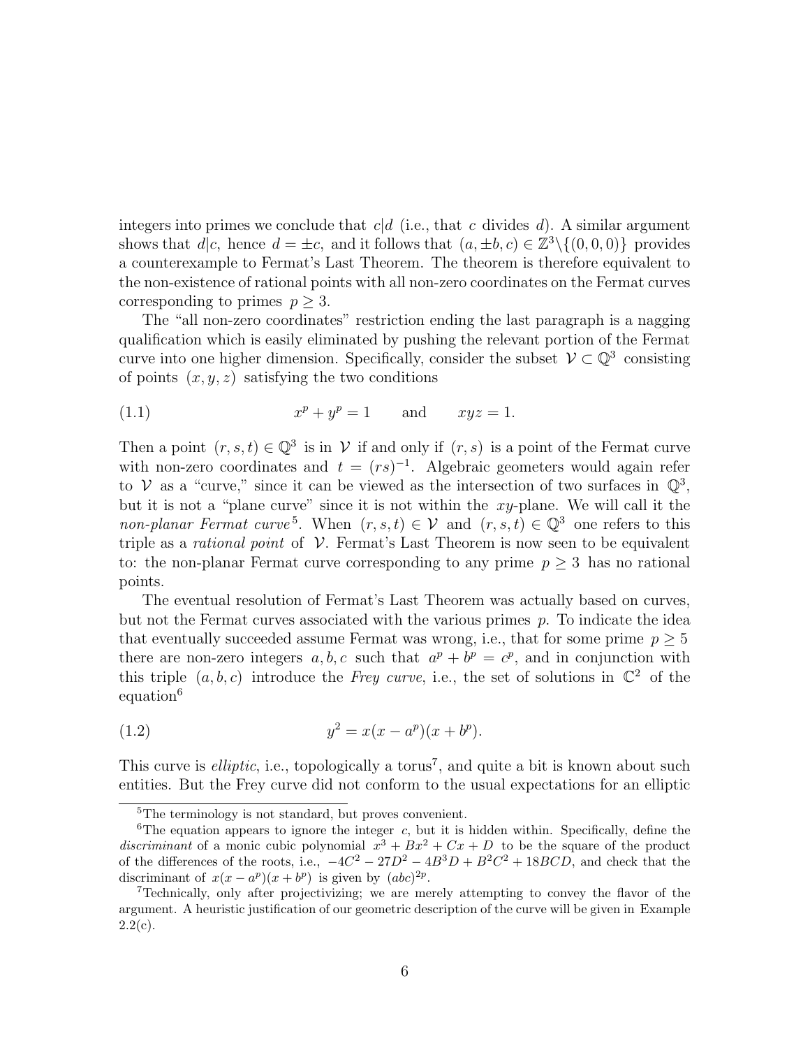integers into primes we conclude that $c|d$ (i.e., that $c$ divides $d$). A similar argument shows that $d|c$, hence $d = \pm c$, and it follows that $(a, \pm b, c) \in \mathbb{Z}^3 \backslash \{(0,0,0)\}$ provides a counterexample to Fermat's Last Theorem. The theorem is therefore equivalent to the non-existence of rational points with all non-zero coordinates on the Fermat curves corresponding to primes $p \geq 3$.

The "all non-zero coordinates" restriction ending the last paragraph is a nagging qualification which is easily eliminated by pushing the relevant portion of the Fermat curve into one higher dimension. Specifically, consider the subset $\mathcal{V} \subset \mathbb{Q}^3$ consisting of points $(x, y, z)$ satisfying the two conditions

$$x^p + y^p = 1 \qquad \text{and} \qquad xyz = 1. \tag{1.1}$$

Then a point $(r, s, t) \in \mathbb{Q}^3$ is in $\mathcal{V}$ if and only if $(r, s)$ is a point of the Fermat curve with non-zero coordinates and $t = (rs)^{-1}$. Algebraic geometers would again refer to $\mathcal{V}$ as a "curve," since it can be viewed as the intersection of two surfaces in $\mathbb{Q}^3$, but it is not a "plane curve" since it is not within the $xy$-plane. We will call it the *non-planar Fermat curve*[5]. When $(r, s, t) \in \mathcal{V}$ and $(r, s, t) \in \mathbb{Q}^3$ one refers to this triple as a *rational point* of $\mathcal{V}$. Fermat's Last Theorem is now seen to be equivalent to: the non-planar Fermat curve corresponding to any prime $p \geq 3$ has no rational points.

The eventual resolution of Fermat's Last Theorem was actually based on curves, but not the Fermat curves associated with the various primes $p$. To indicate the idea that eventually succeeded assume Fermat was wrong, i.e., that for some prime $p \geq 5$ there are non-zero integers $a, b, c$ such that $a^p + b^p = c^p$, and in conjunction with this triple $(a, b, c)$ introduce the *Frey curve*, i.e., the set of solutions in $\mathbb{C}^2$ of the equation[6]

$$y^2 = x(x - a^p)(x + b^p). \tag{1.2}$$

This curve is *elliptic*, i.e., topologically a torus[7], and quite a bit is known about such entities. But the Frey curve did not conform to the usual expectations for an elliptic

---

[5] The terminology is not standard, but proves convenient.

[6] The equation appears to ignore the integer $c$, but it is hidden within. Specifically, define the *discriminant* of a monic cubic polynomial $x^3 + Bx^2 + Cx + D$ to be the square of the product of the differences of the roots, i.e., $-4C^2 - 27D^2 - 4B^3D + B^2C^2 + 18BCD$, and check that the discriminant of $x(x - a^p)(x + b^p)$ is given by $(abc)^{2p}$.

[7] Technically, only after projectivizing; we are merely attempting to convey the flavor of the argument. A heuristic justification of our geometric description of the curve will be given in Example 2.2(c).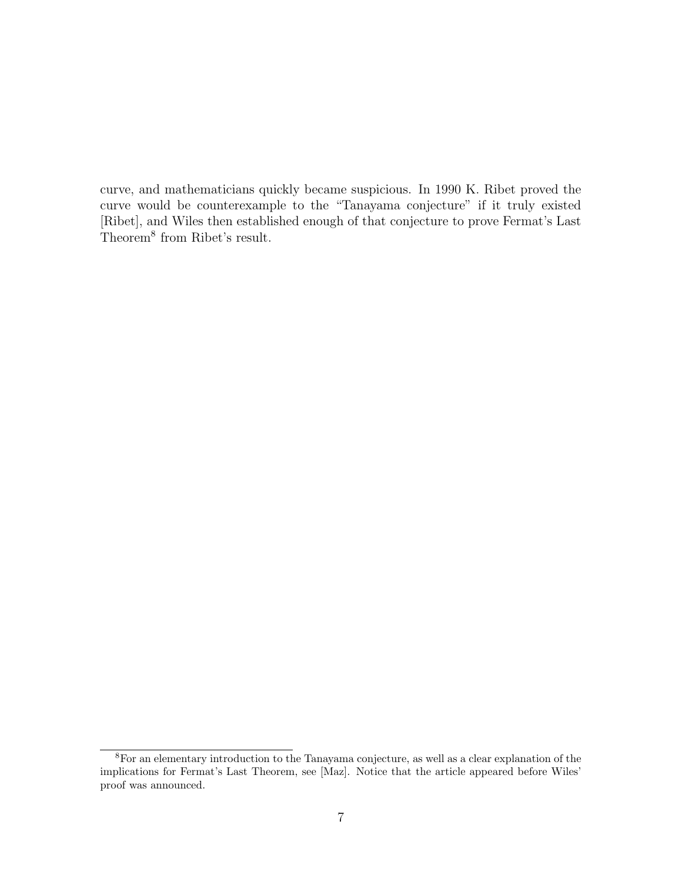curve, and mathematicians quickly became suspicious. In 1990 K. Ribet proved the curve would be counterexample to the "Tanayama conjecture" if it truly existed [Ribet], and Wiles then established enough of that conjecture to prove Fermat's Last Theorem[8] from Ribet's result.

---

[8] For an elementary introduction to the Tanayama conjecture, as well as a clear explanation of the implications for Fermat's Last Theorem, see [Maz]. Notice that the article appeared before Wiles' proof was announced.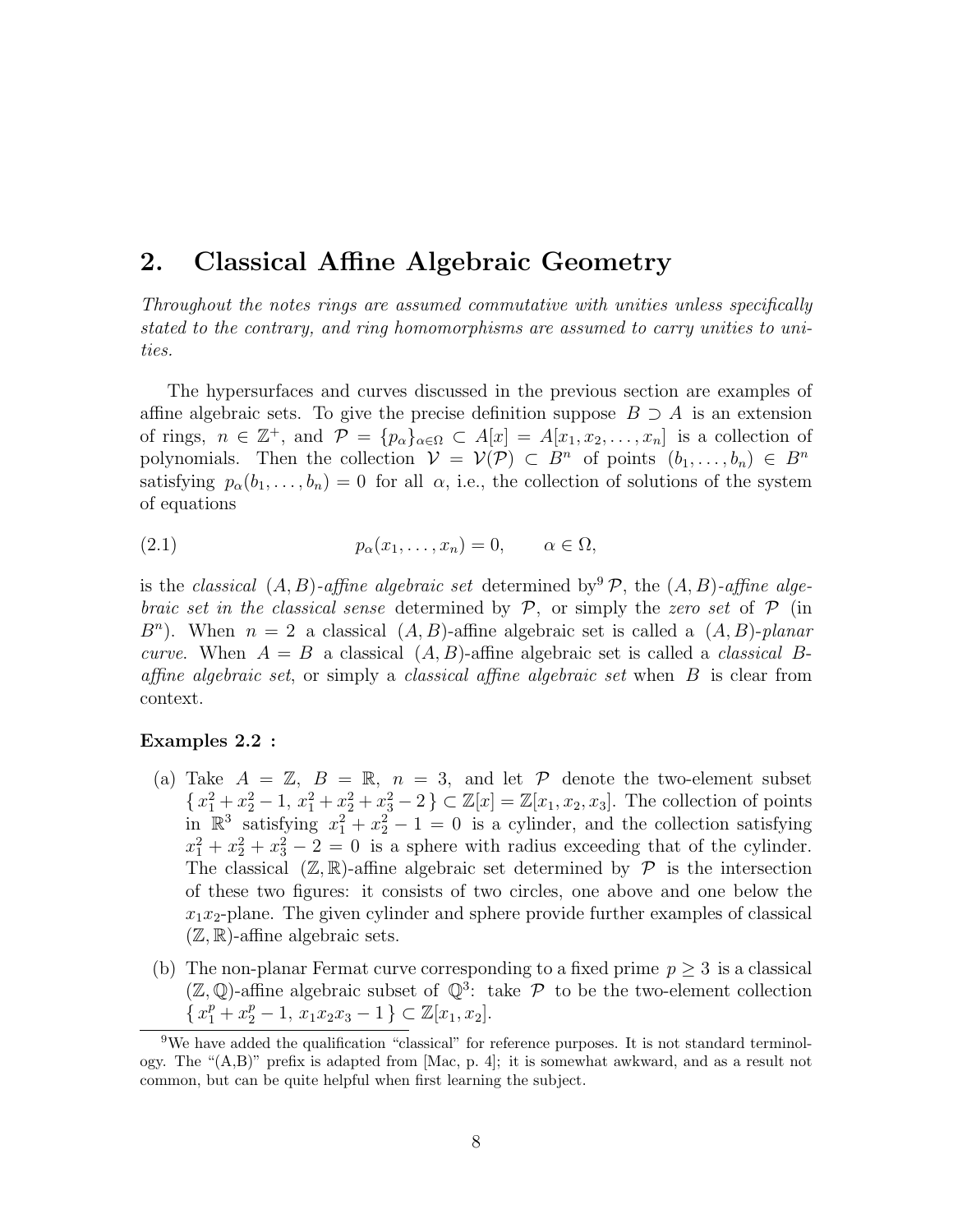## 2. Classical Affine Algebraic Geometry

*Throughout the notes rings are assumed commutative with unities unless specifically stated to the contrary, and ring homomorphisms are assumed to carry unities to unities.*

The hypersurfaces and curves discussed in the previous section are examples of affine algebraic sets. To give the precise definition suppose $B \supset A$ is an extension of rings, $n \in \mathbb{Z}^+$, and $\mathcal{P} = \{p_\alpha\}_{\alpha \in \Omega} \subset A[x] = A[x_1, x_2, \ldots, x_n]$ is a collection of polynomials. Then the collection $\mathcal{V} = \mathcal{V}(\mathcal{P}) \subset B^n$ of points $(b_1, \ldots, b_n) \in B^n$ satisfying $p_\alpha(b_1, \ldots, b_n) = 0$ for all $\alpha$, i.e., the collection of solutions of the system of equations

$$p_\alpha(x_1, \ldots, x_n) = 0, \qquad \alpha \in \Omega, \tag{2.1}$$

is the *classical* $(A, B)$*-affine algebraic set* determined by[9] $\mathcal{P}$, the $(A, B)$*-affine algebraic set in the classical sense* determined by $\mathcal{P}$, or simply the *zero set* of $\mathcal{P}$ (in $B^n$). When $n = 2$ a classical $(A, B)$-affine algebraic set is called a $(A, B)$*-planar curve*. When $A = B$ a classical $(A, B)$-affine algebraic set is called a *classical* $B$*-affine algebraic set*, or simply a *classical affine algebraic set* when $B$ is clear from context.

**Examples 2.2 :**

(a) Take $A = \mathbb{Z}$, $B = \mathbb{R}$, $n = 3$, and let $\mathcal{P}$ denote the two-element subset $\{\, x_1^2 + x_2^2 - 1,\ x_1^2 + x_2^2 + x_3^2 - 2 \,\} \subset \mathbb{Z}[x] = \mathbb{Z}[x_1, x_2, x_3]$. The collection of points in $\mathbb{R}^3$ satisfying $x_1^2 + x_2^2 - 1 = 0$ is a cylinder, and the collection satisfying $x_1^2 + x_2^2 + x_3^2 - 2 = 0$ is a sphere with radius exceeding that of the cylinder. The classical $(\mathbb{Z}, \mathbb{R})$-affine algebraic set determined by $\mathcal{P}$ is the intersection of these two figures: it consists of two circles, one above and one below the $x_1x_2$-plane. The given cylinder and sphere provide further examples of classical $(\mathbb{Z}, \mathbb{R})$-affine algebraic sets.

(b) The non-planar Fermat curve corresponding to a fixed prime $p \geq 3$ is a classical $(\mathbb{Z}, \mathbb{Q})$-affine algebraic subset of $\mathbb{Q}^3$: take $\mathcal{P}$ to be the two-element collection $\{\, x_1^p + x_2^p - 1,\ x_1x_2x_3 - 1 \,\} \subset \mathbb{Z}[x_1, x_2]$.

[9] We have added the qualification "classical" for reference purposes. It is not standard terminology. The "(A,B)" prefix is adapted from [Mac, p. 4]; it is somewhat awkward, and as a result not common, but can be quite helpful when first learning the subject.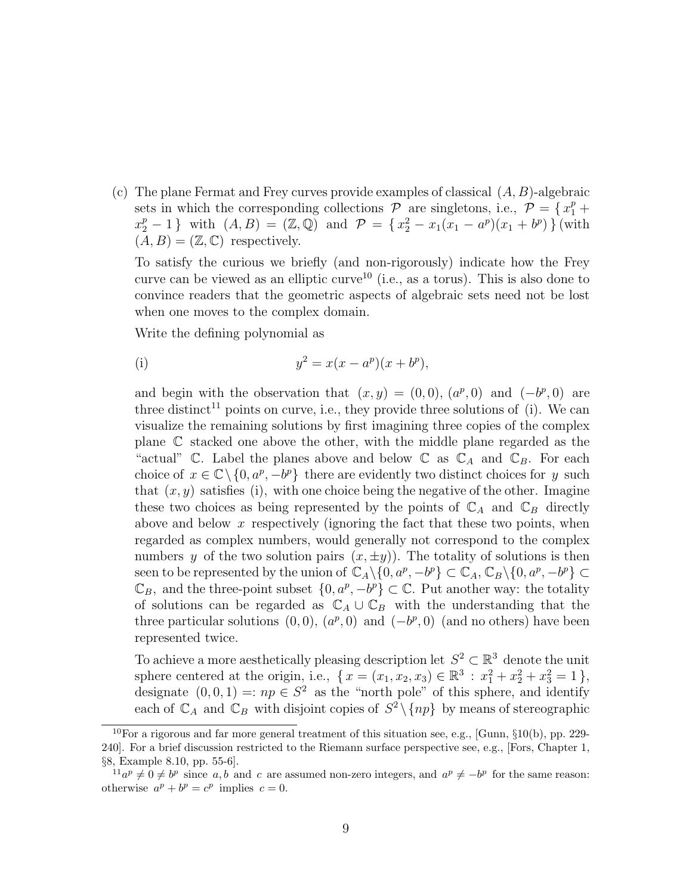(c) The plane Fermat and Frey curves provide examples of classical $(A, B)$-algebraic sets in which the corresponding collections $\mathcal{P}$ are singletons, i.e., $\mathcal{P} = \{ x_1^p + x_2^p - 1 \}$ with $(A, B) = (\mathbb{Z}, \mathbb{Q})$ and $\mathcal{P} = \{ x_2^2 - x_1(x_1 - a^p)(x_1 + b^p) \}$ (with $(A, B) = (\mathbb{Z}, \mathbb{C})$ respectively.

To satisfy the curious we briefly (and non-rigorously) indicate how the Frey curve can be viewed as an elliptic curve[10] (i.e., as a torus). This is also done to convince readers that the geometric aspects of algebraic sets need not be lost when one moves to the complex domain.

Write the defining polynomial as

$$\text{(i)} \qquad y^2 = x(x - a^p)(x + b^p),$$

and begin with the observation that $(x, y) = (0, 0)$, $(a^p, 0)$ and $(-b^p, 0)$ are three distinct[11] points on curve, i.e., they provide three solutions of (i). We can visualize the remaining solutions by first imagining three copies of the complex plane $\mathbb{C}$ stacked one above the other, with the middle plane regarded as the "actual" $\mathbb{C}$. Label the planes above and below $\mathbb{C}$ as $\mathbb{C}_A$ and $\mathbb{C}_B$. For each choice of $x \in \mathbb{C} \setminus \{0, a^p, -b^p\}$ there are evidently two distinct choices for $y$ such that $(x, y)$ satisfies (i), with one choice being the negative of the other. Imagine these two choices as being represented by the points of $\mathbb{C}_A$ and $\mathbb{C}_B$ directly above and below $x$ respectively (ignoring the fact that these two points, when regarded as complex numbers, would generally not correspond to the complex numbers $y$ of the two solution pairs $(x, \pm y)$). The totality of solutions is then seen to be represented by the union of $\mathbb{C}_A \setminus \{0, a^p, -b^p\} \subset \mathbb{C}_A$, $\mathbb{C}_B \setminus \{0, a^p, -b^p\} \subset \mathbb{C}_B$, and the three-point subset $\{0, a^p, -b^p\} \subset \mathbb{C}$. Put another way: the totality of solutions can be regarded as $\mathbb{C}_A \cup \mathbb{C}_B$ with the understanding that the three particular solutions $(0, 0)$, $(a^p, 0)$ and $(-b^p, 0)$ (and no others) have been represented twice.

To achieve a more aesthetically pleasing description let $S^2 \subset \mathbb{R}^3$ denote the unit sphere centered at the origin, i.e., $\{ x = (x_1, x_2, x_3) \in \mathbb{R}^3 : x_1^2 + x_2^2 + x_3^2 = 1 \}$, designate $(0, 0, 1) =: np \in S^2$ as the "north pole" of this sphere, and identify each of $\mathbb{C}_A$ and $\mathbb{C}_B$ with disjoint copies of $S^2 \setminus \{np\}$ by means of stereographic

---

[10] For a rigorous and far more general treatment of this situation see, e.g., [Gunn, §10(b), pp. 229-240]. For a brief discussion restricted to the Riemann surface perspective see, e.g., [Fors, Chapter 1, §8, Example 8.10, pp. 55-6].

[11] $a^p \neq 0 \neq b^p$ since $a, b$ and $c$ are assumed non-zero integers, and $a^p \neq -b^p$ for the same reason: otherwise $a^p + b^p = c^p$ implies $c = 0$.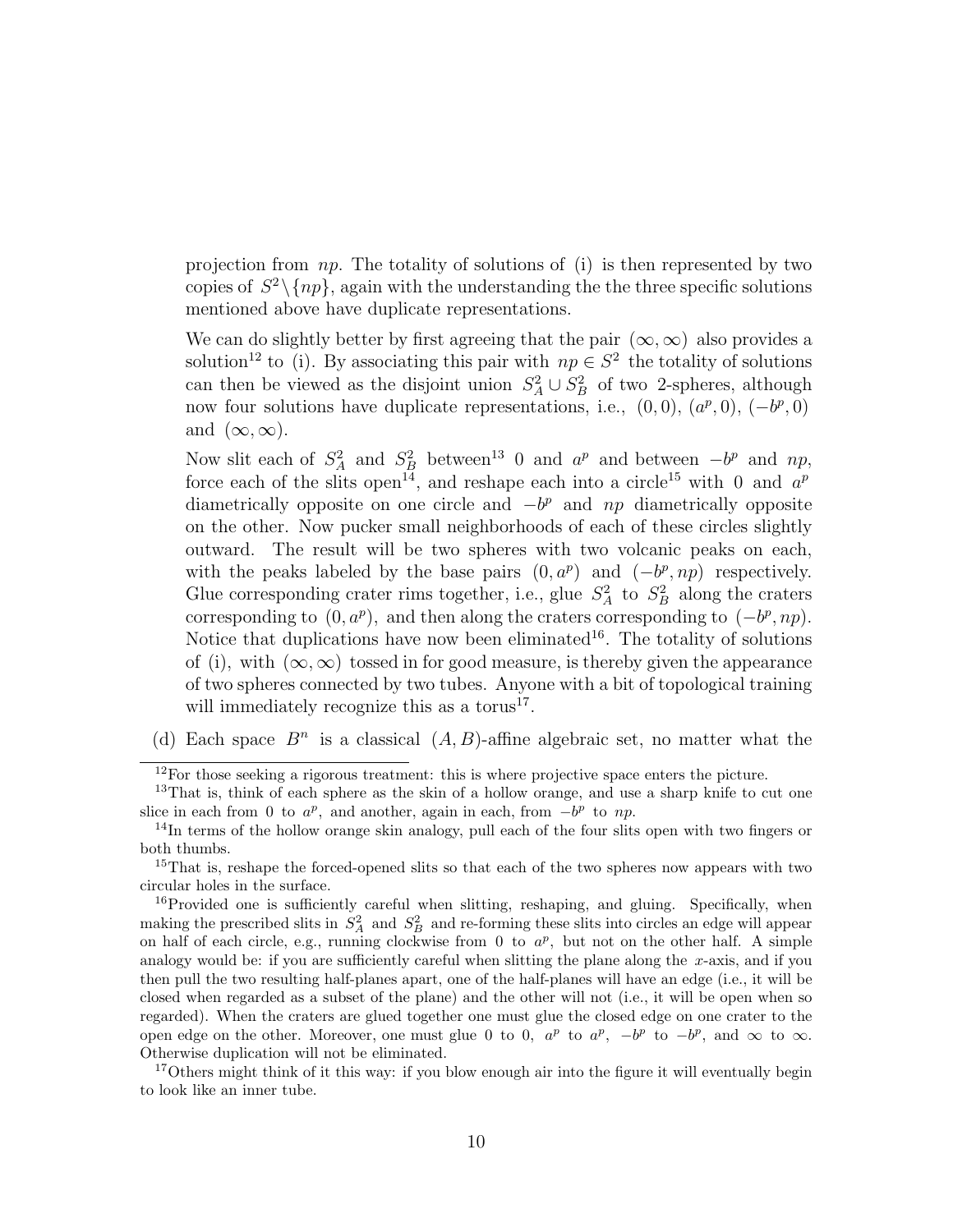projection from $np$. The totality of solutions of (i) is then represented by two copies of $S^2\backslash\{np\}$, again with the understanding the the three specific solutions mentioned above have duplicate representations.

We can do slightly better by first agreeing that the pair $(\infty, \infty)$ also provides a solution[12] to (i). By associating this pair with $np \in S^2$ the totality of solutions can then be viewed as the disjoint union $S^2_A \cup S^2_B$ of two 2-spheres, although now four solutions have duplicate representations, i.e., $(0,0)$, $(a^p, 0)$, $(-b^p, 0)$ and $(\infty, \infty)$.

Now slit each of $S^2_A$ and $S^2_B$ between[13] 0 and $a^p$ and between $-b^p$ and $np$, force each of the slits open[14], and reshape each into a circle[15] with 0 and $a^p$ diametrically opposite on one circle and $-b^p$ and $np$ diametrically opposite on the other. Now pucker small neighborhoods of each of these circles slightly outward. The result will be two spheres with two volcanic peaks on each, with the peaks labeled by the base pairs $(0, a^p)$ and $(-b^p, np)$ respectively. Glue corresponding crater rims together, i.e., glue $S^2_A$ to $S^2_B$ along the craters corresponding to $(0, a^p)$, and then along the craters corresponding to $(-b^p, np)$. Notice that duplications have now been eliminated[16]. The totality of solutions of (i), with $(\infty, \infty)$ tossed in for good measure, is thereby given the appearance of two spheres connected by two tubes. Anyone with a bit of topological training will immediately recognize this as a torus[17].

(d) Each space $B^n$ is a classical $(A, B)$-affine algebraic set, no matter what the

---

[12] For those seeking a rigorous treatment: this is where projective space enters the picture.

[13] That is, think of each sphere as the skin of a hollow orange, and use a sharp knife to cut one slice in each from 0 to $a^p$, and another, again in each, from $-b^p$ to $np$.

[14] In terms of the hollow orange skin analogy, pull each of the four slits open with two fingers or both thumbs.

[15] That is, reshape the forced-opened slits so that each of the two spheres now appears with two circular holes in the surface.

[16] Provided one is sufficiently careful when slitting, reshaping, and gluing. Specifically, when making the prescribed slits in $S^2_A$ and $S^2_B$ and re-forming these slits into circles an edge will appear on half of each circle, e.g., running clockwise from 0 to $a^p$, but not on the other half. A simple analogy would be: if you are sufficiently careful when slitting the plane along the $x$-axis, and if you then pull the two resulting half-planes apart, one of the half-planes will have an edge (i.e., it will be closed when regarded as a subset of the plane) and the other will not (i.e., it will be open when so regarded). When the craters are glued together one must glue the closed edge on one crater to the open edge on the other. Moreover, one must glue 0 to 0, $a^p$ to $a^p$, $-b^p$ to $-b^p$, and $\infty$ to $\infty$. Otherwise duplication will not be eliminated.

[17] Others might think of it this way: if you blow enough air into the figure it will eventually begin to look like an inner tube.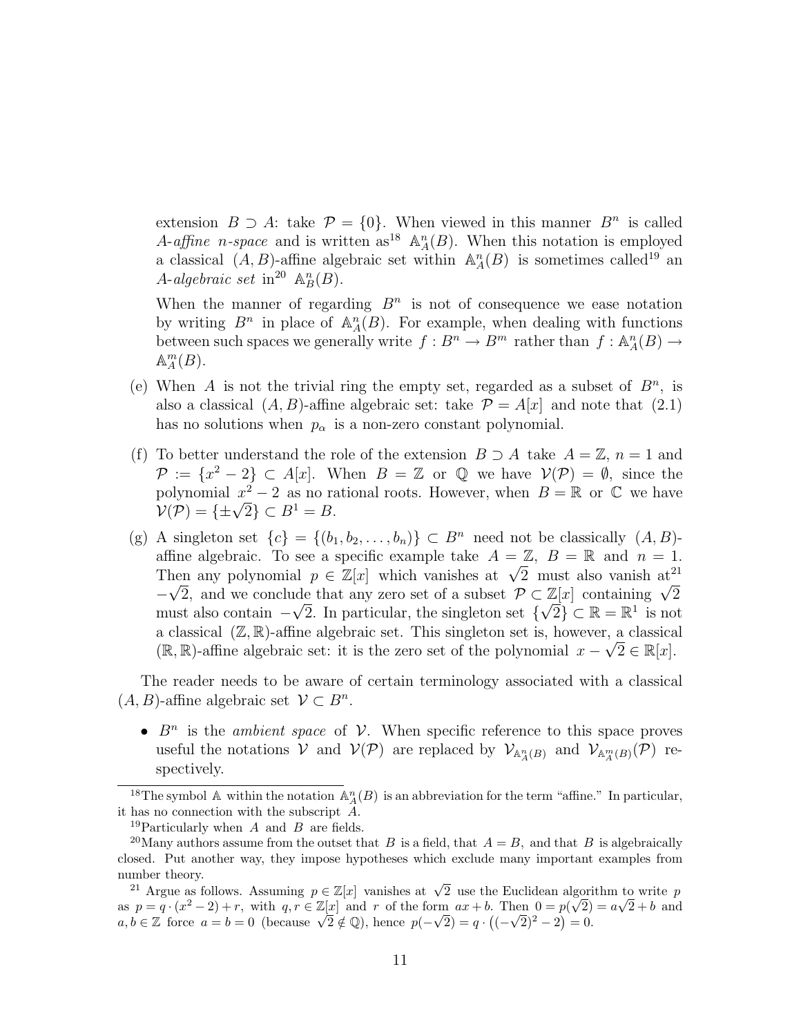extension $B \supset A$: take $\mathcal{P} = \{0\}$. When viewed in this manner $B^n$ is called *$A$-affine $n$-space* and is written as[18] $\mathbb{A}^n_A(B)$. When this notation is employed a classical $(A, B)$-affine algebraic set within $\mathbb{A}^n_A(B)$ is sometimes called[19] an *$A$-algebraic set* in[20] $\mathbb{A}^n_B(B)$.

When the manner of regarding $B^n$ is not of consequence we ease notation by writing $B^n$ in place of $\mathbb{A}^n_A(B)$. For example, when dealing with functions between such spaces we generally write $f : B^n \to B^m$ rather than $f : \mathbb{A}^n_A(B) \to \mathbb{A}^m_A(B)$.

(e) When $A$ is not the trivial ring the empty set, regarded as a subset of $B^n$, is also a classical $(A, B)$-affine algebraic set: take $\mathcal{P} = A[x]$ and note that (2.1) has no solutions when $p_\alpha$ is a non-zero constant polynomial.

(f) To better understand the role of the extension $B \supset A$ take $A = \mathbb{Z}$, $n = 1$ and $\mathcal{P} := \{x^2 - 2\} \subset A[x]$. When $B = \mathbb{Z}$ or $\mathbb{Q}$ we have $\mathcal{V}(\mathcal{P}) = \emptyset$, since the polynomial $x^2 - 2$ as no rational roots. However, when $B = \mathbb{R}$ or $\mathbb{C}$ we have $\mathcal{V}(\mathcal{P}) = \{\pm\sqrt{2}\} \subset B^1 = B$.

(g) A singleton set $\{c\} = \{(b_1, b_2, \ldots, b_n)\} \subset B^n$ need not be classically $(A, B)$-affine algebraic. To see a specific example take $A = \mathbb{Z}$, $B = \mathbb{R}$ and $n = 1$. Then any polynomial $p \in \mathbb{Z}[x]$ which vanishes at $\sqrt{2}$ must also vanish at[21] $-\sqrt{2}$, and we conclude that any zero set of a subset $\mathcal{P} \subset \mathbb{Z}[x]$ containing $\sqrt{2}$ must also contain $-\sqrt{2}$. In particular, the singleton set $\{\sqrt{2}\} \subset \mathbb{R} = \mathbb{R}^1$ is not a classical $(\mathbb{Z}, \mathbb{R})$-affine algebraic set. This singleton set is, however, a classical $(\mathbb{R}, \mathbb{R})$-affine algebraic set: it is the zero set of the polynomial $x - \sqrt{2} \in \mathbb{R}[x]$.

The reader needs to be aware of certain terminology associated with a classical $(A, B)$-affine algebraic set $\mathcal{V} \subset B^n$.

- $B^n$ is the *ambient space* of $\mathcal{V}$. When specific reference to this space proves useful the notations $\mathcal{V}$ and $\mathcal{V}(\mathcal{P})$ are replaced by $\mathcal{V}_{\mathbb{A}^n_A(B)}$ and $\mathcal{V}_{\mathbb{A}^m_A(B)}(\mathcal{P})$ respectively.

---

[18] The symbol $\mathbb{A}$ within the notation $\mathbb{A}^n_A(B)$ is an abbreviation for the term "affine." In particular, it has no connection with the subscript $A$.

[19] Particularly when $A$ and $B$ are fields.

[20] Many authors assume from the outset that $B$ is a field, that $A = B$, and that $B$ is algebraically closed. Put another way, they impose hypotheses which exclude many important examples from number theory.

[21] Argue as follows. Assuming $p \in \mathbb{Z}[x]$ vanishes at $\sqrt{2}$ use the Euclidean algorithm to write $p$ as $p = q \cdot (x^2 - 2) + r$, with $q, r \in \mathbb{Z}[x]$ and $r$ of the form $ax + b$. Then $0 = p(\sqrt{2}) = a\sqrt{2} + b$ and $a, b \in \mathbb{Z}$ force $a = b = 0$ (because $\sqrt{2} \notin \mathbb{Q}$), hence $p(-\sqrt{2}) = q \cdot \left((-\sqrt{2})^2 - 2\right) = 0$.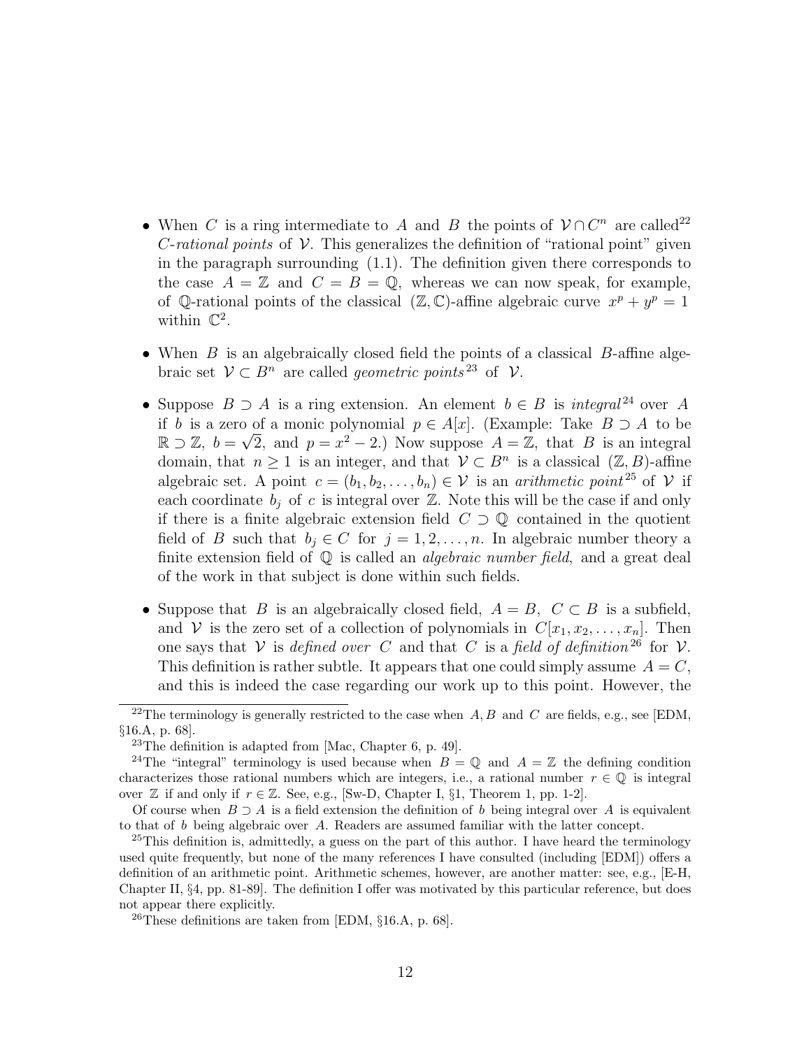- When $C$ is a ring intermediate to $A$ and $B$ the points of $\mathcal{V} \cap C^n$ are called[22] *$C$-rational points* of $\mathcal{V}$. This generalizes the definition of "rational point" given in the paragraph surrounding (1.1). The definition given there corresponds to the case $A = \mathbb{Z}$ and $C = B = \mathbb{Q}$, whereas we can now speak, for example, of $\mathbb{Q}$-rational points of the classical $(\mathbb{Z}, \mathbb{C})$-affine algebraic curve $x^p + y^p = 1$ within $\mathbb{C}^2$.

- When $B$ is an algebraically closed field the points of a classical $B$-affine algebraic set $\mathcal{V} \subset B^n$ are called *geometric points*[23] of $\mathcal{V}$.

- Suppose $B \supset A$ is a ring extension. An element $b \in B$ is *integral*[24] over $A$ if $b$ is a zero of a monic polynomial $p \in A[x]$. (Example: Take $B \supset A$ to be $\mathbb{R} \supset \mathbb{Z}$, $b = \sqrt{2}$, and $p = x^2 - 2$.) Now suppose $A = \mathbb{Z}$, that $B$ is an integral domain, that $n \geq 1$ is an integer, and that $\mathcal{V} \subset B^n$ is a classical $(\mathbb{Z}, B)$-affine algebraic set. A point $c = (b_1, b_2, \ldots, b_n) \in \mathcal{V}$ is an *arithmetic point*[25] of $\mathcal{V}$ if each coordinate $b_j$ of $c$ is integral over $\mathbb{Z}$. Note this will be the case if and only if there is a finite algebraic extension field $C \supset \mathbb{Q}$ contained in the quotient field of $B$ such that $b_j \in C$ for $j = 1, 2, \ldots, n$. In algebraic number theory a finite extension field of $\mathbb{Q}$ is called an *algebraic number field*, and a great deal of the work in that subject is done within such fields.

- Suppose that $B$ is an algebraically closed field, $A = B$, $C \subset B$ is a subfield, and $\mathcal{V}$ is the zero set of a collection of polynomials in $C[x_1, x_2, \ldots, x_n]$. Then one says that $\mathcal{V}$ is *defined over* $C$ and that $C$ is a *field of definition*[26] for $\mathcal{V}$. This definition is rather subtle. It appears that one could simply assume $A = C$, and this is indeed the case regarding our work up to this point. However, the

---

[22] The terminology is generally restricted to the case when $A, B$ and $C$ are fields, e.g., see [EDM, §16.A, p. 68].

[23] The definition is adapted from [Mac, Chapter 6, p. 49].

[24] The "integral" terminology is used because when $B = \mathbb{Q}$ and $A = \mathbb{Z}$ the defining condition characterizes those rational numbers which are integers, i.e., a rational number $r \in \mathbb{Q}$ is integral over $\mathbb{Z}$ if and only if $r \in \mathbb{Z}$. See, e.g., [Sw-D, Chapter I, §1, Theorem 1, pp. 1-2].

Of course when $B \supset A$ is a field extension the definition of $b$ being integral over $A$ is equivalent to that of $b$ being algebraic over $A$. Readers are assumed familiar with the latter concept.

[25] This definition is, admittedly, a guess on the part of this author. I have heard the terminology used quite frequently, but none of the many references I have consulted (including [EDM]) offers a definition of an arithmetic point. Arithmetic schemes, however, are another matter: see, e.g., [E-H, Chapter II, §4, pp. 81-89]. The definition I offer was motivated by this particular reference, but does not appear there explicitly.

[26] These definitions are taken from [EDM, §16.A, p. 68].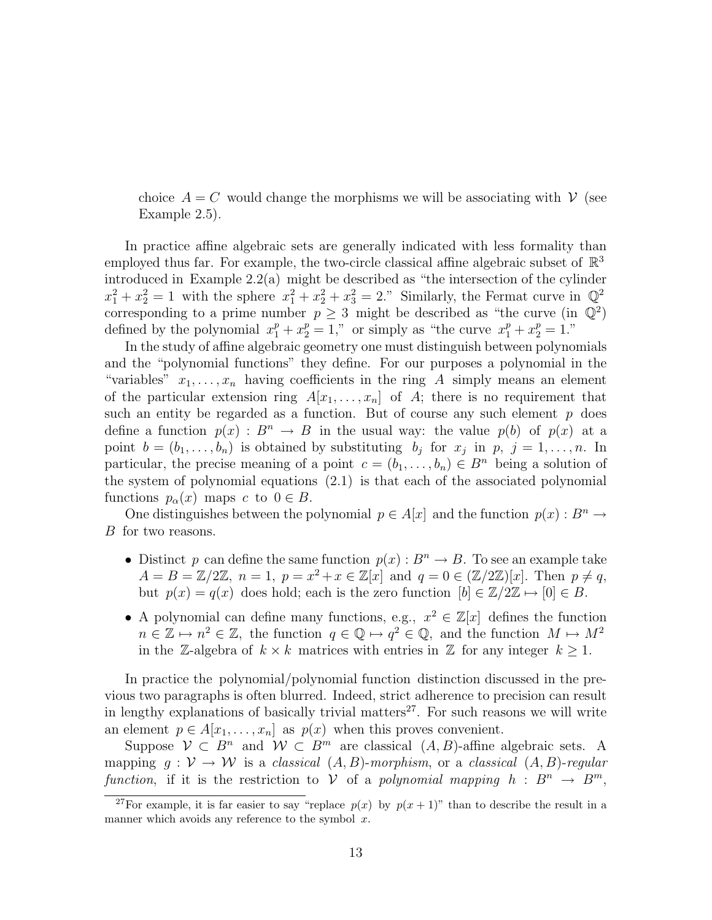choice $A = C$ would change the morphisms we will be associating with $\mathcal{V}$ (see Example 2.5).

In practice affine algebraic sets are generally indicated with less formality than employed thus far. For example, the two-circle classical affine algebraic subset of $\mathbb{R}^3$ introduced in Example 2.2(a) might be described as "the intersection of the cylinder $x_1^2 + x_2^2 = 1$ with the sphere $x_1^2 + x_2^2 + x_3^2 = 2$." Similarly, the Fermat curve in $\mathbb{Q}^2$ corresponding to a prime number $p \geq 3$ might be described as "the curve (in $\mathbb{Q}^2$) defined by the polynomial $x_1^p + x_2^p = 1$," or simply as "the curve $x_1^p + x_2^p = 1$."

In the study of affine algebraic geometry one must distinguish between polynomials and the "polynomial functions" they define. For our purposes a polynomial in the "variables" $x_1, \ldots, x_n$ having coefficients in the ring $A$ simply means an element of the particular extension ring $A[x_1, \ldots, x_n]$ of $A$; there is no requirement that such an entity be regarded as a function. But of course any such element $p$ does define a function $p(x) : B^n \to B$ in the usual way: the value $p(b)$ of $p(x)$ at a point $b = (b_1, \ldots, b_n)$ is obtained by substituting $b_j$ for $x_j$ in $p$, $j = 1, \ldots, n$. In particular, the precise meaning of a point $c = (b_1, \ldots, b_n) \in B^n$ being a solution of the system of polynomial equations (2.1) is that each of the associated polynomial functions $p_\alpha(x)$ maps $c$ to $0 \in B$.

One distinguishes between the polynomial $p \in A[x]$ and the function $p(x) : B^n \to B$ for two reasons.

- Distinct $p$ can define the same function $p(x) : B^n \to B$. To see an example take $A = B = \mathbb{Z}/2\mathbb{Z}$, $n = 1$, $p = x^2 + x \in \mathbb{Z}[x]$ and $q = 0 \in (\mathbb{Z}/2\mathbb{Z})[x]$. Then $p \neq q$, but $p(x) = q(x)$ does hold; each is the zero function $[b] \in \mathbb{Z}/2\mathbb{Z} \mapsto [0] \in B$.
- A polynomial can define many functions, e.g., $x^2 \in \mathbb{Z}[x]$ defines the function $n \in \mathbb{Z} \mapsto n^2 \in \mathbb{Z}$, the function $q \in \mathbb{Q} \mapsto q^2 \in \mathbb{Q}$, and the function $M \mapsto M^2$ in the $\mathbb{Z}$-algebra of $k \times k$ matrices with entries in $\mathbb{Z}$ for any integer $k \geq 1$.

In practice the polynomial/polynomial function distinction discussed in the previous two paragraphs is often blurred. Indeed, strict adherence to precision can result in lengthy explanations of basically trivial matters[27]. For such reasons we will write an element $p \in A[x_1, \ldots, x_n]$ as $p(x)$ when this proves convenient.

Suppose $\mathcal{V} \subset B^n$ and $\mathcal{W} \subset B^m$ are classical $(A, B)$-affine algebraic sets. A mapping $g : \mathcal{V} \to \mathcal{W}$ is a *classical* $(A, B)$*-morphism*, or a *classical* $(A, B)$*-regular function*, if it is the restriction to $\mathcal{V}$ of a *polynomial mapping* $h : B^n \to B^m$,

[27] For example, it is far easier to say "replace $p(x)$ by $p(x + 1)$" than to describe the result in a manner which avoids any reference to the symbol $x$.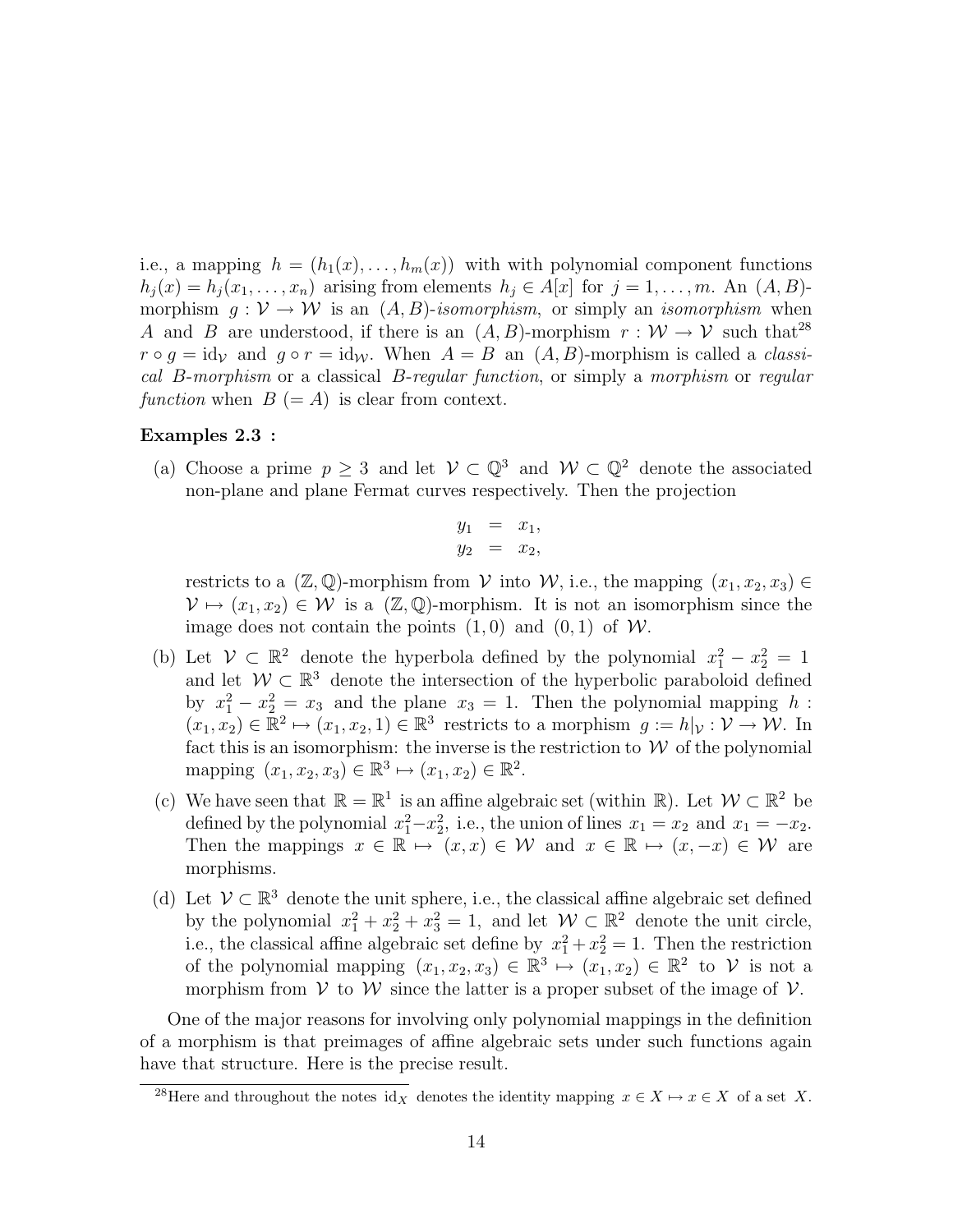i.e., a mapping $h = (h_1(x), \ldots, h_m(x))$ with with polynomial component functions $h_j(x) = h_j(x_1, \ldots, x_n)$ arising from elements $h_j \in A[x]$ for $j = 1, \ldots, m$. An $(A, B)$-morphism $g : \mathcal{V} \to \mathcal{W}$ is an $(A, B)$-*isomorphism*, or simply an *isomorphism* when $A$ and $B$ are understood, if there is an $(A, B)$-morphism $r : \mathcal{W} \to \mathcal{V}$ such that[28] $r \circ g = \mathrm{id}_{\mathcal{V}}$ and $g \circ r = \mathrm{id}_{\mathcal{W}}$. When $A = B$ an $(A, B)$-morphism is called a *classical $B$-morphism* or a classical *$B$-regular function*, or simply a *morphism* or *regular function* when $B$ $(= A)$ is clear from context.

**Examples 2.3 :**

(a) Choose a prime $p \geq 3$ and let $\mathcal{V} \subset \mathbb{Q}^3$ and $\mathcal{W} \subset \mathbb{Q}^2$ denote the associated non-plane and plane Fermat curves respectively. Then the projection

$$\begin{aligned} y_1 &= x_1, \\ y_2 &= x_2, \end{aligned}$$

restricts to a $(\mathbb{Z}, \mathbb{Q})$-morphism from $\mathcal{V}$ into $\mathcal{W}$, i.e., the mapping $(x_1, x_2, x_3) \in \mathcal{V} \mapsto (x_1, x_2) \in \mathcal{W}$ is a $(\mathbb{Z}, \mathbb{Q})$-morphism. It is not an isomorphism since the image does not contain the points $(1, 0)$ and $(0, 1)$ of $\mathcal{W}$.

(b) Let $\mathcal{V} \subset \mathbb{R}^2$ denote the hyperbola defined by the polynomial $x_1^2 - x_2^2 = 1$ and let $\mathcal{W} \subset \mathbb{R}^3$ denote the intersection of the hyperbolic paraboloid defined by $x_1^2 - x_2^2 = x_3$ and the plane $x_3 = 1$. Then the polynomial mapping $h : (x_1, x_2) \in \mathbb{R}^2 \mapsto (x_1, x_2, 1) \in \mathbb{R}^3$ restricts to a morphism $g := h|_{\mathcal{V}} : \mathcal{V} \to \mathcal{W}$. In fact this is an isomorphism: the inverse is the restriction to $\mathcal{W}$ of the polynomial mapping $(x_1, x_2, x_3) \in \mathbb{R}^3 \mapsto (x_1, x_2) \in \mathbb{R}^2$.

(c) We have seen that $\mathbb{R} = \mathbb{R}^1$ is an affine algebraic set (within $\mathbb{R}$). Let $\mathcal{W} \subset \mathbb{R}^2$ be defined by the polynomial $x_1^2 - x_2^2$, i.e., the union of lines $x_1 = x_2$ and $x_1 = -x_2$. Then the mappings $x \in \mathbb{R} \mapsto (x, x) \in \mathcal{W}$ and $x \in \mathbb{R} \mapsto (x, -x) \in \mathcal{W}$ are morphisms.

(d) Let $\mathcal{V} \subset \mathbb{R}^3$ denote the unit sphere, i.e., the classical affine algebraic set defined by the polynomial $x_1^2 + x_2^2 + x_3^2 = 1$, and let $\mathcal{W} \subset \mathbb{R}^2$ denote the unit circle, i.e., the classical affine algebraic set define by $x_1^2 + x_2^2 = 1$. Then the restriction of the polynomial mapping $(x_1, x_2, x_3) \in \mathbb{R}^3 \mapsto (x_1, x_2) \in \mathbb{R}^2$ to $\mathcal{V}$ is not a morphism from $\mathcal{V}$ to $\mathcal{W}$ since the latter is a proper subset of the image of $\mathcal{V}$.

One of the major reasons for involving only polynomial mappings in the definition of a morphism is that preimages of affine algebraic sets under such functions again have that structure. Here is the precise result.

[28] Here and throughout the notes $\mathrm{id}_X$ denotes the identity mapping $x \in X \mapsto x \in X$ of a set $X$.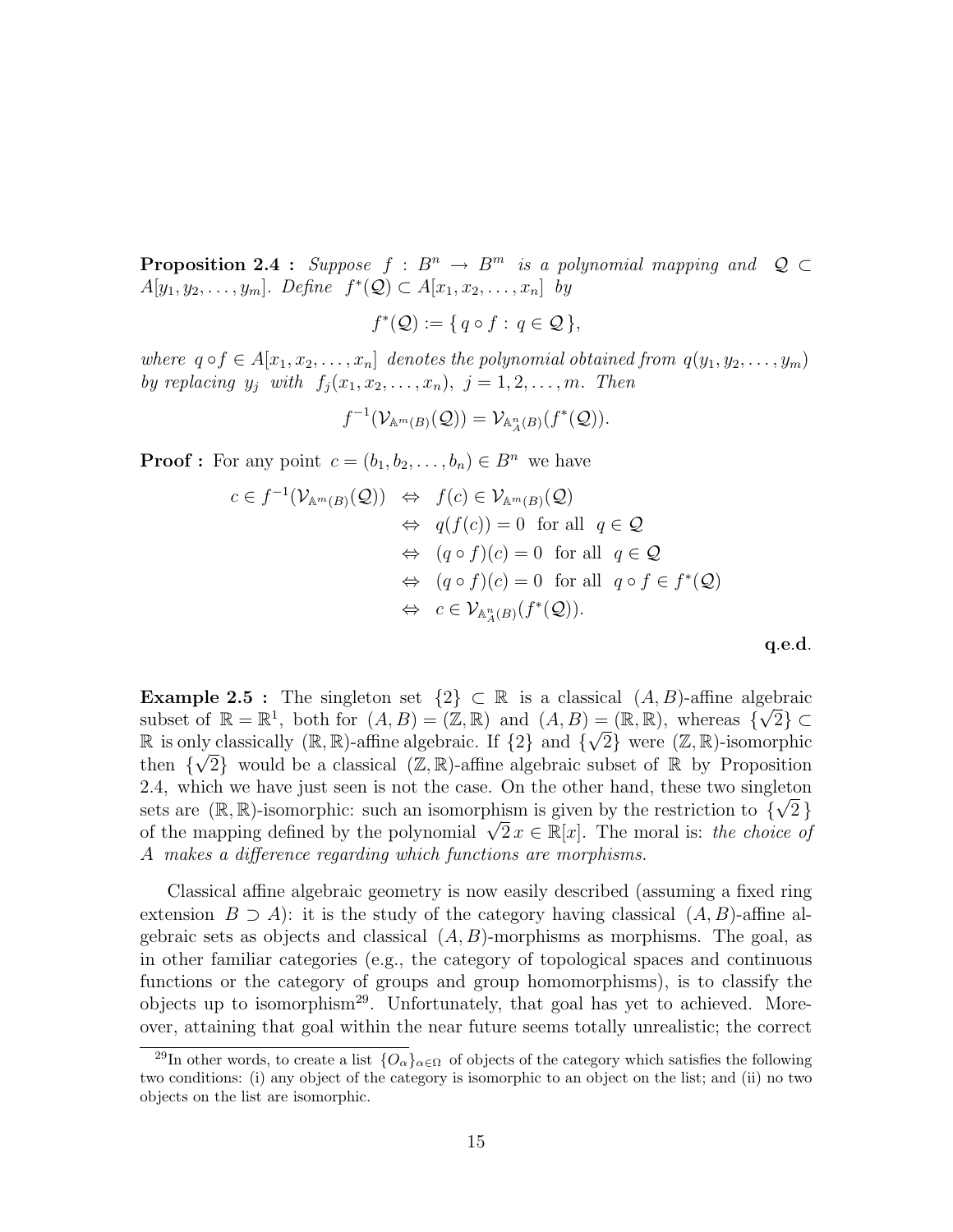**Proposition 2.4 :** *Suppose* $f : B^n \to B^m$ *is a polynomial mapping and* $\mathcal{Q} \subset A[y_1, y_2, \ldots, y_m]$*. Define* $f^*(\mathcal{Q}) \subset A[x_1, x_2, \ldots, x_n]$ *by*

$$f^*(\mathcal{Q}) := \{\, q \circ f : q \in \mathcal{Q}\,\},$$

*where* $q \circ f \in A[x_1, x_2, \ldots, x_n]$ *denotes the polynomial obtained from* $q(y_1, y_2, \ldots, y_m)$ *by replacing* $y_j$ *with* $f_j(x_1, x_2, \ldots, x_n)$, $j = 1, 2, \ldots, m$*. Then*

$$f^{-1}(\mathcal{V}_{\mathbb{A}^m(B)}(\mathcal{Q})) = \mathcal{V}_{\mathbb{A}^n_A(B)}(f^*(\mathcal{Q})).$$

**Proof :** For any point $c = (b_1, b_2, \ldots, b_n) \in B^n$ we have

$$\begin{aligned}
c \in f^{-1}(\mathcal{V}_{\mathbb{A}^m(B)}(\mathcal{Q})) &\Leftrightarrow f(c) \in \mathcal{V}_{\mathbb{A}^m(B)}(\mathcal{Q}) \\
&\Leftrightarrow q(f(c)) = 0 \text{ for all } q \in \mathcal{Q} \\
&\Leftrightarrow (q \circ f)(c) = 0 \text{ for all } q \in \mathcal{Q} \\
&\Leftrightarrow (q \circ f)(c) = 0 \text{ for all } q \circ f \in f^*(\mathcal{Q}) \\
&\Leftrightarrow c \in \mathcal{V}_{\mathbb{A}^n_A(B)}(f^*(\mathcal{Q})).
\end{aligned}$$

**q.e.d.**

**Example 2.5 :** The singleton set $\{2\} \subset \mathbb{R}$ is a classical $(A, B)$-affine algebraic subset of $\mathbb{R} = \mathbb{R}^1$, both for $(A, B) = (\mathbb{Z}, \mathbb{R})$ and $(A, B) = (\mathbb{R}, \mathbb{R})$, whereas $\{\sqrt{2}\} \subset \mathbb{R}$ is only classically $(\mathbb{R}, \mathbb{R})$-affine algebraic. If $\{2\}$ and $\{\sqrt{2}\}$ were $(\mathbb{Z}, \mathbb{R})$-isomorphic then $\{\sqrt{2}\}$ would be a classical $(\mathbb{Z}, \mathbb{R})$-affine algebraic subset of $\mathbb{R}$ by Proposition 2.4, which we have just seen is not the case. On the other hand, these two singleton sets are $(\mathbb{R}, \mathbb{R})$-isomorphic: such an isomorphism is given by the restriction to $\{\sqrt{2}\,\}$ of the mapping defined by the polynomial $\sqrt{2}\,x \in \mathbb{R}[x]$. The moral is: *the choice of* $A$ *makes a difference regarding which functions are morphisms.*

Classical affine algebraic geometry is now easily described (assuming a fixed ring extension $B \supset A$): it is the study of the category having classical $(A, B)$-affine algebraic sets as objects and classical $(A, B)$-morphisms as morphisms. The goal, as in other familiar categories (e.g., the category of topological spaces and continuous functions or the category of groups and group homomorphisms), is to classify the objects up to isomorphism[29]. Unfortunately, that goal has yet to achieved. Moreover, attaining that goal within the near future seems totally unrealistic; the correct

[29] In other words, to create a list $\{O_\alpha\}_{\alpha \in \Omega}$ of objects of the category which satisfies the following two conditions: (i) any object of the category is isomorphic to an object on the list; and (ii) no two objects on the list are isomorphic.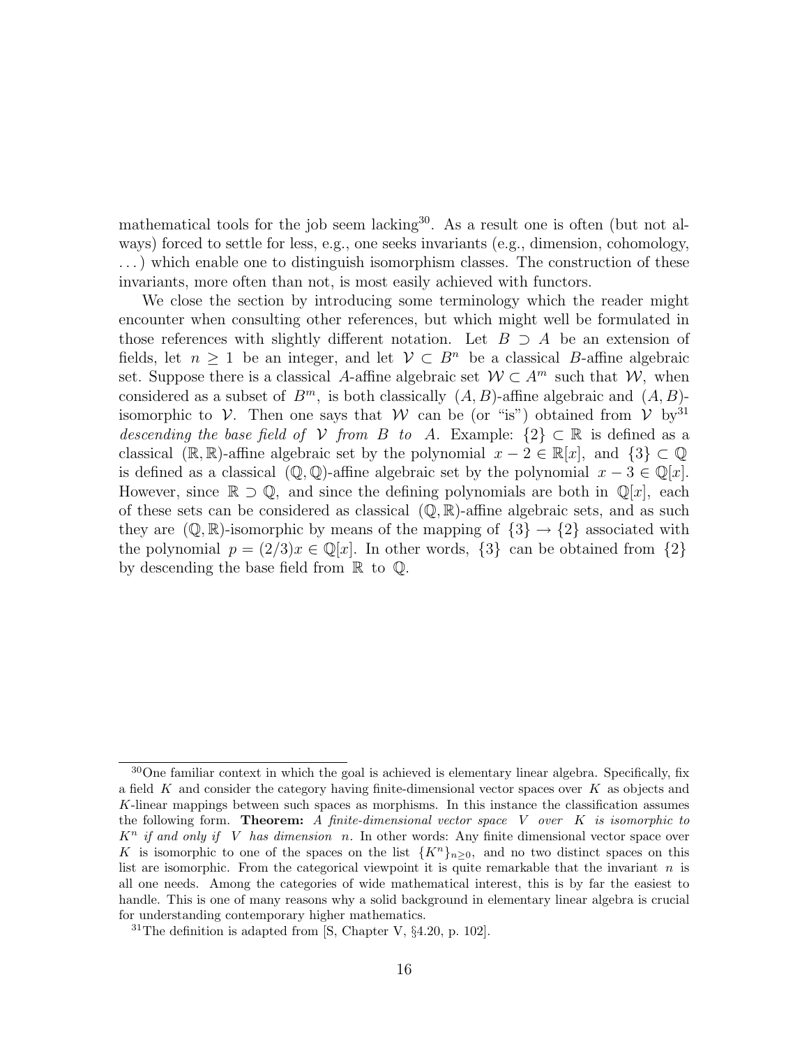mathematical tools for the job seem lacking[30]. As a result one is often (but not always) forced to settle for less, e.g., one seeks invariants (e.g., dimension, cohomology, ...) which enable one to distinguish isomorphism classes. The construction of these invariants, more often than not, is most easily achieved with functors.

We close the section by introducing some terminology which the reader might encounter when consulting other references, but which might well be formulated in those references with slightly different notation. Let $B \supset A$ be an extension of fields, let $n \geq 1$ be an integer, and let $\mathcal{V} \subset B^n$ be a classical $B$-affine algebraic set. Suppose there is a classical $A$-affine algebraic set $\mathcal{W} \subset A^m$ such that $\mathcal{W}$, when considered as a subset of $B^m$, is both classically $(A, B)$-affine algebraic and $(A, B)$-isomorphic to $\mathcal{V}$. Then one says that $\mathcal{W}$ can be (or "is") obtained from $\mathcal{V}$ by[31] *descending the base field of* $\mathcal{V}$ *from* $B$ *to* $A$. Example: $\{2\} \subset \mathbb{R}$ is defined as a classical $(\mathbb{R}, \mathbb{R})$-affine algebraic set by the polynomial $x - 2 \in \mathbb{R}[x]$, and $\{3\} \subset \mathbb{Q}$ is defined as a classical $(\mathbb{Q}, \mathbb{Q})$-affine algebraic set by the polynomial $x - 3 \in \mathbb{Q}[x]$. However, since $\mathbb{R} \supset \mathbb{Q}$, and since the defining polynomials are both in $\mathbb{Q}[x]$, each of these sets can be considered as classical $(\mathbb{Q}, \mathbb{R})$-affine algebraic sets, and as such they are $(\mathbb{Q}, \mathbb{R})$-isomorphic by means of the mapping of $\{3\} \to \{2\}$ associated with the polynomial $p = (2/3)x \in \mathbb{Q}[x]$. In other words, $\{3\}$ can be obtained from $\{2\}$ by descending the base field from $\mathbb{R}$ to $\mathbb{Q}$.

---

[30] One familiar context in which the goal is achieved is elementary linear algebra. Specifically, fix a field $K$ and consider the category having finite-dimensional vector spaces over $K$ as objects and $K$-linear mappings between such spaces as morphisms. In this instance the classification assumes the following form. **Theorem:** *A finite-dimensional vector space* $V$ *over* $K$ *is isomorphic to* $K^n$ *if and only if* $V$ *has dimension* $n$. In other words: Any finite dimensional vector space over $K$ is isomorphic to one of the spaces on the list $\{K^n\}_{n \geq 0}$, and no two distinct spaces on this list are isomorphic. From the categorical viewpoint it is quite remarkable that the invariant $n$ is all one needs. Among the categories of wide mathematical interest, this is by far the easiest to handle. This is one of many reasons why a solid background in elementary linear algebra is crucial for understanding contemporary higher mathematics.

[31] The definition is adapted from [S, Chapter V, §4.20, p. 102].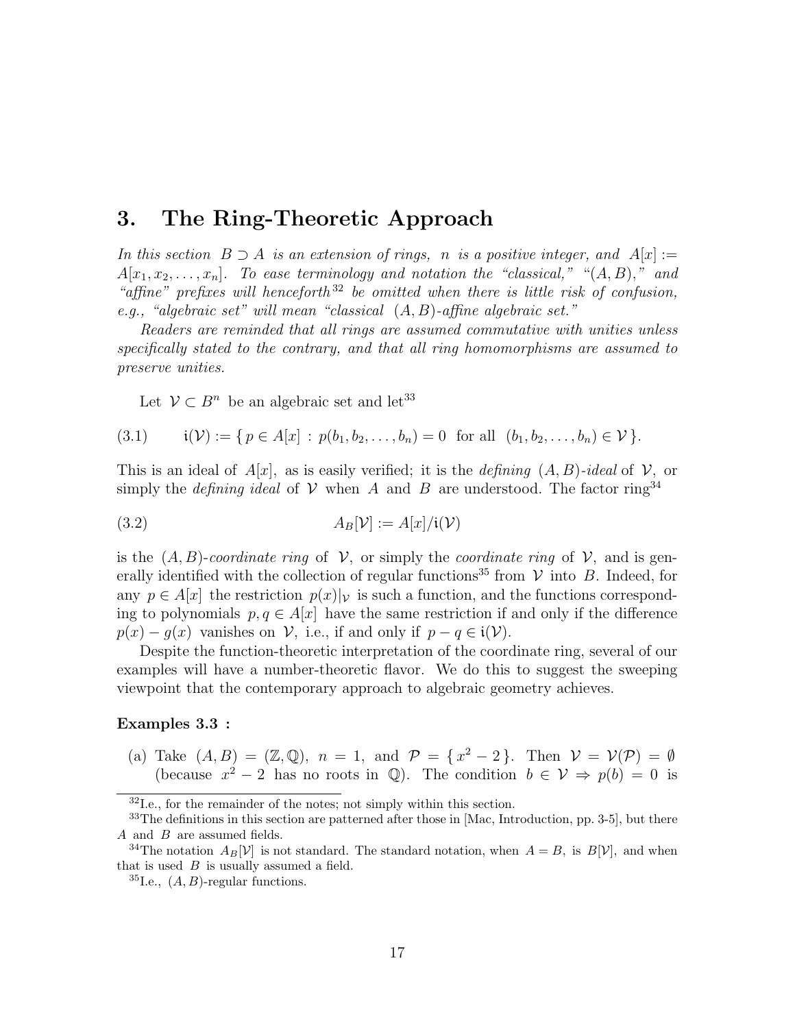# 3. The Ring-Theoretic Approach

*In this section $B \supset A$ is an extension of rings, $n$ is a positive integer, and $A[x] := A[x_1, x_2, \ldots, x_n]$. To ease terminology and notation the "classical," "$(A,B)$," and "affine" prefixes will henceforth*[32] *be omitted when there is little risk of confusion, e.g., "algebraic set" will mean "classical $(A,B)$-affine algebraic set."*

*Readers are reminded that all rings are assumed commutative with unities unless specifically stated to the contrary, and that all ring homomorphisms are assumed to preserve unities.*

Let $\mathcal{V} \subset B^n$ be an algebraic set and let[33]

$$\mathfrak{i}(\mathcal{V}) := \{\, p \in A[x] \,:\, p(b_1, b_2, \ldots, b_n) = 0 \text{ for all } (b_1, b_2, \ldots, b_n) \in \mathcal{V}\,\}. \tag{3.1}$$

This is an ideal of $A[x]$, as is easily verified; it is the *defining $(A,B)$-ideal* of $\mathcal{V}$, or simply the *defining ideal* of $\mathcal{V}$ when $A$ and $B$ are understood. The factor ring[34]

$$A_B[\mathcal{V}] := A[x]/\mathfrak{i}(\mathcal{V}) \tag{3.2}$$

is the *$(A,B)$-coordinate ring* of $\mathcal{V}$, or simply the *coordinate ring* of $\mathcal{V}$, and is generally identified with the collection of regular functions[35] from $\mathcal{V}$ into $B$. Indeed, for any $p \in A[x]$ the restriction $p(x)|_{\mathcal{V}}$ is such a function, and the functions corresponding to polynomials $p, q \in A[x]$ have the same restriction if and only if the difference $p(x) - g(x)$ vanishes on $\mathcal{V}$, i.e., if and only if $p - q \in \mathfrak{i}(\mathcal{V})$.

Despite the function-theoretic interpretation of the coordinate ring, several of our examples will have a number-theoretic flavor. We do this to suggest the sweeping viewpoint that the contemporary approach to algebraic geometry achieves.

**Examples 3.3 :**

(a) Take $(A,B) = (\mathbb{Z}, \mathbb{Q})$, $n = 1$, and $\mathcal{P} = \{\, x^2 - 2\,\}$. Then $\mathcal{V} = \mathcal{V}(\mathcal{P}) = \emptyset$ (because $x^2 - 2$ has no roots in $\mathbb{Q}$). The condition $b \in \mathcal{V} \Rightarrow p(b) = 0$ is

---

[32] I.e., for the remainder of the notes; not simply within this section.

[33] The definitions in this section are patterned after those in [Mac, Introduction, pp. 3-5], but there $A$ and $B$ are assumed fields.

[34] The notation $A_B[\mathcal{V}]$ is not standard. The standard notation, when $A = B$, is $B[\mathcal{V}]$, and when that is used $B$ is usually assumed a field.

[35] I.e., $(A,B)$-regular functions.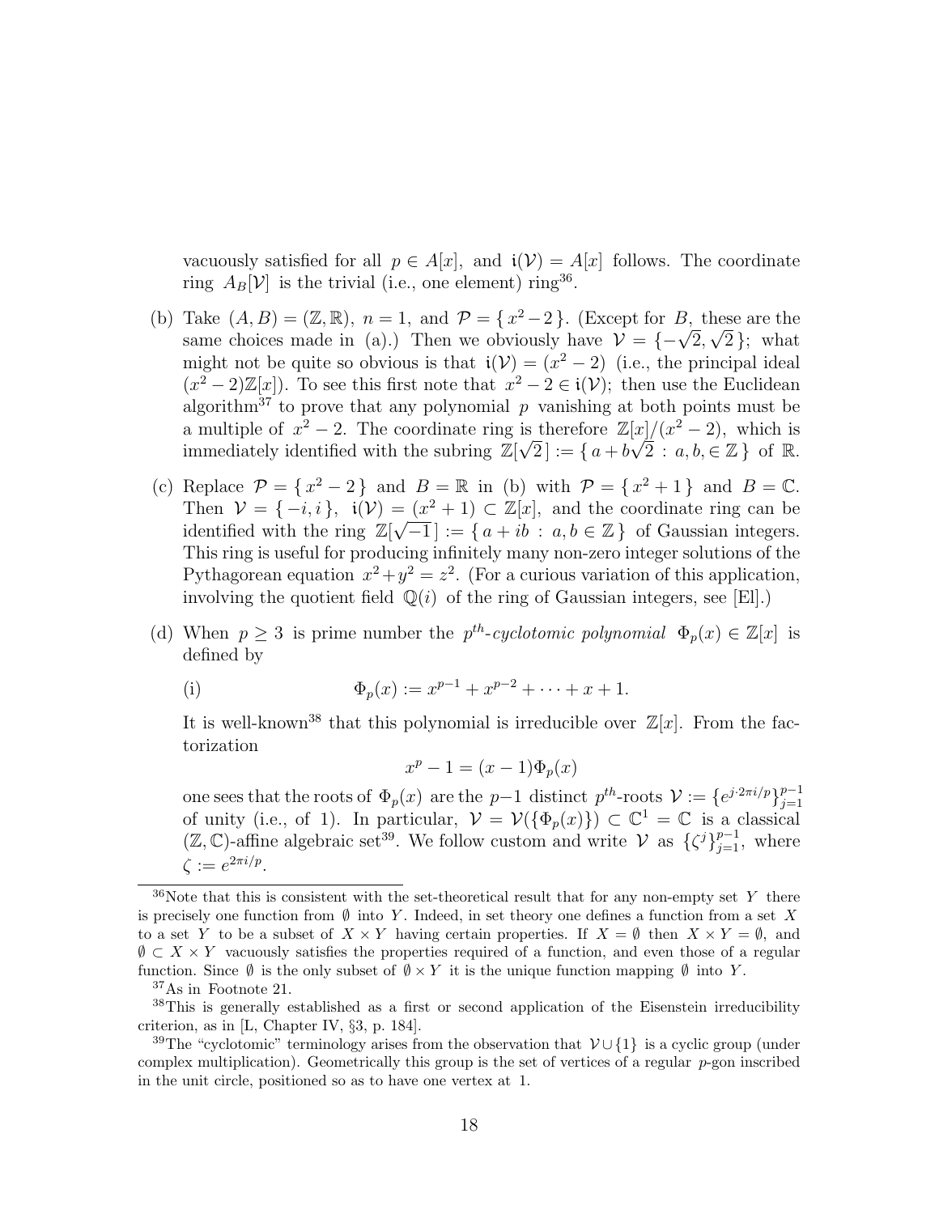vacuously satisfied for all $p \in A[x]$, and $\mathfrak{i}(\mathcal{V}) = A[x]$ follows. The coordinate ring $A_B[\mathcal{V}]$ is the trivial (i.e., one element) ring[36].

(b) Take $(A, B) = (\mathbb{Z}, \mathbb{R})$, $n = 1$, and $\mathcal{P} = \{\, x^2 - 2 \,\}$. (Except for $B$, these are the same choices made in (a).) Then we obviously have $\mathcal{V} = \{-\sqrt{2}, \sqrt{2}\,\}$; what might not be quite so obvious is that $\mathfrak{i}(\mathcal{V}) = (x^2 - 2)$ (i.e., the principal ideal $(x^2 - 2)\mathbb{Z}[x]$). To see this first note that $x^2 - 2 \in \mathfrak{i}(\mathcal{V})$; then use the Euclidean algorithm[37] to prove that any polynomial $p$ vanishing at both points must be a multiple of $x^2 - 2$. The coordinate ring is therefore $\mathbb{Z}[x]/(x^2 - 2)$, which is immediately identified with the subring $\mathbb{Z}[\sqrt{2}\,] := \{\, a + b\sqrt{2} \,:\, a, b, \in \mathbb{Z}\,\}$ of $\mathbb{R}$.

(c) Replace $\mathcal{P} = \{\, x^2 - 2 \,\}$ and $B = \mathbb{R}$ in (b) with $\mathcal{P} = \{\, x^2 + 1 \,\}$ and $B = \mathbb{C}$. Then $\mathcal{V} = \{-i, i\}$, $\mathfrak{i}(\mathcal{V}) = (x^2 + 1) \subset \mathbb{Z}[x]$, and the coordinate ring can be identified with the ring $\mathbb{Z}[\sqrt{-1}\,] := \{\, a + ib \,:\, a, b \in \mathbb{Z}\,\}$ of Gaussian integers. This ring is useful for producing infinitely many non-zero integer solutions of the Pythagorean equation $x^2 + y^2 = z^2$. (For a curious variation of this application, involving the quotient field $\mathbb{Q}(i)$ of the ring of Gaussian integers, see [El].)

(d) When $p \geq 3$ is prime number the $p^{th}$-*cyclotomic polynomial* $\Phi_p(x) \in \mathbb{Z}[x]$ is defined by

(i) $$\Phi_p(x) := x^{p-1} + x^{p-2} + \cdots + x + 1.$$

It is well-known[38] that this polynomial is irreducible over $\mathbb{Z}[x]$. From the factorization

$$x^p - 1 = (x - 1)\Phi_p(x)$$

one sees that the roots of $\Phi_p(x)$ are the $p-1$ distinct $p^{th}$-roots $\mathcal{V} := \{e^{j \cdot 2\pi i/p}\}_{j=1}^{p-1}$ of unity (i.e., of 1). In particular, $\mathcal{V} = \mathcal{V}(\{\Phi_p(x)\}) \subset \mathbb{C}^1 = \mathbb{C}$ is a classical $(\mathbb{Z}, \mathbb{C})$-affine algebraic set[39]. We follow custom and write $\mathcal{V}$ as $\{\zeta^j\}_{j=1}^{p-1}$, where $\zeta := e^{2\pi i/p}$.

---

[36] Note that this is consistent with the set-theoretical result that for any non-empty set $Y$ there is precisely one function from $\emptyset$ into $Y$. Indeed, in set theory one defines a function from a set $X$ to a set $Y$ to be a subset of $X \times Y$ having certain properties. If $X = \emptyset$ then $X \times Y = \emptyset$, and $\emptyset \subset X \times Y$ vacuously satisfies the properties required of a function, and even those of a regular function. Since $\emptyset$ is the only subset of $\emptyset \times Y$ it is the unique function mapping $\emptyset$ into $Y$.

[37] As in Footnote 21.

[38] This is generally established as a first or second application of the Eisenstein irreducibility criterion, as in [L, Chapter IV, §3, p. 184].

[39] The "cyclotomic" terminology arises from the observation that $\mathcal{V} \cup \{1\}$ is a cyclic group (under complex multiplication). Geometrically this group is the set of vertices of a regular $p$-gon inscribed in the unit circle, positioned so as to have one vertex at 1.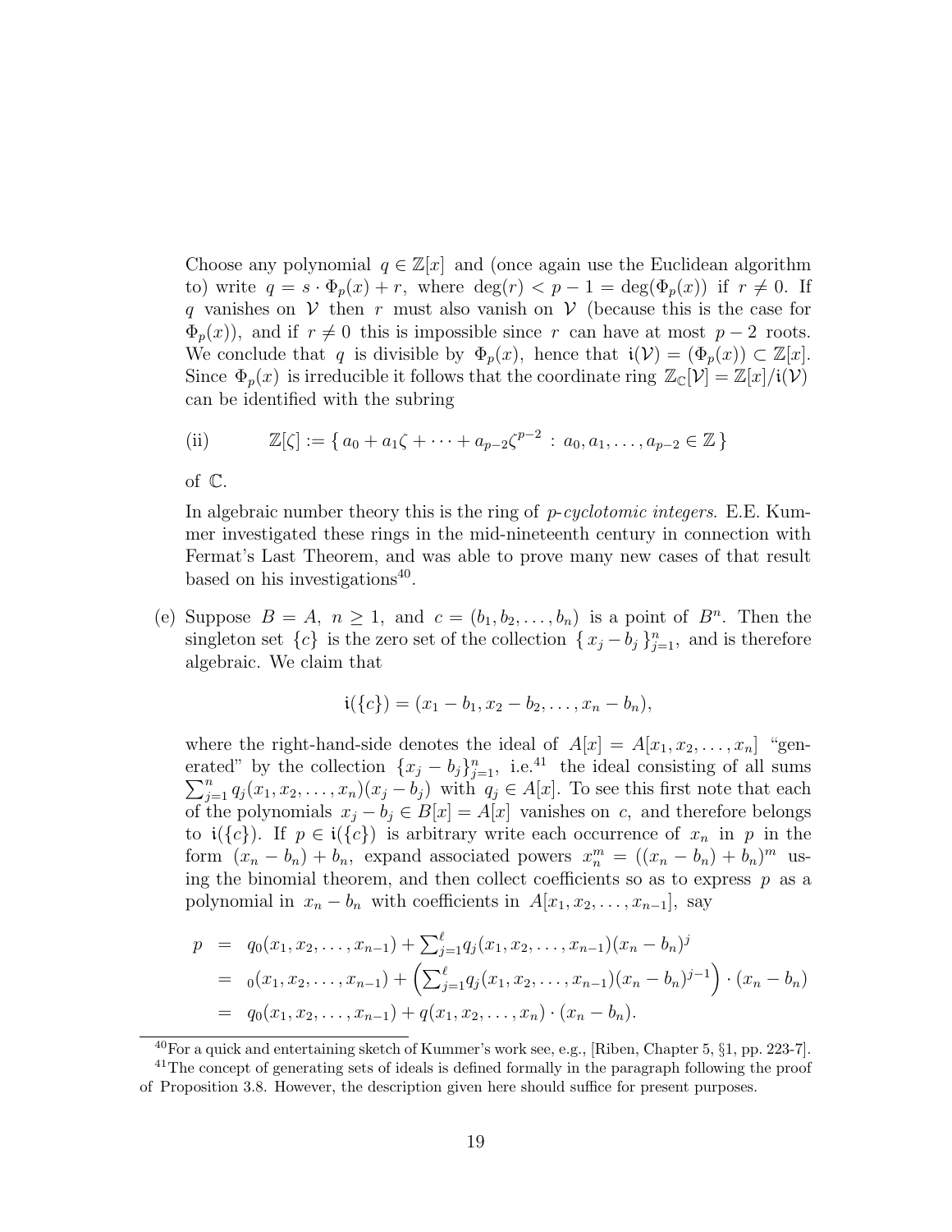Choose any polynomial $q \in \mathbb{Z}[x]$ and (once again use the Euclidean algorithm to) write $q = s \cdot \Phi_p(x) + r$, where $\deg(r) < p - 1 = \deg(\Phi_p(x))$ if $r \neq 0$. If $q$ vanishes on $\mathcal{V}$ then $r$ must also vanish on $\mathcal{V}$ (because this is the case for $\Phi_p(x)$), and if $r \neq 0$ this is impossible since $r$ can have at most $p-2$ roots. We conclude that $q$ is divisible by $\Phi_p(x)$, hence that $\mathfrak{i}(\mathcal{V}) = (\Phi_p(x)) \subset \mathbb{Z}[x]$. Since $\Phi_p(x)$ is irreducible it follows that the coordinate ring $\mathbb{Z}_{\mathbb{C}}[\mathcal{V}] = \mathbb{Z}[x]/\mathfrak{i}(\mathcal{V})$ can be identified with the subring

$$\text{(ii)} \qquad \mathbb{Z}[\zeta] := \{ a_0 + a_1\zeta + \cdots + a_{p-2}\zeta^{p-2} \, : \, a_0, a_1, \ldots, a_{p-2} \in \mathbb{Z} \}$$

of $\mathbb{C}$.

In algebraic number theory this is the ring of *p-cyclotomic integers*. E.E. Kummer investigated these rings in the mid-nineteenth century in connection with Fermat's Last Theorem, and was able to prove many new cases of that result based on his investigations[40].

(e) Suppose $B = A$, $n \geq 1$, and $c = (b_1, b_2, \ldots, b_n)$ is a point of $B^n$. Then the singleton set $\{c\}$ is the zero set of the collection $\{ x_j - b_j \}_{j=1}^n$, and is therefore algebraic. We claim that

$$\mathfrak{i}(\{c\}) = (x_1 - b_1, x_2 - b_2, \ldots, x_n - b_n),$$

where the right-hand-side denotes the ideal of $A[x] = A[x_1, x_2, \ldots, x_n]$ "generated" by the collection $\{x_j - b_j\}_{j=1}^n$, i.e.[41] the ideal consisting of all sums $\sum_{j=1}^n q_j(x_1, x_2, \ldots, x_n)(x_j - b_j)$ with $q_j \in A[x]$. To see this first note that each of the polynomials $x_j - b_j \in B[x] = A[x]$ vanishes on $c$, and therefore belongs to $\mathfrak{i}(\{c\})$. If $p \in \mathfrak{i}(\{c\})$ is arbitrary write each occurrence of $x_n$ in $p$ in the form $(x_n - b_n) + b_n$, expand associated powers $x_n^m = ((x_n - b_n) + b_n)^m$ using the binomial theorem, and then collect coefficients so as to express $p$ as a polynomial in $x_n - b_n$ with coefficients in $A[x_1, x_2, \ldots, x_{n-1}]$, say

$$\begin{aligned}
p &= q_0(x_1, x_2, \ldots, x_{n-1}) + \textstyle\sum_{j=1}^{\ell} q_j(x_1, x_2, \ldots, x_{n-1})(x_n - b_n)^j \\
&= {}_0(x_1, x_2, \ldots, x_{n-1}) + \left(\textstyle\sum_{j=1}^{\ell} q_j(x_1, x_2, \ldots, x_{n-1})(x_n - b_n)^{j-1}\right) \cdot (x_n - b_n) \\
&= q_0(x_1, x_2, \ldots, x_{n-1}) + q(x_1, x_2, \ldots, x_n) \cdot (x_n - b_n).
\end{aligned}$$

[40] For a quick and entertaining sketch of Kummer's work see, e.g., [Riben, Chapter 5, §1, pp. 223-7].

[41] The concept of generating sets of ideals is defined formally in the paragraph following the proof of Proposition 3.8. However, the description given here should suffice for present purposes.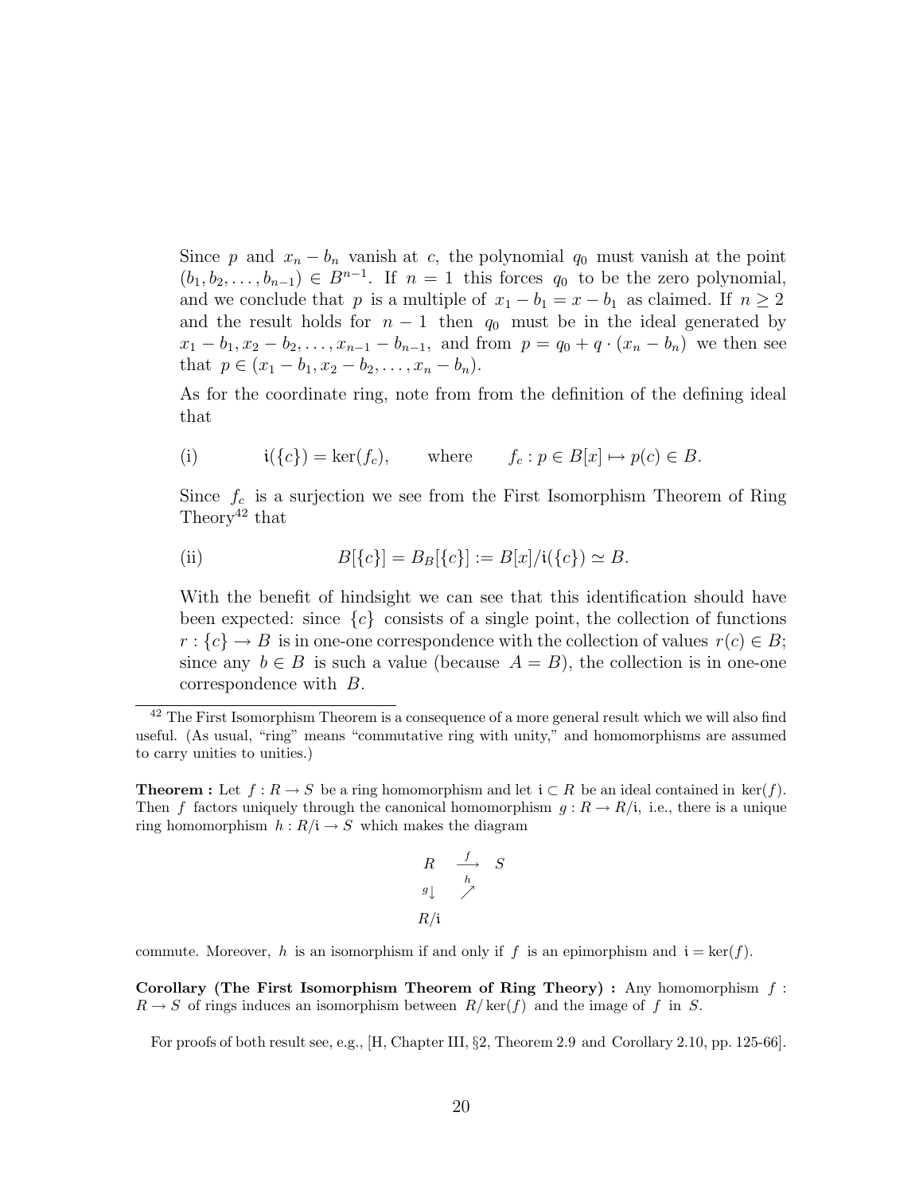Since $p$ and $x_n - b_n$ vanish at $c$, the polynomial $q_0$ must vanish at the point $(b_1, b_2, \ldots, b_{n-1}) \in B^{n-1}$. If $n = 1$ this forces $q_0$ to be the zero polynomial, and we conclude that $p$ is a multiple of $x_1 - b_1 = x - b_1$ as claimed. If $n \geq 2$ and the result holds for $n - 1$ then $q_0$ must be in the ideal generated by $x_1 - b_1, x_2 - b_2, \ldots, x_{n-1} - b_{n-1}$, and from $p = q_0 + q \cdot (x_n - b_n)$ we then see that $p \in (x_1 - b_1, x_2 - b_2, \ldots, x_n - b_n)$.

As for the coordinate ring, note from from the definition of the defining ideal that

$$\text{(i)} \qquad \mathfrak{i}(\{c\}) = \ker(f_c), \qquad \text{where} \qquad f_c : p \in B[x] \mapsto p(c) \in B.$$

Since $f_c$ is a surjection we see from the First Isomorphism Theorem of Ring Theory[42] that

$$\text{(ii)} \qquad B[\{c\}] = B_B[\{c\}] := B[x]/\mathfrak{i}(\{c\}) \simeq B.$$

With the benefit of hindsight we can see that this identification should have been expected: since $\{c\}$ consists of a single point, the collection of functions $r : \{c\} \to B$ is in one-one correspondence with the collection of values $r(c) \in B$; since any $b \in B$ is such a value (because $A = B$), the collection is in one-one correspondence with $B$.

---

[42] The First Isomorphism Theorem is a consequence of a more general result which we will also find useful. (As usual, "ring" means "commutative ring with unity," and homomorphisms are assumed to carry unities to unities.)

**Theorem :** Let $f : R \to S$ be a ring homomorphism and let $\mathfrak{i} \subset R$ be an ideal contained in $\ker(f)$. Then $f$ factors uniquely through the canonical homomorphism $g : R \to R/\mathfrak{i}$, i.e., there is a unique ring homomorphism $h : R/\mathfrak{i} \to S$ which makes the diagram

$$\begin{array}{ccc} R & \xrightarrow{f} & S \\ {\scriptstyle g}\downarrow & \overset{h}{\nearrow} & \\ R/\mathfrak{i} & & \end{array}$$

commute. Moreover, $h$ is an isomorphism if and only if $f$ is an epimorphism and $\mathfrak{i} = \ker(f)$.

**Corollary (The First Isomorphism Theorem of Ring Theory) :** Any homomorphism $f : R \to S$ of rings induces an isomorphism between $R/\ker(f)$ and the image of $f$ in $S$.

For proofs of both result see, e.g., [H, Chapter III, §2, Theorem 2.9 and Corollary 2.10, pp. 125-66].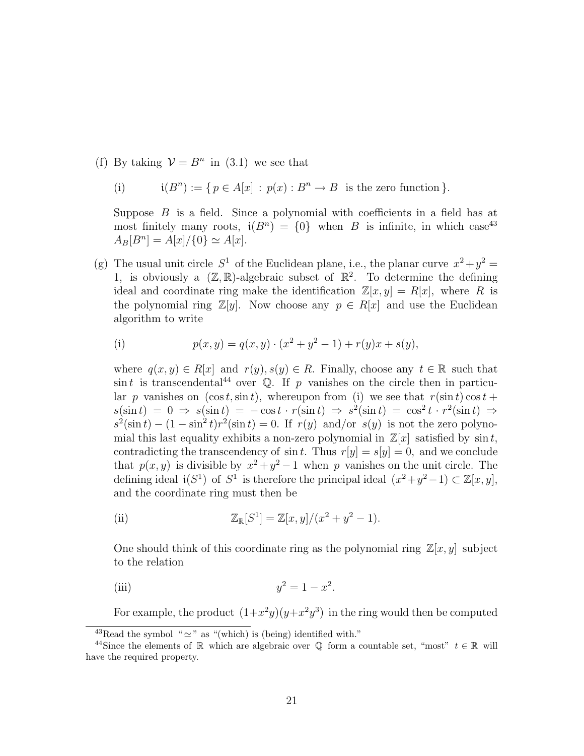(f) By taking $\mathcal{V} = B^n$ in (3.1) we see that

$$\text{(i)} \qquad \mathfrak{i}(B^n) := \{\, p \in A[x] \,:\, p(x) : B^n \to B \text{ is the zero function} \,\}.$$

Suppose $B$ is a field. Since a polynomial with coefficients in a field has at most finitely many roots, $\mathfrak{i}(B^n) = \{0\}$ when $B$ is infinite, in which case[43] $A_B[B^n] = A[x]/\{0\} \simeq A[x]$.

(g) The usual unit circle $S^1$ of the Euclidean plane, i.e., the planar curve $x^2+y^2 = 1$, is obviously a $(\mathbb{Z}, \mathbb{R})$-algebraic subset of $\mathbb{R}^2$. To determine the defining ideal and coordinate ring make the identification $\mathbb{Z}[x, y] = R[x]$, where $R$ is the polynomial ring $\mathbb{Z}[y]$. Now choose any $p \in R[x]$ and use the Euclidean algorithm to write

$$\text{(i)} \qquad p(x, y) = q(x, y) \cdot (x^2 + y^2 - 1) + r(y)x + s(y),$$

where $q(x, y) \in R[x]$ and $r(y), s(y) \in R$. Finally, choose any $t \in \mathbb{R}$ such that $\sin t$ is transcendental[44] over $\mathbb{Q}$. If $p$ vanishes on the circle then in particular $p$ vanishes on $(\cos t, \sin t)$, whereupon from (i) we see that $r(\sin t)\cos t + s(\sin t) = 0 \Rightarrow s(\sin t) = -\cos t \cdot r(\sin t) \Rightarrow s^2(\sin t) = \cos^2 t \cdot r^2(\sin t) \Rightarrow s^2(\sin t) - (1 - \sin^2 t)r^2(\sin t) = 0$. If $r(y)$ and/or $s(y)$ is not the zero polynomial this last equality exhibits a non-zero polynomial in $\mathbb{Z}[x]$ satisfied by $\sin t$, contradicting the transcendency of $\sin t$. Thus $r[y] = s[y] = 0$, and we conclude that $p(x, y)$ is divisible by $x^2 + y^2 - 1$ when $p$ vanishes on the unit circle. The defining ideal $\mathfrak{i}(S^1)$ of $S^1$ is therefore the principal ideal $(x^2+y^2-1) \subset \mathbb{Z}[x, y]$, and the coordinate ring must then be

$$\text{(ii)} \qquad \mathbb{Z}_{\mathbb{R}}[S^1] = \mathbb{Z}[x, y]/(x^2 + y^2 - 1).$$

One should think of this coordinate ring as the polynomial ring $\mathbb{Z}[x, y]$ subject to the relation

$$\text{(iii)} \qquad y^2 = 1 - x^2.$$

For example, the product $(1+x^2y)(y+x^2y^3)$ in the ring would then be computed

[43] Read the symbol "$\simeq$" as "(which) is (being) identified with."

[44] Since the elements of $\mathbb{R}$ which are algebraic over $\mathbb{Q}$ form a countable set, "most" $t \in \mathbb{R}$ will have the required property.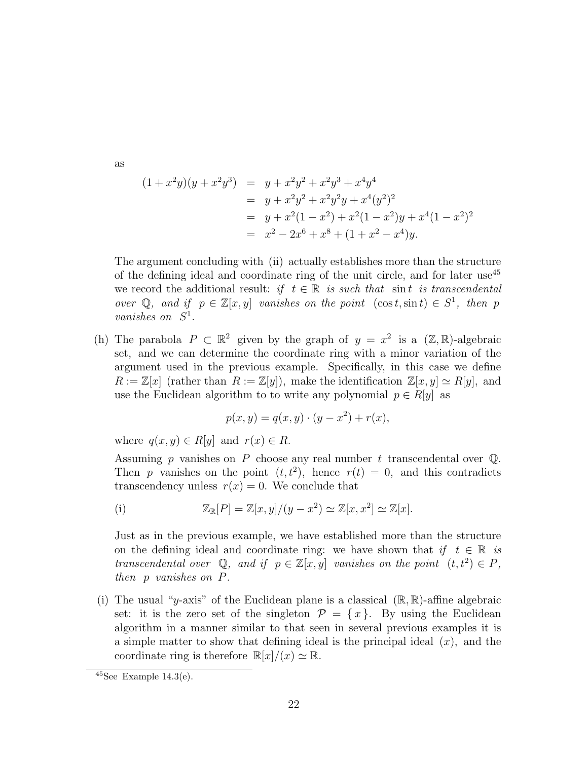as

$$\begin{aligned}
(1+x^2y)(y+x^2y^3) &= y + x^2y^2 + x^2y^3 + x^4y^4 \\
&= y + x^2y^2 + x^2y^2y + x^4(y^2)^2 \\
&= y + x^2(1-x^2) + x^2(1-x^2)y + x^4(1-x^2)^2 \\
&= x^2 - 2x^6 + x^8 + (1 + x^2 - x^4)y.
\end{aligned}$$

The argument concluding with (ii) actually establishes more than the structure of the defining ideal and coordinate ring of the unit circle, and for later use[45] we record the additional result: *if $t \in \mathbb{R}$ is such that $\sin t$ is transcendental over $\mathbb{Q}$, and if $p \in \mathbb{Z}[x, y]$ vanishes on the point $(\cos t, \sin t) \in S^1$, then $p$ vanishes on $S^1$.*

(h) The parabola $P \subset \mathbb{R}^2$ given by the graph of $y = x^2$ is a $(\mathbb{Z}, \mathbb{R})$-algebraic set, and we can determine the coordinate ring with a minor variation of the argument used in the previous example. Specifically, in this case we define $R := \mathbb{Z}[x]$ (rather than $R := \mathbb{Z}[y]$), make the identification $\mathbb{Z}[x, y] \simeq R[y]$, and use the Euclidean algorithm to to write any polynomial $p \in R[y]$ as

$$p(x, y) = q(x, y) \cdot (y - x^2) + r(x),$$

where $q(x, y) \in R[y]$ and $r(x) \in R$.

Assuming $p$ vanishes on $P$ choose any real number $t$ transcendental over $\mathbb{Q}$. Then $p$ vanishes on the point $(t, t^2)$, hence $r(t) = 0$, and this contradicts transcendency unless $r(x) = 0$. We conclude that

$$\text{(i)} \qquad \mathbb{Z}_{\mathbb{R}}[P] = \mathbb{Z}[x, y]/(y - x^2) \simeq \mathbb{Z}[x, x^2] \simeq \mathbb{Z}[x].$$

Just as in the previous example, we have established more than the structure on the defining ideal and coordinate ring: we have shown that *if $t \in \mathbb{R}$ is transcendental over $\mathbb{Q}$, and if $p \in \mathbb{Z}[x, y]$ vanishes on the point $(t, t^2) \in P$, then $p$ vanishes on $P$.*

(i) The usual "$y$-axis" of the Euclidean plane is a classical $(\mathbb{R}, \mathbb{R})$-affine algebraic set: it is the zero set of the singleton $\mathcal{P} = \{x\}$. By using the Euclidean algorithm in a manner similar to that seen in several previous examples it is a simple matter to show that defining ideal is the principal ideal $(x)$, and the coordinate ring is therefore $\mathbb{R}[x]/(x) \simeq \mathbb{R}$.

---

[45] See Example 14.3(e).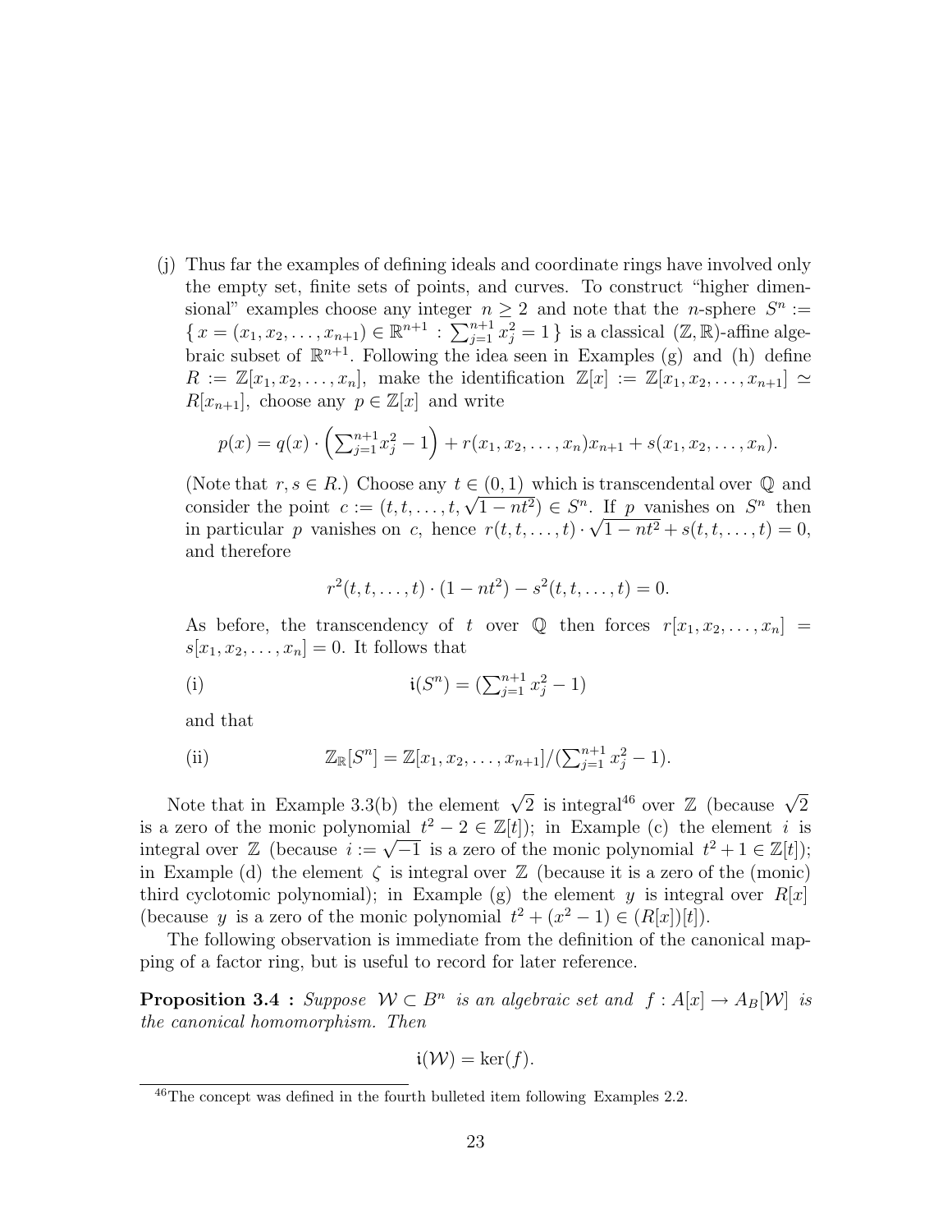(j) Thus far the examples of defining ideals and coordinate rings have involved only the empty set, finite sets of points, and curves. To construct "higher dimensional" examples choose any integer $n \geq 2$ and note that the $n$-sphere $S^n := \{ x = (x_1, x_2, \ldots, x_{n+1}) \in \mathbb{R}^{n+1} : \sum_{j=1}^{n+1} x_j^2 = 1 \}$ is a classical $(\mathbb{Z}, \mathbb{R})$-affine algebraic subset of $\mathbb{R}^{n+1}$. Following the idea seen in Examples (g) and (h) define $R := \mathbb{Z}[x_1, x_2, \ldots, x_n]$, make the identification $\mathbb{Z}[x] := \mathbb{Z}[x_1, x_2, \ldots, x_{n+1}] \simeq R[x_{n+1}]$, choose any $p \in \mathbb{Z}[x]$ and write

$$p(x) = q(x) \cdot \left( \sum_{j=1}^{n+1} x_j^2 - 1 \right) + r(x_1, x_2, \ldots, x_n) x_{n+1} + s(x_1, x_2, \ldots, x_n).$$

(Note that $r, s \in R$.) Choose any $t \in (0,1)$ which is transcendental over $\mathbb{Q}$ and consider the point $c := (t, t, \ldots, t, \sqrt{1 - nt^2}) \in S^n$. If $p$ vanishes on $S^n$ then in particular $p$ vanishes on $c$, hence $r(t, t, \ldots, t) \cdot \sqrt{1 - nt^2} + s(t, t, \ldots, t) = 0$, and therefore

$$r^2(t, t, \ldots, t) \cdot (1 - nt^2) - s^2(t, t, \ldots, t) = 0.$$

As before, the transcendency of $t$ over $\mathbb{Q}$ then forces $r[x_1, x_2, \ldots, x_n] = s[x_1, x_2, \ldots, x_n] = 0$. It follows that

$$\text{(i)} \qquad \mathfrak{i}(S^n) = (\textstyle\sum_{j=1}^{n+1} x_j^2 - 1)$$

and that

$$\text{(ii)} \qquad \mathbb{Z}_{\mathbb{R}}[S^n] = \mathbb{Z}[x_1, x_2, \ldots, x_{n+1}]/(\textstyle\sum_{j=1}^{n+1} x_j^2 - 1).$$

Note that in Example 3.3(b) the element $\sqrt{2}$ is integral[46] over $\mathbb{Z}$ (because $\sqrt{2}$ is a zero of the monic polynomial $t^2 - 2 \in \mathbb{Z}[t]$); in Example (c) the element $i$ is integral over $\mathbb{Z}$ (because $i := \sqrt{-1}$ is a zero of the monic polynomial $t^2 + 1 \in \mathbb{Z}[t]$); in Example (d) the element $\zeta$ is integral over $\mathbb{Z}$ (because it is a zero of the (monic) third cyclotomic polynomial); in Example (g) the element $y$ is integral over $R[x]$ (because $y$ is a zero of the monic polynomial $t^2 + (x^2 - 1) \in (R[x])[t]$).

The following observation is immediate from the definition of the canonical mapping of a factor ring, but is useful to record for later reference.

**Proposition 3.4 :** *Suppose $\mathcal{W} \subset B^n$ is an algebraic set and $f : A[x] \to A_B[\mathcal{W}]$ is the canonical homomorphism. Then*

$$\mathfrak{i}(\mathcal{W}) = \ker(f).$$

[46] The concept was defined in the fourth bulleted item following Examples 2.2.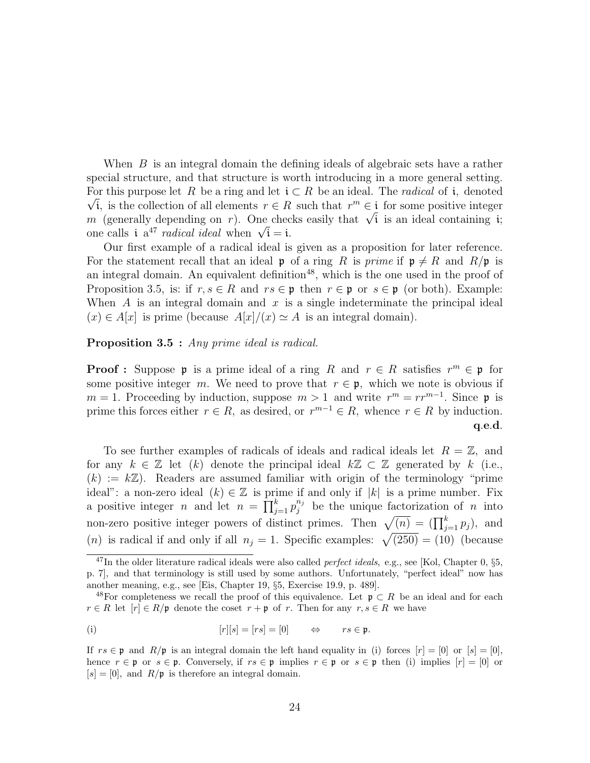When $B$ is an integral domain the defining ideals of algebraic sets have a rather special structure, and that structure is worth introducing in a more general setting. For this purpose let $R$ be a ring and let $\mathfrak{i} \subset R$ be an ideal. The *radical* of $\mathfrak{i}$, denoted $\sqrt{\mathfrak{i}}$, is the collection of all elements $r \in R$ such that $r^m \in \mathfrak{i}$ for some positive integer $m$ (generally depending on $r$). One checks easily that $\sqrt{\mathfrak{i}}$ is an ideal containing $\mathfrak{i}$; one calls $\mathfrak{i}$ a[47] *radical ideal* when $\sqrt{\mathfrak{i}} = \mathfrak{i}$.

Our first example of a radical ideal is given as a proposition for later reference. For the statement recall that an ideal $\mathfrak{p}$ of a ring $R$ is *prime* if $\mathfrak{p} \neq R$ and $R/\mathfrak{p}$ is an integral domain. An equivalent definition[48], which is the one used in the proof of Proposition 3.5, is: if $r, s \in R$ and $rs \in \mathfrak{p}$ then $r \in \mathfrak{p}$ or $s \in \mathfrak{p}$ (or both). Example: When $A$ is an integral domain and $x$ is a single indeterminate the principal ideal $(x) \in A[x]$ is prime (because $A[x]/(x) \simeq A$ is an integral domain).

**Proposition 3.5 :** *Any prime ideal is radical.*

**Proof :** Suppose $\mathfrak{p}$ is a prime ideal of a ring $R$ and $r \in R$ satisfies $r^m \in \mathfrak{p}$ for some positive integer $m$. We need to prove that $r \in \mathfrak{p}$, which we note is obvious if $m = 1$. Proceeding by induction, suppose $m > 1$ and write $r^m = rr^{m-1}$. Since $\mathfrak{p}$ is prime this forces either $r \in R$, as desired, or $r^{m-1} \in R$, whence $r \in R$ by induction. **q.e.d.**

To see further examples of radicals of ideals and radical ideals let $R = \mathbb{Z}$, and for any $k \in \mathbb{Z}$ let $(k)$ denote the principal ideal $k\mathbb{Z} \subset \mathbb{Z}$ generated by $k$ (i.e., $(k) := k\mathbb{Z}$). Readers are assumed familiar with origin of the terminology "prime ideal": a non-zero ideal $(k) \in \mathbb{Z}$ is prime if and only if $|k|$ is a prime number. Fix a positive integer $n$ and let $n = \prod_{j=1}^{k} p_j^{n_j}$ be the unique factorization of $n$ into non-zero positive integer powers of distinct primes. Then $\sqrt{(n)} = (\prod_{j=1}^{k} p_j)$, and $(n)$ is radical if and only if all $n_j = 1$. Specific examples: $\sqrt{(250)} = (10)$ (because

---

[47] In the older literature radical ideals were also called *perfect ideals*, e.g., see [Kol, Chapter 0, §5, p. 7], and that terminology is still used by some authors. Unfortunately, "perfect ideal" now has another meaning, e.g., see [Eis, Chapter 19, §5, Exercise 19.9, p. 489].

[48] For completeness we recall the proof of this equivalence. Let $\mathfrak{p} \subset R$ be an ideal and for each $r \in R$ let $[r] \in R/\mathfrak{p}$ denote the coset $r + \mathfrak{p}$ of $r$. Then for any $r, s \in R$ we have

$$\text{(i)} \qquad [r][s] = [rs] = [0] \qquad \Leftrightarrow \qquad rs \in \mathfrak{p}.$$

If $rs \in \mathfrak{p}$ and $R/\mathfrak{p}$ is an integral domain the left hand equality in (i) forces $[r] = [0]$ or $[s] = [0]$, hence $r \in \mathfrak{p}$ or $s \in \mathfrak{p}$. Conversely, if $rs \in \mathfrak{p}$ implies $r \in \mathfrak{p}$ or $s \in \mathfrak{p}$ then (i) implies $[r] = [0]$ or $[s] = [0]$, and $R/\mathfrak{p}$ is therefore an integral domain.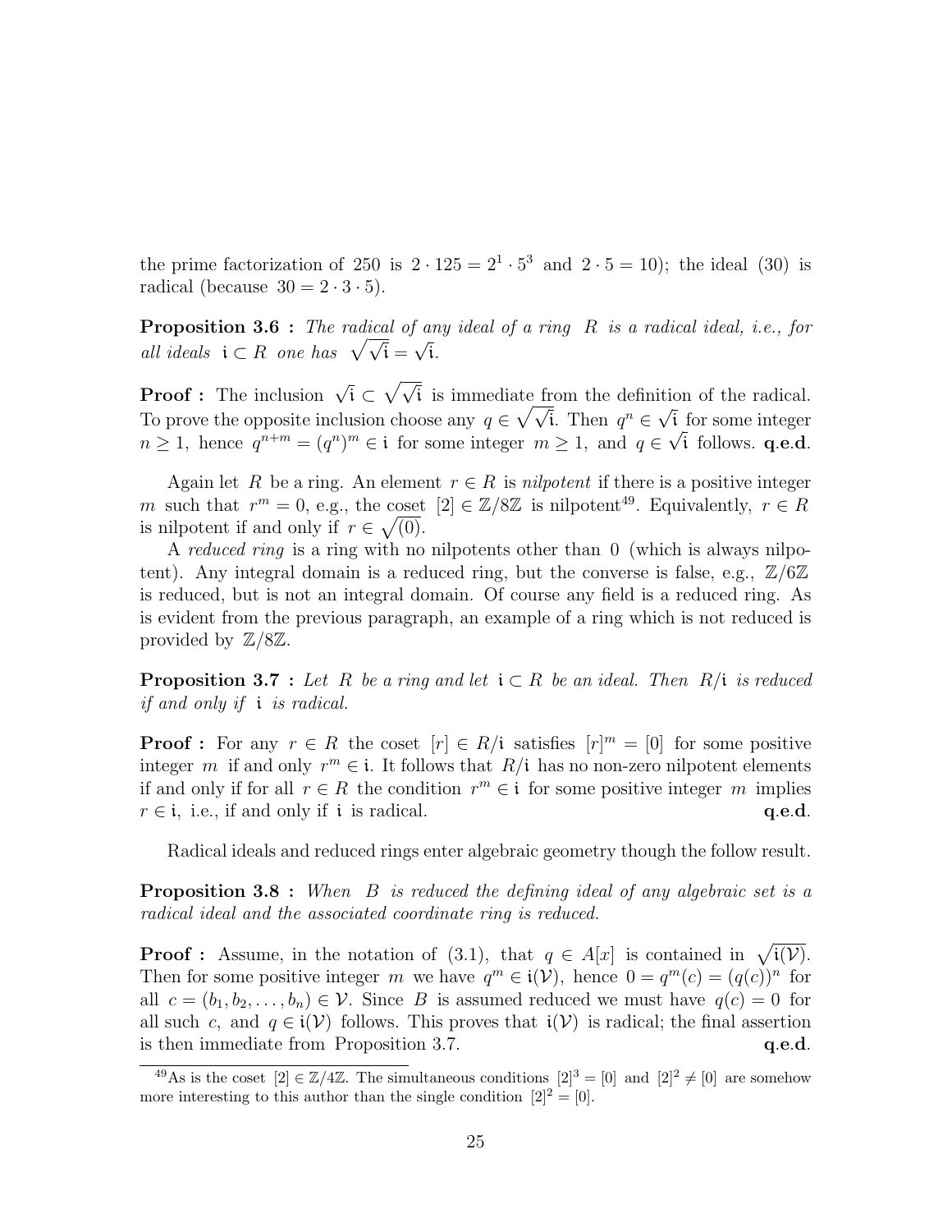the prime factorization of $250$ is $2 \cdot 125 = 2^1 \cdot 5^3$ and $2 \cdot 5 = 10$); the ideal $(30)$ is radical (because $30 = 2 \cdot 3 \cdot 5$).

**Proposition 3.6 :** *The radical of any ideal of a ring $R$ is a radical ideal, i.e., for all ideals $\mathfrak{i} \subset R$ one has $\sqrt{\sqrt{\mathfrak{i}}} = \sqrt{\mathfrak{i}}$.*

**Proof :** The inclusion $\sqrt{\mathfrak{i}} \subset \sqrt{\sqrt{\mathfrak{i}}}$ is immediate from the definition of the radical. To prove the opposite inclusion choose any $q \in \sqrt{\sqrt{\mathfrak{i}}}$. Then $q^n \in \sqrt{\mathfrak{i}}$ for some integer $n \geq 1$, hence $q^{n+m} = (q^n)^m \in \mathfrak{i}$ for some integer $m \geq 1$, and $q \in \sqrt{\mathfrak{i}}$ follows. **q.e.d.**

Again let $R$ be a ring. An element $r \in R$ is *nilpotent* if there is a positive integer $m$ such that $r^m = 0$, e.g., the coset $[2] \in \mathbb{Z}/8\mathbb{Z}$ is nilpotent[49]. Equivalently, $r \in R$ is nilpotent if and only if $r \in \sqrt{(0)}$.

A *reduced ring* is a ring with no nilpotents other than $0$ (which is always nilpotent). Any integral domain is a reduced ring, but the converse is false, e.g., $\mathbb{Z}/6\mathbb{Z}$ is reduced, but is not an integral domain. Of course any field is a reduced ring. As is evident from the previous paragraph, an example of a ring which is not reduced is provided by $\mathbb{Z}/8\mathbb{Z}$.

**Proposition 3.7 :** *Let $R$ be a ring and let $\mathfrak{i} \subset R$ be an ideal. Then $R/\mathfrak{i}$ is reduced if and only if $\mathfrak{i}$ is radical.*

**Proof :** For any $r \in R$ the coset $[r] \in R/\mathfrak{i}$ satisfies $[r]^m = [0]$ for some positive integer $m$ if and only $r^m \in \mathfrak{i}$. It follows that $R/\mathfrak{i}$ has no non-zero nilpotent elements if and only if for all $r \in R$ the condition $r^m \in \mathfrak{i}$ for some positive integer $m$ implies $r \in \mathfrak{i}$, i.e., if and only if $\mathfrak{i}$ is radical. **q.e.d.**

Radical ideals and reduced rings enter algebraic geometry though the follow result.

**Proposition 3.8 :** *When $B$ is reduced the defining ideal of any algebraic set is a radical ideal and the associated coordinate ring is reduced.*

**Proof :** Assume, in the notation of (3.1), that $q \in A[x]$ is contained in $\sqrt{\mathfrak{i}(\mathcal{V})}$. Then for some positive integer $m$ we have $q^m \in \mathfrak{i}(\mathcal{V})$, hence $0 = q^m(c) = (q(c))^n$ for all $c = (b_1, b_2, \ldots, b_n) \in \mathcal{V}$. Since $B$ is assumed reduced we must have $q(c) = 0$ for all such $c$, and $q \in \mathfrak{i}(\mathcal{V})$ follows. This proves that $\mathfrak{i}(\mathcal{V})$ is radical; the final assertion is then immediate from Proposition 3.7. **q.e.d.**

---

[49] As is the coset $[2] \in \mathbb{Z}/4\mathbb{Z}$. The simultaneous conditions $[2]^3 = [0]$ and $[2]^2 \neq [0]$ are somehow more interesting to this author than the single condition $[2]^2 = [0]$.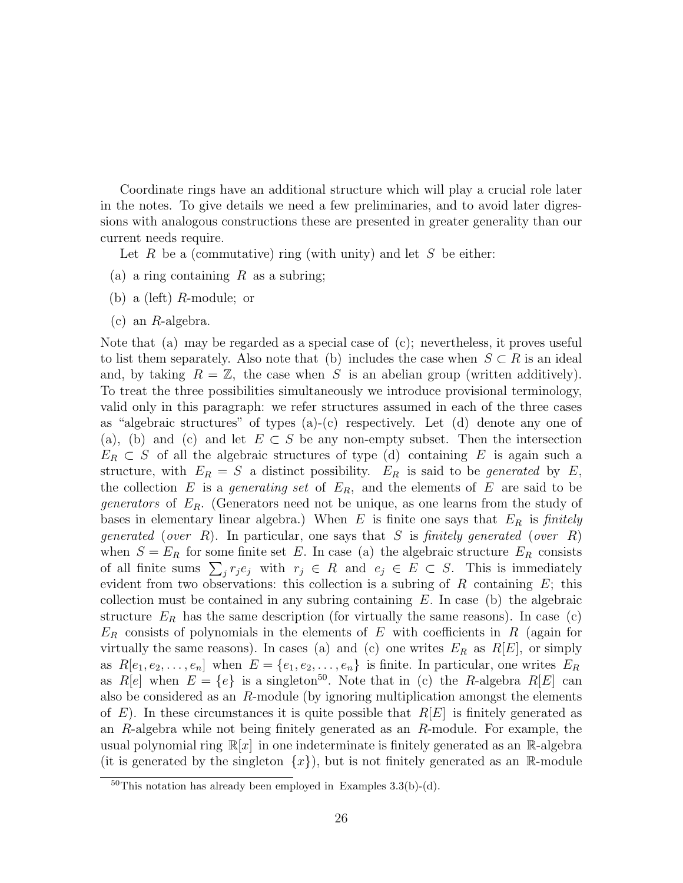Coordinate rings have an additional structure which will play a crucial role later in the notes. To give details we need a few preliminaries, and to avoid later digressions with analogous constructions these are presented in greater generality than our current needs require.

Let $R$ be a (commutative) ring (with unity) and let $S$ be either:

(a) a ring containing $R$ as a subring;

(b) a (left) $R$-module; or

(c) an $R$-algebra.

Note that (a) may be regarded as a special case of (c); nevertheless, it proves useful to list them separately. Also note that (b) includes the case when $S \subset R$ is an ideal and, by taking $R = \mathbb{Z}$, the case when $S$ is an abelian group (written additively). To treat the three possibilities simultaneously we introduce provisional terminology, valid only in this paragraph: we refer structures assumed in each of the three cases as "algebraic structures" of types (a)-(c) respectively. Let (d) denote any one of (a), (b) and (c) and let $E \subset S$ be any non-empty subset. Then the intersection $E_R \subset S$ of all the algebraic structures of type (d) containing $E$ is again such a structure, with $E_R = S$ a distinct possibility. $E_R$ is said to be *generated* by $E$, the collection $E$ is a *generating set* of $E_R$, and the elements of $E$ are said to be *generators* of $E_R$. (Generators need not be unique, as one learns from the study of bases in elementary linear algebra.) When $E$ is finite one says that $E_R$ is *finitely generated* (*over* $R$). In particular, one says that $S$ is *finitely generated* (*over* $R$) when $S = E_R$ for some finite set $E$. In case (a) the algebraic structure $E_R$ consists of all finite sums $\sum_j r_j e_j$ with $r_j \in R$ and $e_j \in E \subset S$. This is immediately evident from two observations: this collection is a subring of $R$ containing $E$; this collection must be contained in any subring containing $E$. In case (b) the algebraic structure $E_R$ has the same description (for virtually the same reasons). In case (c) $E_R$ consists of polynomials in the elements of $E$ with coefficients in $R$ (again for virtually the same reasons). In cases (a) and (c) one writes $E_R$ as $R[E]$, or simply as $R[e_1, e_2, \ldots, e_n]$ when $E = \{e_1, e_2, \ldots, e_n\}$ is finite. In particular, one writes $E_R$ as $R[e]$ when $E = \{e\}$ is a singleton[50]. Note that in (c) the $R$-algebra $R[E]$ can also be considered as an $R$-module (by ignoring multiplication amongst the elements of $E$). In these circumstances it is quite possible that $R[E]$ is finitely generated as an $R$-algebra while not being finitely generated as an $R$-module. For example, the usual polynomial ring $\mathbb{R}[x]$ in one indeterminate is finitely generated as an $\mathbb{R}$-algebra (it is generated by the singleton $\{x\}$), but is not finitely generated as an $\mathbb{R}$-module

[50] This notation has already been employed in Examples 3.3(b)-(d).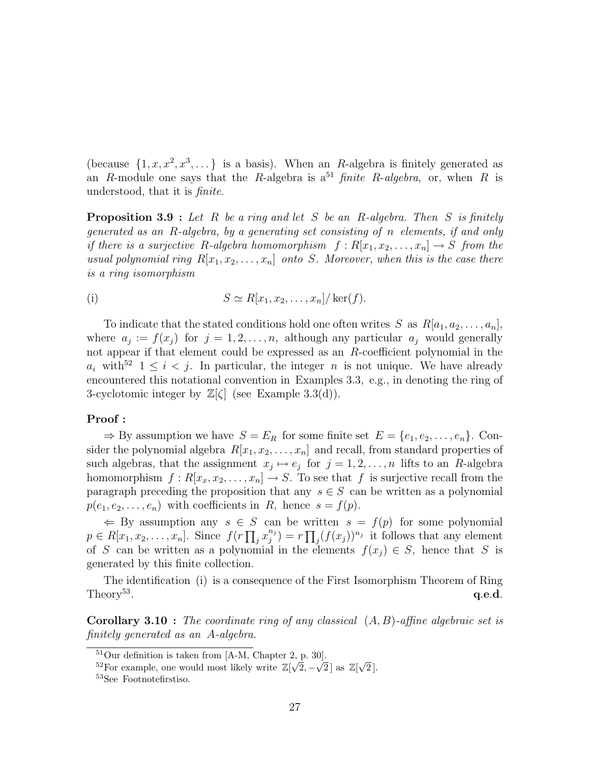(because $\{1, x, x^2, x^3, \dots\}$ is a basis). When an $R$-algebra is finitely generated as an $R$-module one says that the $R$-algebra is a[51] *finite $R$-algebra*, or, when $R$ is understood, that it is *finite*.

**Proposition 3.9 :** *Let $R$ be a ring and let $S$ be an $R$-algebra. Then $S$ is finitely generated as an $R$-algebra, by a generating set consisting of $n$ elements, if and only if there is a surjective $R$-algebra homomorphism $f : R[x_1, x_2, \dots, x_n] \to S$ from the usual polynomial ring $R[x_1, x_2, \dots, x_n]$ onto $S$. Moreover, when this is the case there is a ring isomorphism*

$$\text{(i)} \qquad S \simeq R[x_1, x_2, \dots, x_n]/\ker(f).$$

To indicate that the stated conditions hold one often writes $S$ as $R[a_1, a_2, \dots, a_n]$, where $a_j := f(x_j)$ for $j = 1, 2, \dots, n$, although any particular $a_j$ would generally not appear if that element could be expressed as an $R$-coefficient polynomial in the $a_i$ with[52] $1 \leq i < j$. In particular, the integer $n$ is not unique. We have already encountered this notational convention in Examples 3.3, e.g., in denoting the ring of 3-cyclotomic integer by $\mathbb{Z}[\zeta]$ (see Example 3.3(d)).

**Proof :**

$\Rightarrow$ By assumption we have $S = E_R$ for some finite set $E = \{e_1, e_2, \dots, e_n\}$. Consider the polynomial algebra $R[x_1, x_2, \dots, x_n]$ and recall, from standard properties of such algebras, that the assignment $x_j \mapsto e_j$ for $j = 1, 2, \dots, n$ lifts to an $R$-algebra homomorphism $f : R[x_x, x_2, \dots, x_n] \to S$. To see that $f$ is surjective recall from the paragraph preceding the proposition that any $s \in S$ can be written as a polynomial $p(e_1, e_2, \dots, e_n)$ with coefficients in $R$, hence $s = f(p)$.

$\Leftarrow$ By assumption any $s \in S$ can be written $s = f(p)$ for some polynomial $p \in R[x_1, x_2, \dots, x_n]$. Since $f(r \prod_j x_j^{n_j}) = r \prod_j (f(x_j))^{n_j}$ it follows that any element of $S$ can be written as a polynomial in the elements $f(x_j) \in S$, hence that $S$ is generated by this finite collection.

The identification (i) is a consequence of the First Isomorphism Theorem of Ring Theory[53]. **q.e.d.**

**Corollary 3.10 :** *The coordinate ring of any classical $(A, B)$-affine algebraic set is finitely generated as an $A$-algebra.*

---

[51] Our definition is taken from [A-M, Chapter 2, p. 30].

[52] For example, one would most likely write $\mathbb{Z}[\sqrt{2}, -\sqrt{2}]$ as $\mathbb{Z}[\sqrt{2}]$.

[53] See Footnotefirstiso.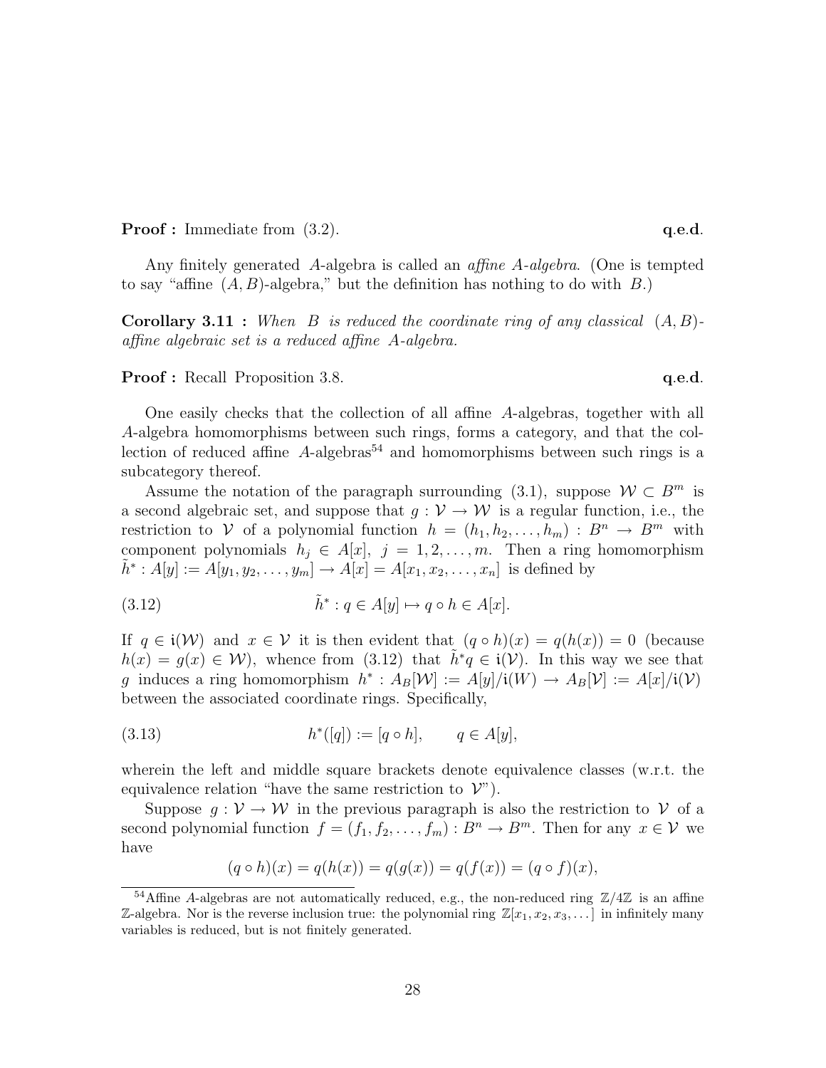**Proof :** Immediate from (3.2). **q.e.d.**

Any finitely generated $A$-algebra is called an *affine $A$-algebra*. (One is tempted to say "affine $(A, B)$-algebra," but the definition has nothing to do with $B$.)

**Corollary 3.11 :** *When $B$ is reduced the coordinate ring of any classical $(A, B)$-affine algebraic set is a reduced affine $A$-algebra.*

**Proof :** Recall Proposition 3.8. **q.e.d.**

One easily checks that the collection of all affine $A$-algebras, together with all $A$-algebra homomorphisms between such rings, forms a category, and that the collection of reduced affine $A$-algebras[54] and homomorphisms between such rings is a subcategory thereof.

Assume the notation of the paragraph surrounding (3.1), suppose $\mathcal{W} \subset B^m$ is a second algebraic set, and suppose that $g : \mathcal{V} \to \mathcal{W}$ is a regular function, i.e., the restriction to $\mathcal{V}$ of a polynomial function $h = (h_1, h_2, \ldots, h_m) : B^n \to B^m$ with component polynomials $h_j \in A[x]$, $j = 1, 2, \ldots, m$. Then a ring homomorphism $\tilde{h}^* : A[y] := A[y_1, y_2, \ldots, y_m] \to A[x] = A[x_1, x_2, \ldots, x_n]$ is defined by

$$\tilde{h}^* : q \in A[y] \mapsto q \circ h \in A[x]. \tag{3.12}$$

If $q \in \mathfrak{i}(\mathcal{W})$ and $x \in \mathcal{V}$ it is then evident that $(q \circ h)(x) = q(h(x)) = 0$ (because $h(x) = g(x) \in \mathcal{W}$), whence from (3.12) that $\tilde{h}^* q \in \mathfrak{i}(\mathcal{V})$. In this way we see that $g$ induces a ring homomorphism $h^* : A_B[\mathcal{W}] := A[y]/\mathfrak{i}(W) \to A_B[\mathcal{V}] := A[x]/\mathfrak{i}(\mathcal{V})$ between the associated coordinate rings. Specifically,

$$h^*([q]) := [q \circ h], \qquad q \in A[y], \tag{3.13}$$

wherein the left and middle square brackets denote equivalence classes (w.r.t. the equivalence relation "have the same restriction to $\mathcal{V}$").

Suppose $g : \mathcal{V} \to \mathcal{W}$ in the previous paragraph is also the restriction to $\mathcal{V}$ of a second polynomial function $f = (f_1, f_2, \ldots, f_m) : B^n \to B^m$. Then for any $x \in \mathcal{V}$ we have

$$(q \circ h)(x) = q(h(x)) = q(g(x)) = q(f(x)) = (q \circ f)(x),$$

[54] Affine $A$-algebras are not automatically reduced, e.g., the non-reduced ring $\mathbb{Z}/4\mathbb{Z}$ is an affine $\mathbb{Z}$-algebra. Nor is the reverse inclusion true: the polynomial ring $\mathbb{Z}[x_1, x_2, x_3, \ldots]$ in infinitely many variables is reduced, but is not finitely generated.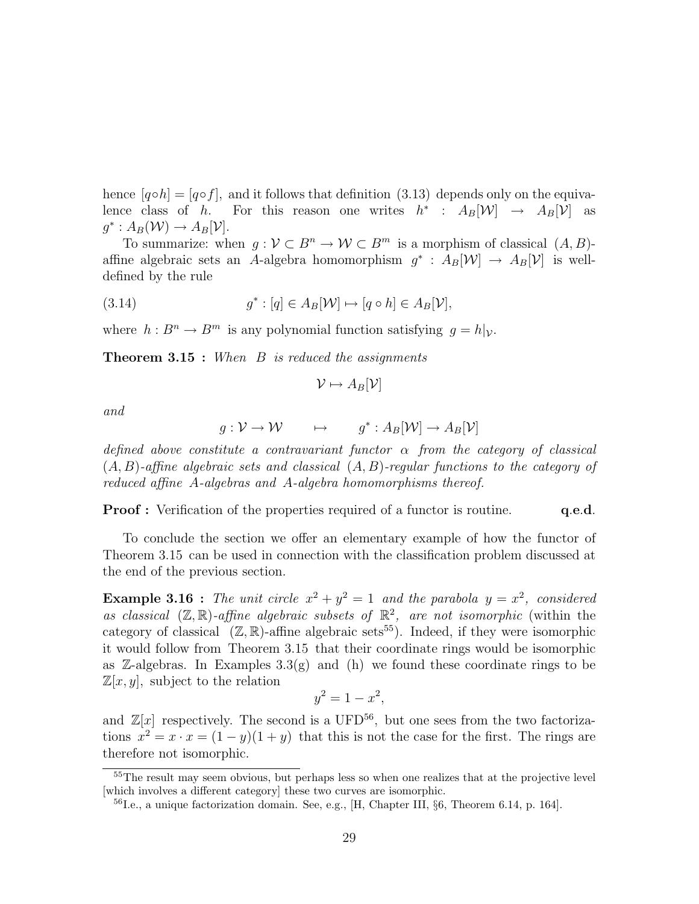hence $[q \circ h] = [q \circ f]$, and it follows that definition (3.13) depends only on the equivalence class of $h$. For this reason one writes $h^* : A_B[\mathcal{W}] \to A_B[\mathcal{V}]$ as $g^* : A_B(\mathcal{W}) \to A_B[\mathcal{V}]$.

To summarize: when $g : \mathcal{V} \subset B^n \to \mathcal{W} \subset B^m$ is a morphism of classical $(A, B)$-affine algebraic sets an $A$-algebra homomorphism $g^* : A_B[\mathcal{W}] \to A_B[\mathcal{V}]$ is well-defined by the rule

$$g^* : [q] \in A_B[\mathcal{W}] \mapsto [q \circ h] \in A_B[\mathcal{V}], \tag{3.14}$$

where $h : B^n \to B^m$ is any polynomial function satisfying $g = h|_{\mathcal{V}}$.

**Theorem 3.15 :** *When $B$ is reduced the assignments*

$$\mathcal{V} \mapsto A_B[\mathcal{V}]$$

*and*

$$g : \mathcal{V} \to \mathcal{W} \qquad \mapsto \qquad g^* : A_B[\mathcal{W}] \to A_B[\mathcal{V}]$$

*defined above constitute a contravariant functor $\alpha$ from the category of classical $(A, B)$-affine algebraic sets and classical $(A, B)$-regular functions to the category of reduced affine $A$-algebras and $A$-algebra homomorphisms thereof.*

**Proof :** Verification of the properties required of a functor is routine. **q.e.d.**

To conclude the section we offer an elementary example of how the functor of Theorem 3.15 can be used in connection with the classification problem discussed at the end of the previous section.

**Example 3.16 :** *The unit circle $x^2 + y^2 = 1$ and the parabola $y = x^2$, considered as classical $(\mathbb{Z}, \mathbb{R})$-affine algebraic subsets of $\mathbb{R}^2$, are not isomorphic* (within the category of classical $(\mathbb{Z}, \mathbb{R})$-affine algebraic sets[55]). Indeed, if they were isomorphic it would follow from Theorem 3.15 that their coordinate rings would be isomorphic as $\mathbb{Z}$-algebras. In Examples 3.3(g) and (h) we found these coordinate rings to be $\mathbb{Z}[x, y]$, subject to the relation

$$y^2 = 1 - x^2,$$

and $\mathbb{Z}[x]$ respectively. The second is a UFD[56], but one sees from the two factorizations $x^2 = x \cdot x = (1 - y)(1 + y)$ that this is not the case for the first. The rings are therefore not isomorphic.

---

[55] The result may seem obvious, but perhaps less so when one realizes that at the projective level [which involves a different category] these two curves are isomorphic.

[56] I.e., a unique factorization domain. See, e.g., [H, Chapter III, §6, Theorem 6.14, p. 164].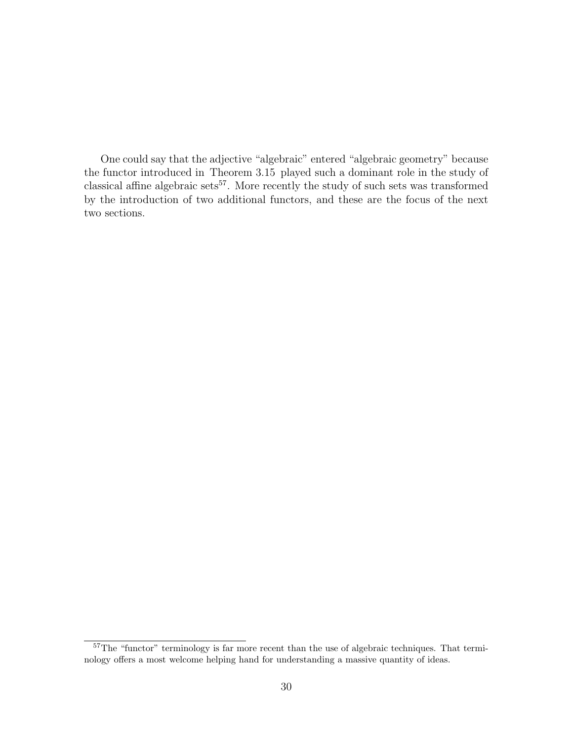One could say that the adjective “algebraic” entered “algebraic geometry” because the functor introduced in Theorem 3.15 played such a dominant role in the study of classical affine algebraic sets[57]. More recently the study of such sets was transformed by the introduction of two additional functors, and these are the focus of the next two sections.

[57] The “functor” terminology is far more recent than the use of algebraic techniques. That terminology offers a most welcome helping hand for understanding a massive quantity of ideas.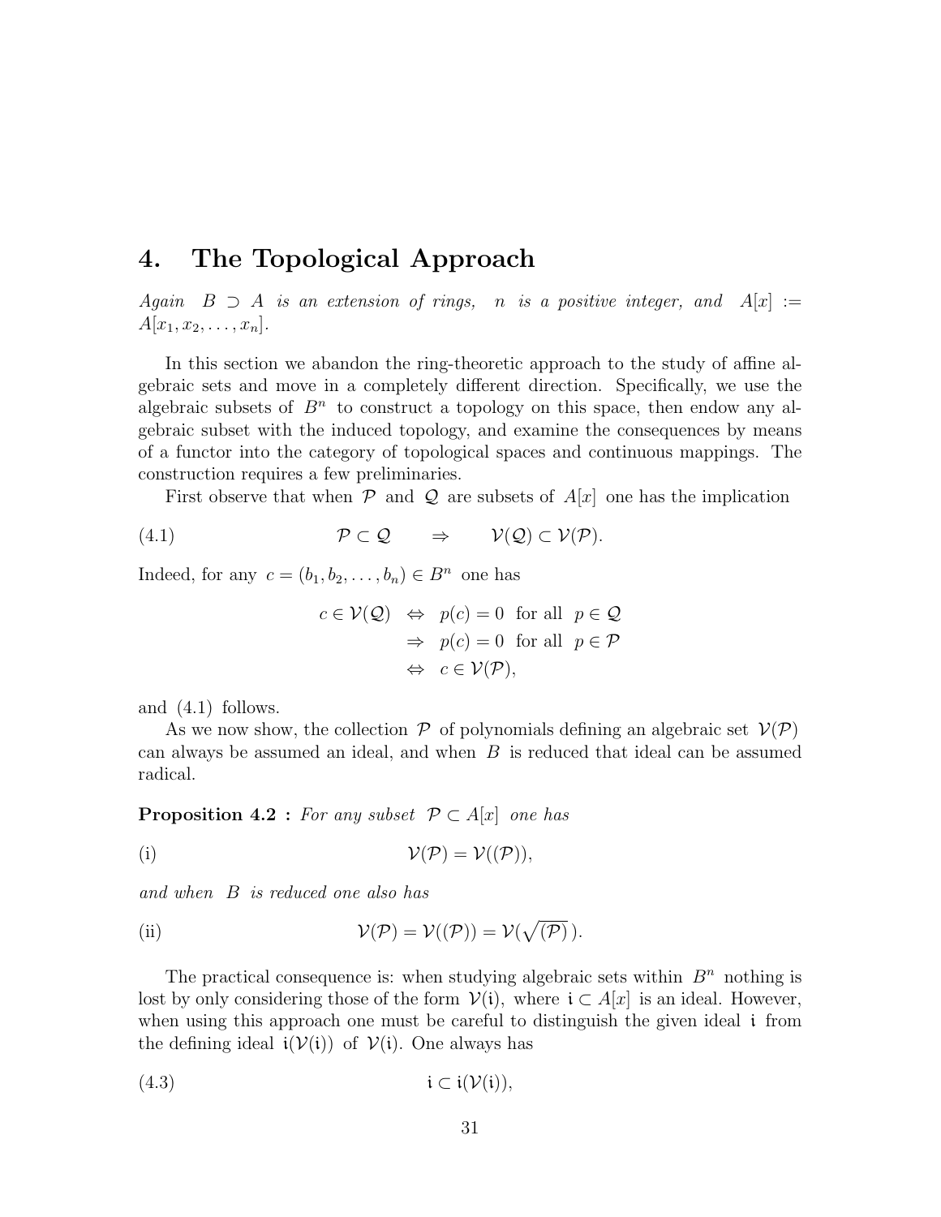# 4. The Topological Approach

*Again $B \supset A$ is an extension of rings, $n$ is a positive integer, and $A[x] := A[x_1, x_2, \ldots, x_n]$.*

In this section we abandon the ring-theoretic approach to the study of affine algebraic sets and move in a completely different direction. Specifically, we use the algebraic subsets of $B^n$ to construct a topology on this space, then endow any algebraic subset with the induced topology, and examine the consequences by means of a functor into the category of topological spaces and continuous mappings. The construction requires a few preliminaries.

First observe that when $\mathcal{P}$ and $\mathcal{Q}$ are subsets of $A[x]$ one has the implication

$$\mathcal{P} \subset \mathcal{Q} \quad \Rightarrow \quad \mathcal{V}(\mathcal{Q}) \subset \mathcal{V}(\mathcal{P}). \tag{4.1}$$

Indeed, for any $c = (b_1, b_2, \ldots, b_n) \in B^n$ one has

$$\begin{aligned} c \in \mathcal{V}(\mathcal{Q}) &\Leftrightarrow p(c) = 0 \text{ for all } p \in \mathcal{Q} \\ &\Rightarrow p(c) = 0 \text{ for all } p \in \mathcal{P} \\ &\Leftrightarrow c \in \mathcal{V}(\mathcal{P}), \end{aligned}$$

and (4.1) follows.

As we now show, the collection $\mathcal{P}$ of polynomials defining an algebraic set $\mathcal{V}(\mathcal{P})$ can always be assumed an ideal, and when $B$ is reduced that ideal can be assumed radical.

**Proposition 4.2 :** *For any subset $\mathcal{P} \subset A[x]$ one has*

$$\mathcal{V}(\mathcal{P}) = \mathcal{V}((\mathcal{P})), \tag{i}$$

*and when $B$ is reduced one also has*

$$\mathcal{V}(\mathcal{P}) = \mathcal{V}((\mathcal{P})) = \mathcal{V}(\sqrt{(\mathcal{P})}\,). \tag{ii}$$

The practical consequence is: when studying algebraic sets within $B^n$ nothing is lost by only considering those of the form $\mathcal{V}(\mathfrak{i})$, where $\mathfrak{i} \subset A[x]$ is an ideal. However, when using this approach one must be careful to distinguish the given ideal $\mathfrak{i}$ from the defining ideal $\mathfrak{i}(\mathcal{V}(\mathfrak{i}))$ of $\mathcal{V}(\mathfrak{i})$. One always has

$$\mathfrak{i} \subset \mathfrak{i}(\mathcal{V}(\mathfrak{i})), \tag{4.3}$$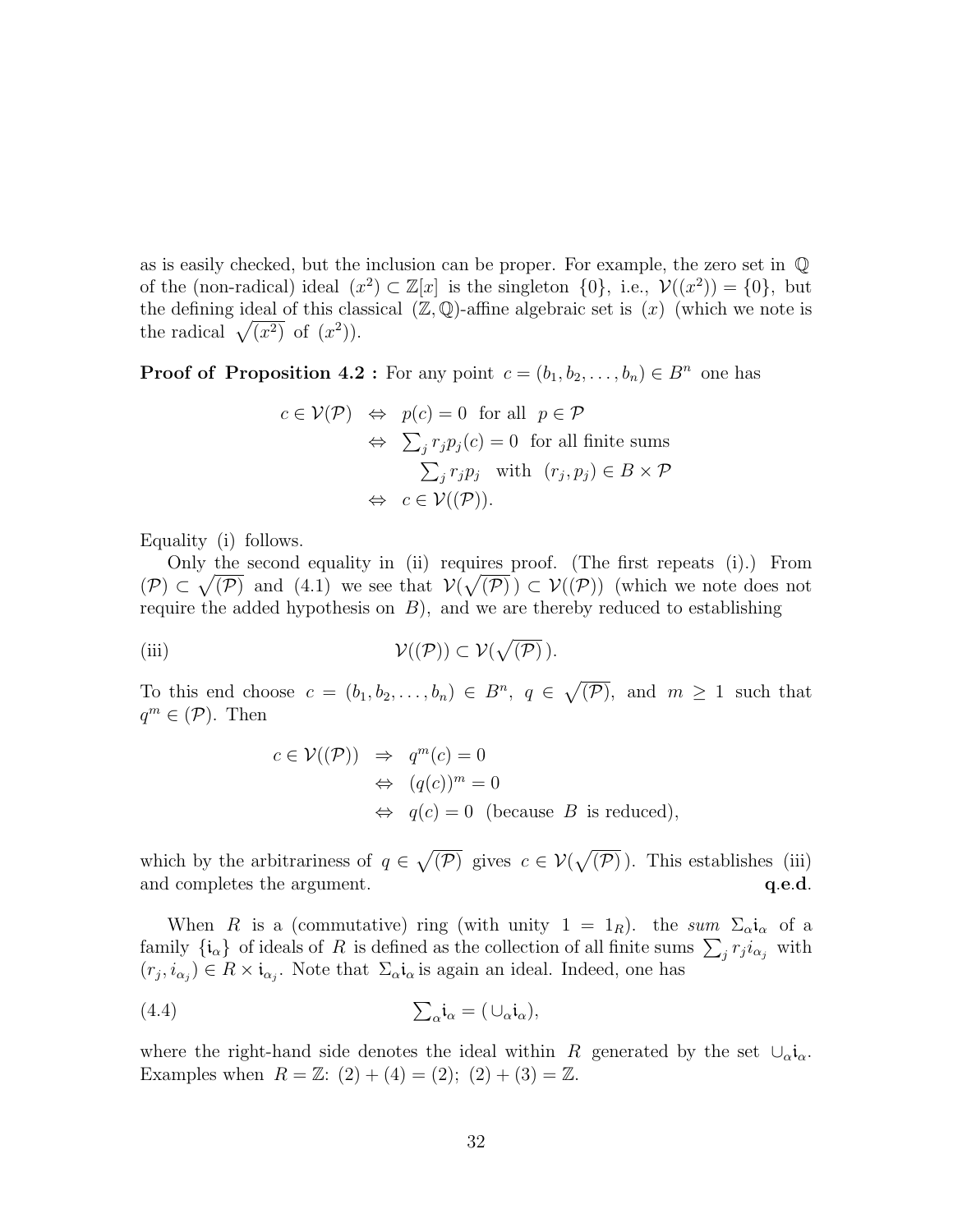as is easily checked, but the inclusion can be proper. For example, the zero set in $\mathbb{Q}$ of the (non-radical) ideal $(x^2) \subset \mathbb{Z}[x]$ is the singleton $\{0\}$, i.e., $\mathcal{V}((x^2)) = \{0\}$, but the defining ideal of this classical $(\mathbb{Z}, \mathbb{Q})$-affine algebraic set is $(x)$ (which we note is the radical $\sqrt{(x^2)}$ of $(x^2)$).

**Proof of Proposition 4.2 :** For any point $c = (b_1, b_2, \ldots, b_n) \in B^n$ one has

$$
\begin{aligned}
c \in \mathcal{V}(\mathcal{P}) \ &\Leftrightarrow\ p(c) = 0 \ \text{ for all } \ p \in \mathcal{P} \\
&\Leftrightarrow\ \textstyle\sum_j r_j p_j(c) = 0 \ \text{ for all finite sums} \\
&\qquad \textstyle\sum_j r_j p_j \ \text{ with } \ (r_j, p_j) \in B \times \mathcal{P} \\
&\Leftrightarrow\ c \in \mathcal{V}((\mathcal{P})).
\end{aligned}
$$

Equality (i) follows.

Only the second equality in (ii) requires proof. (The first repeats (i).) From $(\mathcal{P}) \subset \sqrt{(\mathcal{P})}$ and (4.1) we see that $\mathcal{V}(\sqrt{(\mathcal{P})}\,) \subset \mathcal{V}((\mathcal{P}))$ (which we note does not require the added hypothesis on $B$), and we are thereby reduced to establishing

$$
\text{(iii)} \qquad\qquad \mathcal{V}((\mathcal{P})) \subset \mathcal{V}(\sqrt{(\mathcal{P})}\,).
$$

To this end choose $c = (b_1, b_2, \ldots, b_n) \in B^n$, $q \in \sqrt{(\mathcal{P})}$, and $m \geq 1$ such that $q^m \in (\mathcal{P})$. Then

$$
\begin{aligned}
c \in \mathcal{V}((\mathcal{P})) \ &\Rightarrow\ q^m(c) = 0 \\
&\Leftrightarrow\ (q(c))^m = 0 \\
&\Leftrightarrow\ q(c) = 0 \ \text{ (because } B \text{ is reduced)},
\end{aligned}
$$

which by the arbitrariness of $q \in \sqrt{(\mathcal{P})}$ gives $c \in \mathcal{V}(\sqrt{(\mathcal{P})}\,)$. This establishes (iii) and completes the argument. **q.e.d.**

When $R$ is a (commutative) ring (with unity $1 = 1_R$). the *sum* $\Sigma_\alpha \mathfrak{i}_\alpha$ of a family $\{\mathfrak{i}_\alpha\}$ of ideals of $R$ is defined as the collection of all finite sums $\sum_j r_j i_{\alpha_j}$ with $(r_j, i_{\alpha_j}) \in R \times \mathfrak{i}_{\alpha_j}$. Note that $\Sigma_\alpha \mathfrak{i}_\alpha$ is again an ideal. Indeed, one has

$$
\text{(4.4)} \qquad\qquad \textstyle\sum_\alpha \mathfrak{i}_\alpha = (\,\cup_\alpha \mathfrak{i}_\alpha),
$$

where the right-hand side denotes the ideal within $R$ generated by the set $\cup_\alpha \mathfrak{i}_\alpha$. Examples when $R = \mathbb{Z}$: $(2) + (4) = (2)$; $(2) + (3) = \mathbb{Z}$.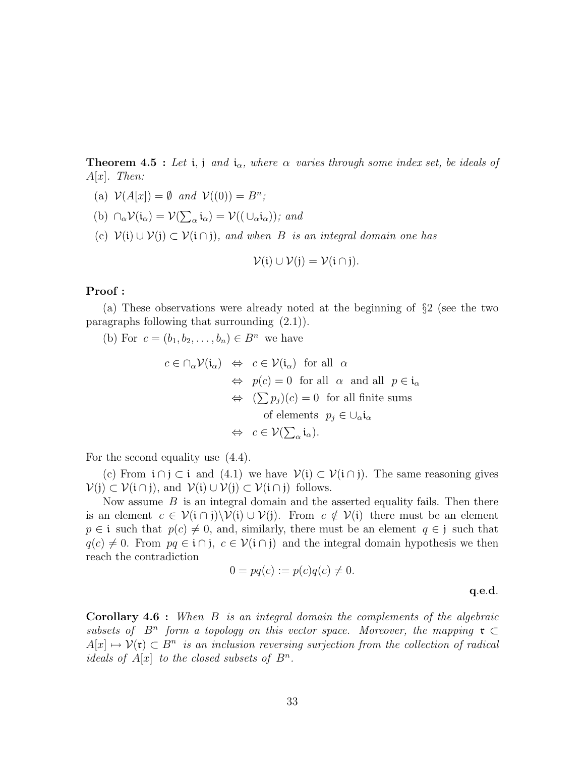**Theorem 4.5 :** *Let* $\mathfrak{i}, \mathfrak{j}$ *and* $\mathfrak{i}_\alpha$*, where* $\alpha$ *varies through some index set, be ideals of* $A[x]$*. Then:*

(a) $\mathcal{V}(A[x]) = \emptyset$ *and* $\mathcal{V}((0)) = B^n$*;*

(b) $\cap_\alpha \mathcal{V}(\mathfrak{i}_\alpha) = \mathcal{V}(\sum_\alpha \mathfrak{i}_\alpha) = \mathcal{V}((\cup_\alpha \mathfrak{i}_\alpha))$*; and*

(c) $\mathcal{V}(\mathfrak{i}) \cup \mathcal{V}(\mathfrak{j}) \subset \mathcal{V}(\mathfrak{i} \cap \mathfrak{j})$*, and when* $B$ *is an integral domain one has*

$$\mathcal{V}(\mathfrak{i}) \cup \mathcal{V}(\mathfrak{j}) = \mathcal{V}(\mathfrak{i} \cap \mathfrak{j}).$$

**Proof :**

(a) These observations were already noted at the beginning of §2 (see the two paragraphs following that surrounding (2.1)).

(b) For $c = (b_1, b_2, \ldots, b_n) \in B^n$ we have

$$\begin{aligned} c \in \cap_\alpha \mathcal{V}(\mathfrak{i}_\alpha) &\Leftrightarrow c \in \mathcal{V}(\mathfrak{i}_\alpha) \text{ for all } \alpha \\ &\Leftrightarrow p(c) = 0 \text{ for all } \alpha \text{ and all } p \in \mathfrak{i}_\alpha \\ &\Leftrightarrow (\textstyle\sum p_j)(c) = 0 \text{ for all finite sums} \\ &\qquad \text{of elements } p_j \in \cup_\alpha \mathfrak{i}_\alpha \\ &\Leftrightarrow c \in \mathcal{V}(\textstyle\sum_\alpha \mathfrak{i}_\alpha). \end{aligned}$$

For the second equality use (4.4).

(c) From $\mathfrak{i} \cap \mathfrak{j} \subset \mathfrak{i}$ and (4.1) we have $\mathcal{V}(\mathfrak{i}) \subset \mathcal{V}(\mathfrak{i} \cap \mathfrak{j})$. The same reasoning gives $\mathcal{V}(\mathfrak{j}) \subset \mathcal{V}(\mathfrak{i} \cap \mathfrak{j})$, and $\mathcal{V}(\mathfrak{i}) \cup \mathcal{V}(\mathfrak{j}) \subset \mathcal{V}(\mathfrak{i} \cap \mathfrak{j})$ follows.

Now assume $B$ is an integral domain and the asserted equality fails. Then there is an element $c \in \mathcal{V}(\mathfrak{i} \cap \mathfrak{j}) \backslash \mathcal{V}(\mathfrak{i}) \cup \mathcal{V}(\mathfrak{j})$. From $c \notin \mathcal{V}(\mathfrak{i})$ there must be an element $p \in \mathfrak{i}$ such that $p(c) \neq 0$, and, similarly, there must be an element $q \in \mathfrak{j}$ such that $q(c) \neq 0$. From $pq \in \mathfrak{i} \cap \mathfrak{j}$, $c \in \mathcal{V}(\mathfrak{i} \cap \mathfrak{j})$ and the integral domain hypothesis we then reach the contradiction

$$0 = pq(c) := p(c)q(c) \neq 0.$$

**q.e.d.**

**Corollary 4.6 :** *When* $B$ *is an integral domain the complements of the algebraic subsets of* $B^n$ *form a topology on this vector space. Moreover, the mapping* $\mathfrak{r} \subset A[x] \mapsto \mathcal{V}(\mathfrak{r}) \subset B^n$ *is an inclusion reversing surjection from the collection of radical ideals of* $A[x]$ *to the closed subsets of* $B^n$*.*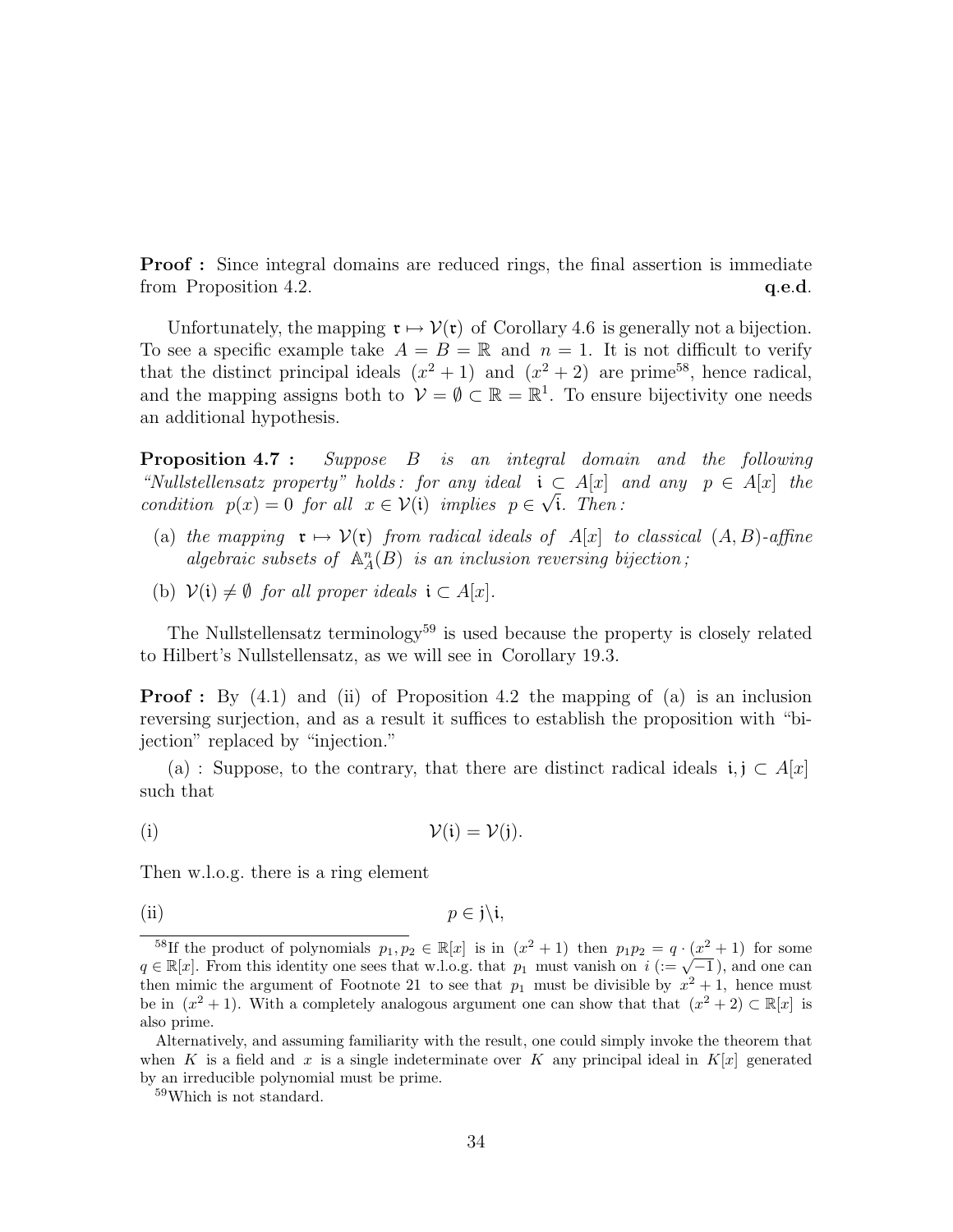**Proof :** Since integral domains are reduced rings, the final assertion is immediate from Proposition 4.2. **q.e.d.**

Unfortunately, the mapping $\mathfrak{r} \mapsto \mathcal{V}(\mathfrak{r})$ of Corollary 4.6 is generally not a bijection. To see a specific example take $A = B = \mathbb{R}$ and $n = 1$. It is not difficult to verify that the distinct principal ideals $(x^2 + 1)$ and $(x^2 + 2)$ are prime[58], hence radical, and the mapping assigns both to $\mathcal{V} = \emptyset \subset \mathbb{R} = \mathbb{R}^1$. To ensure bijectivity one needs an additional hypothesis.

**Proposition 4.7 :** *Suppose $B$ is an integral domain and the following "Nullstellensatz property" holds: for any ideal $\mathfrak{i} \subset A[x]$ and any $p \in A[x]$ the condition $p(x) = 0$ for all $x \in \mathcal{V}(\mathfrak{i})$ implies $p \in \sqrt{\mathfrak{i}}$. Then:*

(a) *the mapping $\mathfrak{r} \mapsto \mathcal{V}(\mathfrak{r})$ from radical ideals of $A[x]$ to classical $(A, B)$-affine algebraic subsets of $\mathbb{A}^n_A(B)$ is an inclusion reversing bijection;*

(b) *$\mathcal{V}(\mathfrak{i}) \neq \emptyset$ for all proper ideals $\mathfrak{i} \subset A[x]$.*

The Nullstellensatz terminology[59] is used because the property is closely related to Hilbert's Nullstellensatz, as we will see in Corollary 19.3.

**Proof :** By (4.1) and (ii) of Proposition 4.2 the mapping of (a) is an inclusion reversing surjection, and as a result it suffices to establish the proposition with "bijection" replaced by "injection."

(a) : Suppose, to the contrary, that there are distinct radical ideals $\mathfrak{i}, \mathfrak{j} \subset A[x]$ such that

$$\text{(i)} \qquad \mathcal{V}(\mathfrak{i}) = \mathcal{V}(\mathfrak{j}).$$

Then w.l.o.g. there is a ring element

$$\text{(ii)} \qquad p \in \mathfrak{j} \backslash \mathfrak{i},$$

---

[58] If the product of polynomials $p_1, p_2 \in \mathbb{R}[x]$ is in $(x^2 + 1)$ then $p_1 p_2 = q \cdot (x^2 + 1)$ for some $q \in \mathbb{R}[x]$. From this identity one sees that w.l.o.g. that $p_1$ must vanish on $i$ $(:= \sqrt{-1}\,)$, and one can then mimic the argument of Footnote 21 to see that $p_1$ must be divisible by $x^2 + 1$, hence must be in $(x^2 + 1)$. With a completely analogous argument one can show that that $(x^2 + 2) \subset \mathbb{R}[x]$ is also prime.

Alternatively, and assuming familiarity with the result, one could simply invoke the theorem that when $K$ is a field and $x$ is a single indeterminate over $K$ any principal ideal in $K[x]$ generated by an irreducible polynomial must be prime.

[59] Which is not standard.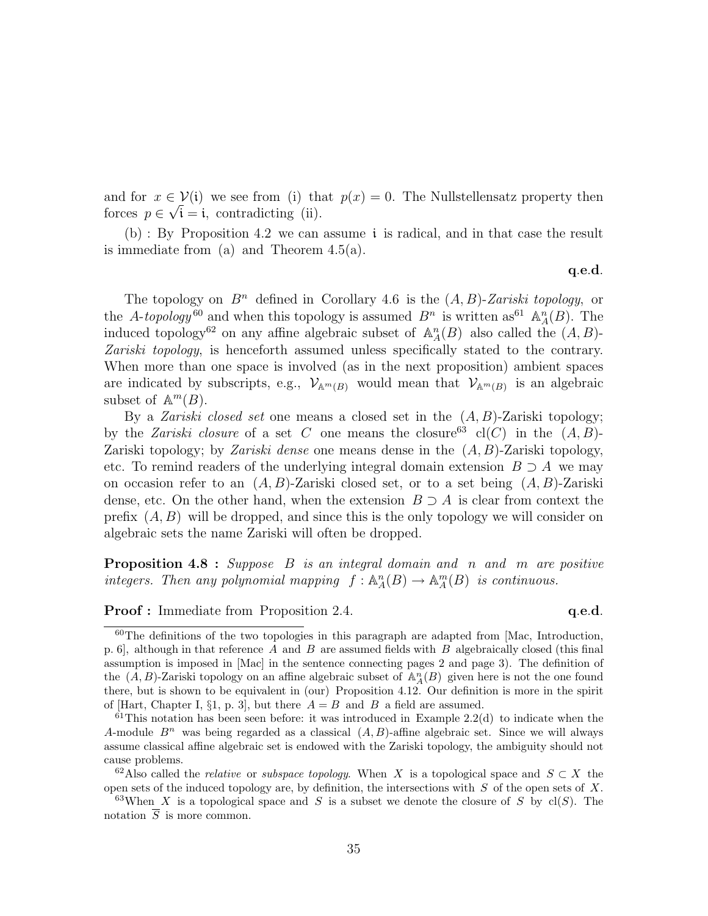and for $x \in \mathcal{V}(\mathfrak{i})$ we see from (i) that $p(x) = 0$. The Nullstellensatz property then forces $p \in \sqrt{\mathfrak{i}} = \mathfrak{i}$, contradicting (ii).

(b) : By Proposition 4.2 we can assume $\mathfrak{i}$ is radical, and in that case the result is immediate from (a) and Theorem 4.5(a).

**q.e.d.**

The topology on $B^n$ defined in Corollary 4.6 is the $(A, B)$-*Zariski topology*, or the *A-topology*[60] and when this topology is assumed $B^n$ is written as[61] $\mathbb{A}^n_A(B)$. The induced topology[62] on any affine algebraic subset of $\mathbb{A}^n_A(B)$ also called the $(A, B)$-*Zariski topology*, is henceforth assumed unless specifically stated to the contrary. When more than one space is involved (as in the next proposition) ambient spaces are indicated by subscripts, e.g., $\mathcal{V}_{\mathbb{A}^m(B)}$ would mean that $\mathcal{V}_{\mathbb{A}^m(B)}$ is an algebraic subset of $\mathbb{A}^m(B)$.

By a *Zariski closed set* one means a closed set in the $(A, B)$-Zariski topology; by the *Zariski closure* of a set $C$ one means the closure[63] $\mathrm{cl}(C)$ in the $(A, B)$-Zariski topology; by *Zariski dense* one means dense in the $(A, B)$-Zariski topology, etc. To remind readers of the underlying integral domain extension $B \supset A$ we may on occasion refer to an $(A, B)$-Zariski closed set, or to a set being $(A, B)$-Zariski dense, etc. On the other hand, when the extension $B \supset A$ is clear from context the prefix $(A, B)$ will be dropped, and since this is the only topology we will consider on algebraic sets the name Zariski will often be dropped.

**Proposition 4.8 :** *Suppose $B$ is an integral domain and $n$ and $m$ are positive integers. Then any polynomial mapping $f : \mathbb{A}^n_A(B) \to \mathbb{A}^m_A(B)$ is continuous.*

**Proof :** Immediate from Proposition 2.4. **q.e.d.**

---

[60] The definitions of the two topologies in this paragraph are adapted from [Mac, Introduction, p. 6], although in that reference $A$ and $B$ are assumed fields with $B$ algebraically closed (this final assumption is imposed in [Mac] in the sentence connecting pages 2 and page 3). The definition of the $(A, B)$-Zariski topology on an affine algebraic subset of $\mathbb{A}^n_A(B)$ given here is not the one found there, but is shown to be equivalent in (our) Proposition 4.12. Our definition is more in the spirit of [Hart, Chapter I, §1, p. 3], but there $A = B$ and $B$ a field are assumed.

[61] This notation has been seen before: it was introduced in Example 2.2(d) to indicate when the $A$-module $B^n$ was being regarded as a classical $(A, B)$-affine algebraic set. Since we will always assume classical affine algebraic set is endowed with the Zariski topology, the ambiguity should not cause problems.

[62] Also called the *relative* or *subspace topology*. When $X$ is a topological space and $S \subset X$ the open sets of the induced topology are, by definition, the intersections with $S$ of the open sets of $X$.

[63] When $X$ is a topological space and $S$ is a subset we denote the closure of $S$ by $\mathrm{cl}(S)$. The notation $\overline{S}$ is more common.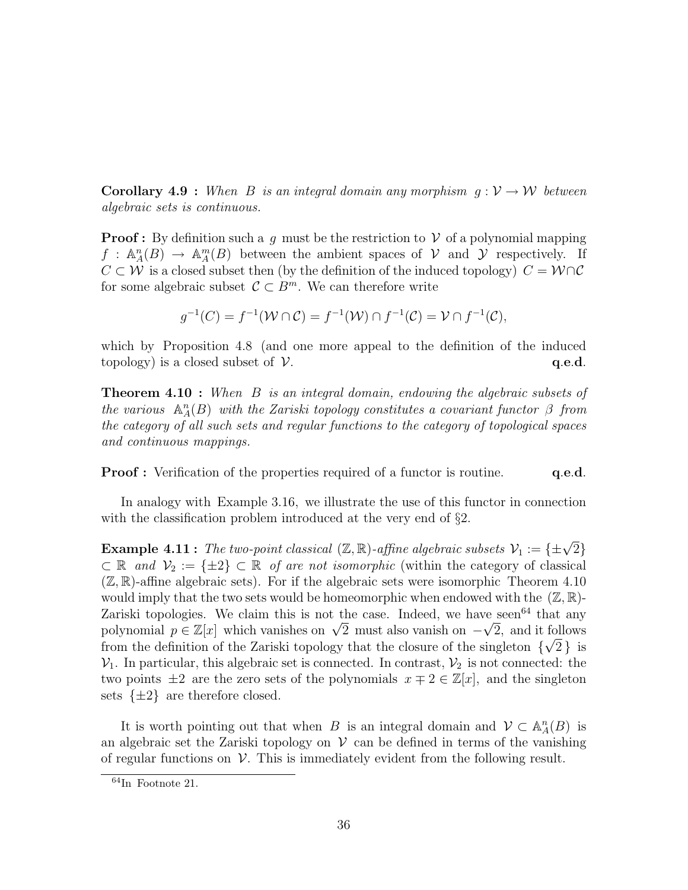**Corollary 4.9 :** *When $B$ is an integral domain any morphism $g : \mathcal{V} \to \mathcal{W}$ between algebraic sets is continuous.*

**Proof :** By definition such a $g$ must be the restriction to $\mathcal{V}$ of a polynomial mapping $f : \mathbb{A}^n_A(B) \to \mathbb{A}^m_A(B)$ between the ambient spaces of $\mathcal{V}$ and $\mathcal{Y}$ respectively. If $C \subset \mathcal{W}$ is a closed subset then (by the definition of the induced topology) $C = \mathcal{W} \cap \mathcal{C}$ for some algebraic subset $\mathcal{C} \subset B^m$. We can therefore write

$$g^{-1}(C) = f^{-1}(\mathcal{W} \cap \mathcal{C}) = f^{-1}(\mathcal{W}) \cap f^{-1}(\mathcal{C}) = \mathcal{V} \cap f^{-1}(\mathcal{C}),$$

which by Proposition 4.8 (and one more appeal to the definition of the induced topology) is a closed subset of $\mathcal{V}$. **q.e.d.**

**Theorem 4.10 :** *When $B$ is an integral domain, endowing the algebraic subsets of the various $\mathbb{A}^n_A(B)$ with the Zariski topology constitutes a covariant functor $\beta$ from the category of all such sets and regular functions to the category of topological spaces and continuous mappings.*

**Proof :** Verification of the properties required of a functor is routine. **q.e.d.**

In analogy with Example 3.16, we illustrate the use of this functor in connection with the classification problem introduced at the very end of §2.

**Example 4.11 :** *The two-point classical $(\mathbb{Z}, \mathbb{R})$-affine algebraic subsets $\mathcal{V}_1 := \{\pm\sqrt{2}\} \subset \mathbb{R}$ and $\mathcal{V}_2 := \{\pm 2\} \subset \mathbb{R}$ of are not isomorphic* (within the category of classical $(\mathbb{Z}, \mathbb{R})$-affine algebraic sets). For if the algebraic sets were isomorphic Theorem 4.10 would imply that the two sets would be homeomorphic when endowed with the $(\mathbb{Z}, \mathbb{R})$-Zariski topologies. We claim this is not the case. Indeed, we have seen[64] that any polynomial $p \in \mathbb{Z}[x]$ which vanishes on $\sqrt{2}$ must also vanish on $-\sqrt{2}$, and it follows from the definition of the Zariski topology that the closure of the singleton $\{\sqrt{2}\}$ is $\mathcal{V}_1$. In particular, this algebraic set is connected. In contrast, $\mathcal{V}_2$ is not connected: the two points $\pm 2$ are the zero sets of the polynomials $x \mp 2 \in \mathbb{Z}[x]$, and the singleton sets $\{\pm 2\}$ are therefore closed.

It is worth pointing out that when $B$ is an integral domain and $\mathcal{V} \subset \mathbb{A}^n_A(B)$ is an algebraic set the Zariski topology on $\mathcal{V}$ can be defined in terms of the vanishing of regular functions on $\mathcal{V}$. This is immediately evident from the following result.

[64] In Footnote 21.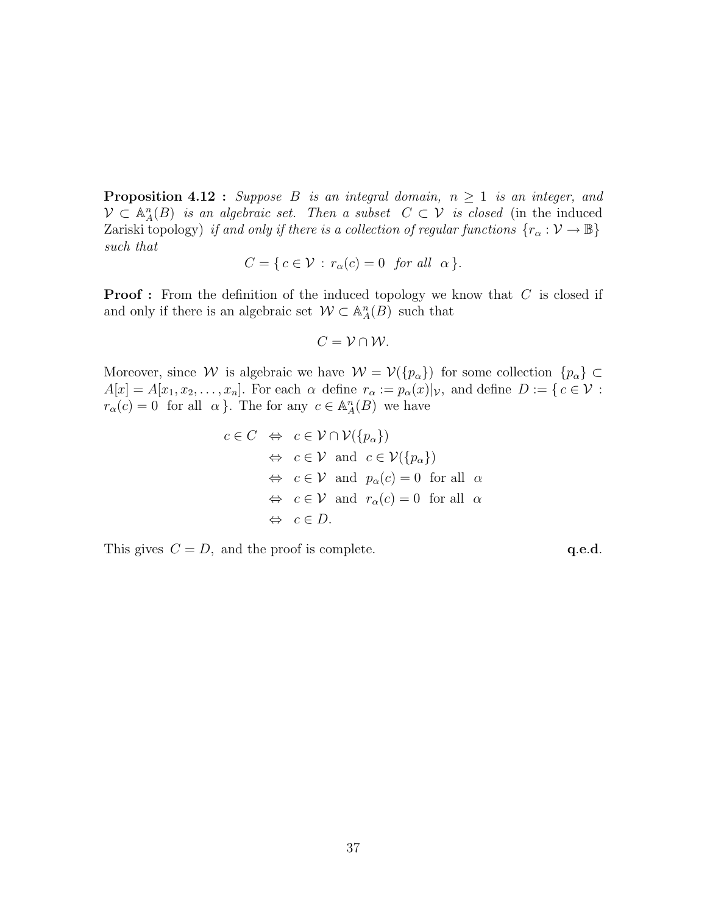**Proposition 4.12 :** *Suppose $B$ is an integral domain, $n \geq 1$ is an integer, and $\mathcal{V} \subset \mathbb{A}^n_A(B)$ is an algebraic set. Then a subset $C \subset \mathcal{V}$ is closed* (in the induced Zariski topology) *if and only if there is a collection of regular functions $\{r_\alpha : \mathcal{V} \to \mathbb{B}\}$ such that*

$$C = \{\, c \in \mathcal{V} \,:\, r_\alpha(c) = 0 \ \text{ for all } \ \alpha \,\}.$$

**Proof :** From the definition of the induced topology we know that $C$ is closed if and only if there is an algebraic set $\mathcal{W} \subset \mathbb{A}^n_A(B)$ such that

$$C = \mathcal{V} \cap \mathcal{W}.$$

Moreover, since $\mathcal{W}$ is algebraic we have $\mathcal{W} = \mathcal{V}(\{p_\alpha\})$ for some collection $\{p_\alpha\} \subset A[x] = A[x_1, x_2, \ldots, x_n]$. For each $\alpha$ define $r_\alpha := p_\alpha(x)|_{\mathcal{V}}$, and define $D := \{\, c \in \mathcal{V} : r_\alpha(c) = 0 \ \text{ for all } \ \alpha \,\}$. The for any $c \in \mathbb{A}^n_A(B)$ we have

$$\begin{aligned}
c \in C \ &\Leftrightarrow \ c \in \mathcal{V} \cap \mathcal{V}(\{p_\alpha\}) \\
&\Leftrightarrow \ c \in \mathcal{V} \ \text{ and } \ c \in \mathcal{V}(\{p_\alpha\}) \\
&\Leftrightarrow \ c \in \mathcal{V} \ \text{ and } \ p_\alpha(c) = 0 \ \text{ for all } \ \alpha \\
&\Leftrightarrow \ c \in \mathcal{V} \ \text{ and } \ r_\alpha(c) = 0 \ \text{ for all } \ \alpha \\
&\Leftrightarrow \ c \in D.
\end{aligned}$$

This gives $C = D$, and the proof is complete. **q.e.d.**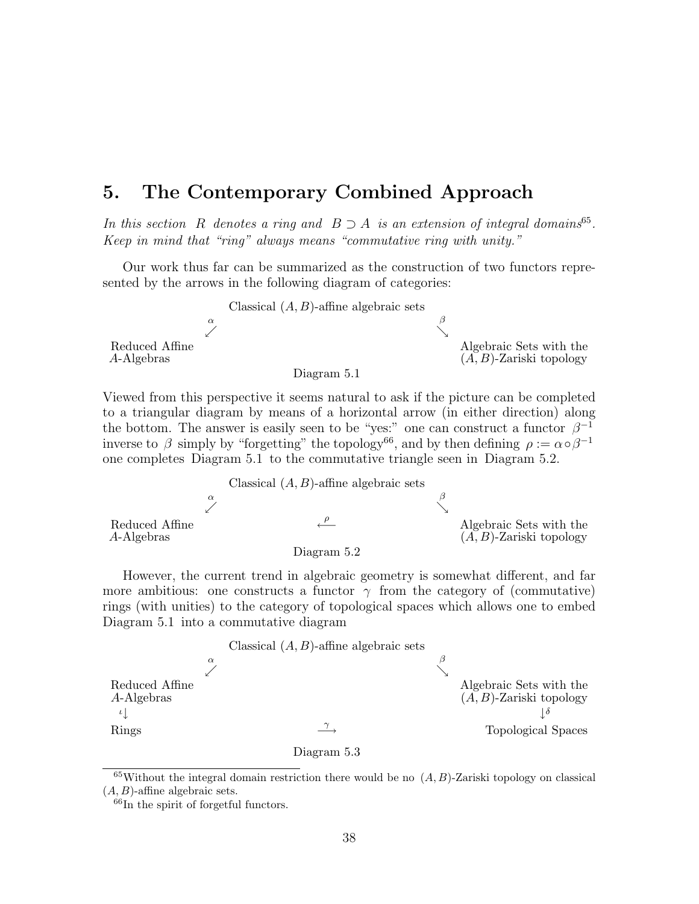# 5. The Contemporary Combined Approach

*In this section $R$ denotes a ring and $B \supset A$ is an extension of integral domains*[65]. *Keep in mind that "ring" always means "commutative ring with unity."*

Our work thus far can be summarized as the construction of two functors represented by the arrows in the following diagram of categories:

$$
\begin{array}{ccc}
 & \text{Classical } (A,B)\text{-affine algebraic sets} & \\
\overset{\alpha}{\swarrow} & & \overset{\beta}{\searrow} \\
\text{Reduced Affine } A\text{-Algebras} & & \text{Algebraic Sets with the } (A,B)\text{-Zariski topology}
\end{array}
$$

Diagram 5.1

Viewed from this perspective it seems natural to ask if the picture can be completed to a triangular diagram by means of a horizontal arrow (in either direction) along the bottom. The answer is easily seen to be "yes:" one can construct a functor $\beta^{-1}$ inverse to $\beta$ simply by "forgetting" the topology[66], and by then defining $\rho := \alpha \circ \beta^{-1}$ one completes Diagram 5.1 to the commutative triangle seen in Diagram 5.2.

$$
\begin{array}{ccc}
 & \text{Classical } (A,B)\text{-affine algebraic sets} & \\
\overset{\alpha}{\swarrow} & & \overset{\beta}{\searrow} \\
\text{Reduced Affine } A\text{-Algebras} & \overset{\rho}{\longleftarrow} & \text{Algebraic Sets with the } (A,B)\text{-Zariski topology}
\end{array}
$$

Diagram 5.2

However, the current trend in algebraic geometry is somewhat different, and far more ambitious: one constructs a functor $\gamma$ from the category of (commutative) rings (with unities) to the category of topological spaces which allows one to embed Diagram 5.1 into a commutative diagram

$$
\begin{array}{ccc}
 & \text{Classical } (A,B)\text{-affine algebraic sets} & \\
\overset{\alpha}{\swarrow} & & \overset{\beta}{\searrow} \\
\text{Reduced Affine } A\text{-Algebras} & & \text{Algebraic Sets with the } (A,B)\text{-Zariski topology} \\
{}^{\iota}\downarrow & & \downarrow^{\delta} \\
\text{Rings} & \overset{\gamma}{\longrightarrow} & \text{Topological Spaces}
\end{array}
$$

Diagram 5.3

---

[65] Without the integral domain restriction there would be no $(A,B)$-Zariski topology on classical $(A,B)$-affine algebraic sets.

[66] In the spirit of forgetful functors.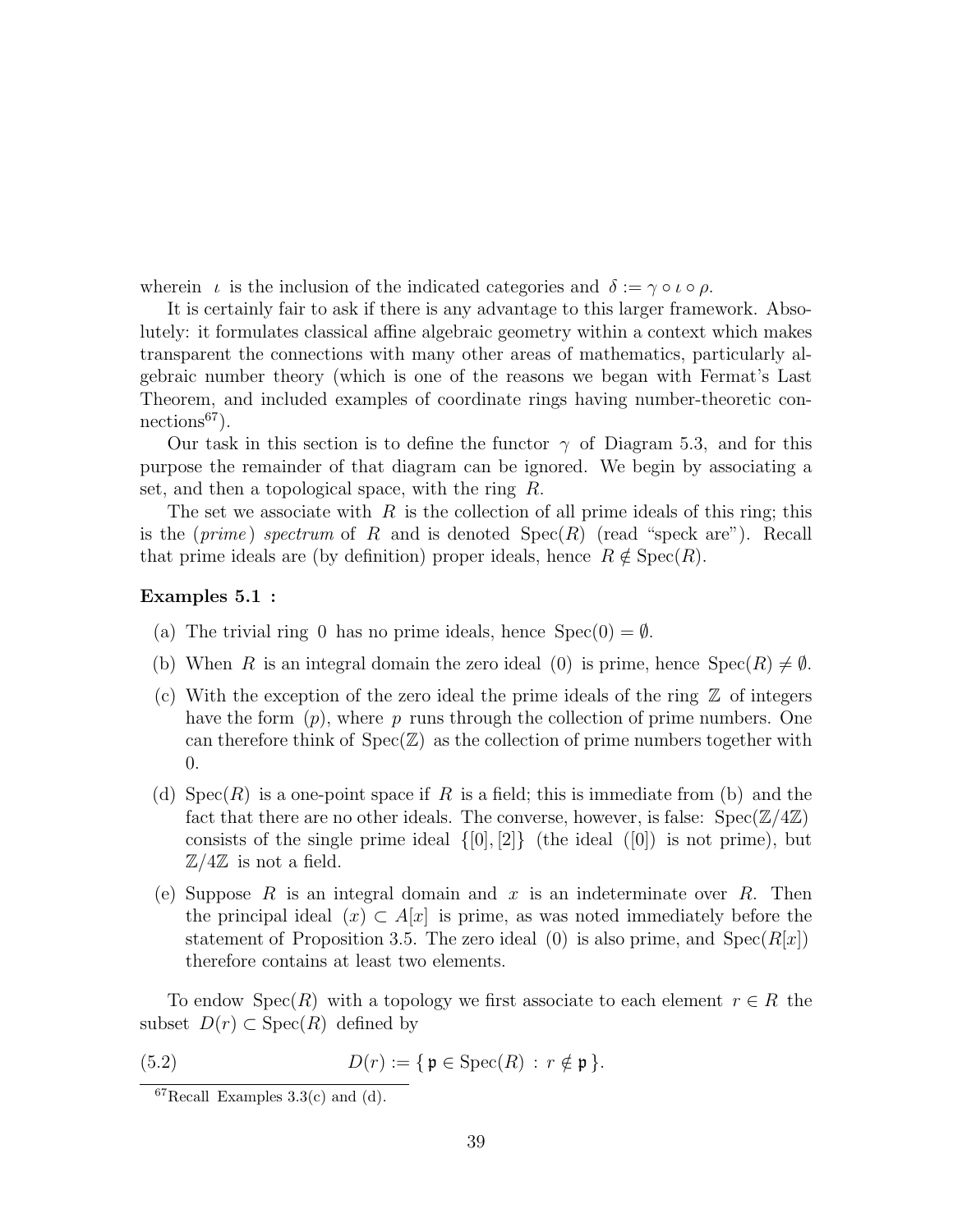wherein $\iota$ is the inclusion of the indicated categories and $\delta := \gamma \circ \iota \circ \rho$.

It is certainly fair to ask if there is any advantage to this larger framework. Absolutely: it formulates classical affine algebraic geometry within a context which makes transparent the connections with many other areas of mathematics, particularly algebraic number theory (which is one of the reasons we began with Fermat's Last Theorem, and included examples of coordinate rings having number-theoretic connections[67]).

Our task in this section is to define the functor $\gamma$ of Diagram 5.3, and for this purpose the remainder of that diagram can be ignored. We begin by associating a set, and then a topological space, with the ring $R$.

The set we associate with $R$ is the collection of all prime ideals of this ring; this is the (*prime*) *spectrum* of $R$ and is denoted $\operatorname{Spec}(R)$ (read "speck are"). Recall that prime ideals are (by definition) proper ideals, hence $R \notin \operatorname{Spec}(R)$.

**Examples 5.1 :**

(a) The trivial ring $0$ has no prime ideals, hence $\operatorname{Spec}(0) = \emptyset$.

(b) When $R$ is an integral domain the zero ideal $(0)$ is prime, hence $\operatorname{Spec}(R) \neq \emptyset$.

(c) With the exception of the zero ideal the prime ideals of the ring $\mathbb{Z}$ of integers have the form $(p)$, where $p$ runs through the collection of prime numbers. One can therefore think of $\operatorname{Spec}(\mathbb{Z})$ as the collection of prime numbers together with $0$.

(d) $\operatorname{Spec}(R)$ is a one-point space if $R$ is a field; this is immediate from (b) and the fact that there are no other ideals. The converse, however, is false: $\operatorname{Spec}(\mathbb{Z}/4\mathbb{Z})$ consists of the single prime ideal $\{[0],[2]\}$ (the ideal $([0])$ is not prime), but $\mathbb{Z}/4\mathbb{Z}$ is not a field.

(e) Suppose $R$ is an integral domain and $x$ is an indeterminate over $R$. Then the principal ideal $(x) \subset A[x]$ is prime, as was noted immediately before the statement of Proposition 3.5. The zero ideal $(0)$ is also prime, and $\operatorname{Spec}(R[x])$ therefore contains at least two elements.

To endow $\operatorname{Spec}(R)$ with a topology we first associate to each element $r \in R$ the subset $D(r) \subset \operatorname{Spec}(R)$ defined by

$$D(r) := \{\, \mathfrak{p} \in \operatorname{Spec}(R) \,:\, r \notin \mathfrak{p} \,\}. \tag{5.2}$$

[67] Recall Examples 3.3(c) and (d).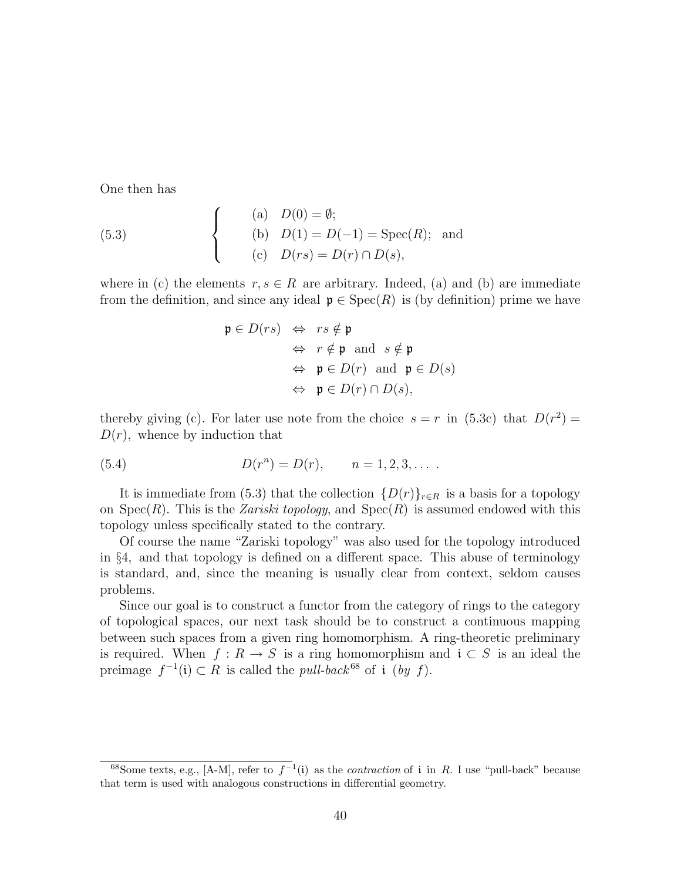One then has

$$
(5.3) \qquad \begin{cases} \text{(a)} \quad D(0) = \emptyset; \\ \text{(b)} \quad D(1) = D(-1) = \operatorname{Spec}(R); \quad \text{and} \\ \text{(c)} \quad D(rs) = D(r) \cap D(s), \end{cases}
$$

where in (c) the elements $r, s \in R$ are arbitrary. Indeed, (a) and (b) are immediate from the definition, and since any ideal $\mathfrak{p} \in \operatorname{Spec}(R)$ is (by definition) prime we have

$$
\begin{aligned}
\mathfrak{p} \in D(rs) &\Leftrightarrow rs \notin \mathfrak{p} \\
&\Leftrightarrow r \notin \mathfrak{p} \text{ and } s \notin \mathfrak{p} \\
&\Leftrightarrow \mathfrak{p} \in D(r) \text{ and } \mathfrak{p} \in D(s) \\
&\Leftrightarrow \mathfrak{p} \in D(r) \cap D(s),
\end{aligned}
$$

thereby giving (c). For later use note from the choice $s = r$ in (5.3c) that $D(r^2) = D(r)$, whence by induction that

$$
(5.4) \qquad D(r^n) = D(r), \qquad n = 1, 2, 3, \ldots .
$$

It is immediate from (5.3) that the collection $\{D(r)\}_{r \in R}$ is a basis for a topology on $\operatorname{Spec}(R)$. This is the *Zariski topology*, and $\operatorname{Spec}(R)$ is assumed endowed with this topology unless specifically stated to the contrary.

Of course the name "Zariski topology" was also used for the topology introduced in §4, and that topology is defined on a different space. This abuse of terminology is standard, and, since the meaning is usually clear from context, seldom causes problems.

Since our goal is to construct a functor from the category of rings to the category of topological spaces, our next task should be to construct a continuous mapping between such spaces from a given ring homomorphism. A ring-theoretic preliminary is required. When $f : R \to S$ is a ring homomorphism and $\mathfrak{i} \subset S$ is an ideal the preimage $f^{-1}(\mathfrak{i}) \subset R$ is called the *pull-back*[68] of $\mathfrak{i}$ (*by* $f$).

[68] Some texts, e.g., [A-M], refer to $f^{-1}(\mathfrak{i})$ as the *contraction* of $\mathfrak{i}$ in $R$. I use "pull-back" because that term is used with analogous constructions in differential geometry.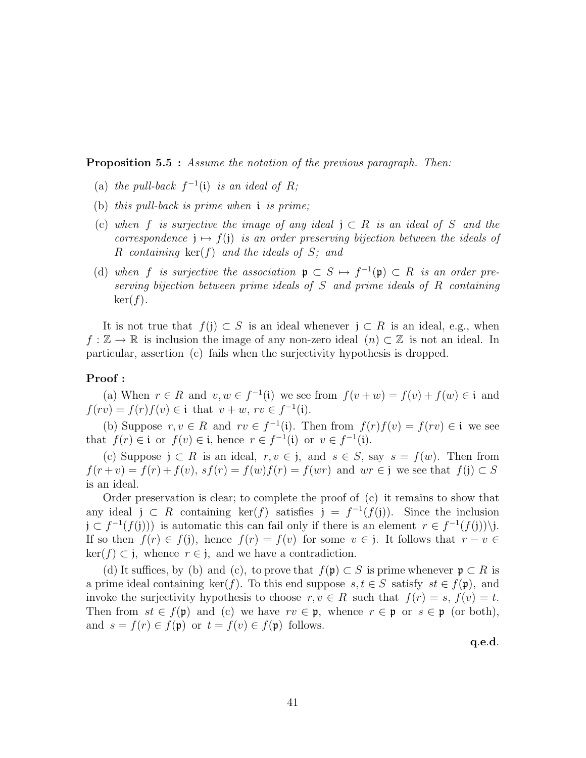**Proposition 5.5 :** *Assume the notation of the previous paragraph. Then:*

(a) *the pull-back* $f^{-1}(\mathfrak{i})$ *is an ideal of* $R$*;*

(b) *this pull-back is prime when* $\mathfrak{i}$ *is prime;*

(c) *when* $f$ *is surjective the image of any ideal* $\mathfrak{j} \subset R$ *is an ideal of* $S$ *and the correspondence* $\mathfrak{j} \mapsto f(\mathfrak{j})$ *is an order preserving bijection between the ideals of* $R$ *containing* $\ker(f)$ *and the ideals of* $S$*; and*

(d) *when* $f$ *is surjective the association* $\mathfrak{p} \subset S \mapsto f^{-1}(\mathfrak{p}) \subset R$ *is an order preserving bijection between prime ideals of* $S$ *and prime ideals of* $R$ *containing* $\ker(f)$*.*

It is not true that $f(\mathfrak{j}) \subset S$ is an ideal whenever $\mathfrak{j} \subset R$ is an ideal, e.g., when $f : \mathbb{Z} \to \mathbb{R}$ is inclusion the image of any non-zero ideal $(n) \subset \mathbb{Z}$ is not an ideal. In particular, assertion (c) fails when the surjectivity hypothesis is dropped.

**Proof :**

(a) When $r \in R$ and $v, w \in f^{-1}(\mathfrak{i})$ we see from $f(v+w) = f(v) + f(w) \in \mathfrak{i}$ and $f(rv) = f(r)f(v) \in \mathfrak{i}$ that $v + w$, $rv \in f^{-1}(\mathfrak{i})$.

(b) Suppose $r, v \in R$ and $rv \in f^{-1}(\mathfrak{i})$. Then from $f(r)f(v) = f(rv) \in \mathfrak{i}$ we see that $f(r) \in \mathfrak{i}$ or $f(v) \in \mathfrak{i}$, hence $r \in f^{-1}(\mathfrak{i})$ or $v \in f^{-1}(\mathfrak{i})$.

(c) Suppose $\mathfrak{j} \subset R$ is an ideal, $r, v \in \mathfrak{j}$, and $s \in S$, say $s = f(w)$. Then from $f(r+v) = f(r) + f(v)$, $sf(r) = f(w)f(r) = f(wr)$ and $wr \in \mathfrak{j}$ we see that $f(\mathfrak{j}) \subset S$ is an ideal.

Order preservation is clear; to complete the proof of (c) it remains to show that any ideal $\mathfrak{j} \subset R$ containing $\ker(f)$ satisfies $\mathfrak{j} = f^{-1}(f(\mathfrak{j}))$. Since the inclusion $\mathfrak{j} \subset f^{-1}(f(\mathfrak{j})))$ is automatic this can fail only if there is an element $r \in f^{-1}(f(\mathfrak{j}))\backslash\mathfrak{j}$. If so then $f(r) \in f(\mathfrak{j})$, hence $f(r) = f(v)$ for some $v \in \mathfrak{j}$. It follows that $r - v \in \ker(f) \subset \mathfrak{j}$, whence $r \in \mathfrak{j}$, and we have a contradiction.

(d) It suffices, by (b) and (c), to prove that $f(\mathfrak{p}) \subset S$ is prime whenever $\mathfrak{p} \subset R$ is a prime ideal containing $\ker(f)$. To this end suppose $s, t \in S$ satisfy $st \in f(\mathfrak{p})$, and invoke the surjectivity hypothesis to choose $r, v \in R$ such that $f(r) = s$, $f(v) = t$. Then from $st \in f(\mathfrak{p})$ and (c) we have $rv \in \mathfrak{p}$, whence $r \in \mathfrak{p}$ or $s \in \mathfrak{p}$ (or both), and $s = f(r) \in f(\mathfrak{p})$ or $t = f(v) \in f(\mathfrak{p})$ follows.

**q.e.d.**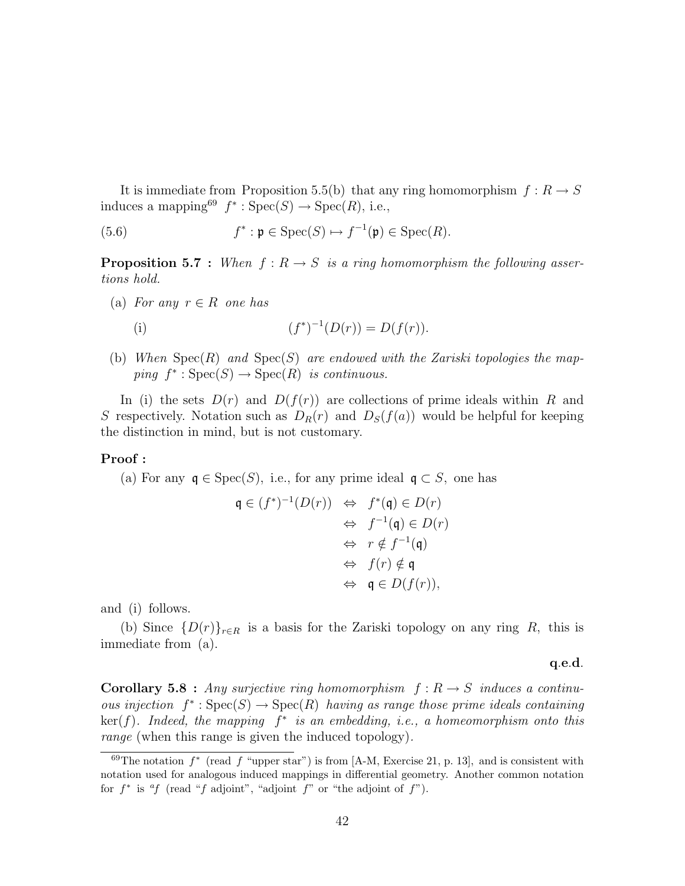It is immediate from Proposition 5.5(b) that any ring homomorphism $f : R \to S$ induces a mapping[69] $f^* : \mathrm{Spec}(S) \to \mathrm{Spec}(R)$, i.e.,

$$f^* : \mathfrak{p} \in \mathrm{Spec}(S) \mapsto f^{-1}(\mathfrak{p}) \in \mathrm{Spec}(R). \tag{5.6}$$

**Proposition 5.7 :** *When $f : R \to S$ is a ring homomorphism the following assertions hold.*

(a) *For any $r \in R$ one has*

$$\text{(i)} \qquad (f^*)^{-1}(D(r)) = D(f(r)).$$

(b) *When $\mathrm{Spec}(R)$ and $\mathrm{Spec}(S)$ are endowed with the Zariski topologies the mapping $f^* : \mathrm{Spec}(S) \to \mathrm{Spec}(R)$ is continuous.*

In (i) the sets $D(r)$ and $D(f(r))$ are collections of prime ideals within $R$ and $S$ respectively. Notation such as $D_R(r)$ and $D_S(f(a))$ would be helpful for keeping the distinction in mind, but is not customary.

**Proof :**

(a) For any $\mathfrak{q} \in \mathrm{Spec}(S)$, i.e., for any prime ideal $\mathfrak{q} \subset S$, one has

$$\begin{aligned}
\mathfrak{q} \in (f^*)^{-1}(D(r)) \quad &\Leftrightarrow \quad f^*(\mathfrak{q}) \in D(r) \\
&\Leftrightarrow \quad f^{-1}(\mathfrak{q}) \in D(r) \\
&\Leftrightarrow \quad r \notin f^{-1}(\mathfrak{q}) \\
&\Leftrightarrow \quad f(r) \notin \mathfrak{q} \\
&\Leftrightarrow \quad \mathfrak{q} \in D(f(r)),
\end{aligned}$$

and (i) follows.

(b) Since $\{D(r)\}_{r \in R}$ is a basis for the Zariski topology on any ring $R$, this is immediate from (a).

**q.e.d.**

**Corollary 5.8 :** *Any surjective ring homomorphism $f : R \to S$ induces a continuous injection $f^* : \mathrm{Spec}(S) \to \mathrm{Spec}(R)$ having as range those prime ideals containing $\ker(f)$. Indeed, the mapping $f^*$ is an embedding, i.e., a homeomorphism onto this range* (when this range is given the induced topology).

[69] The notation $f^*$ (read $f$ "upper star") is from [A-M, Exercise 21, p. 13], and is consistent with notation used for analogous induced mappings in differential geometry. Another common notation for $f^*$ is ${}^a f$ (read "$f$ adjoint", "adjoint $f$" or "the adjoint of $f$").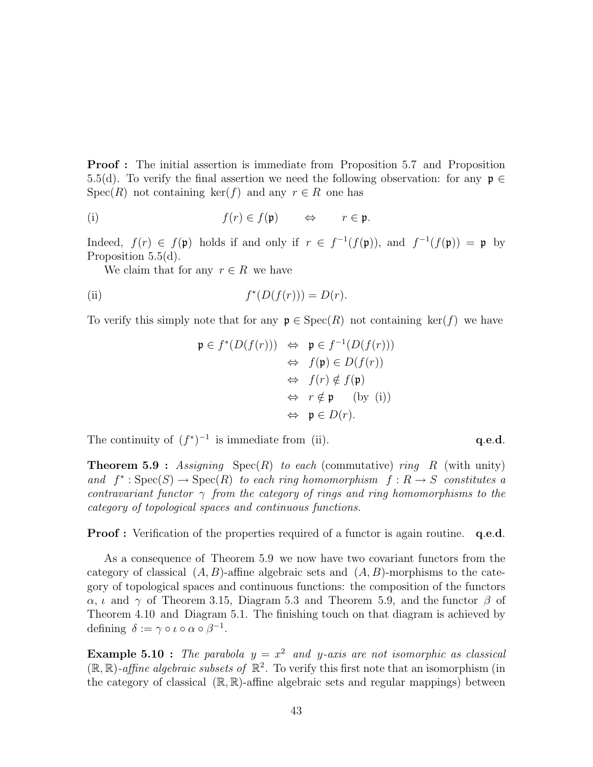**Proof :** The initial assertion is immediate from Proposition 5.7 and Proposition 5.5(d). To verify the final assertion we need the following observation: for any $\mathfrak{p} \in \operatorname{Spec}(R)$ not containing $\ker(f)$ and any $r \in R$ one has

$$\text{(i)} \qquad\qquad f(r) \in f(\mathfrak{p}) \quad \Leftrightarrow \quad r \in \mathfrak{p}.$$

Indeed, $f(r) \in f(\mathfrak{p})$ holds if and only if $r \in f^{-1}(f(\mathfrak{p}))$, and $f^{-1}(f(\mathfrak{p})) = \mathfrak{p}$ by Proposition 5.5(d).

We claim that for any $r \in R$ we have

$$\text{(ii)} \qquad\qquad f^*(D(f(r))) = D(r).$$

To verify this simply note that for any $\mathfrak{p} \in \operatorname{Spec}(R)$ not containing $\ker(f)$ we have

$$\begin{aligned}
\mathfrak{p} \in f^*(D(f(r))) &\Leftrightarrow \mathfrak{p} \in f^{-1}(D(f(r))) \\
&\Leftrightarrow f(\mathfrak{p}) \in D(f(r)) \\
&\Leftrightarrow f(r) \notin f(\mathfrak{p}) \\
&\Leftrightarrow r \notin \mathfrak{p} \qquad \text{(by (i))} \\
&\Leftrightarrow \mathfrak{p} \in D(r).
\end{aligned}$$

The continuity of $(f^*)^{-1}$ is immediate from (ii). **q.e.d.**

**Theorem 5.9 :** *Assigning* $\operatorname{Spec}(R)$ *to each* (commutative) *ring* $R$ (with unity) *and* $f^* : \operatorname{Spec}(S) \to \operatorname{Spec}(R)$ *to each ring homomorphism* $f : R \to S$ *constitutes a contravariant functor* $\gamma$ *from the category of rings and ring homomorphisms to the category of topological spaces and continuous functions.*

**Proof :** Verification of the properties required of a functor is again routine. **q.e.d.**

As a consequence of Theorem 5.9 we now have two covariant functors from the category of classical $(A, B)$-affine algebraic sets and $(A, B)$-morphisms to the category of topological spaces and continuous functions: the composition of the functors $\alpha$, $\iota$ and $\gamma$ of Theorem 3.15, Diagram 5.3 and Theorem 5.9, and the functor $\beta$ of Theorem 4.10 and Diagram 5.1. The finishing touch on that diagram is achieved by defining $\delta := \gamma \circ \iota \circ \alpha \circ \beta^{-1}$.

**Example 5.10 :** *The parabola* $y = x^2$ *and* $y$*-axis are not isomorphic as classical* $(\mathbb{R}, \mathbb{R})$*-affine algebraic subsets of* $\mathbb{R}^2$. To verify this first note that an isomorphism (in the category of classical $(\mathbb{R}, \mathbb{R})$-affine algebraic sets and regular mappings) between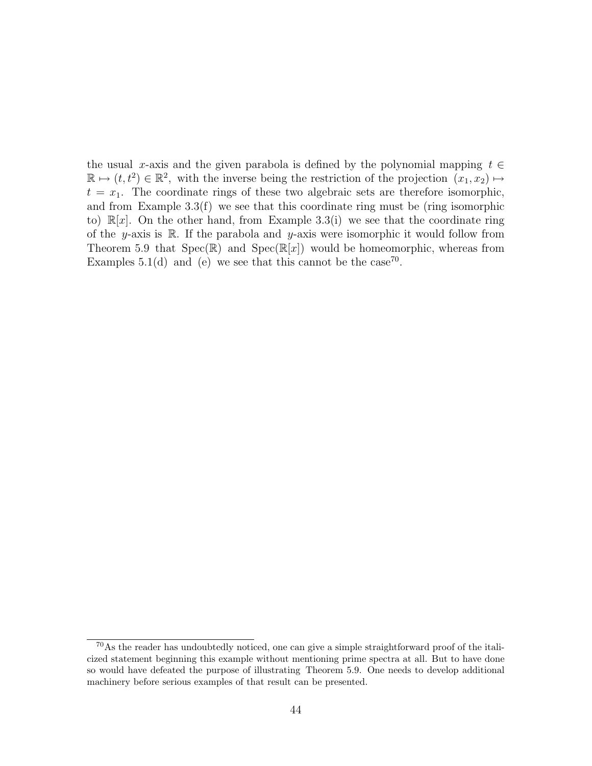the usual $x$-axis and the given parabola is defined by the polynomial mapping $t \in \mathbb{R} \mapsto (t, t^2) \in \mathbb{R}^2$, with the inverse being the restriction of the projection $(x_1, x_2) \mapsto t = x_1$. The coordinate rings of these two algebraic sets are therefore isomorphic, and from Example 3.3(f) we see that this coordinate ring must be (ring isomorphic to) $\mathbb{R}[x]$. On the other hand, from Example 3.3(i) we see that the coordinate ring of the $y$-axis is $\mathbb{R}$. If the parabola and $y$-axis were isomorphic it would follow from Theorem 5.9 that $\operatorname{Spec}(\mathbb{R})$ and $\operatorname{Spec}(\mathbb{R}[x])$ would be homeomorphic, whereas from Examples 5.1(d) and (e) we see that this cannot be the case[70].

---

[70] As the reader has undoubtedly noticed, one can give a simple straightforward proof of the italicized statement beginning this example without mentioning prime spectra at all. But to have done so would have defeated the purpose of illustrating Theorem 5.9. One needs to develop additional machinery before serious examples of that result can be presented.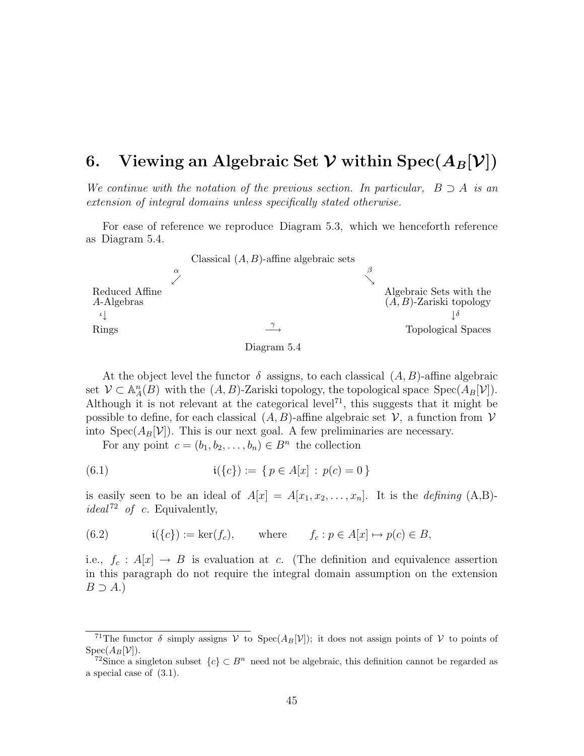# 6. Viewing an Algebraic Set $\mathcal{V}$ within Spec($A_B[\mathcal{V}]$)

*We continue with the notation of the previous section. In particular, $B \supset A$ is an extension of integral domains unless specifically stated otherwise.*

For ease of reference we reproduce Diagram 5.3, which we henceforth reference as Diagram 5.4.

$$
\begin{array}{ccccc}
 & & \text{Classical } (A,B)\text{-affine algebraic sets} & & \\
 & \overset{\alpha}{\swarrow} & & \overset{\beta}{\searrow} & \\
\begin{array}{l}\text{Reduced Affine}\\ A\text{-Algebras}\end{array} & & & & \begin{array}{l}\text{Algebraic Sets with the}\\ (A,B)\text{-Zariski topology}\end{array} \\
{\scriptstyle \iota}\downarrow & & & & \downarrow{\scriptstyle \delta} \\
\text{Rings} & & \overset{\gamma}{\longrightarrow} & & \text{Topological Spaces}
\end{array}
$$

Diagram 5.4

At the object level the functor $\delta$ assigns, to each classical $(A,B)$-affine algebraic set $\mathcal{V} \subset \mathbb{A}^n_A(B)$ with the $(A,B)$-Zariski topology, the topological space $\mathrm{Spec}(A_B[\mathcal{V}])$. Although it is not relevant at the categorical level[71], this suggests that it might be possible to define, for each classical $(A,B)$-affine algebraic set $\mathcal{V}$, a function from $\mathcal{V}$ into $\mathrm{Spec}(A_B[\mathcal{V}])$. This is our next goal. A few preliminaries are necessary.

For any point $c = (b_1, b_2, \ldots, b_n) \in B^n$ the collection

$$\mathfrak{i}(\{c\}) := \{\, p \in A[x] \,:\, p(c) = 0 \,\} \tag{6.1}$$

is easily seen to be an ideal of $A[x] = A[x_1, x_2, \ldots, x_n]$. It is the *defining* (A,B)-*ideal*[72] *of* $c$. Equivalently,

$$\mathfrak{i}(\{c\}) := \ker(f_c), \qquad \text{where} \qquad f_c : p \in A[x] \mapsto p(c) \in B, \tag{6.2}$$

i.e., $f_c : A[x] \to B$ is evaluation at $c$. (The definition and equivalence assertion in this paragraph do not require the integral domain assumption on the extension $B \supset A$.)

---

[71] The functor $\delta$ simply assigns $\mathcal{V}$ to $\mathrm{Spec}(A_B[\mathcal{V}])$; it does not assign points of $\mathcal{V}$ to points of $\mathrm{Spec}(A_B[\mathcal{V}])$.

[72] Since a singleton subset $\{c\} \subset B^n$ need not be algebraic, this definition cannot be regarded as a special case of (3.1).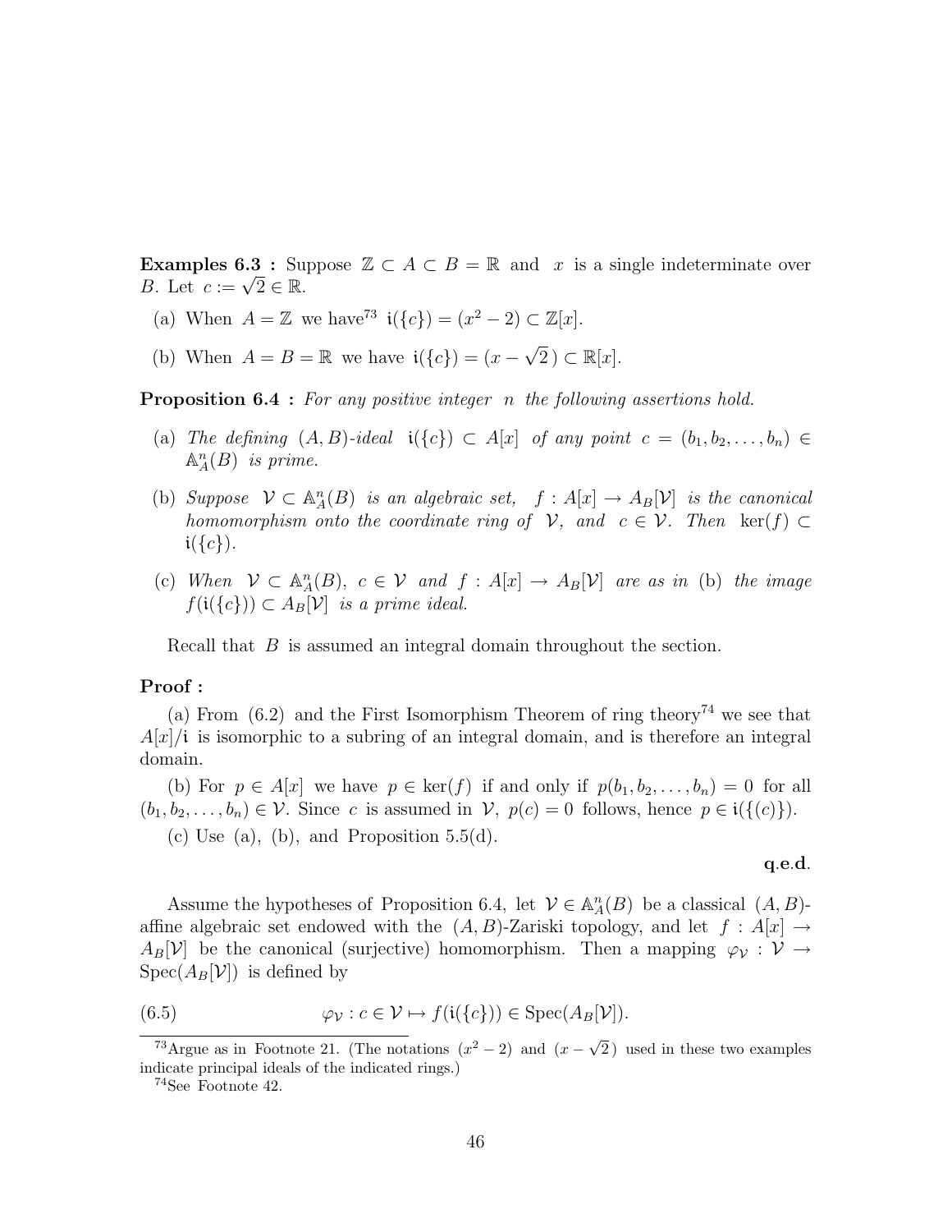**Examples 6.3 :** Suppose $\mathbb{Z} \subset A \subset B = \mathbb{R}$ and $x$ is a single indeterminate over $B$. Let $c := \sqrt{2} \in \mathbb{R}$.

(a) When $A = \mathbb{Z}$ we have[73] $\mathfrak{i}(\{c\}) = (x^2 - 2) \subset \mathbb{Z}[x]$.

(b) When $A = B = \mathbb{R}$ we have $\mathfrak{i}(\{c\}) = (x - \sqrt{2}\,) \subset \mathbb{R}[x]$.

**Proposition 6.4 :** *For any positive integer $n$ the following assertions hold.*

(a) *The defining $(A,B)$-ideal $\mathfrak{i}(\{c\}) \subset A[x]$ of any point $c = (b_1, b_2, \ldots, b_n) \in \mathbb{A}^n_A(B)$ is prime.*

(b) *Suppose $\mathcal{V} \subset \mathbb{A}^n_A(B)$ is an algebraic set, $f : A[x] \to A_B[\mathcal{V}]$ is the canonical homomorphism onto the coordinate ring of $\mathcal{V}$, and $c \in \mathcal{V}$. Then $\ker(f) \subset \mathfrak{i}(\{c\})$.*

(c) *When $\mathcal{V} \subset \mathbb{A}^n_A(B)$, $c \in \mathcal{V}$ and $f : A[x] \to A_B[\mathcal{V}]$ are as in (b) the image $f(\mathfrak{i}(\{c\})) \subset A_B[\mathcal{V}]$ is a prime ideal.*

Recall that $B$ is assumed an integral domain throughout the section.

**Proof :**

(a) From (6.2) and the First Isomorphism Theorem of ring theory[74] we see that $A[x]/\mathfrak{i}$ is isomorphic to a subring of an integral domain, and is therefore an integral domain.

(b) For $p \in A[x]$ we have $p \in \ker(f)$ if and only if $p(b_1, b_2, \ldots, b_n) = 0$ for all $(b_1, b_2, \ldots, b_n) \in \mathcal{V}$. Since $c$ is assumed in $\mathcal{V}$, $p(c) = 0$ follows, hence $p \in \mathfrak{i}(\{(c)\})$.

(c) Use (a), (b), and Proposition 5.5(d).

**q.e.d.**

Assume the hypotheses of Proposition 6.4, let $\mathcal{V} \in \mathbb{A}^n_A(B)$ be a classical $(A,B)$-affine algebraic set endowed with the $(A,B)$-Zariski topology, and let $f : A[x] \to A_B[\mathcal{V}]$ be the canonical (surjective) homomorphism. Then a mapping $\varphi_{\mathcal{V}} : \mathcal{V} \to \operatorname{Spec}(A_B[\mathcal{V}])$ is defined by

$$\varphi_{\mathcal{V}} : c \in \mathcal{V} \mapsto f(\mathfrak{i}(\{c\})) \in \operatorname{Spec}(A_B[\mathcal{V}]). \tag{6.5}$$

---

[73] Argue as in Footnote 21. (The notations $(x^2 - 2)$ and $(x - \sqrt{2}\,)$ used in these two examples indicate principal ideals of the indicated rings.)

[74] See Footnote 42.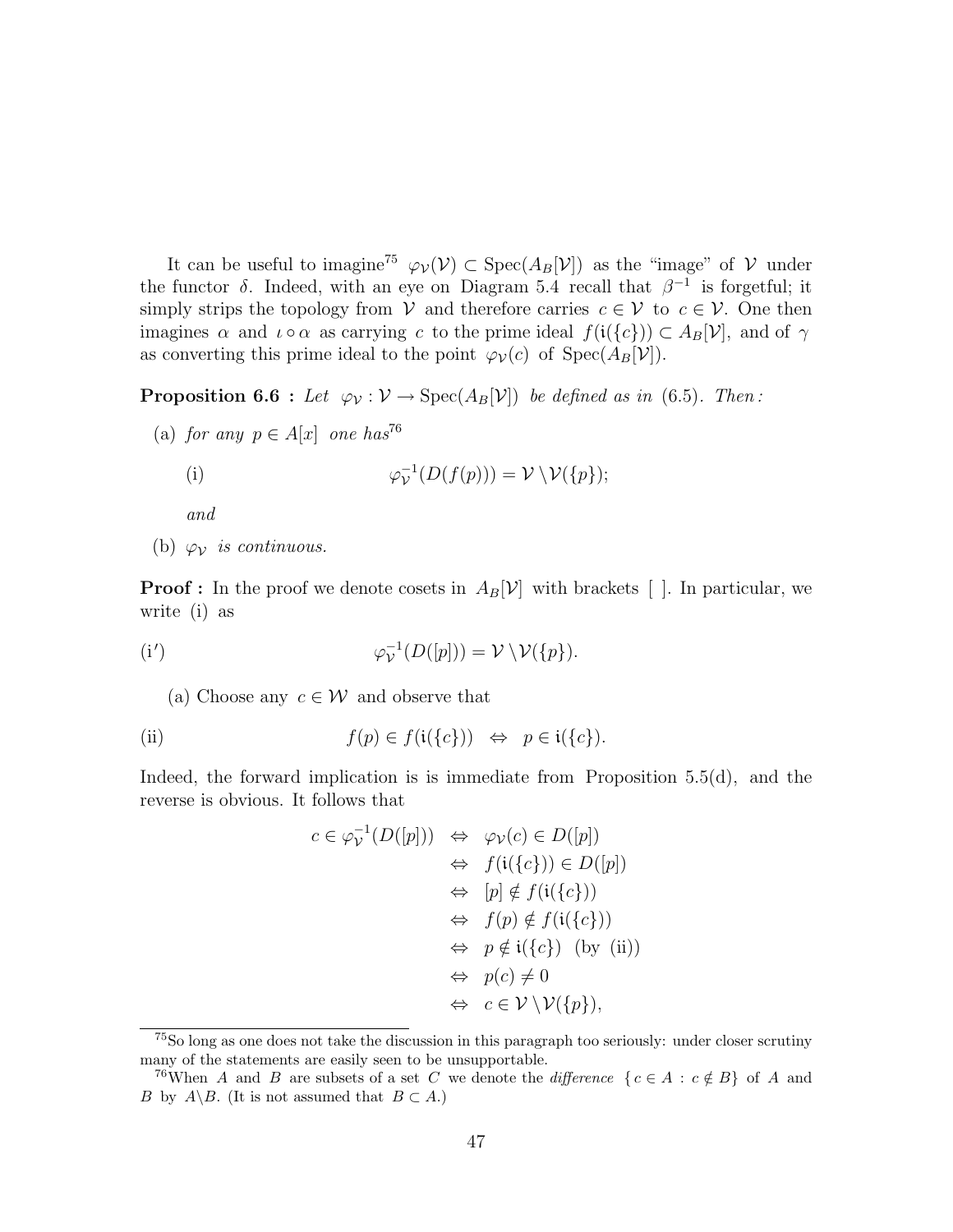It can be useful to imagine[75] $\varphi_{\mathcal{V}}(\mathcal{V}) \subset \operatorname{Spec}(A_B[\mathcal{V}])$ as the "image" of $\mathcal{V}$ under the functor $\delta$. Indeed, with an eye on Diagram 5.4 recall that $\beta^{-1}$ is forgetful; it simply strips the topology from $\mathcal{V}$ and therefore carries $c \in \mathcal{V}$ to $c \in \mathcal{V}$. One then imagines $\alpha$ and $\iota \circ \alpha$ as carrying $c$ to the prime ideal $f(\mathfrak{i}(\{c\})) \subset A_B[\mathcal{V}]$, and of $\gamma$ as converting this prime ideal to the point $\varphi_{\mathcal{V}}(c)$ of $\operatorname{Spec}(A_B[\mathcal{V}])$.

**Proposition 6.6 :** *Let $\varphi_{\mathcal{V}} : \mathcal{V} \to \operatorname{Spec}(A_B[\mathcal{V}])$ be defined as in (6.5). Then:*

(a) *for any $p \in A[x]$ one has*[76]

$$\text{(i)} \qquad \varphi_{\mathcal{V}}^{-1}(D(f(p))) = \mathcal{V} \setminus \mathcal{V}(\{p\});$$

*and*

(b) *$\varphi_{\mathcal{V}}$ is continuous.*

**Proof :** In the proof we denote cosets in $A_B[\mathcal{V}]$ with brackets [ ]. In particular, we write (i) as

$$\text{(i}'\text{)} \qquad \varphi_{\mathcal{V}}^{-1}(D([p])) = \mathcal{V} \setminus \mathcal{V}(\{p\}).$$

(a) Choose any $c \in \mathcal{W}$ and observe that

$$\text{(ii)} \qquad f(p) \in f(\mathfrak{i}(\{c\})) \;\Leftrightarrow\; p \in \mathfrak{i}(\{c\}).$$

Indeed, the forward implication is is immediate from Proposition 5.5(d), and the reverse is obvious. It follows that

$$\begin{aligned} c \in \varphi_{\mathcal{V}}^{-1}(D([p])) &\Leftrightarrow \varphi_{\mathcal{V}}(c) \in D([p]) \\ &\Leftrightarrow f(\mathfrak{i}(\{c\})) \in D([p]) \\ &\Leftrightarrow [p] \notin f(\mathfrak{i}(\{c\})) \\ &\Leftrightarrow f(p) \notin f(\mathfrak{i}(\{c\})) \\ &\Leftrightarrow p \notin \mathfrak{i}(\{c\}) \quad \text{(by (ii))} \\ &\Leftrightarrow p(c) \neq 0 \\ &\Leftrightarrow c \in \mathcal{V} \setminus \mathcal{V}(\{p\}), \end{aligned}$$

---

[75] So long as one does not take the discussion in this paragraph too seriously: under closer scrutiny many of the statements are easily seen to be unsupportable.

[76] When $A$ and $B$ are subsets of a set $C$ we denote the *difference* $\{c \in A : c \notin B\}$ of $A$ and $B$ by $A \setminus B$. (It is not assumed that $B \subset A$.)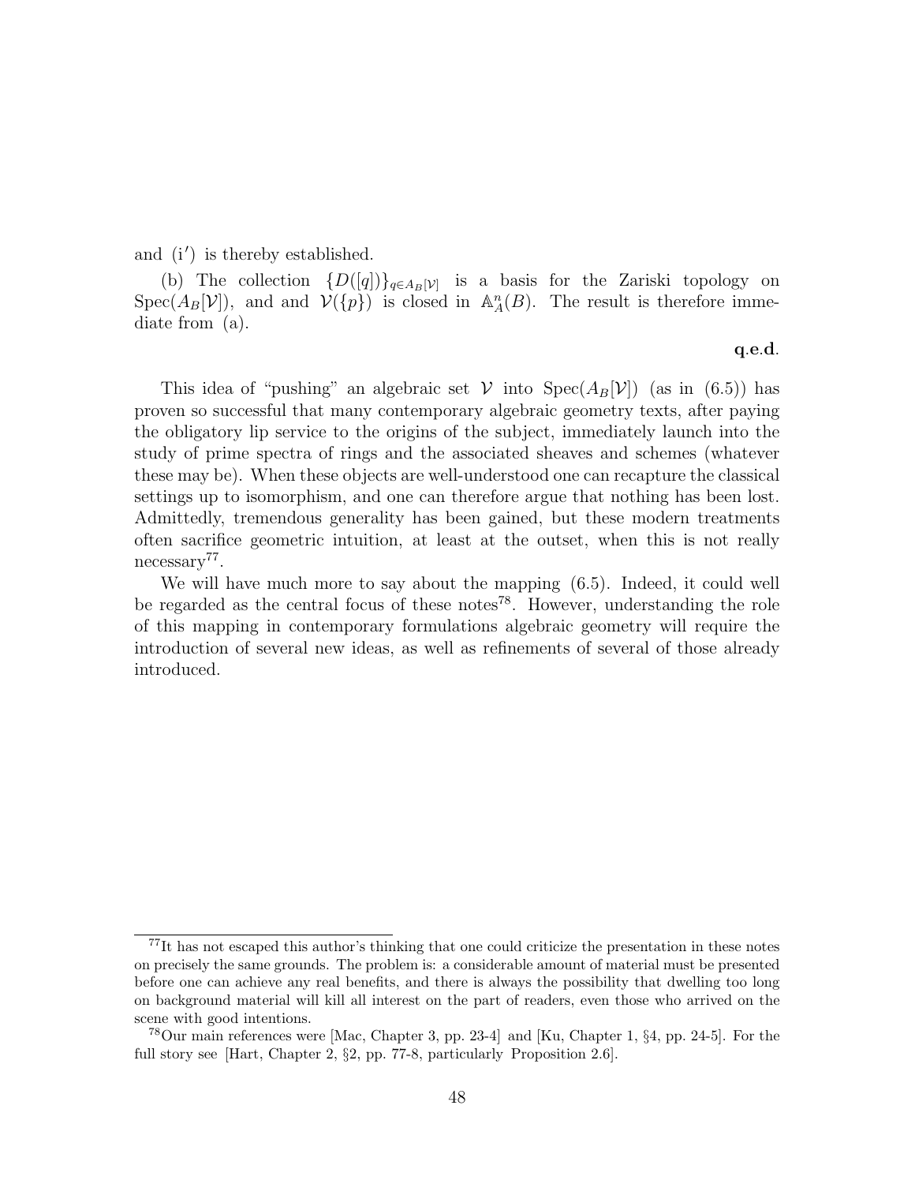and (i′) is thereby established.

(b) The collection $\{D([q])\}_{q \in A_B[\mathcal{V}]}$ is a basis for the Zariski topology on $\operatorname{Spec}(A_B[\mathcal{V}])$, and and $\mathcal{V}(\{p\})$ is closed in $\mathbb{A}^n_A(B)$. The result is therefore immediate from (a).

**q.e.d.**

This idea of "pushing" an algebraic set $\mathcal{V}$ into $\operatorname{Spec}(A_B[\mathcal{V}])$ (as in (6.5)) has proven so successful that many contemporary algebraic geometry texts, after paying the obligatory lip service to the origins of the subject, immediately launch into the study of prime spectra of rings and the associated sheaves and schemes (whatever these may be). When these objects are well-understood one can recapture the classical settings up to isomorphism, and one can therefore argue that nothing has been lost. Admittedly, tremendous generality has been gained, but these modern treatments often sacrifice geometric intuition, at least at the outset, when this is not really necessary[77].

We will have much more to say about the mapping (6.5). Indeed, it could well be regarded as the central focus of these notes[78]. However, understanding the role of this mapping in contemporary formulations algebraic geometry will require the introduction of several new ideas, as well as refinements of several of those already introduced.

---

[77] It has not escaped this author's thinking that one could criticize the presentation in these notes on precisely the same grounds. The problem is: a considerable amount of material must be presented before one can achieve any real benefits, and there is always the possibility that dwelling too long on background material will kill all interest on the part of readers, even those who arrived on the scene with good intentions.

[78] Our main references were [Mac, Chapter 3, pp. 23-4] and [Ku, Chapter 1, §4, pp. 24-5]. For the full story see [Hart, Chapter 2, §2, pp. 77-8, particularly Proposition 2.6].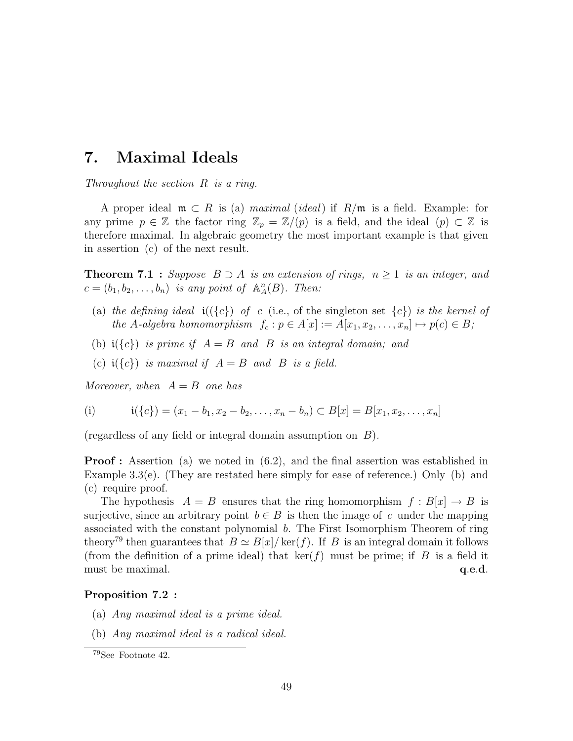# 7. Maximal Ideals

*Throughout the section $R$ is a ring.*

A proper ideal $\mathfrak{m} \subset R$ is (a) *maximal* (*ideal*) if $R/\mathfrak{m}$ is a field. Example: for any prime $p \in \mathbb{Z}$ the factor ring $\mathbb{Z}_p = \mathbb{Z}/(p)$ is a field, and the ideal $(p) \subset \mathbb{Z}$ is therefore maximal. In algebraic geometry the most important example is that given in assertion (c) of the next result.

**Theorem 7.1 :** *Suppose $B \supset A$ is an extension of rings, $n \geq 1$ is an integer, and $c = (b_1, b_2, \ldots, b_n)$ is any point of $\mathbb{A}^n_A(B)$. Then:*

- (a) *the defining ideal $\mathfrak{i}((\{c\})$ of $c$* (i.e., of the singleton set $\{c\}$) *is the kernel of the $A$-algebra homomorphism $f_c : p \in A[x] := A[x_1, x_2, \ldots, x_n] \mapsto p(c) \in B$;*
- (b) *$\mathfrak{i}(\{c\})$ is prime if $A = B$ and $B$ is an integral domain; and*
- (c) *$\mathfrak{i}(\{c\})$ is maximal if $A = B$ and $B$ is a field.*

*Moreover, when $A = B$ one has*

(i) $$\mathfrak{i}(\{c\}) = (x_1 - b_1, x_2 - b_2, \ldots, x_n - b_n) \subset B[x] = B[x_1, x_2, \ldots, x_n]$$

(regardless of any field or integral domain assumption on $B$).

**Proof :** Assertion (a) we noted in (6.2), and the final assertion was established in Example 3.3(e). (They are restated here simply for ease of reference.) Only (b) and (c) require proof.

The hypothesis $A = B$ ensures that the ring homomorphism $f : B[x] \to B$ is surjective, since an arbitrary point $b \in B$ is then the image of $c$ under the mapping associated with the constant polynomial $b$. The First Isomorphism Theorem of ring theory[79] then guarantees that $B \simeq B[x]/\ker(f)$. If $B$ is an integral domain it follows (from the definition of a prime ideal) that $\ker(f)$ must be prime; if $B$ is a field it must be maximal. **q.e.d.**

**Proposition 7.2 :**

- (a) *Any maximal ideal is a prime ideal.*
- (b) *Any maximal ideal is a radical ideal.*

[79] See Footnote 42.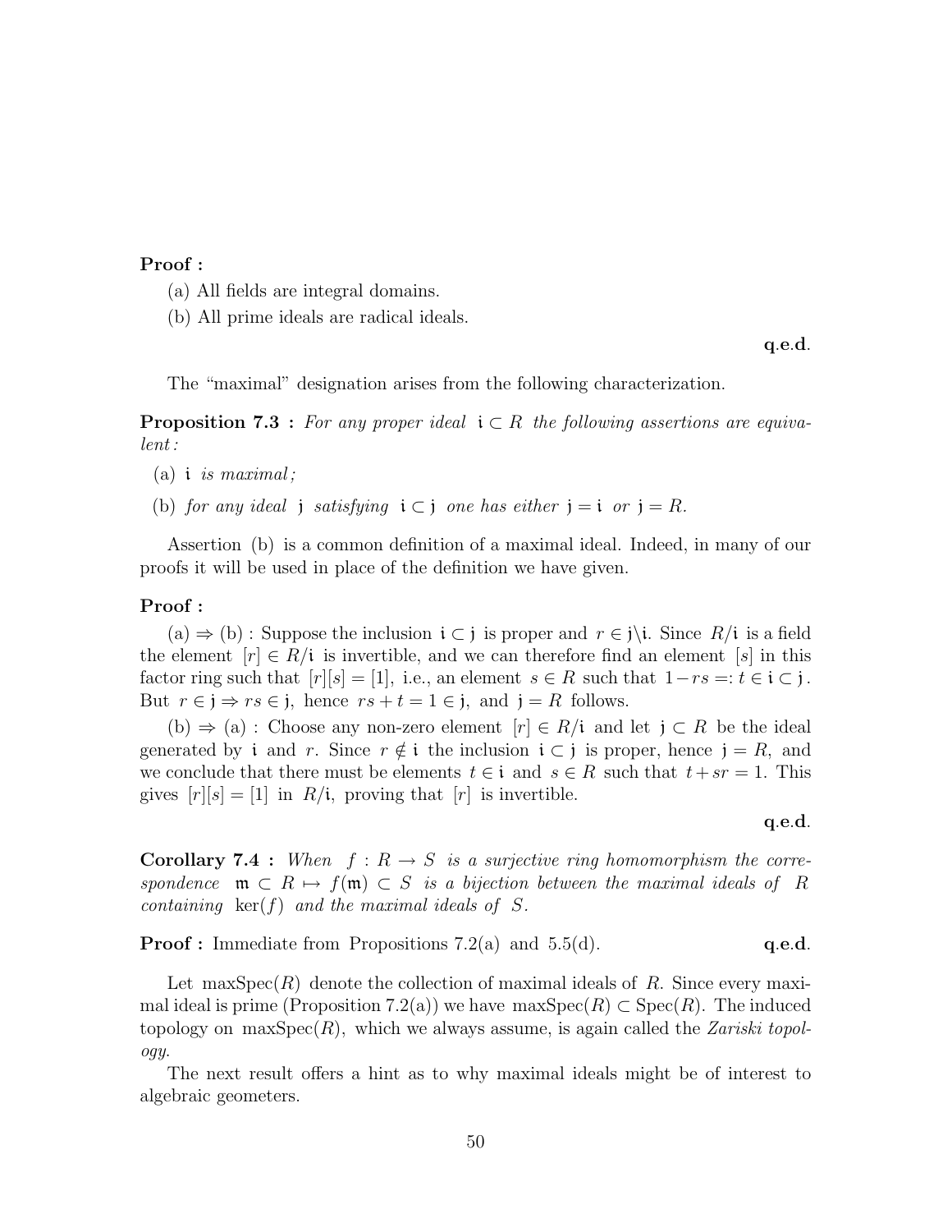**Proof :**

(a) All fields are integral domains.

(b) All prime ideals are radical ideals.

**q.e.d.**

The "maximal" designation arises from the following characterization.

**Proposition 7.3 :** *For any proper ideal $\mathfrak{i} \subset R$ the following assertions are equivalent:*

(a) *$\mathfrak{i}$ is maximal;*

(b) *for any ideal $\mathfrak{j}$ satisfying $\mathfrak{i} \subset \mathfrak{j}$ one has either $\mathfrak{j} = \mathfrak{i}$ or $\mathfrak{j} = R$.*

Assertion (b) is a common definition of a maximal ideal. Indeed, in many of our proofs it will be used in place of the definition we have given.

**Proof :**

(a) $\Rightarrow$ (b) : Suppose the inclusion $\mathfrak{i} \subset \mathfrak{j}$ is proper and $r \in \mathfrak{j} \backslash \mathfrak{i}$. Since $R/\mathfrak{i}$ is a field the element $[r] \in R/\mathfrak{i}$ is invertible, and we can therefore find an element $[s]$ in this factor ring such that $[r][s] = [1]$, i.e., an element $s \in R$ such that $1 - rs =: t \in \mathfrak{i} \subset \mathfrak{j}$. But $r \in \mathfrak{j} \Rightarrow rs \in \mathfrak{j}$, hence $rs + t = 1 \in \mathfrak{j}$, and $\mathfrak{j} = R$ follows.

(b) $\Rightarrow$ (a) : Choose any non-zero element $[r] \in R/\mathfrak{i}$ and let $\mathfrak{j} \subset R$ be the ideal generated by $\mathfrak{i}$ and $r$. Since $r \notin \mathfrak{i}$ the inclusion $\mathfrak{i} \subset \mathfrak{j}$ is proper, hence $\mathfrak{j} = R$, and we conclude that there must be elements $t \in \mathfrak{i}$ and $s \in R$ such that $t + sr = 1$. This gives $[r][s] = [1]$ in $R/\mathfrak{i}$, proving that $[r]$ is invertible.

**q.e.d.**

**Corollary 7.4 :** *When $f : R \to S$ is a surjective ring homomorphism the correspondence $\mathfrak{m} \subset R \mapsto f(\mathfrak{m}) \subset S$ is a bijection between the maximal ideals of $R$ containing $\ker(f)$ and the maximal ideals of $S$.*

**Proof :** Immediate from Propositions 7.2(a) and 5.5(d). **q.e.d.**

Let $\operatorname{maxSpec}(R)$ denote the collection of maximal ideals of $R$. Since every maximal ideal is prime (Proposition 7.2(a)) we have $\operatorname{maxSpec}(R) \subset \operatorname{Spec}(R)$. The induced topology on $\operatorname{maxSpec}(R)$, which we always assume, is again called the *Zariski topology*.

The next result offers a hint as to why maximal ideals might be of interest to algebraic geometers.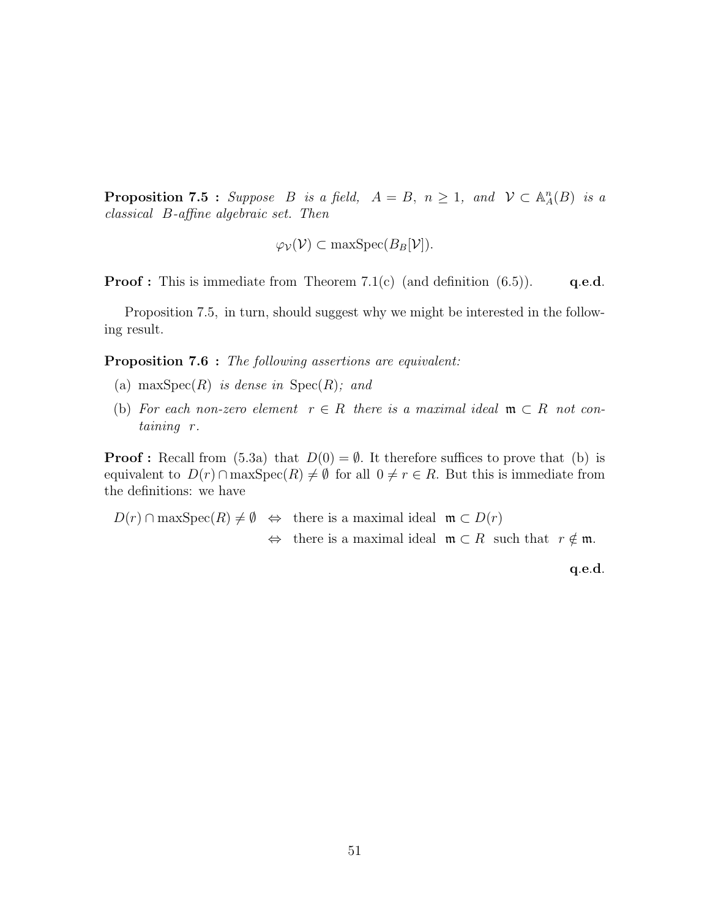**Proposition 7.5 :** *Suppose $B$ is a field, $A = B$, $n \geq 1$, and $\mathcal{V} \subset \mathbb{A}^n_A(B)$ is a classical $B$-affine algebraic set. Then*

$$\varphi_{\mathcal{V}}(\mathcal{V}) \subset \text{maxSpec}(B_B[\mathcal{V}]).$$

**Proof :** This is immediate from Theorem 7.1(c) (and definition (6.5)). **q.e.d.**

Proposition 7.5, in turn, should suggest why we might be interested in the following result.

**Proposition 7.6 :** *The following assertions are equivalent:*

(a) $\text{maxSpec}(R)$ *is dense in* $\text{Spec}(R)$*; and*

(b) *For each non-zero element $r \in R$ there is a maximal ideal $\mathfrak{m} \subset R$ not containing $r$.*

**Proof :** Recall from (5.3a) that $D(0) = \emptyset$. It therefore suffices to prove that (b) is equivalent to $D(r) \cap \text{maxSpec}(R) \neq \emptyset$ for all $0 \neq r \in R$. But this is immediate from the definitions: we have

$$\begin{aligned} D(r) \cap \text{maxSpec}(R) \neq \emptyset \quad &\Leftrightarrow \quad \text{there is a maximal ideal } \mathfrak{m} \subset D(r) \\ &\Leftrightarrow \quad \text{there is a maximal ideal } \mathfrak{m} \subset R \text{ such that } r \notin \mathfrak{m}. \end{aligned}$$

**q.e.d.**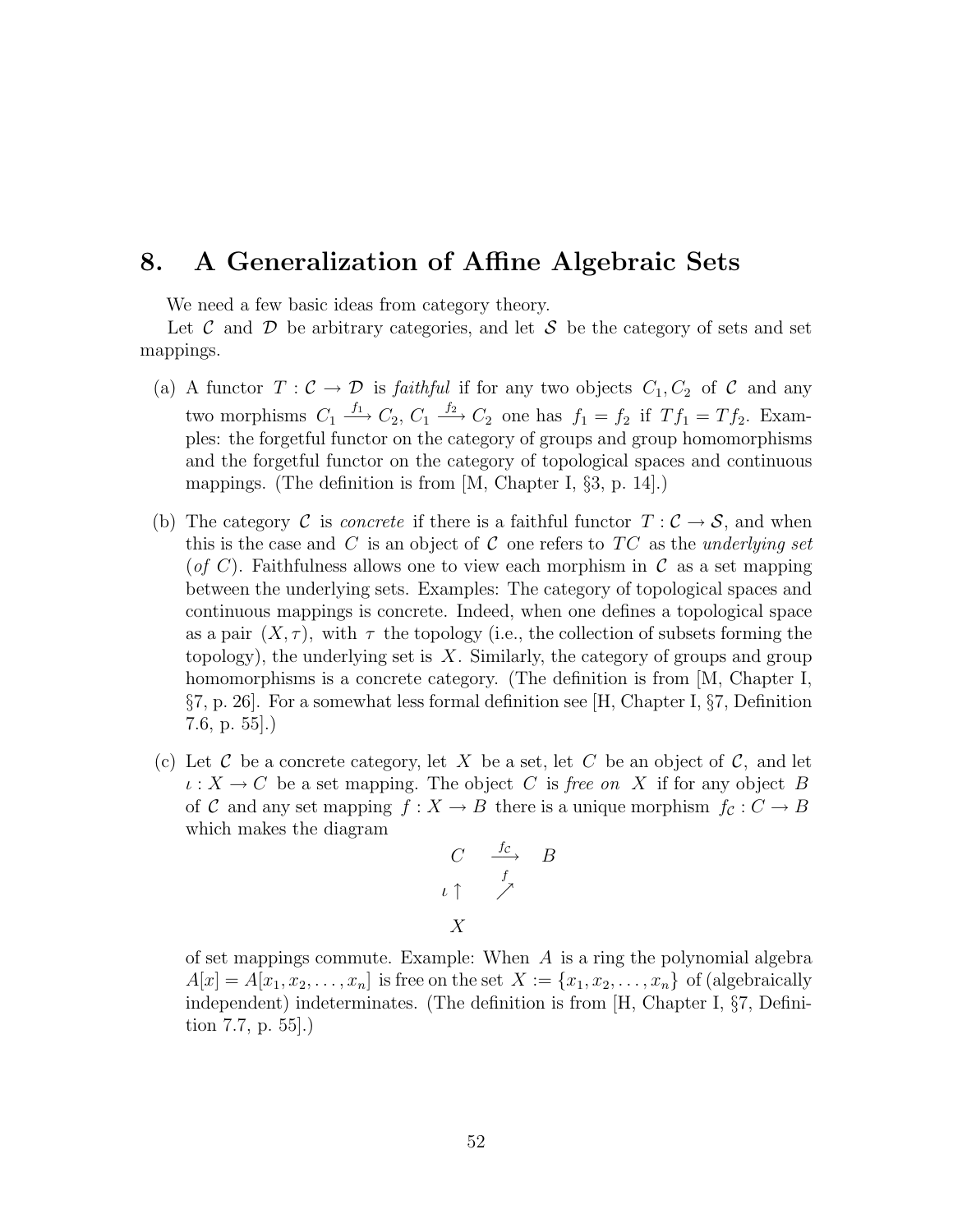# 8. A Generalization of Affine Algebraic Sets

We need a few basic ideas from category theory.

Let $\mathcal{C}$ and $\mathcal{D}$ be arbitrary categories, and let $\mathcal{S}$ be the category of sets and set mappings.

(a) A functor $T : \mathcal{C} \to \mathcal{D}$ is *faithful* if for any two objects $C_1, C_2$ of $\mathcal{C}$ and any two morphisms $C_1 \xrightarrow{f_1} C_2$, $C_1 \xrightarrow{f_2} C_2$ one has $f_1 = f_2$ if $Tf_1 = Tf_2$. Examples: the forgetful functor on the category of groups and group homomorphisms and the forgetful functor on the category of topological spaces and continuous mappings. (The definition is from [M, Chapter I, §3, p. 14].)

(b) The category $\mathcal{C}$ is *concrete* if there is a faithful functor $T : \mathcal{C} \to \mathcal{S}$, and when this is the case and $C$ is an object of $\mathcal{C}$ one refers to $TC$ as the *underlying set* (*of* $C$). Faithfulness allows one to view each morphism in $\mathcal{C}$ as a set mapping between the underlying sets. Examples: The category of topological spaces and continuous mappings is concrete. Indeed, when one defines a topological space as a pair $(X, \tau)$, with $\tau$ the topology (i.e., the collection of subsets forming the topology), the underlying set is $X$. Similarly, the category of groups and group homomorphisms is a concrete category. (The definition is from [M, Chapter I, §7, p. 26]. For a somewhat less formal definition see [H, Chapter I, §7, Definition 7.6, p. 55].)

(c) Let $\mathcal{C}$ be a concrete category, let $X$ be a set, let $C$ be an object of $\mathcal{C}$, and let $\iota : X \to C$ be a set mapping. The object $C$ is *free on* $X$ if for any object $B$ of $\mathcal{C}$ and any set mapping $f : X \to B$ there is a unique morphism $f_{\mathcal{C}} : C \to B$ which makes the diagram

$$\begin{array}{ccc} C & \xrightarrow{f_{\mathcal{C}}} & B \\ \iota \uparrow & \overset{f}{\nearrow} & \\ X & & \end{array}$$

of set mappings commute. Example: When $A$ is a ring the polynomial algebra $A[x] = A[x_1, x_2, \ldots, x_n]$ is free on the set $X := \{x_1, x_2, \ldots, x_n\}$ of (algebraically independent) indeterminates. (The definition is from [H, Chapter I, §7, Definition 7.7, p. 55].)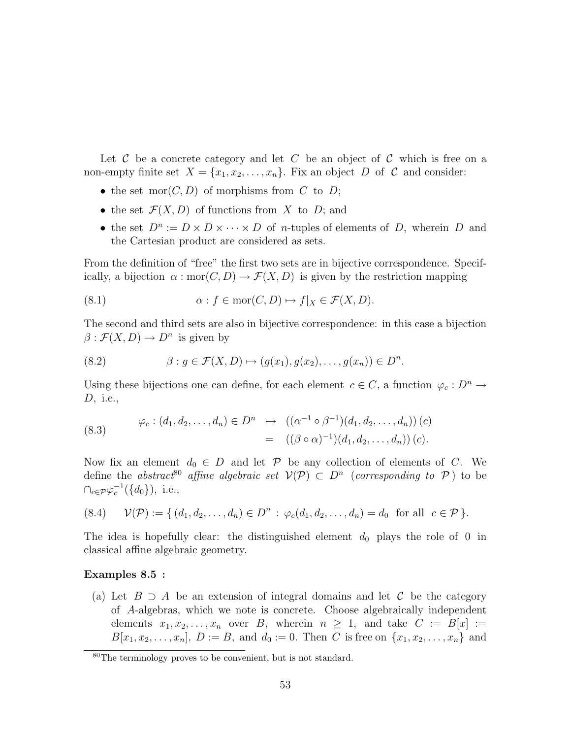Let $\mathcal{C}$ be a concrete category and let $C$ be an object of $\mathcal{C}$ which is free on a non-empty finite set $X = \{x_1, x_2, \ldots, x_n\}$. Fix an object $D$ of $\mathcal{C}$ and consider:

- the set $\mathrm{mor}(C, D)$ of morphisms from $C$ to $D$;
- the set $\mathcal{F}(X, D)$ of functions from $X$ to $D$; and
- the set $D^n := D \times D \times \cdots \times D$ of $n$-tuples of elements of $D$, wherein $D$ and the Cartesian product are considered as sets.

From the definition of "free" the first two sets are in bijective correspondence. Specifically, a bijection $\alpha : \mathrm{mor}(C, D) \to \mathcal{F}(X, D)$ is given by the restriction mapping

$$\alpha : f \in \mathrm{mor}(C, D) \mapsto f|_X \in \mathcal{F}(X, D). \tag{8.1}$$

The second and third sets are also in bijective correspondence: in this case a bijection $\beta : \mathcal{F}(X, D) \to D^n$ is given by

$$\beta : g \in \mathcal{F}(X, D) \mapsto (g(x_1), g(x_2), \ldots, g(x_n)) \in D^n. \tag{8.2}$$

Using these bijections one can define, for each element $c \in C$, a function $\varphi_c : D^n \to D$, i.e.,

$$\begin{aligned} \varphi_c : (d_1, d_2, \ldots, d_n) \in D^n &\mapsto ((\alpha^{-1} \circ \beta^{-1})(d_1, d_2, \ldots, d_n))\,(c) \\ &= ((\beta \circ \alpha)^{-1})(d_1, d_2, \ldots, d_n))\,(c). \end{aligned} \tag{8.3}$$

Now fix an element $d_0 \in D$ and let $\mathcal{P}$ be any collection of elements of $C$. We define the *abstract*[80] *affine algebraic set* $\mathcal{V}(\mathcal{P}) \subset D^n$ (*corresponding to* $\mathcal{P}$) to be $\cap_{c \in \mathcal{P}} \varphi_c^{-1}(\{d_0\})$, i.e.,

$$\mathcal{V}(\mathcal{P}) := \{ (d_1, d_2, \ldots, d_n) \in D^n : \varphi_c(d_1, d_2, \ldots, d_n) = d_0 \text{ for all } c \in \mathcal{P} \}. \tag{8.4}$$

The idea is hopefully clear: the distinguished element $d_0$ plays the role of $0$ in classical affine algebraic geometry.

**Examples 8.5 :**

(a) Let $B \supset A$ be an extension of integral domains and let $\mathcal{C}$ be the category of $A$-algebras, which we note is concrete. Choose algebraically independent elements $x_1, x_2, \ldots, x_n$ over $B$, wherein $n \geq 1$, and take $C := B[x] := B[x_1, x_2, \ldots, x_n]$, $D := B$, and $d_0 := 0$. Then $C$ is free on $\{x_1, x_2, \ldots, x_n\}$ and

[80] The terminology proves to be convenient, but is not standard.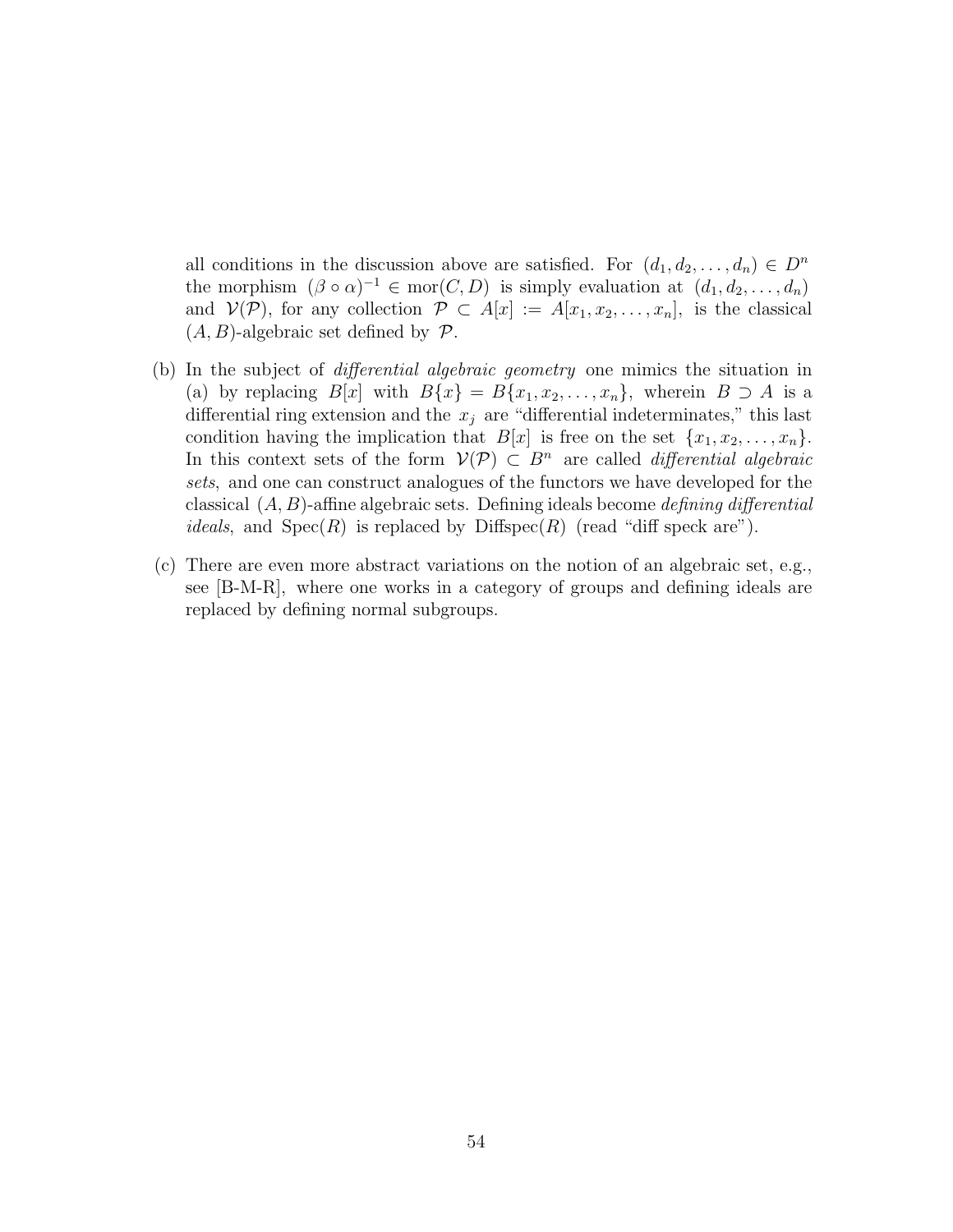all conditions in the discussion above are satisfied. For $(d_1, d_2, \ldots, d_n) \in D^n$ the morphism $(\beta \circ \alpha)^{-1} \in \mathrm{mor}(C, D)$ is simply evaluation at $(d_1, d_2, \ldots, d_n)$ and $\mathcal{V}(\mathcal{P})$, for any collection $\mathcal{P} \subset A[x] := A[x_1, x_2, \ldots, x_n]$, is the classical $(A, B)$-algebraic set defined by $\mathcal{P}$.

(b) In the subject of *differential algebraic geometry* one mimics the situation in (a) by replacing $B[x]$ with $B\{x\} = B\{x_1, x_2, \ldots, x_n\}$, wherein $B \supset A$ is a differential ring extension and the $x_j$ are "differential indeterminates," this last condition having the implication that $B[x]$ is free on the set $\{x_1, x_2, \ldots, x_n\}$. In this context sets of the form $\mathcal{V}(\mathcal{P}) \subset B^n$ are called *differential algebraic sets*, and one can construct analogues of the functors we have developed for the classical $(A, B)$-affine algebraic sets. Defining ideals become *defining differential ideals*, and $\mathrm{Spec}(R)$ is replaced by $\mathrm{Diffspec}(R)$ (read "diff speck are").

(c) There are even more abstract variations on the notion of an algebraic set, e.g., see [B-M-R], where one works in a category of groups and defining ideals are replaced by defining normal subgroups.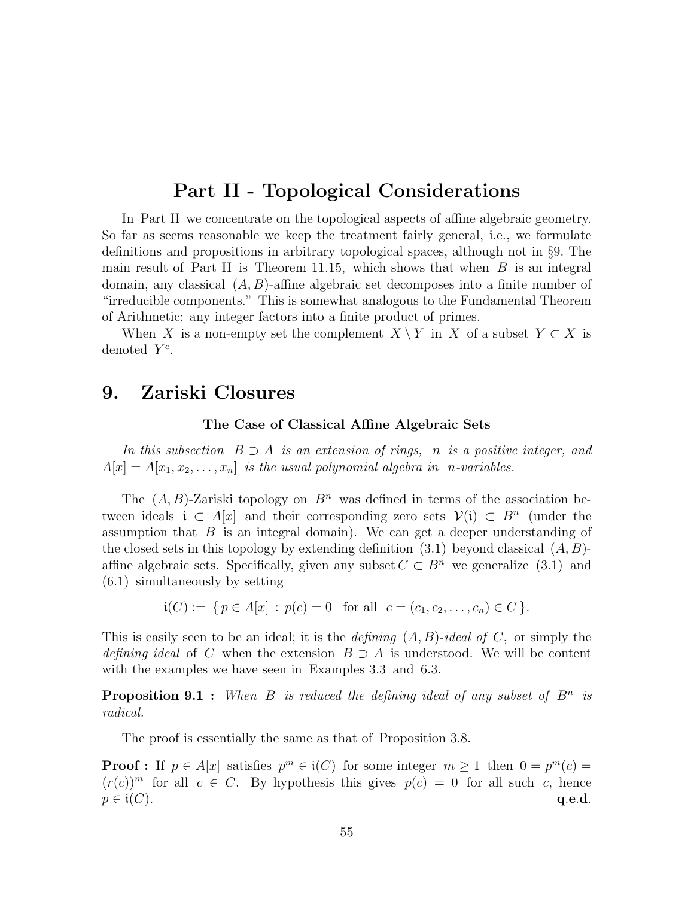# Part II - Topological Considerations

In Part II we concentrate on the topological aspects of affine algebraic geometry. So far as seems reasonable we keep the treatment fairly general, i.e., we formulate definitions and propositions in arbitrary topological spaces, although not in §9. The main result of Part II is Theorem 11.15, which shows that when $B$ is an integral domain, any classical $(A, B)$-affine algebraic set decomposes into a finite number of "irreducible components." This is somewhat analogous to the Fundamental Theorem of Arithmetic: any integer factors into a finite product of primes.

When $X$ is a non-empty set the complement $X \setminus Y$ in $X$ of a subset $Y \subset X$ is denoted $Y^c$.

## 9. Zariski Closures

### The Case of Classical Affine Algebraic Sets

*In this subsection $B \supset A$ is an extension of rings, $n$ is a positive integer, and $A[x] = A[x_1, x_2, \ldots, x_n]$ is the usual polynomial algebra in $n$-variables.*

The $(A, B)$-Zariski topology on $B^n$ was defined in terms of the association between ideals $\mathfrak{i} \subset A[x]$ and their corresponding zero sets $\mathcal{V}(\mathfrak{i}) \subset B^n$ (under the assumption that $B$ is an integral domain). We can get a deeper understanding of the closed sets in this topology by extending definition (3.1) beyond classical $(A, B)$-affine algebraic sets. Specifically, given any subset $C \subset B^n$ we generalize (3.1) and (6.1) simultaneously by setting

$$\mathfrak{i}(C) := \{\, p \in A[x] \,:\, p(c) = 0 \quad \text{for all} \quad c = (c_1, c_2, \ldots, c_n) \in C \,\}.$$

This is easily seen to be an ideal; it is the *defining* $(A, B)$*-ideal of* $C$, or simply the *defining ideal* of $C$ when the extension $B \supset A$ is understood. We will be content with the examples we have seen in Examples 3.3 and 6.3.

**Proposition 9.1 :** *When $B$ is reduced the defining ideal of any subset of $B^n$ is radical.*

The proof is essentially the same as that of Proposition 3.8.

**Proof :** If $p \in A[x]$ satisfies $p^m \in \mathfrak{i}(C)$ for some integer $m \geq 1$ then $0 = p^m(c) = (r(c))^m$ for all $c \in C$. By hypothesis this gives $p(c) = 0$ for all such $c$, hence $p \in \mathfrak{i}(C)$. **q.e.d.**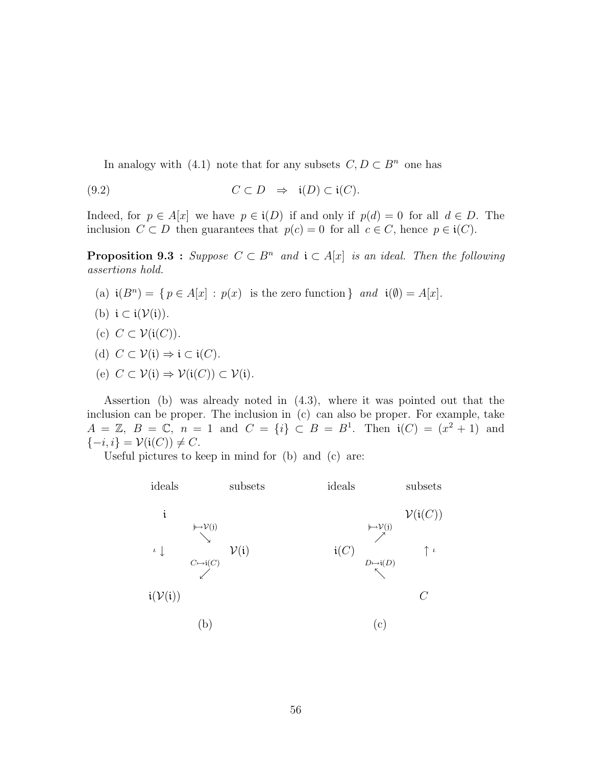In analogy with (4.1) note that for any subsets $C, D \subset B^n$ one has

$$C \subset D \quad \Rightarrow \quad \mathfrak{i}(D) \subset \mathfrak{i}(C). \tag{9.2}$$

Indeed, for $p \in A[x]$ we have $p \in \mathfrak{i}(D)$ if and only if $p(d) = 0$ for all $d \in D$. The inclusion $C \subset D$ then guarantees that $p(c) = 0$ for all $c \in C$, hence $p \in \mathfrak{i}(C)$.

**Proposition 9.3 :** *Suppose $C \subset B^n$ and $\mathfrak{i} \subset A[x]$ is an ideal. Then the following assertions hold.*

(a) $\mathfrak{i}(B^n) = \{\, p \in A[x] : p(x) \text{ is the zero function}\,\}$ *and* $\mathfrak{i}(\emptyset) = A[x]$.

(b) $\mathfrak{i} \subset \mathfrak{i}(\mathcal{V}(\mathfrak{i}))$.

(c) $C \subset \mathcal{V}(\mathfrak{i}(C))$.

(d) $C \subset \mathcal{V}(\mathfrak{i}) \Rightarrow \mathfrak{i} \subset \mathfrak{i}(C)$.

(e) $C \subset \mathcal{V}(\mathfrak{i}) \Rightarrow \mathcal{V}(\mathfrak{i}(C)) \subset \mathcal{V}(\mathfrak{i})$.

Assertion (b) was already noted in (4.3), where it was pointed out that the inclusion can be proper. The inclusion in (c) can also be proper. For example, take $A = \mathbb{Z}$, $B = \mathbb{C}$, $n = 1$ and $C = \{i\} \subset B = B^1$. Then $\mathfrak{i}(C) = (x^2 + 1)$ and $\{-i, i\} = \mathcal{V}(\mathfrak{i}(C)) \neq C$.

Useful pictures to keep in mind for (b) and (c) are:

$$\begin{array}{ccc}
\text{ideals} & & \text{subsets} \\
\mathfrak{i} & & \\
& \overset{\mathfrak{j} \mapsto \mathcal{V}(\mathfrak{j})}{\searrow} & \\
\iota \downarrow & & \mathcal{V}(\mathfrak{i}) \\
& \underset{C \mapsto \mathfrak{i}(C)}{\swarrow} & \\
\mathfrak{i}(\mathcal{V}(\mathfrak{i})) & & \\
& \text{(b)} &
\end{array}
\qquad\qquad
\begin{array}{ccc}
\text{ideals} & & \text{subsets} \\
& & \mathcal{V}(\mathfrak{i}(C)) \\
& \overset{\mathfrak{j} \mapsto \mathcal{V}(\mathfrak{j})}{\nearrow} & \\
\mathfrak{i}(C) & & \uparrow \iota \\
& \underset{D \mapsto \mathfrak{i}(D)}{\nwarrow} & \\
& & C \\
& \text{(c)} &
\end{array}$$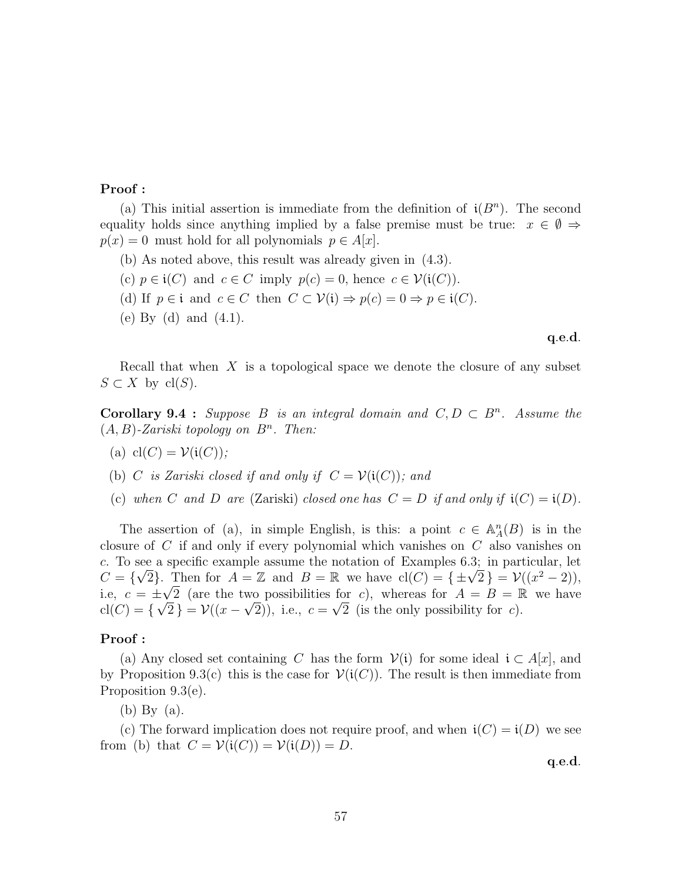**Proof :**

(a) This initial assertion is immediate from the definition of $\mathfrak{i}(B^n)$. The second equality holds since anything implied by a false premise must be true: $x \in \emptyset \Rightarrow p(x) = 0$ must hold for all polynomials $p \in A[x]$.

(b) As noted above, this result was already given in (4.3).

(c) $p \in \mathfrak{i}(C)$ and $c \in C$ imply $p(c) = 0$, hence $c \in \mathcal{V}(\mathfrak{i}(C))$.

(d) If $p \in \mathfrak{i}$ and $c \in C$ then $C \subset \mathcal{V}(\mathfrak{i}) \Rightarrow p(c) = 0 \Rightarrow p \in \mathfrak{i}(C)$.

(e) By (d) and (4.1).

**q.e.d.**

Recall that when $X$ is a topological space we denote the closure of any subset $S \subset X$ by $\text{cl}(S)$.

**Corollary 9.4 :** *Suppose $B$ is an integral domain and $C, D \subset B^n$. Assume the $(A, B)$-Zariski topology on $B^n$. Then:*

(a) $\text{cl}(C) = \mathcal{V}(\mathfrak{i}(C))$*;*

(b) *$C$ is Zariski closed if and only if $C = \mathcal{V}(\mathfrak{i}(C))$; and*

(c) *when $C$ and $D$ are* (Zariski) *closed one has $C = D$ if and only if $\mathfrak{i}(C) = \mathfrak{i}(D)$.*

The assertion of (a), in simple English, is this: a point $c \in \mathbb{A}^n_A(B)$ is in the closure of $C$ if and only if every polynomial which vanishes on $C$ also vanishes on $c$. To see a specific example assume the notation of Examples 6.3; in particular, let $C = \{\sqrt{2}\}$. Then for $A = \mathbb{Z}$ and $B = \mathbb{R}$ we have $\text{cl}(C) = \{\pm\sqrt{2}\} = \mathcal{V}((x^2 - 2))$, i.e, $c = \pm\sqrt{2}$ (are the two possibilities for $c$), whereas for $A = B = \mathbb{R}$ we have $\text{cl}(C) = \{\sqrt{2}\} = \mathcal{V}((x - \sqrt{2}))$, i.e., $c = \sqrt{2}$ (is the only possibility for $c$).

**Proof :**

(a) Any closed set containing $C$ has the form $\mathcal{V}(\mathfrak{i})$ for some ideal $\mathfrak{i} \subset A[x]$, and by Proposition 9.3(c) this is the case for $\mathcal{V}(\mathfrak{i}(C))$. The result is then immediate from Proposition 9.3(e).

(b) By (a).

(c) The forward implication does not require proof, and when $\mathfrak{i}(C) = \mathfrak{i}(D)$ we see from (b) that $C = \mathcal{V}(\mathfrak{i}(C)) = \mathcal{V}(\mathfrak{i}(D)) = D$.

**q.e.d.**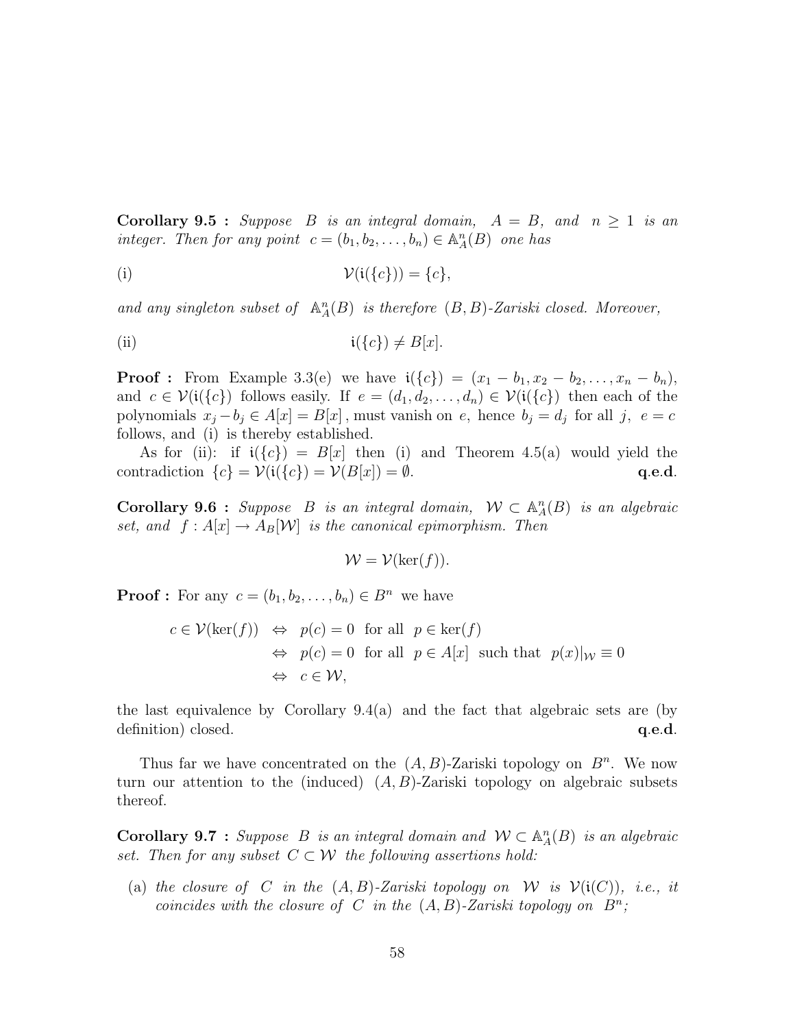**Corollary 9.5 :** *Suppose $B$ is an integral domain, $A = B$, and $n \geq 1$ is an integer. Then for any point $c = (b_1, b_2, \ldots, b_n) \in \mathbb{A}^n_A(B)$ one has*

$$\text{(i)} \qquad \mathcal{V}(\mathfrak{i}(\{c\})) = \{c\},$$

*and any singleton subset of $\mathbb{A}^n_A(B)$ is therefore $(B, B)$-Zariski closed. Moreover,*

$$\text{(ii)} \qquad \mathfrak{i}(\{c\}) \neq B[x].$$

**Proof :** From Example 3.3(e) we have $\mathfrak{i}(\{c\}) = (x_1 - b_1, x_2 - b_2, \ldots, x_n - b_n)$, and $c \in \mathcal{V}(\mathfrak{i}(\{c\})$ follows easily. If $e = (d_1, d_2, \ldots, d_n) \in \mathcal{V}(\mathfrak{i}(\{c\})$ then each of the polynomials $x_j - b_j \in A[x] = B[x]$, must vanish on $e$, hence $b_j = d_j$ for all $j$, $e = c$ follows, and (i) is thereby established.

As for (ii): if $\mathfrak{i}(\{c\}) = B[x]$ then (i) and Theorem 4.5(a) would yield the contradiction $\{c\} = \mathcal{V}(\mathfrak{i}(\{c\})) = \mathcal{V}(B[x]) = \emptyset$. **q.e.d.**

**Corollary 9.6 :** *Suppose $B$ is an integral domain, $\mathcal{W} \subset \mathbb{A}^n_A(B)$ is an algebraic set, and $f : A[x] \to A_B[\mathcal{W}]$ is the canonical epimorphism. Then*

$$\mathcal{W} = \mathcal{V}(\ker(f)).$$

**Proof :** For any $c = (b_1, b_2, \ldots, b_n) \in B^n$ we have

$$\begin{aligned} c \in \mathcal{V}(\ker(f)) \ &\Leftrightarrow \ p(c) = 0 \ \text{ for all } \ p \in \ker(f) \\ &\Leftrightarrow \ p(c) = 0 \ \text{ for all } \ p \in A[x] \ \text{ such that } \ p(x)|_{\mathcal{W}} \equiv 0 \\ &\Leftrightarrow \ c \in \mathcal{W}, \end{aligned}$$

the last equivalence by Corollary 9.4(a) and the fact that algebraic sets are (by definition) closed. **q.e.d.**

Thus far we have concentrated on the $(A, B)$-Zariski topology on $B^n$. We now turn our attention to the (induced) $(A, B)$-Zariski topology on algebraic subsets thereof.

**Corollary 9.7 :** *Suppose $B$ is an integral domain and $\mathcal{W} \subset \mathbb{A}^n_A(B)$ is an algebraic set. Then for any subset $C \subset \mathcal{W}$ the following assertions hold:*

(a) *the closure of $C$ in the $(A, B)$-Zariski topology on $\mathcal{W}$ is $\mathcal{V}(\mathfrak{i}(C))$, i.e., it coincides with the closure of $C$ in the $(A, B)$-Zariski topology on $B^n$;*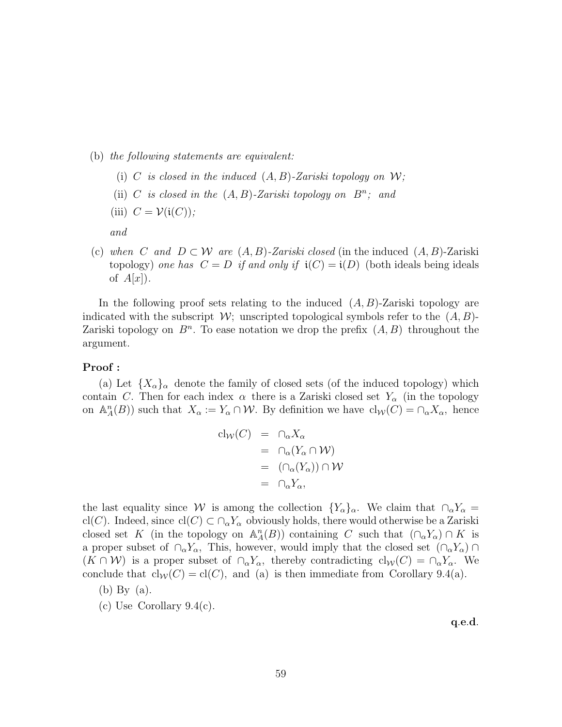(b) *the following statements are equivalent:*

  (i) $C$ *is closed in the induced* $(A,B)$*-Zariski topology on* $\mathcal{W}$*;*

  (ii) $C$ *is closed in the* $(A,B)$*-Zariski topology on* $B^n$*; and*

  (iii) $C = \mathcal{V}(\mathfrak{i}(C))$*;*

*and*

(c) *when* $C$ *and* $D \subset \mathcal{W}$ *are* $(A,B)$*-Zariski closed* (in the induced $(A,B)$-Zariski topology) *one has* $C = D$ *if and only if* $\mathfrak{i}(C) = \mathfrak{i}(D)$ (both ideals being ideals of $A[x]$).

In the following proof sets relating to the induced $(A,B)$-Zariski topology are indicated with the subscript $\mathcal{W}$; unscripted topological symbols refer to the $(A,B)$-Zariski topology on $B^n$. To ease notation we drop the prefix $(A,B)$ throughout the argument.

**Proof :**

(a) Let $\{X_\alpha\}_\alpha$ denote the family of closed sets (of the induced topology) which contain $C$. Then for each index $\alpha$ there is a Zariski closed set $Y_\alpha$ (in the topology on $\mathbb{A}^n_A(B)$) such that $X_\alpha := Y_\alpha \cap \mathcal{W}$. By definition we have $\mathrm{cl}_{\mathcal{W}}(C) = \cap_\alpha X_\alpha$, hence

$$
\begin{aligned}
\mathrm{cl}_{\mathcal{W}}(C) &= \cap_\alpha X_\alpha \\
&= \cap_\alpha (Y_\alpha \cap \mathcal{W}) \\
&= (\cap_\alpha (Y_\alpha)) \cap \mathcal{W} \\
&= \cap_\alpha Y_\alpha,
\end{aligned}
$$

the last equality since $\mathcal{W}$ is among the collection $\{Y_\alpha\}_\alpha$. We claim that $\cap_\alpha Y_\alpha = \mathrm{cl}(C)$. Indeed, since $\mathrm{cl}(C) \subset \cap_\alpha Y_\alpha$ obviously holds, there would otherwise be a Zariski closed set $K$ (in the topology on $\mathbb{A}^n_A(B)$) containing $C$ such that $(\cap_\alpha Y_\alpha) \cap K$ is a proper subset of $\cap_\alpha Y_\alpha$, This, however, would imply that the closed set $(\cap_\alpha Y_\alpha) \cap (K \cap \mathcal{W})$ is a proper subset of $\cap_\alpha Y_\alpha$, thereby contradicting $\mathrm{cl}_{\mathcal{W}}(C) = \cap_\alpha Y_\alpha$. We conclude that $\mathrm{cl}_{\mathcal{W}}(C) = \mathrm{cl}(C)$, and (a) is then immediate from Corollary 9.4(a).

(b) By (a).

(c) Use Corollary 9.4(c).

**q.e.d.**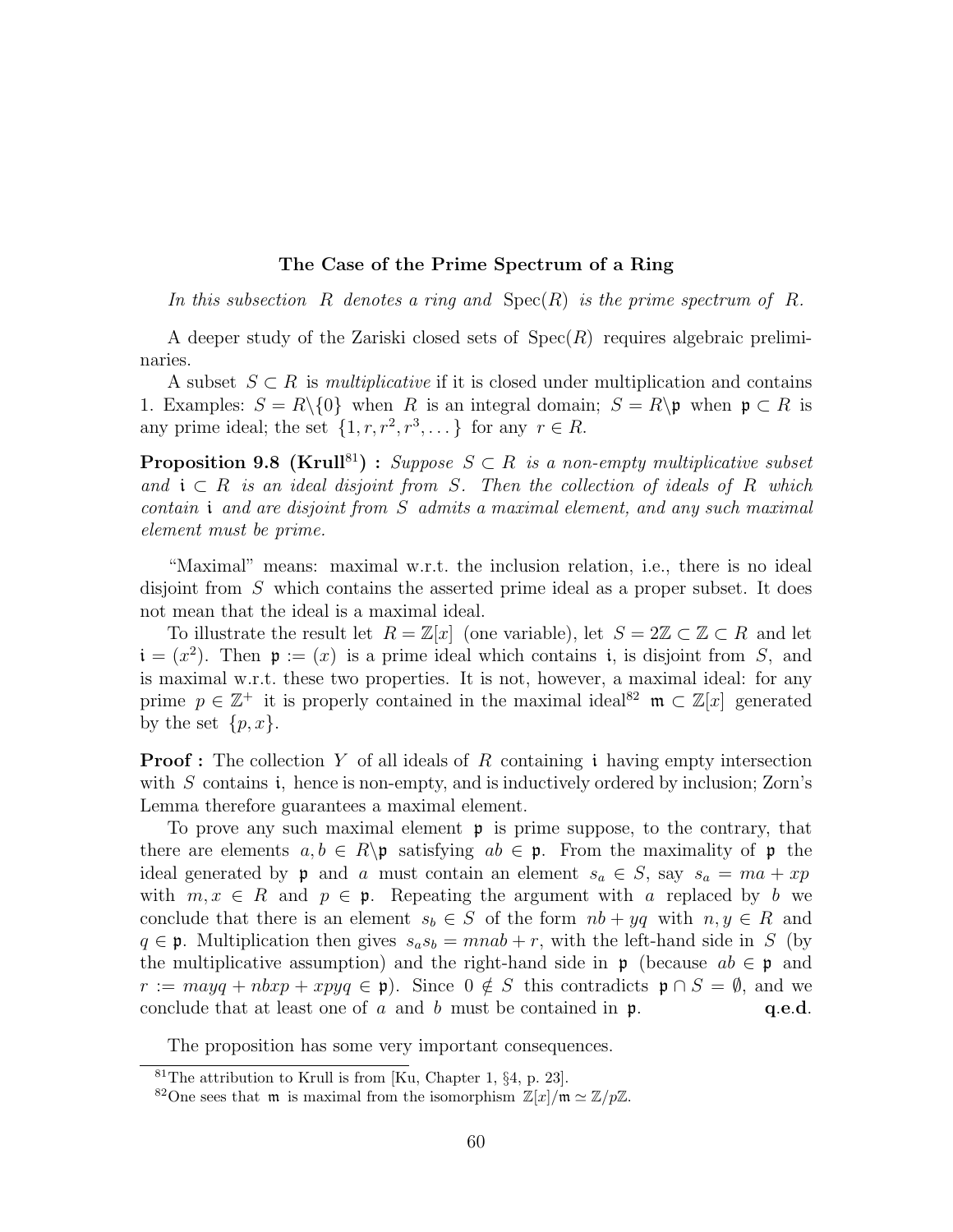**The Case of the Prime Spectrum of a Ring**

*In this subsection* $R$ *denotes a ring and* $\operatorname{Spec}(R)$ *is the prime spectrum of* $R$.

A deeper study of the Zariski closed sets of $\operatorname{Spec}(R)$ requires algebraic preliminaries.

A subset $S \subset R$ is *multiplicative* if it is closed under multiplication and contains 1. Examples: $S = R\backslash\{0\}$ when $R$ is an integral domain; $S = R\backslash\mathfrak{p}$ when $\mathfrak{p} \subset R$ is any prime ideal; the set $\{1, r, r^2, r^3, \dots\}$ for any $r \in R$.

**Proposition 9.8 (Krull[81]) :** *Suppose* $S \subset R$ *is a non-empty multiplicative subset and* $\mathfrak{i} \subset R$ *is an ideal disjoint from* $S$. *Then the collection of ideals of* $R$ *which contain* $\mathfrak{i}$ *and are disjoint from* $S$ *admits a maximal element, and any such maximal element must be prime.*

"Maximal" means: maximal w.r.t. the inclusion relation, i.e., there is no ideal disjoint from $S$ which contains the asserted prime ideal as a proper subset. It does not mean that the ideal is a maximal ideal.

To illustrate the result let $R = \mathbb{Z}[x]$ (one variable), let $S = 2\mathbb{Z} \subset \mathbb{Z} \subset R$ and let $\mathfrak{i} = (x^2)$. Then $\mathfrak{p} := (x)$ is a prime ideal which contains $\mathfrak{i}$, is disjoint from $S$, and is maximal w.r.t. these two properties. It is not, however, a maximal ideal: for any prime $p \in \mathbb{Z}^+$ it is properly contained in the maximal ideal[82] $\mathfrak{m} \subset \mathbb{Z}[x]$ generated by the set $\{p, x\}$.

**Proof :** The collection $Y$ of all ideals of $R$ containing $\mathfrak{i}$ having empty intersection with $S$ contains $\mathfrak{i}$, hence is non-empty, and is inductively ordered by inclusion; Zorn's Lemma therefore guarantees a maximal element.

To prove any such maximal element $\mathfrak{p}$ is prime suppose, to the contrary, that there are elements $a, b \in R\backslash\mathfrak{p}$ satisfying $ab \in \mathfrak{p}$. From the maximality of $\mathfrak{p}$ the ideal generated by $\mathfrak{p}$ and $a$ must contain an element $s_a \in S$, say $s_a = ma + xp$ with $m, x \in R$ and $p \in \mathfrak{p}$. Repeating the argument with $a$ replaced by $b$ we conclude that there is an element $s_b \in S$ of the form $nb + yq$ with $n, y \in R$ and $q \in \mathfrak{p}$. Multiplication then gives $s_a s_b = mnab + r$, with the left-hand side in $S$ (by the multiplicative assumption) and the right-hand side in $\mathfrak{p}$ (because $ab \in \mathfrak{p}$ and $r := mayq + nbxp + xpyq \in \mathfrak{p}$). Since $0 \notin S$ this contradicts $\mathfrak{p} \cap S = \emptyset$, and we conclude that at least one of $a$ and $b$ must be contained in $\mathfrak{p}$. **q.e.d.**

The proposition has some very important consequences.

[81] The attribution to Krull is from [Ku, Chapter 1, §4, p. 23].

[82] One sees that $\mathfrak{m}$ is maximal from the isomorphism $\mathbb{Z}[x]/\mathfrak{m} \simeq \mathbb{Z}/p\mathbb{Z}$.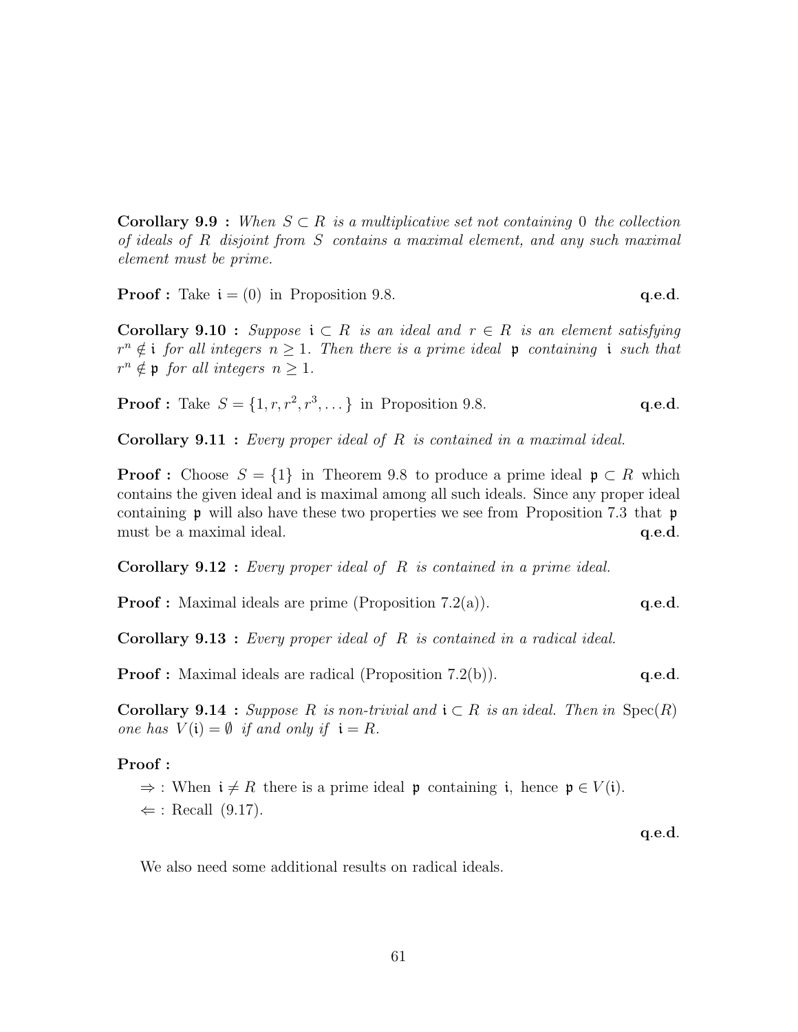**Corollary 9.9 :** *When $S \subset R$ is a multiplicative set not containing $0$ the collection of ideals of $R$ disjoint from $S$ contains a maximal element, and any such maximal element must be prime.*

**Proof :** Take $\mathfrak{i} = (0)$ in Proposition 9.8. **q.e.d.**

**Corollary 9.10 :** *Suppose $\mathfrak{i} \subset R$ is an ideal and $r \in R$ is an element satisfying $r^n \notin \mathfrak{i}$ for all integers $n \geq 1$. Then there is a prime ideal $\mathfrak{p}$ containing $\mathfrak{i}$ such that $r^n \notin \mathfrak{p}$ for all integers $n \geq 1$.*

**Proof :** Take $S = \{1, r, r^2, r^3, \dots\}$ in Proposition 9.8. **q.e.d.**

**Corollary 9.11 :** *Every proper ideal of $R$ is contained in a maximal ideal.*

**Proof :** Choose $S = \{1\}$ in Theorem 9.8 to produce a prime ideal $\mathfrak{p} \subset R$ which contains the given ideal and is maximal among all such ideals. Since any proper ideal containing $\mathfrak{p}$ will also have these two properties we see from Proposition 7.3 that $\mathfrak{p}$ must be a maximal ideal. **q.e.d.**

**Corollary 9.12 :** *Every proper ideal of $R$ is contained in a prime ideal.*

**Proof :** Maximal ideals are prime (Proposition 7.2(a)). **q.e.d.**

**Corollary 9.13 :** *Every proper ideal of $R$ is contained in a radical ideal.*

**Proof :** Maximal ideals are radical (Proposition 7.2(b)). **q.e.d.**

**Corollary 9.14 :** *Suppose $R$ is non-trivial and $\mathfrak{i} \subset R$ is an ideal. Then in $\operatorname{Spec}(R)$ one has $V(\mathfrak{i}) = \emptyset$ if and only if $\mathfrak{i} = R$.*

**Proof :**

$\Rightarrow$ : When $\mathfrak{i} \neq R$ there is a prime ideal $\mathfrak{p}$ containing $\mathfrak{i}$, hence $\mathfrak{p} \in V(\mathfrak{i})$.

$\Leftarrow$ : Recall (9.17).

**q.e.d.**

We also need some additional results on radical ideals.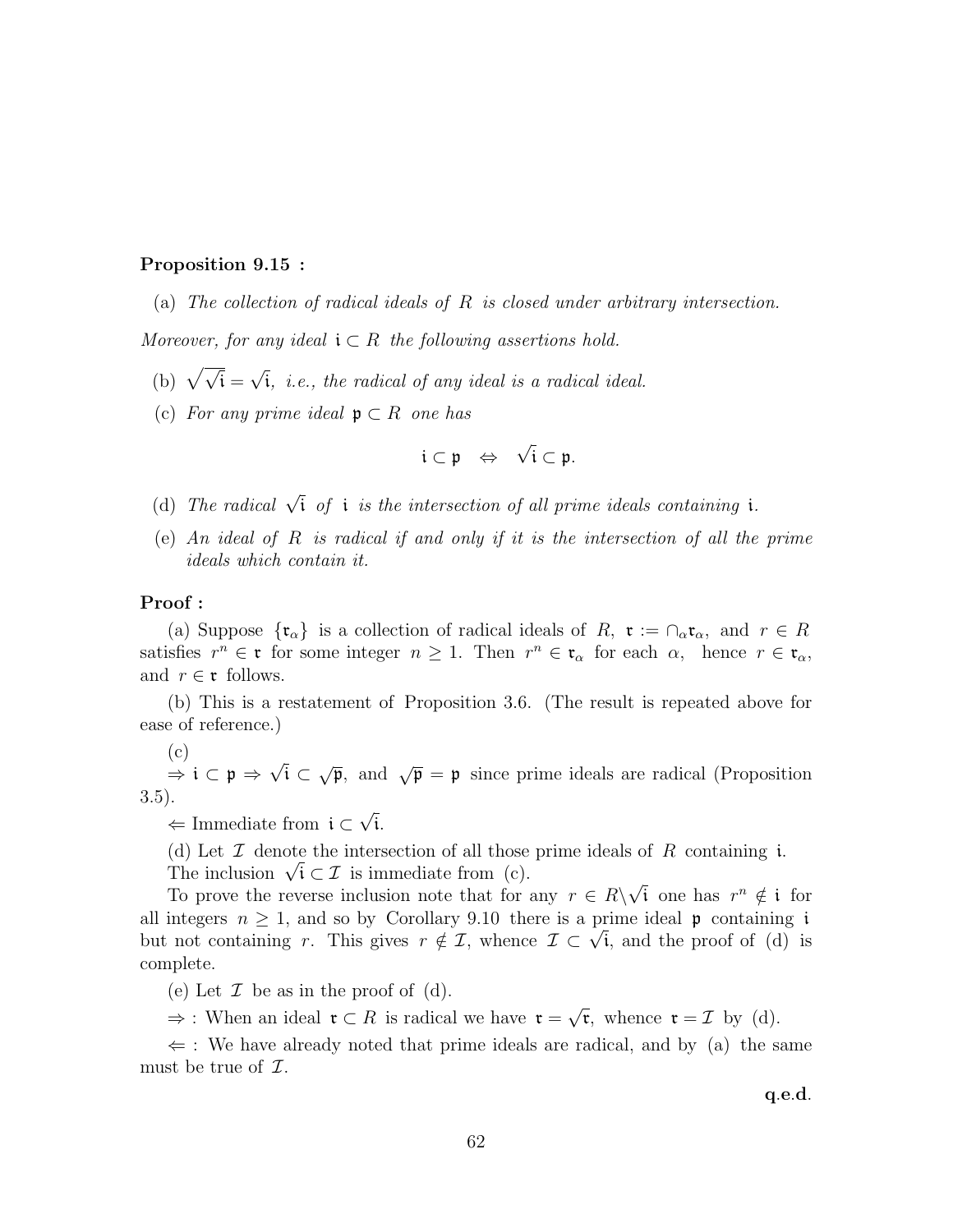**Proposition 9.15 :**

(a) *The collection of radical ideals of $R$ is closed under arbitrary intersection.*

*Moreover, for any ideal $\mathfrak{i} \subset R$ the following assertions hold.*

(b) $\sqrt{\sqrt{\mathfrak{i}}} = \sqrt{\mathfrak{i}}$, *i.e., the radical of any ideal is a radical ideal.*

(c) *For any prime ideal $\mathfrak{p} \subset R$ one has*

$$\mathfrak{i} \subset \mathfrak{p} \quad \Leftrightarrow \quad \sqrt{\mathfrak{i}} \subset \mathfrak{p}.$$

(d) *The radical $\sqrt{\mathfrak{i}}$ of $\mathfrak{i}$ is the intersection of all prime ideals containing $\mathfrak{i}$.*

(e) *An ideal of $R$ is radical if and only if it is the intersection of all the prime ideals which contain it.*

**Proof :**

(a) Suppose $\{\mathfrak{r}_\alpha\}$ is a collection of radical ideals of $R$, $\mathfrak{r} := \cap_\alpha \mathfrak{r}_\alpha$, and $r \in R$ satisfies $r^n \in \mathfrak{r}$ for some integer $n \geq 1$. Then $r^n \in \mathfrak{r}_\alpha$ for each $\alpha$, hence $r \in \mathfrak{r}_\alpha$, and $r \in \mathfrak{r}$ follows.

(b) This is a restatement of Proposition 3.6. (The result is repeated above for ease of reference.)

(c)

$\Rightarrow$ $\mathfrak{i} \subset \mathfrak{p} \Rightarrow \sqrt{\mathfrak{i}} \subset \sqrt{\mathfrak{p}}$, and $\sqrt{\mathfrak{p}} = \mathfrak{p}$ since prime ideals are radical (Proposition 3.5).

$\Leftarrow$ Immediate from $\mathfrak{i} \subset \sqrt{\mathfrak{i}}$.

(d) Let $\mathcal{I}$ denote the intersection of all those prime ideals of $R$ containing $\mathfrak{i}$.

The inclusion $\sqrt{\mathfrak{i}} \subset \mathcal{I}$ is immediate from (c).

To prove the reverse inclusion note that for any $r \in R \backslash \sqrt{\mathfrak{i}}$ one has $r^n \notin \mathfrak{i}$ for all integers $n \geq 1$, and so by Corollary 9.10 there is a prime ideal $\mathfrak{p}$ containing $\mathfrak{i}$ but not containing $r$. This gives $r \notin \mathcal{I}$, whence $\mathcal{I} \subset \sqrt{\mathfrak{i}}$, and the proof of (d) is complete.

(e) Let $\mathcal{I}$ be as in the proof of (d).

$\Rightarrow$ : When an ideal $\mathfrak{r} \subset R$ is radical we have $\mathfrak{r} = \sqrt{\mathfrak{r}}$, whence $\mathfrak{r} = \mathcal{I}$ by (d).

$\Leftarrow$ : We have already noted that prime ideals are radical, and by (a) the same must be true of $\mathcal{I}$.

**q.e.d.**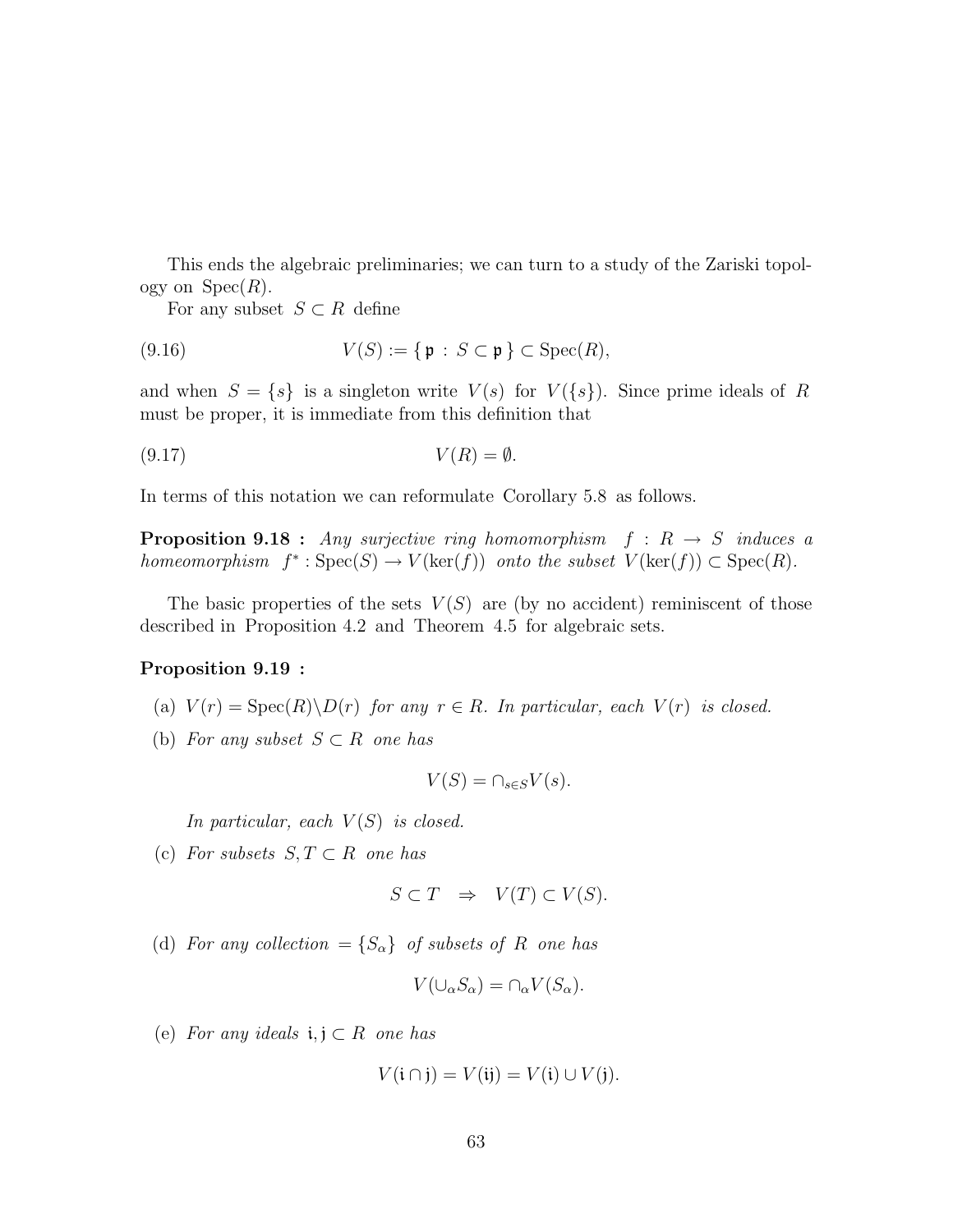This ends the algebraic preliminaries; we can turn to a study of the Zariski topology on $\text{Spec}(R)$.

For any subset $S \subset R$ define

$$V(S) := \{ \mathfrak{p} : S \subset \mathfrak{p} \} \subset \text{Spec}(R), \tag{9.16}$$

and when $S = \{s\}$ is a singleton write $V(s)$ for $V(\{s\})$. Since prime ideals of $R$ must be proper, it is immediate from this definition that

$$V(R) = \emptyset. \tag{9.17}$$

In terms of this notation we can reformulate Corollary 5.8 as follows.

**Proposition 9.18 :** *Any surjective ring homomorphism $f : R \to S$ induces a homeomorphism $f^* : \text{Spec}(S) \to V(\ker(f))$ onto the subset $V(\ker(f)) \subset \text{Spec}(R)$.*

The basic properties of the sets $V(S)$ are (by no accident) reminiscent of those described in Proposition 4.2 and Theorem 4.5 for algebraic sets.

**Proposition 9.19 :**

(a) *$V(r) = \text{Spec}(R) \backslash D(r)$ for any $r \in R$. In particular, each $V(r)$ is closed.*

(b) *For any subset $S \subset R$ one has*

$$V(S) = \cap_{s \in S} V(s).$$

*In particular, each $V(S)$ is closed.*

(c) *For subsets $S, T \subset R$ one has*

$$S \subset T \quad \Rightarrow \quad V(T) \subset V(S).$$

(d) *For any collection $= \{S_\alpha\}$ of subsets of $R$ one has*

$$V(\cup_\alpha S_\alpha) = \cap_\alpha V(S_\alpha).$$

(e) *For any ideals $\mathfrak{i}, \mathfrak{j} \subset R$ one has*

$$V(\mathfrak{i} \cap \mathfrak{j}) = V(\mathfrak{i}\mathfrak{j}) = V(\mathfrak{i}) \cup V(\mathfrak{j}).$$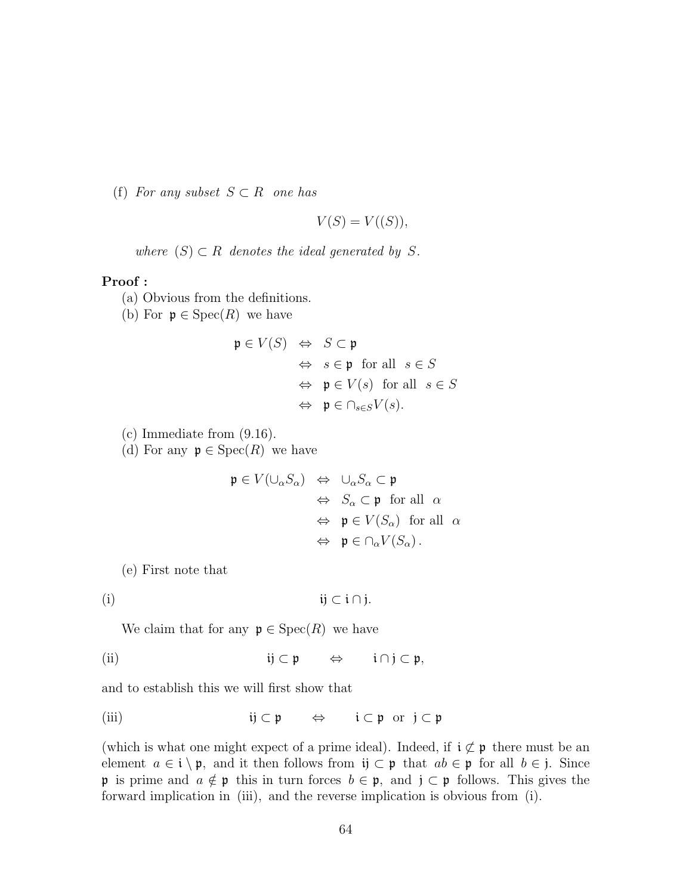(f) *For any subset* $S \subset R$ *one has*

$$V(S) = V((S)),$$

*where* $(S) \subset R$ *denotes the ideal generated by* $S$.

**Proof :**

(a) Obvious from the definitions.

(b) For $\mathfrak{p} \in \operatorname{Spec}(R)$ we have

$$\begin{aligned}
\mathfrak{p} \in V(S) &\Leftrightarrow S \subset \mathfrak{p} \\
&\Leftrightarrow s \in \mathfrak{p} \text{ for all } s \in S \\
&\Leftrightarrow \mathfrak{p} \in V(s) \text{ for all } s \in S \\
&\Leftrightarrow \mathfrak{p} \in \cap_{s \in S} V(s).
\end{aligned}$$

(c) Immediate from (9.16).

(d) For any $\mathfrak{p} \in \operatorname{Spec}(R)$ we have

$$\begin{aligned}
\mathfrak{p} \in V(\cup_\alpha S_\alpha) &\Leftrightarrow \cup_\alpha S_\alpha \subset \mathfrak{p} \\
&\Leftrightarrow S_\alpha \subset \mathfrak{p} \text{ for all } \alpha \\
&\Leftrightarrow \mathfrak{p} \in V(S_\alpha) \text{ for all } \alpha \\
&\Leftrightarrow \mathfrak{p} \in \cap_\alpha V(S_\alpha).
\end{aligned}$$

(e) First note that

(i) $$\mathfrak{i}\mathfrak{j} \subset \mathfrak{i} \cap \mathfrak{j}.$$

We claim that for any $\mathfrak{p} \in \operatorname{Spec}(R)$ we have

(ii) $$\mathfrak{i}\mathfrak{j} \subset \mathfrak{p} \quad \Leftrightarrow \quad \mathfrak{i} \cap \mathfrak{j} \subset \mathfrak{p},$$

and to establish this we will first show that

(iii) $$\mathfrak{i}\mathfrak{j} \subset \mathfrak{p} \quad \Leftrightarrow \quad \mathfrak{i} \subset \mathfrak{p} \text{ or } \mathfrak{j} \subset \mathfrak{p}$$

(which is what one might expect of a prime ideal). Indeed, if $\mathfrak{i} \not\subset \mathfrak{p}$ there must be an element $a \in \mathfrak{i} \setminus \mathfrak{p}$, and it then follows from $\mathfrak{i}\mathfrak{j} \subset \mathfrak{p}$ that $ab \in \mathfrak{p}$ for all $b \in \mathfrak{j}$. Since $\mathfrak{p}$ is prime and $a \notin \mathfrak{p}$ this in turn forces $b \in \mathfrak{p}$, and $\mathfrak{j} \subset \mathfrak{p}$ follows. This gives the forward implication in (iii), and the reverse implication is obvious from (i).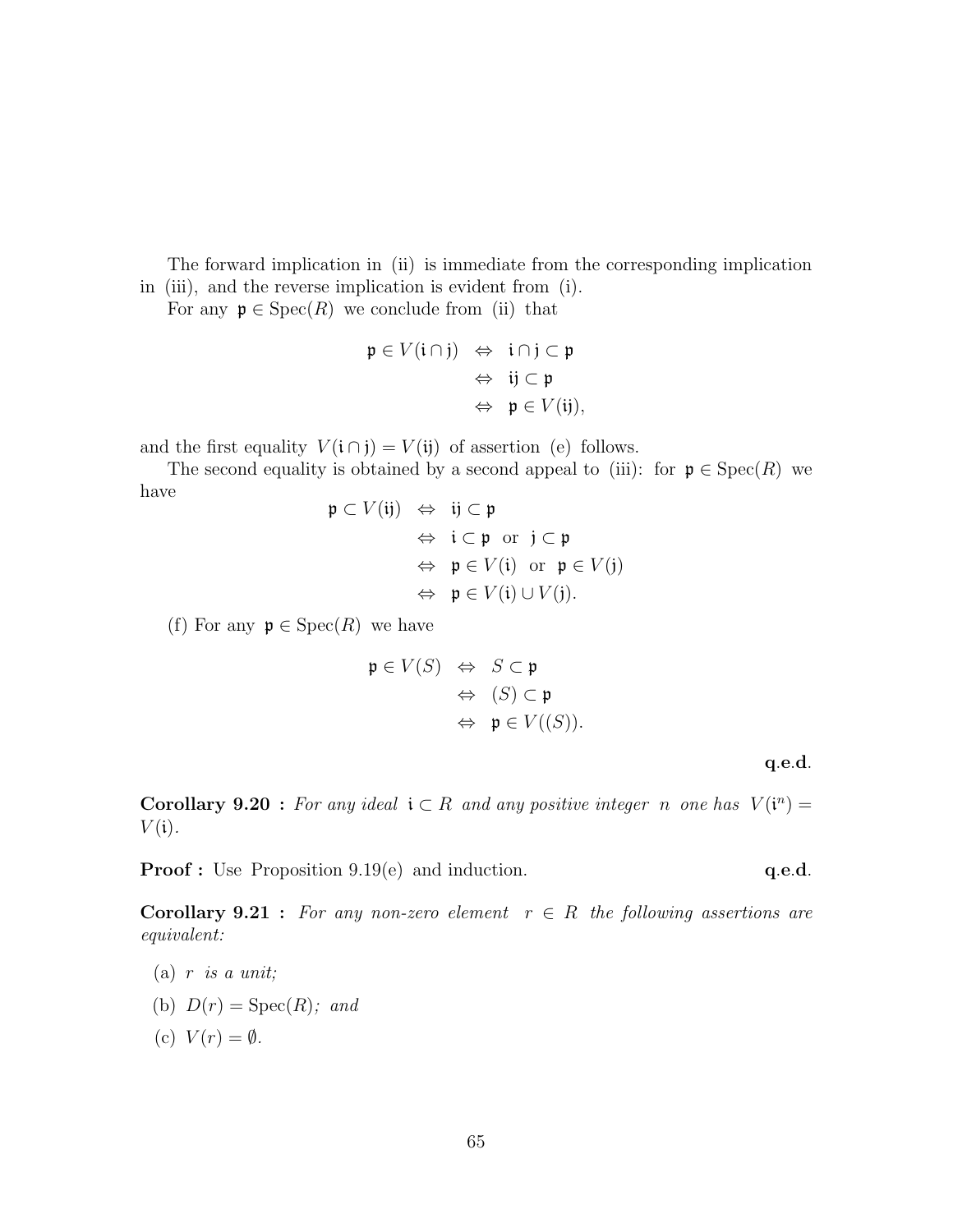The forward implication in (ii) is immediate from the corresponding implication in (iii), and the reverse implication is evident from (i).

For any $\mathfrak{p} \in \operatorname{Spec}(R)$ we conclude from (ii) that

$$\begin{aligned}
\mathfrak{p} \in V(\mathfrak{i} \cap \mathfrak{j}) &\Leftrightarrow \mathfrak{i} \cap \mathfrak{j} \subset \mathfrak{p} \\
&\Leftrightarrow \mathfrak{i}\mathfrak{j} \subset \mathfrak{p} \\
&\Leftrightarrow \mathfrak{p} \in V(\mathfrak{i}\mathfrak{j}),
\end{aligned}$$

and the first equality $V(\mathfrak{i} \cap \mathfrak{j}) = V(\mathfrak{i}\mathfrak{j})$ of assertion (e) follows.

The second equality is obtained by a second appeal to (iii): for $\mathfrak{p} \in \operatorname{Spec}(R)$ we have

$$\begin{aligned}
\mathfrak{p} \subset V(\mathfrak{i}\mathfrak{j}) &\Leftrightarrow \mathfrak{i}\mathfrak{j} \subset \mathfrak{p} \\
&\Leftrightarrow \mathfrak{i} \subset \mathfrak{p} \text{ or } \mathfrak{j} \subset \mathfrak{p} \\
&\Leftrightarrow \mathfrak{p} \in V(\mathfrak{i}) \text{ or } \mathfrak{p} \in V(\mathfrak{j}) \\
&\Leftrightarrow \mathfrak{p} \in V(\mathfrak{i}) \cup V(\mathfrak{j}).
\end{aligned}$$

(f) For any $\mathfrak{p} \in \operatorname{Spec}(R)$ we have

$$\begin{aligned}
\mathfrak{p} \in V(S) &\Leftrightarrow S \subset \mathfrak{p} \\
&\Leftrightarrow (S) \subset \mathfrak{p} \\
&\Leftrightarrow \mathfrak{p} \in V((S)).
\end{aligned}$$

**q.e.d.**

**Corollary 9.20 :** *For any ideal $\mathfrak{i} \subset R$ and any positive integer $n$ one has $V(\mathfrak{i}^n) = V(\mathfrak{i})$.*

**Proof :** Use Proposition 9.19(e) and induction. **q.e.d.**

**Corollary 9.21 :** *For any non-zero element $r \in R$ the following assertions are equivalent:*

(a) *$r$ is a unit;*

(b) *$D(r) = \operatorname{Spec}(R)$; and*

(c) *$V(r) = \emptyset$.*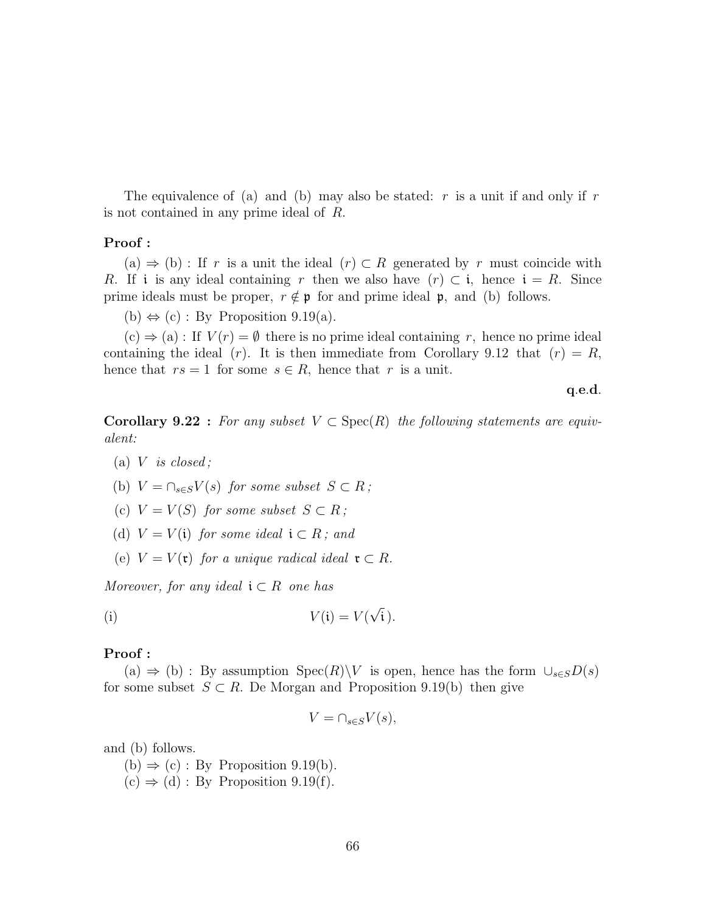The equivalence of (a) and (b) may also be stated: $r$ is a unit if and only if $r$ is not contained in any prime ideal of $R$.

**Proof :**

(a) $\Rightarrow$ (b) : If $r$ is a unit the ideal $(r) \subset R$ generated by $r$ must coincide with $R$. If $\mathfrak{i}$ is any ideal containing $r$ then we also have $(r) \subset \mathfrak{i}$, hence $\mathfrak{i} = R$. Since prime ideals must be proper, $r \notin \mathfrak{p}$ for and prime ideal $\mathfrak{p}$, and (b) follows.

(b) $\Leftrightarrow$ (c) : By Proposition 9.19(a).

(c) $\Rightarrow$ (a) : If $V(r) = \emptyset$ there is no prime ideal containing $r$, hence no prime ideal containing the ideal $(r)$. It is then immediate from Corollary 9.12 that $(r) = R$, hence that $rs = 1$ for some $s \in R$, hence that $r$ is a unit.

**q.e.d.**

**Corollary 9.22 :** *For any subset $V \subset \operatorname{Spec}(R)$ the following statements are equivalent:*

(a) *$V$ is closed;*

(b) *$V = \cap_{s \in S} V(s)$ for some subset $S \subset R$;*

(c) *$V = V(S)$ for some subset $S \subset R$;*

(d) *$V = V(\mathfrak{i})$ for some ideal $\mathfrak{i} \subset R$; and*

(e) *$V = V(\mathfrak{r})$ for a unique radical ideal $\mathfrak{r} \subset R$.*

*Moreover, for any ideal $\mathfrak{i} \subset R$ one has*

(i) $$V(\mathfrak{i}) = V(\sqrt{\mathfrak{i}}).$$

**Proof :**

(a) $\Rightarrow$ (b) : By assumption $\operatorname{Spec}(R) \backslash V$ is open, hence has the form $\cup_{s \in S} D(s)$ for some subset $S \subset R$. De Morgan and Proposition 9.19(b) then give

$$V = \cap_{s \in S} V(s),$$

and (b) follows.

(b) $\Rightarrow$ (c) : By Proposition 9.19(b).

(c) $\Rightarrow$ (d) : By Proposition 9.19(f).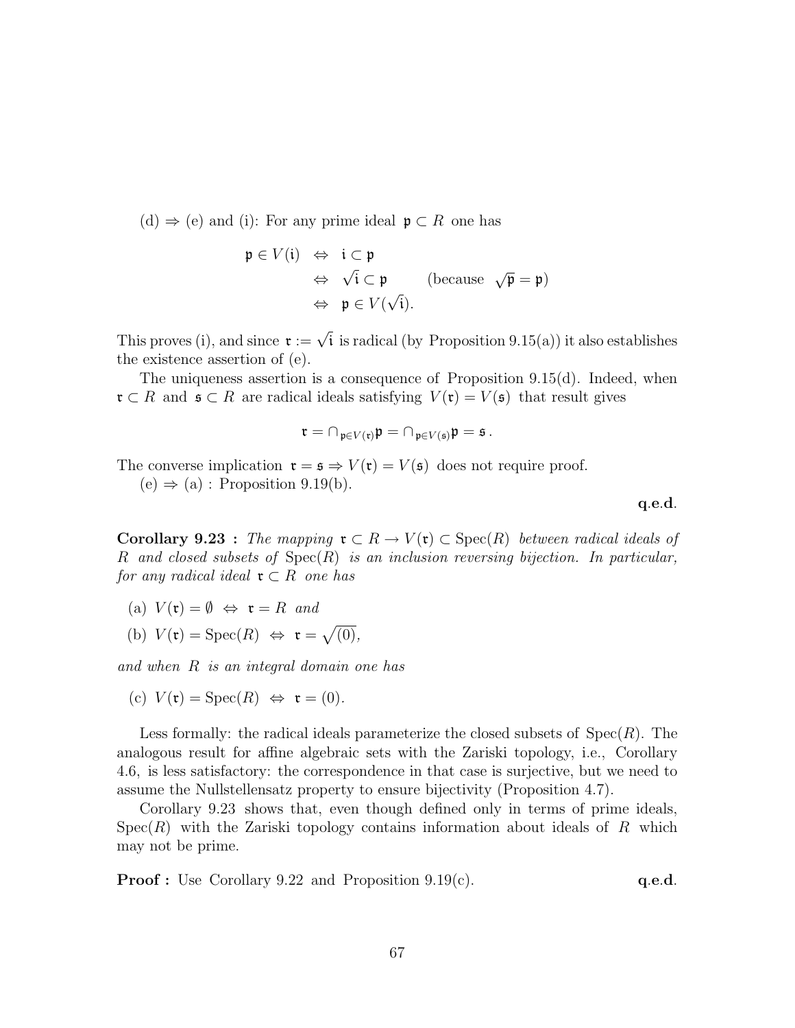(d) $\Rightarrow$ (e) and (i): For any prime ideal $\mathfrak{p} \subset R$ one has

$$\begin{aligned}
\mathfrak{p} \in V(\mathfrak{i}) \;&\Leftrightarrow\; \mathfrak{i} \subset \mathfrak{p} \\
&\Leftrightarrow\; \sqrt{\mathfrak{i}} \subset \mathfrak{p} \qquad \text{(because } \sqrt{\mathfrak{p}} = \mathfrak{p}\text{)} \\
&\Leftrightarrow\; \mathfrak{p} \in V(\sqrt{\mathfrak{i}}).
\end{aligned}$$

This proves (i), and since $\mathfrak{r} := \sqrt{\mathfrak{i}}$ is radical (by Proposition 9.15(a)) it also establishes the existence assertion of (e).

The uniqueness assertion is a consequence of Proposition 9.15(d). Indeed, when $\mathfrak{r} \subset R$ and $\mathfrak{s} \subset R$ are radical ideals satisfying $V(\mathfrak{r}) = V(\mathfrak{s})$ that result gives

$$\mathfrak{r} = \cap_{\mathfrak{p} \in V(\mathfrak{r})} \mathfrak{p} = \cap_{\mathfrak{p} \in V(\mathfrak{s})} \mathfrak{p} = \mathfrak{s}\,.$$

The converse implication $\mathfrak{r} = \mathfrak{s} \Rightarrow V(\mathfrak{r}) = V(\mathfrak{s})$ does not require proof.

(e) $\Rightarrow$ (a) : Proposition 9.19(b).

**q.e.d.**

**Corollary 9.23 :** *The mapping $\mathfrak{r} \subset R \rightarrow V(\mathfrak{r}) \subset \operatorname{Spec}(R)$ between radical ideals of $R$ and closed subsets of $\operatorname{Spec}(R)$ is an inclusion reversing bijection. In particular, for any radical ideal $\mathfrak{r} \subset R$ one has*

(a) $V(\mathfrak{r}) = \emptyset \;\Leftrightarrow\; \mathfrak{r} = R$ *and*

(b) $V(\mathfrak{r}) = \operatorname{Spec}(R) \;\Leftrightarrow\; \mathfrak{r} = \sqrt{(0)}$,

*and when $R$ is an integral domain one has*

(c) $V(\mathfrak{r}) = \operatorname{Spec}(R) \;\Leftrightarrow\; \mathfrak{r} = (0)$.

Less formally: the radical ideals parameterize the closed subsets of $\operatorname{Spec}(R)$. The analogous result for affine algebraic sets with the Zariski topology, i.e., Corollary 4.6, is less satisfactory: the correspondence in that case is surjective, but we need to assume the Nullstellensatz property to ensure bijectivity (Proposition 4.7).

Corollary 9.23 shows that, even though defined only in terms of prime ideals, $\operatorname{Spec}(R)$ with the Zariski topology contains information about ideals of $R$ which may not be prime.

**Proof :** Use Corollary 9.22 and Proposition 9.19(c). **q.e.d.**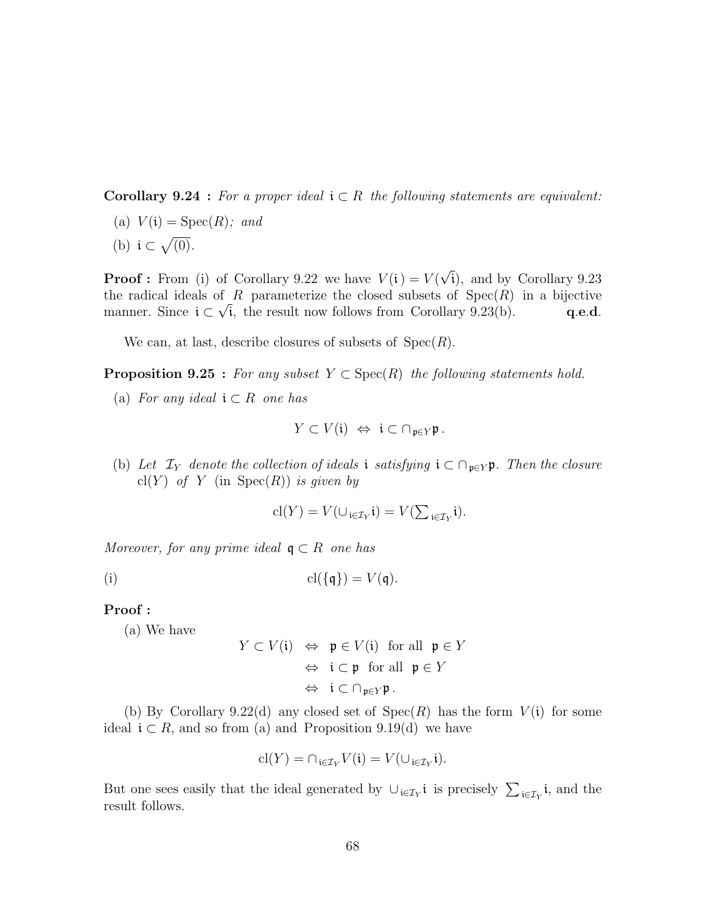**Corollary 9.24 :** *For a proper ideal* $\mathfrak{i} \subset R$ *the following statements are equivalent:*

(a) $V(\mathfrak{i}) = \mathrm{Spec}(R)$*; and*

(b) $\mathfrak{i} \subset \sqrt{(0)}$.

**Proof :** From (i) of Corollary 9.22 we have $V(\mathfrak{i}) = V(\sqrt{\mathfrak{i}})$, and by Corollary 9.23 the radical ideals of $R$ parameterize the closed subsets of $\mathrm{Spec}(R)$ in a bijective manner. Since $\mathfrak{i} \subset \sqrt{\mathfrak{i}}$, the result now follows from Corollary 9.23(b). **q.e.d.**

We can, at last, describe closures of subsets of $\mathrm{Spec}(R)$.

**Proposition 9.25 :** *For any subset* $Y \subset \mathrm{Spec}(R)$ *the following statements hold.*

(a) *For any ideal* $\mathfrak{i} \subset R$ *one has*

$$Y \subset V(\mathfrak{i}) \ \Leftrightarrow \ \mathfrak{i} \subset \cap_{\mathfrak{p} \in Y} \mathfrak{p} \,.$$

(b) *Let* $\mathcal{I}_Y$ *denote the collection of ideals* $\mathfrak{i}$ *satisfying* $\mathfrak{i} \subset \cap_{\mathfrak{p} \in Y} \mathfrak{p}$*. Then the closure* $\mathrm{cl}(Y)$ *of* $Y$ *(in* $\mathrm{Spec}(R)$*) is given by*

$$\mathrm{cl}(Y) = V(\cup_{\mathfrak{i} \in \mathcal{I}_Y} \mathfrak{i}) = V(\textstyle\sum_{\mathfrak{i} \in \mathcal{I}_Y} \mathfrak{i}).$$

*Moreover, for any prime ideal* $\mathfrak{q} \subset R$ *one has*

$$\mathrm{cl}(\{\mathfrak{q}\}) = V(\mathfrak{q}). \qquad \text{(i)}$$

**Proof :**

(a) We have

$$\begin{aligned} Y \subset V(\mathfrak{i}) \ &\Leftrightarrow \ \mathfrak{p} \in V(\mathfrak{i}) \ \text{ for all } \ \mathfrak{p} \in Y \\ &\Leftrightarrow \ \mathfrak{i} \subset \mathfrak{p} \ \text{ for all } \ \mathfrak{p} \in Y \\ &\Leftrightarrow \ \mathfrak{i} \subset \cap_{\mathfrak{p} \in Y} \mathfrak{p} \,. \end{aligned}$$

(b) By Corollary 9.22(d) any closed set of $\mathrm{Spec}(R)$ has the form $V(\mathfrak{i})$ for some ideal $\mathfrak{i} \subset R$, and so from (a) and Proposition 9.19(d) we have

$$\mathrm{cl}(Y) = \cap_{\mathfrak{i} \in \mathcal{I}_Y} V(\mathfrak{i}) = V(\cup_{\mathfrak{i} \in \mathcal{I}_Y} \mathfrak{i}).$$

But one sees easily that the ideal generated by $\cup_{\mathfrak{i} \in \mathcal{I}_Y} \mathfrak{i}$ is precisely $\sum_{\mathfrak{i} \in \mathcal{I}_Y} \mathfrak{i}$, and the result follows.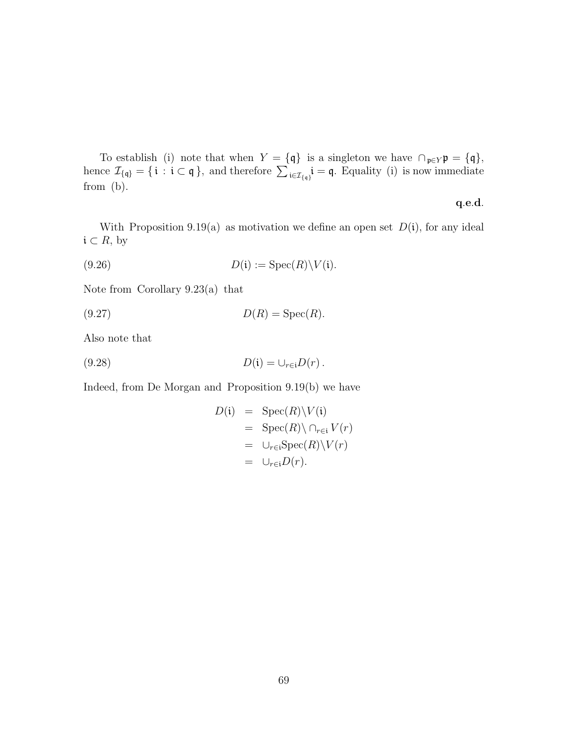To establish (i) note that when $Y = \{\mathfrak{q}\}$ is a singleton we have $\cap_{\mathfrak{p}\in Y}\mathfrak{p} = \{\mathfrak{q}\}$, hence $\mathcal{I}_{\{\mathfrak{q}\}} = \{\, \mathfrak{i} : \mathfrak{i} \subset \mathfrak{q}\,\}$, and therefore $\sum_{\mathfrak{i}\in\mathcal{I}_{\{\mathfrak{q}\}}}\mathfrak{i} = \mathfrak{q}$. Equality (i) is now immediate from (b).

**q.e.d.**

With Proposition 9.19(a) as motivation we define an open set $D(\mathfrak{i})$, for any ideal $\mathfrak{i} \subset R$, by

$$D(\mathfrak{i}) := \operatorname{Spec}(R)\backslash V(\mathfrak{i}). \tag{9.26}$$

Note from Corollary 9.23(a) that

$$D(R) = \operatorname{Spec}(R). \tag{9.27}$$

Also note that

$$D(\mathfrak{i}) = \cup_{r\in\mathfrak{i}} D(r)\,. \tag{9.28}$$

Indeed, from De Morgan and Proposition 9.19(b) we have

$$\begin{aligned}
D(\mathfrak{i}) &= \operatorname{Spec}(R)\backslash V(\mathfrak{i}) \\
&= \operatorname{Spec}(R)\backslash \cap_{r\in\mathfrak{i}} V(r) \\
&= \cup_{r\in\mathfrak{i}}\operatorname{Spec}(R)\backslash V(r) \\
&= \cup_{r\in\mathfrak{i}} D(r).
\end{aligned}$$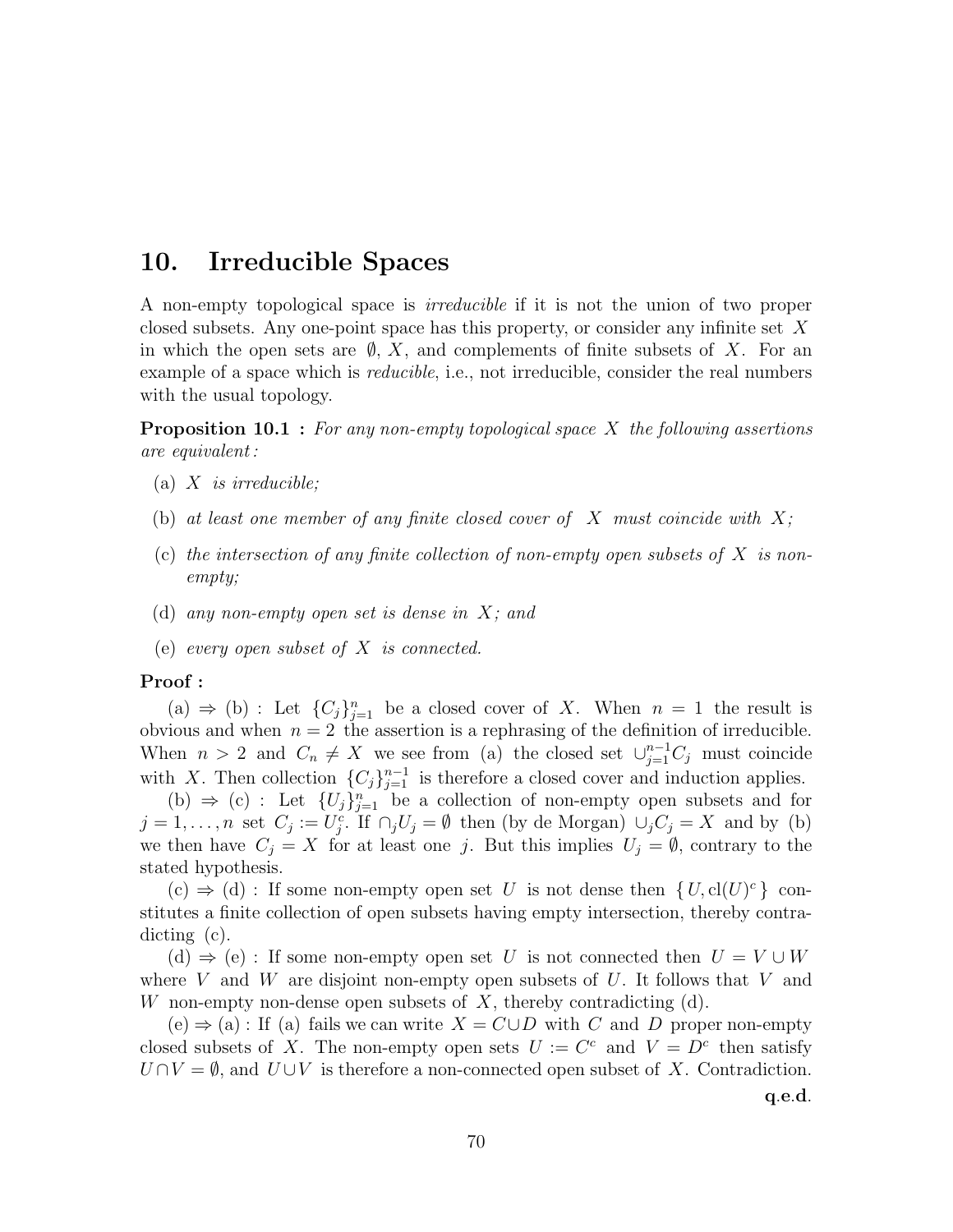# 10. Irreducible Spaces

A non-empty topological space is *irreducible* if it is not the union of two proper closed subsets. Any one-point space has this property, or consider any infinite set $X$ in which the open sets are $\emptyset$, $X$, and complements of finite subsets of $X$. For an example of a space which is *reducible*, i.e., not irreducible, consider the real numbers with the usual topology.

**Proposition 10.1 :** *For any non-empty topological space $X$ the following assertions are equivalent:*

(a) *$X$ is irreducible;*

(b) *at least one member of any finite closed cover of $X$ must coincide with $X$;*

(c) *the intersection of any finite collection of non-empty open subsets of $X$ is non-empty;*

(d) *any non-empty open set is dense in $X$; and*

(e) *every open subset of $X$ is connected.*

**Proof :**

(a) $\Rightarrow$ (b) : Let $\{C_j\}_{j=1}^n$ be a closed cover of $X$. When $n = 1$ the result is obvious and when $n = 2$ the assertion is a rephrasing of the definition of irreducible. When $n > 2$ and $C_n \neq X$ we see from (a) the closed set $\cup_{j=1}^{n-1} C_j$ must coincide with $X$. Then collection $\{C_j\}_{j=1}^{n-1}$ is therefore a closed cover and induction applies.

(b) $\Rightarrow$ (c) : Let $\{U_j\}_{j=1}^n$ be a collection of non-empty open subsets and for $j = 1, \ldots, n$ set $C_j := U_j^c$. If $\cap_j U_j = \emptyset$ then (by de Morgan) $\cup_j C_j = X$ and by (b) we then have $C_j = X$ for at least one $j$. But this implies $U_j = \emptyset$, contrary to the stated hypothesis.

(c) $\Rightarrow$ (d) : If some non-empty open set $U$ is not dense then $\{U, \text{cl}(U)^c\}$ constitutes a finite collection of open subsets having empty intersection, thereby contradicting (c).

(d) $\Rightarrow$ (e) : If some non-empty open set $U$ is not connected then $U = V \cup W$ where $V$ and $W$ are disjoint non-empty open subsets of $U$. It follows that $V$ and $W$ non-empty non-dense open subsets of $X$, thereby contradicting (d).

(e) $\Rightarrow$ (a) : If (a) fails we can write $X = C \cup D$ with $C$ and $D$ proper non-empty closed subsets of $X$. The non-empty open sets $U := C^c$ and $V = D^c$ then satisfy $U \cap V = \emptyset$, and $U \cup V$ is therefore a non-connected open subset of $X$. Contradiction.

**q.e.d.**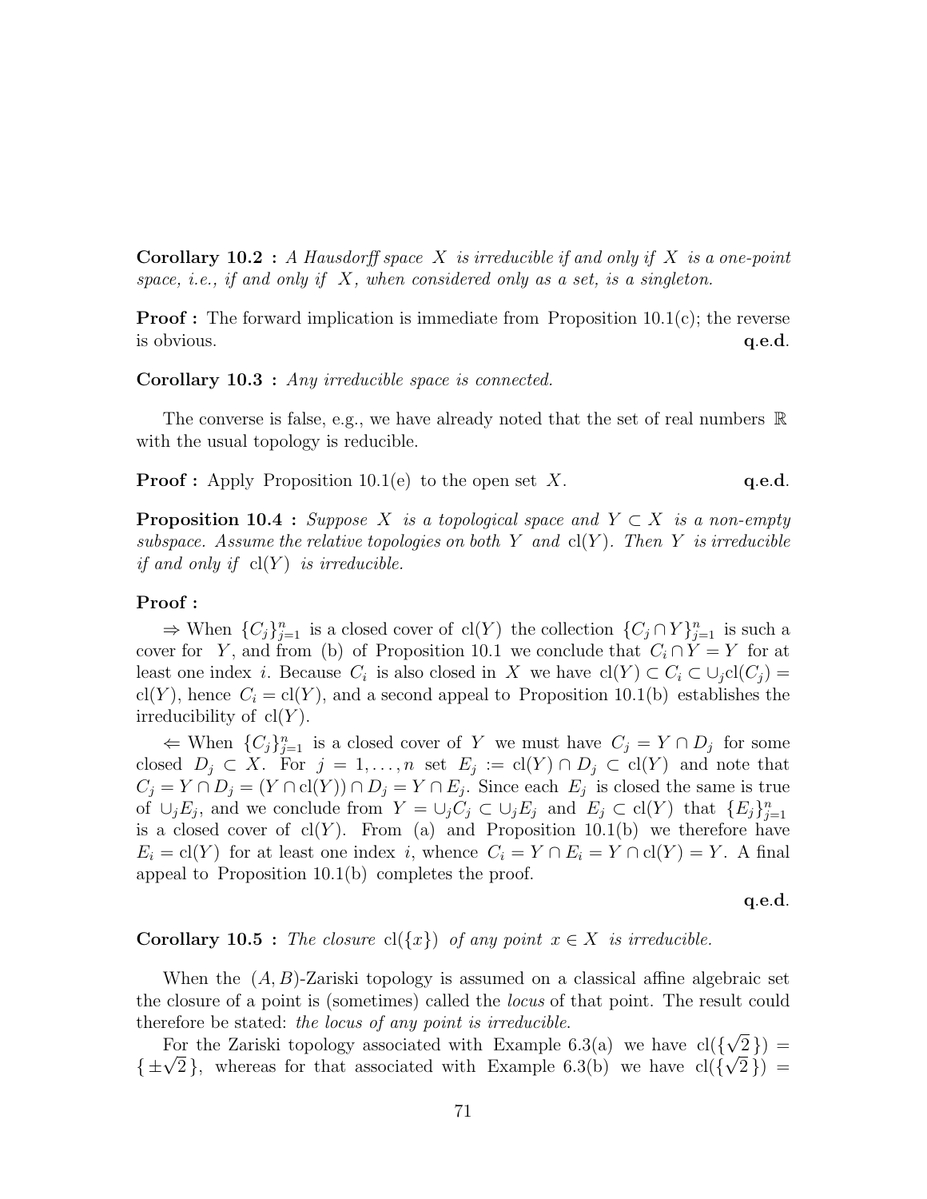**Corollary 10.2 :** *A Hausdorff space $X$ is irreducible if and only if $X$ is a one-point space, i.e., if and only if $X$, when considered only as a set, is a singleton.*

**Proof :** The forward implication is immediate from Proposition 10.1(c); the reverse is obvious. **q.e.d.**

**Corollary 10.3 :** *Any irreducible space is connected.*

The converse is false, e.g., we have already noted that the set of real numbers $\mathbb{R}$ with the usual topology is reducible.

**Proof :** Apply Proposition 10.1(e) to the open set $X$. **q.e.d.**

**Proposition 10.4 :** *Suppose $X$ is a topological space and $Y \subset X$ is a non-empty subspace. Assume the relative topologies on both $Y$ and $\mathrm{cl}(Y)$. Then $Y$ is irreducible if and only if $\mathrm{cl}(Y)$ is irreducible.*

**Proof :**

$\Rightarrow$ When $\{C_j\}_{j=1}^n$ is a closed cover of $\mathrm{cl}(Y)$ the collection $\{C_j \cap Y\}_{j=1}^n$ is such a cover for $Y$, and from (b) of Proposition 10.1 we conclude that $C_i \cap Y = Y$ for at least one index $i$. Because $C_i$ is also closed in $X$ we have $\mathrm{cl}(Y) \subset C_i \subset \cup_j \mathrm{cl}(C_j) = \mathrm{cl}(Y)$, hence $C_i = \mathrm{cl}(Y)$, and a second appeal to Proposition 10.1(b) establishes the irreducibility of $\mathrm{cl}(Y)$.

$\Leftarrow$ When $\{C_j\}_{j=1}^n$ is a closed cover of $Y$ we must have $C_j = Y \cap D_j$ for some closed $D_j \subset X$. For $j = 1, \ldots, n$ set $E_j := \mathrm{cl}(Y) \cap D_j \subset \mathrm{cl}(Y)$ and note that $C_j = Y \cap D_j = (Y \cap \mathrm{cl}(Y)) \cap D_j = Y \cap E_j$. Since each $E_j$ is closed the same is true of $\cup_j E_j$, and we conclude from $Y = \cup_j C_j \subset \cup_j E_j$ and $E_j \subset \mathrm{cl}(Y)$ that $\{E_j\}_{j=1}^n$ is a closed cover of $\mathrm{cl}(Y)$. From (a) and Proposition 10.1(b) we therefore have $E_i = \mathrm{cl}(Y)$ for at least one index $i$, whence $C_i = Y \cap E_i = Y \cap \mathrm{cl}(Y) = Y$. A final appeal to Proposition 10.1(b) completes the proof.

**q.e.d.**

**Corollary 10.5 :** *The closure $\mathrm{cl}(\{x\})$ of any point $x \in X$ is irreducible.*

When the $(A, B)$-Zariski topology is assumed on a classical affine algebraic set the closure of a point is (sometimes) called the *locus* of that point. The result could therefore be stated: *the locus of any point is irreducible.*

For the Zariski topology associated with Example 6.3(a) we have $\mathrm{cl}(\{\sqrt{2}\}) = \{\pm\sqrt{2}\}$, whereas for that associated with Example 6.3(b) we have $\mathrm{cl}(\{\sqrt{2}\}) =$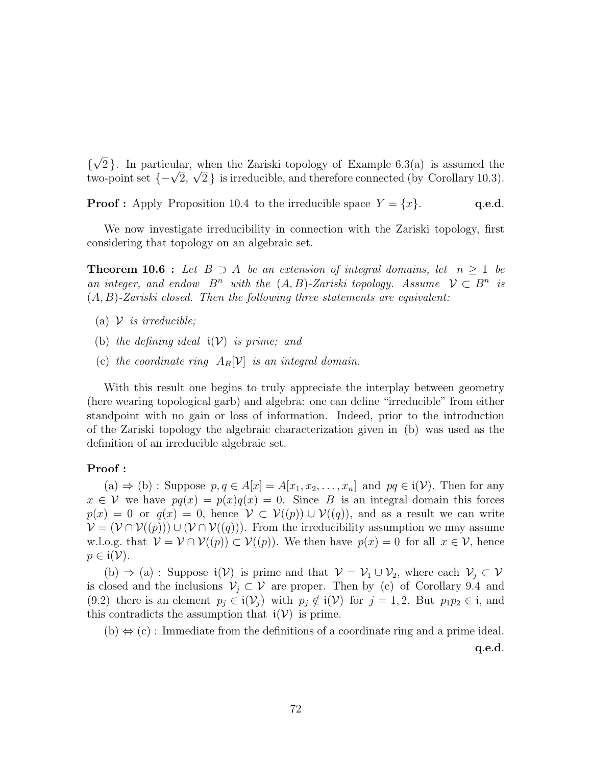$\{\sqrt{2}\,\}$. In particular, when the Zariski topology of Example 6.3(a) is assumed the two-point set $\{-\sqrt{2},\ \sqrt{2}\,\}$ is irreducible, and therefore connected (by Corollary 10.3).

**Proof :** Apply Proposition 10.4 to the irreducible space $Y = \{x\}$. **q.e.d.**

We now investigate irreducibility in connection with the Zariski topology, first considering that topology on an algebraic set.

**Theorem 10.6 :** *Let $B \supset A$ be an extension of integral domains, let $n \geq 1$ be an integer, and endow $B^n$ with the $(A, B)$-Zariski topology. Assume $\mathcal{V} \subset B^n$ is $(A, B)$-Zariski closed. Then the following three statements are equivalent:*

(a) *$\mathcal{V}$ is irreducible;*

(b) *the defining ideal $\mathfrak{i}(\mathcal{V})$ is prime; and*

(c) *the coordinate ring $A_B[\mathcal{V}]$ is an integral domain.*

With this result one begins to truly appreciate the interplay between geometry (here wearing topological garb) and algebra: one can define "irreducible" from either standpoint with no gain or loss of information. Indeed, prior to the introduction of the Zariski topology the algebraic characterization given in (b) was used as the definition of an irreducible algebraic set.

**Proof :**

(a) $\Rightarrow$ (b) : Suppose $p, q \in A[x] = A[x_1, x_2, \ldots, x_n]$ and $pq \in \mathfrak{i}(\mathcal{V})$. Then for any $x \in \mathcal{V}$ we have $pq(x) = p(x)q(x) = 0$. Since $B$ is an integral domain this forces $p(x) = 0$ or $q(x) = 0$, hence $\mathcal{V} \subset \mathcal{V}((p)) \cup \mathcal{V}((q))$, and as a result we can write $\mathcal{V} = (\mathcal{V} \cap \mathcal{V}((p))) \cup (\mathcal{V} \cap \mathcal{V}((q)))$. From the irreducibility assumption we may assume w.l.o.g. that $\mathcal{V} = \mathcal{V} \cap \mathcal{V}((p)) \subset \mathcal{V}((p))$. We then have $p(x) = 0$ for all $x \in \mathcal{V}$, hence $p \in \mathfrak{i}(\mathcal{V})$.

(b) $\Rightarrow$ (a) : Suppose $\mathfrak{i}(\mathcal{V})$ is prime and that $\mathcal{V} = \mathcal{V}_1 \cup \mathcal{V}_2$, where each $\mathcal{V}_j \subset \mathcal{V}$ is closed and the inclusions $\mathcal{V}_j \subset \mathcal{V}$ are proper. Then by (c) of Corollary 9.4 and (9.2) there is an element $p_j \in \mathfrak{i}(\mathcal{V}_j)$ with $p_j \notin \mathfrak{i}(\mathcal{V})$ for $j = 1, 2$. But $p_1 p_2 \in \mathfrak{i}$, and this contradicts the assumption that $\mathfrak{i}(\mathcal{V})$ is prime.

(b) $\Leftrightarrow$ (c) : Immediate from the definitions of a coordinate ring and a prime ideal. **q.e.d.**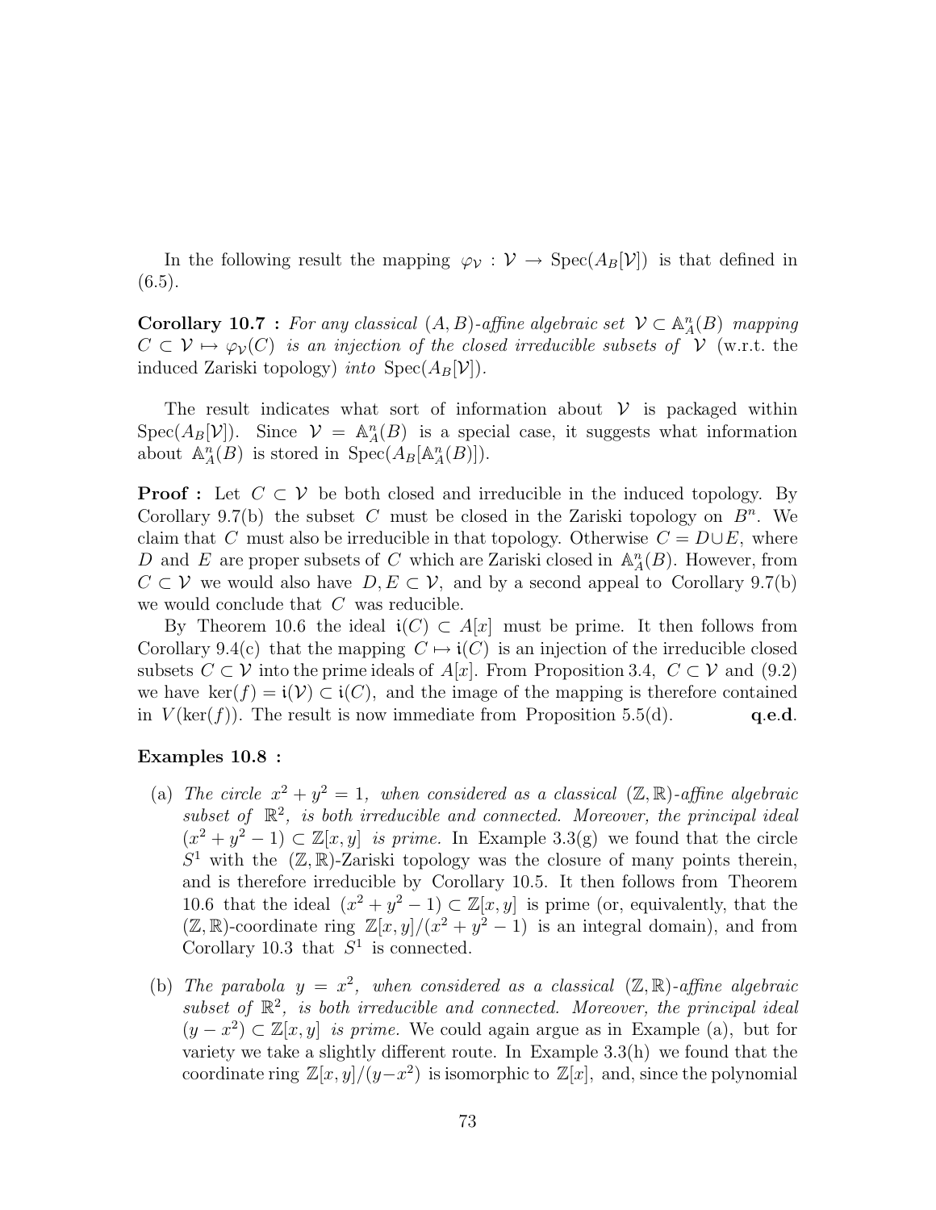In the following result the mapping $\varphi_{\mathcal{V}} : \mathcal{V} \to \operatorname{Spec}(A_B[\mathcal{V}])$ is that defined in (6.5).

**Corollary 10.7 :** *For any classical $(A, B)$-affine algebraic set $\mathcal{V} \subset \mathbb{A}^n_A(B)$ mapping $C \subset \mathcal{V} \mapsto \varphi_{\mathcal{V}}(C)$ is an injection of the closed irreducible subsets of $\mathcal{V}$* (w.r.t. the induced Zariski topology) *into* $\operatorname{Spec}(A_B[\mathcal{V}])$.

The result indicates what sort of information about $\mathcal{V}$ is packaged within $\operatorname{Spec}(A_B[\mathcal{V}])$. Since $\mathcal{V} = \mathbb{A}^n_A(B)$ is a special case, it suggests what information about $\mathbb{A}^n_A(B)$ is stored in $\operatorname{Spec}(A_B[\mathbb{A}^n_A(B)])$.

**Proof :** Let $C \subset \mathcal{V}$ be both closed and irreducible in the induced topology. By Corollary 9.7(b) the subset $C$ must be closed in the Zariski topology on $B^n$. We claim that $C$ must also be irreducible in that topology. Otherwise $C = D \cup E$, where $D$ and $E$ are proper subsets of $C$ which are Zariski closed in $\mathbb{A}^n_A(B)$. However, from $C \subset \mathcal{V}$ we would also have $D, E \subset \mathcal{V}$, and by a second appeal to Corollary 9.7(b) we would conclude that $C$ was reducible.

By Theorem 10.6 the ideal $\mathfrak{i}(C) \subset A[x]$ must be prime. It then follows from Corollary 9.4(c) that the mapping $C \mapsto \mathfrak{i}(C)$ is an injection of the irreducible closed subsets $C \subset \mathcal{V}$ into the prime ideals of $A[x]$. From Proposition 3.4, $C \subset \mathcal{V}$ and (9.2) we have $\ker(f) = \mathfrak{i}(\mathcal{V}) \subset \mathfrak{i}(C)$, and the image of the mapping is therefore contained in $V(\ker(f))$. The result is now immediate from Proposition 5.5(d). **q.e.d.**

**Examples 10.8 :**

(a) *The circle $x^2 + y^2 = 1$, when considered as a classical $(\mathbb{Z}, \mathbb{R})$-affine algebraic subset of $\mathbb{R}^2$, is both irreducible and connected. Moreover, the principal ideal $(x^2 + y^2 - 1) \subset \mathbb{Z}[x, y]$ is prime.* In Example 3.3(g) we found that the circle $S^1$ with the $(\mathbb{Z}, \mathbb{R})$-Zariski topology was the closure of many points therein, and is therefore irreducible by Corollary 10.5. It then follows from Theorem 10.6 that the ideal $(x^2 + y^2 - 1) \subset \mathbb{Z}[x, y]$ is prime (or, equivalently, that the $(\mathbb{Z}, \mathbb{R})$-coordinate ring $\mathbb{Z}[x, y]/(x^2 + y^2 - 1)$ is an integral domain), and from Corollary 10.3 that $S^1$ is connected.

(b) *The parabola $y = x^2$, when considered as a classical $(\mathbb{Z}, \mathbb{R})$-affine algebraic subset of $\mathbb{R}^2$, is both irreducible and connected. Moreover, the principal ideal $(y - x^2) \subset \mathbb{Z}[x, y]$ is prime.* We could again argue as in Example (a), but for variety we take a slightly different route. In Example 3.3(h) we found that the coordinate ring $\mathbb{Z}[x, y]/(y - x^2)$ is isomorphic to $\mathbb{Z}[x]$, and, since the polynomial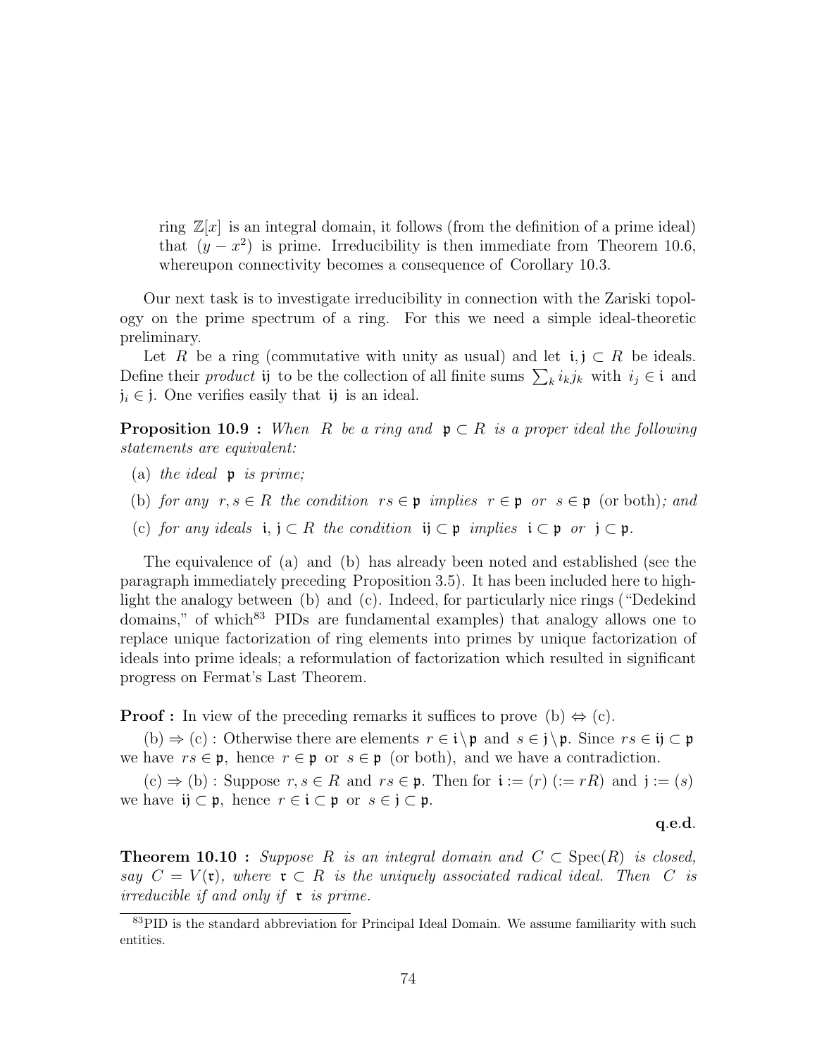ring $\mathbb{Z}[x]$ is an integral domain, it follows (from the definition of a prime ideal) that $(y - x^2)$ is prime. Irreducibility is then immediate from Theorem 10.6, whereupon connectivity becomes a consequence of Corollary 10.3.

Our next task is to investigate irreducibility in connection with the Zariski topology on the prime spectrum of a ring. For this we need a simple ideal-theoretic preliminary.

Let $R$ be a ring (commutative with unity as usual) and let $\mathfrak{i}, \mathfrak{j} \subset R$ be ideals. Define their *product* $\mathfrak{ij}$ to be the collection of all finite sums $\sum_k i_k j_k$ with $i_j \in \mathfrak{i}$ and $\mathfrak{j}_i \in \mathfrak{j}$. One verifies easily that $\mathfrak{ij}$ is an ideal.

**Proposition 10.9 :** *When $R$ be a ring and $\mathfrak{p} \subset R$ is a proper ideal the following statements are equivalent:*

(a) *the ideal $\mathfrak{p}$ is prime;*

(b) *for any $r, s \in R$ the condition $rs \in \mathfrak{p}$ implies $r \in \mathfrak{p}$ or $s \in \mathfrak{p}$* (or both)*; and*

(c) *for any ideals $\mathfrak{i}, \mathfrak{j} \subset R$ the condition $\mathfrak{ij} \subset \mathfrak{p}$ implies $\mathfrak{i} \subset \mathfrak{p}$ or $\mathfrak{j} \subset \mathfrak{p}$.*

The equivalence of (a) and (b) has already been noted and established (see the paragraph immediately preceding Proposition 3.5). It has been included here to highlight the analogy between (b) and (c). Indeed, for particularly nice rings ("Dedekind domains," of which[83] PIDs are fundamental examples) that analogy allows one to replace unique factorization of ring elements into primes by unique factorization of ideals into prime ideals; a reformulation of factorization which resulted in significant progress on Fermat's Last Theorem.

**Proof :** In view of the preceding remarks it suffices to prove (b) $\Leftrightarrow$ (c).

(b) $\Rightarrow$ (c) : Otherwise there are elements $r \in \mathfrak{i} \backslash \mathfrak{p}$ and $s \in \mathfrak{j} \backslash \mathfrak{p}$. Since $rs \in \mathfrak{ij} \subset \mathfrak{p}$ we have $rs \in \mathfrak{p}$, hence $r \in \mathfrak{p}$ or $s \in \mathfrak{p}$ (or both), and we have a contradiction.

(c) $\Rightarrow$ (b) : Suppose $r, s \in R$ and $rs \in \mathfrak{p}$. Then for $\mathfrak{i} := (r)$ $(:= rR)$ and $\mathfrak{j} := (s)$ we have $\mathfrak{ij} \subset \mathfrak{p}$, hence $r \in \mathfrak{i} \subset \mathfrak{p}$ or $s \in \mathfrak{j} \subset \mathfrak{p}$.

**q.e.d.**

**Theorem 10.10 :** *Suppose $R$ is an integral domain and $C \subset \operatorname{Spec}(R)$ is closed, say $C = V(\mathfrak{r})$, where $\mathfrak{r} \subset R$ is the uniquely associated radical ideal. Then $C$ is irreducible if and only if $\mathfrak{r}$ is prime.*

[83] PID is the standard abbreviation for Principal Ideal Domain. We assume familiarity with such entities.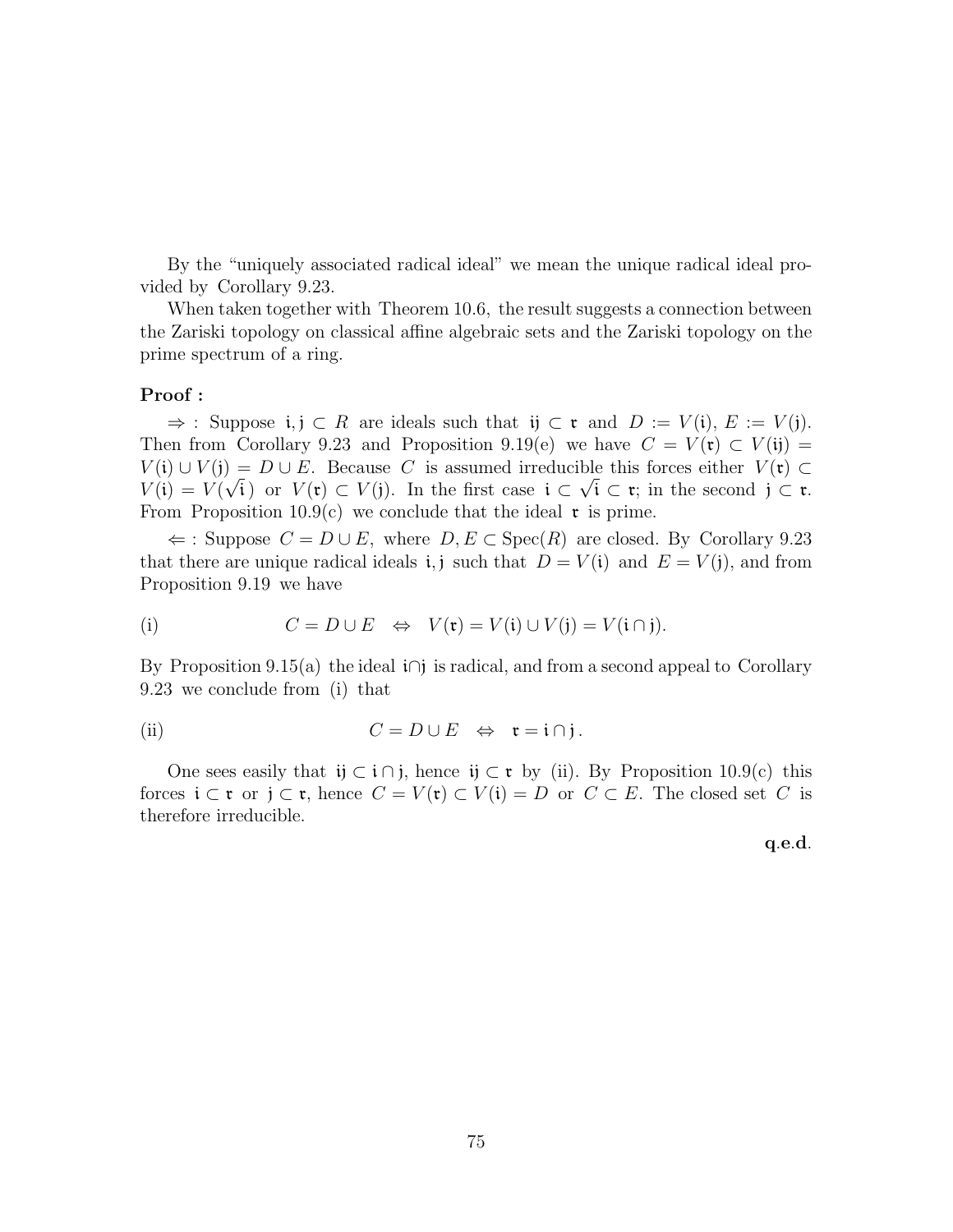By the "uniquely associated radical ideal" we mean the unique radical ideal provided by Corollary 9.23.

When taken together with Theorem 10.6, the result suggests a connection between the Zariski topology on classical affine algebraic sets and the Zariski topology on the prime spectrum of a ring.

**Proof :**

$\Rightarrow$ : Suppose $\mathfrak{i}, \mathfrak{j} \subset R$ are ideals such that $\mathfrak{i}\mathfrak{j} \subset \mathfrak{r}$ and $D := V(\mathfrak{i})$, $E := V(\mathfrak{j})$. Then from Corollary 9.23 and Proposition 9.19(e) we have $C = V(\mathfrak{r}) \subset V(\mathfrak{i}\mathfrak{j}) = V(\mathfrak{i}) \cup V(\mathfrak{j}) = D \cup E$. Because $C$ is assumed irreducible this forces either $V(\mathfrak{r}) \subset V(\mathfrak{i}) = V(\sqrt{\mathfrak{i}}\,)$ or $V(\mathfrak{r}) \subset V(\mathfrak{j})$. In the first case $\mathfrak{i} \subset \sqrt{\mathfrak{i}} \subset \mathfrak{r}$; in the second $\mathfrak{j} \subset \mathfrak{r}$. From Proposition 10.9(c) we conclude that the ideal $\mathfrak{r}$ is prime.

$\Leftarrow$ : Suppose $C = D \cup E$, where $D, E \subset \mathrm{Spec}(R)$ are closed. By Corollary 9.23 that there are unique radical ideals $\mathfrak{i}, \mathfrak{j}$ such that $D = V(\mathfrak{i})$ and $E = V(\mathfrak{j})$, and from Proposition 9.19 we have

$$\text{(i)} \qquad C = D \cup E \quad \Leftrightarrow \quad V(\mathfrak{r}) = V(\mathfrak{i}) \cup V(\mathfrak{j}) = V(\mathfrak{i} \cap \mathfrak{j}).$$

By Proposition 9.15(a) the ideal $\mathfrak{i} \cap \mathfrak{j}$ is radical, and from a second appeal to Corollary 9.23 we conclude from (i) that

$$\text{(ii)} \qquad C = D \cup E \quad \Leftrightarrow \quad \mathfrak{r} = \mathfrak{i} \cap \mathfrak{j}\,.$$

One sees easily that $\mathfrak{i}\mathfrak{j} \subset \mathfrak{i} \cap \mathfrak{j}$, hence $\mathfrak{i}\mathfrak{j} \subset \mathfrak{r}$ by (ii). By Proposition 10.9(c) this forces $\mathfrak{i} \subset \mathfrak{r}$ or $\mathfrak{j} \subset \mathfrak{r}$, hence $C = V(\mathfrak{r}) \subset V(\mathfrak{i}) = D$ or $C \subset E$. The closed set $C$ is therefore irreducible.

**q.e.d.**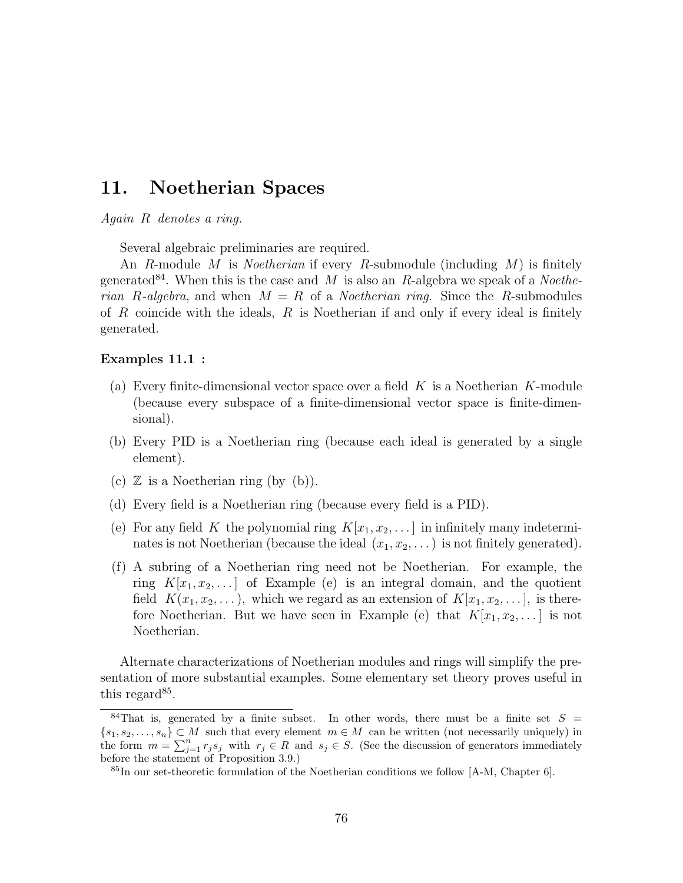# 11. Noetherian Spaces

*Again $R$ denotes a ring.*

Several algebraic preliminaries are required.

An $R$-module $M$ is *Noetherian* if every $R$-submodule (including $M$) is finitely generated[84]. When this is the case and $M$ is also an $R$-algebra we speak of a *Noetherian $R$-algebra*, and when $M = R$ of a *Noetherian ring*. Since the $R$-submodules of $R$ coincide with the ideals, $R$ is Noetherian if and only if every ideal is finitely generated.

**Examples 11.1 :**

(a) Every finite-dimensional vector space over a field $K$ is a Noetherian $K$-module (because every subspace of a finite-dimensional vector space is finite-dimensional).

(b) Every PID is a Noetherian ring (because each ideal is generated by a single element).

(c) $\mathbb{Z}$ is a Noetherian ring (by (b)).

(d) Every field is a Noetherian ring (because every field is a PID).

(e) For any field $K$ the polynomial ring $K[x_1, x_2, \dots]$ in infinitely many indeterminates is not Noetherian (because the ideal $(x_1, x_2, \dots)$ is not finitely generated).

(f) A subring of a Noetherian ring need not be Noetherian. For example, the ring $K[x_1, x_2, \dots]$ of Example (e) is an integral domain, and the quotient field $K(x_1, x_2, \dots)$, which we regard as an extension of $K[x_1, x_2, \dots]$, is therefore Noetherian. But we have seen in Example (e) that $K[x_1, x_2, \dots]$ is not Noetherian.

Alternate characterizations of Noetherian modules and rings will simplify the presentation of more substantial examples. Some elementary set theory proves useful in this regard[85].

---

[84] That is, generated by a finite subset. In other words, there must be a finite set $S = \{s_1, s_2, \dots, s_n\} \subset M$ such that every element $m \in M$ can be written (not necessarily uniquely) in the form $m = \sum_{j=1}^{n} r_j s_j$ with $r_j \in R$ and $s_j \in S$. (See the discussion of generators immediately before the statement of Proposition 3.9.)

[85] In our set-theoretic formulation of the Noetherian conditions we follow [A-M, Chapter 6].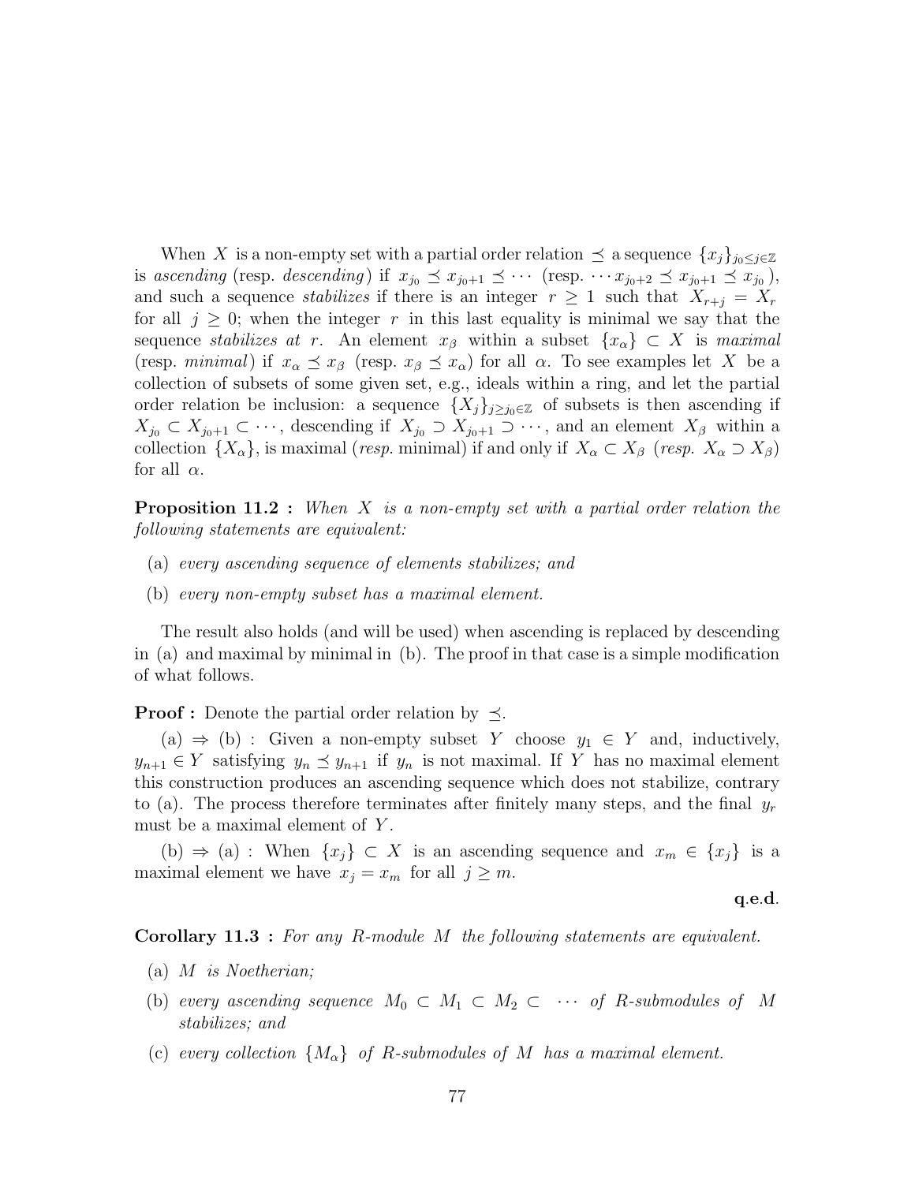When $X$ is a non-empty set with a partial order relation $\preceq$ a sequence $\{x_j\}_{j_0 \leq j \in \mathbb{Z}}$ is *ascending* (resp. *descending*) if $x_{j_0} \preceq x_{j_0+1} \preceq \cdots$ (resp. $\cdots x_{j_0+2} \preceq x_{j_0+1} \preceq x_{j_0}$ ), and such a sequence *stabilizes* if there is an integer $r \geq 1$ such that $X_{r+j} = X_r$ for all $j \geq 0$; when the integer $r$ in this last equality is minimal we say that the sequence *stabilizes at* $r$. An element $x_\beta$ within a subset $\{x_\alpha\} \subset X$ is *maximal* (resp. *minimal*) if $x_\alpha \preceq x_\beta$ (resp. $x_\beta \preceq x_\alpha$) for all $\alpha$. To see examples let $X$ be a collection of subsets of some given set, e.g., ideals within a ring, and let the partial order relation be inclusion: a sequence $\{X_j\}_{j \geq j_0 \in \mathbb{Z}}$ of subsets is then ascending if $X_{j_0} \subset X_{j_0+1} \subset \cdots$, descending if $X_{j_0} \supset X_{j_0+1} \supset \cdots$, and an element $X_\beta$ within a collection $\{X_\alpha\}$, is maximal (*resp.* minimal) if and only if $X_\alpha \subset X_\beta$ (*resp.* $X_\alpha \supset X_\beta$) for all $\alpha$.

**Proposition 11.2 :** *When $X$ is a non-empty set with a partial order relation the following statements are equivalent:*

(a) *every ascending sequence of elements stabilizes; and*

(b) *every non-empty subset has a maximal element.*

The result also holds (and will be used) when ascending is replaced by descending in (a) and maximal by minimal in (b). The proof in that case is a simple modification of what follows.

**Proof :** Denote the partial order relation by $\preceq$.

(a) $\Rightarrow$ (b) : Given a non-empty subset $Y$ choose $y_1 \in Y$ and, inductively, $y_{n+1} \in Y$ satisfying $y_n \preceq y_{n+1}$ if $y_n$ is not maximal. If $Y$ has no maximal element this construction produces an ascending sequence which does not stabilize, contrary to (a). The process therefore terminates after finitely many steps, and the final $y_r$ must be a maximal element of $Y$.

(b) $\Rightarrow$ (a) : When $\{x_j\} \subset X$ is an ascending sequence and $x_m \in \{x_j\}$ is a maximal element we have $x_j = x_m$ for all $j \geq m$.

**q.e.d.**

**Corollary 11.3 :** *For any $R$-module $M$ the following statements are equivalent.*

(a) *$M$ is Noetherian;*

(b) *every ascending sequence $M_0 \subset M_1 \subset M_2 \subset \cdots$ of $R$-submodules of $M$ stabilizes; and*

(c) *every collection $\{M_\alpha\}$ of $R$-submodules of $M$ has a maximal element.*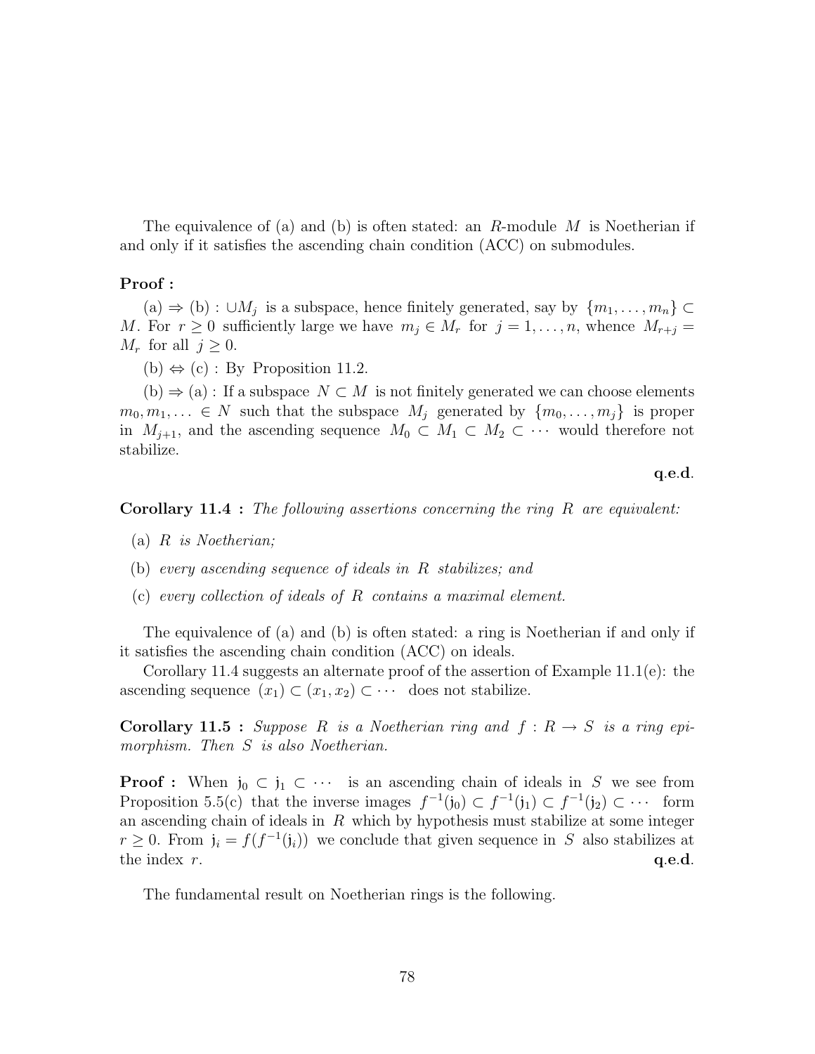The equivalence of (a) and (b) is often stated: an $R$-module $M$ is Noetherian if and only if it satisfies the ascending chain condition (ACC) on submodules.

**Proof :**

(a) $\Rightarrow$ (b) : $\cup M_j$ is a subspace, hence finitely generated, say by $\{m_1, \ldots, m_n\} \subset M$. For $r \geq 0$ sufficiently large we have $m_j \in M_r$ for $j = 1, \ldots, n$, whence $M_{r+j} = M_r$ for all $j \geq 0$.

(b) $\Leftrightarrow$ (c) : By Proposition 11.2.

(b) $\Rightarrow$ (a) : If a subspace $N \subset M$ is not finitely generated we can choose elements $m_0, m_1, \ldots \in N$ such that the subspace $M_j$ generated by $\{m_0, \ldots, m_j\}$ is proper in $M_{j+1}$, and the ascending sequence $M_0 \subset M_1 \subset M_2 \subset \cdots$ would therefore not stabilize.

**q.e.d.**

**Corollary 11.4 :** *The following assertions concerning the ring $R$ are equivalent:*

(a) *$R$ is Noetherian;*

(b) *every ascending sequence of ideals in $R$ stabilizes; and*

(c) *every collection of ideals of $R$ contains a maximal element.*

The equivalence of (a) and (b) is often stated: a ring is Noetherian if and only if it satisfies the ascending chain condition (ACC) on ideals.

Corollary 11.4 suggests an alternate proof of the assertion of Example 11.1(e): the ascending sequence $(x_1) \subset (x_1, x_2) \subset \cdots$ does not stabilize.

**Corollary 11.5 :** *Suppose $R$ is a Noetherian ring and $f : R \to S$ is a ring epimorphism. Then $S$ is also Noetherian.*

**Proof :** When $\mathfrak{j}_0 \subset \mathfrak{j}_1 \subset \cdots$ is an ascending chain of ideals in $S$ we see from Proposition 5.5(c) that the inverse images $f^{-1}(\mathfrak{j}_0) \subset f^{-1}(\mathfrak{j}_1) \subset f^{-1}(\mathfrak{j}_2) \subset \cdots$ form an ascending chain of ideals in $R$ which by hypothesis must stabilize at some integer $r \geq 0$. From $\mathfrak{j}_i = f(f^{-1}(\mathfrak{j}_i))$ we conclude that given sequence in $S$ also stabilizes at the index $r$. **q.e.d.**

The fundamental result on Noetherian rings is the following.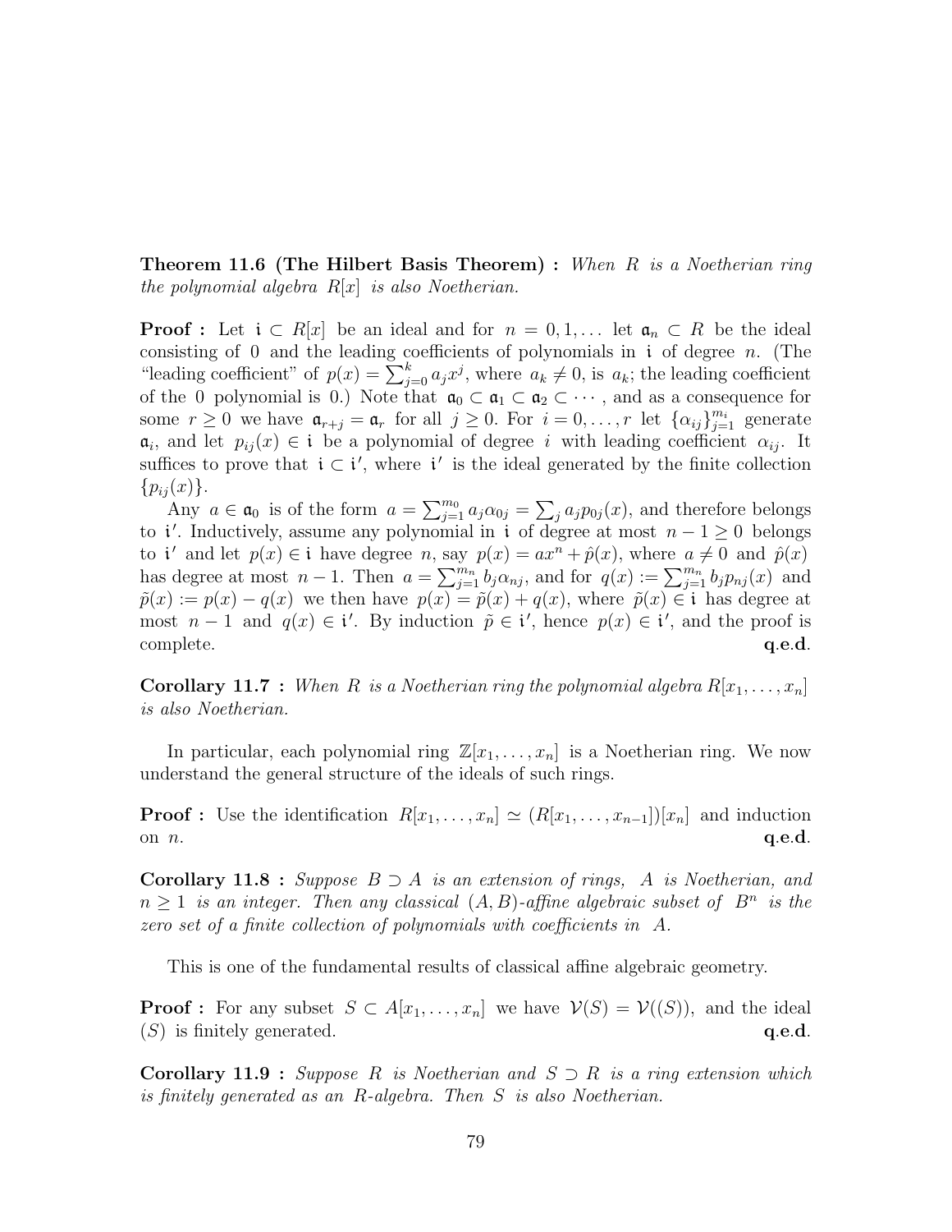**Theorem 11.6 (The Hilbert Basis Theorem) :** *When $R$ is a Noetherian ring the polynomial algebra $R[x]$ is also Noetherian.*

**Proof :** Let $\mathfrak{i} \subset R[x]$ be an ideal and for $n = 0, 1, \dots$ let $\mathfrak{a}_n \subset R$ be the ideal consisting of $0$ and the leading coefficients of polynomials in $\mathfrak{i}$ of degree $n$. (The "leading coefficient" of $p(x) = \sum_{j=0}^{k} a_j x^j$, where $a_k \neq 0$, is $a_k$; the leading coefficient of the $0$ polynomial is $0$.) Note that $\mathfrak{a}_0 \subset \mathfrak{a}_1 \subset \mathfrak{a}_2 \subset \cdots$, and as a consequence for some $r \geq 0$ we have $\mathfrak{a}_{r+j} = \mathfrak{a}_r$ for all $j \geq 0$. For $i = 0, \dots, r$ let $\{\alpha_{ij}\}_{j=1}^{m_i}$ generate $\mathfrak{a}_i$, and let $p_{ij}(x) \in \mathfrak{i}$ be a polynomial of degree $i$ with leading coefficient $\alpha_{ij}$. It suffices to prove that $\mathfrak{i} \subset \mathfrak{i}'$, where $\mathfrak{i}'$ is the ideal generated by the finite collection $\{p_{ij}(x)\}$.

Any $a \in \mathfrak{a}_0$ is of the form $a = \sum_{j=1}^{m_0} a_j \alpha_{0j} = \sum_j a_j p_{0j}(x)$, and therefore belongs to $\mathfrak{i}'$. Inductively, assume any polynomial in $\mathfrak{i}$ of degree at most $n - 1 \geq 0$ belongs to $\mathfrak{i}'$ and let $p(x) \in \mathfrak{i}$ have degree $n$, say $p(x) = ax^n + \hat{p}(x)$, where $a \neq 0$ and $\hat{p}(x)$ has degree at most $n-1$. Then $a = \sum_{j=1}^{m_n} b_j \alpha_{nj}$, and for $q(x) := \sum_{j=1}^{m_n} b_j p_{nj}(x)$ and $\tilde{p}(x) := p(x) - q(x)$ we then have $p(x) = \tilde{p}(x) + q(x)$, where $\tilde{p}(x) \in \mathfrak{i}$ has degree at most $n-1$ and $q(x) \in \mathfrak{i}'$. By induction $\tilde{p} \in \mathfrak{i}'$, hence $p(x) \in \mathfrak{i}'$, and the proof is complete. **q.e.d.**

**Corollary 11.7 :** *When $R$ is a Noetherian ring the polynomial algebra $R[x_1, \dots, x_n]$ is also Noetherian.*

In particular, each polynomial ring $\mathbb{Z}[x_1, \dots, x_n]$ is a Noetherian ring. We now understand the general structure of the ideals of such rings.

**Proof :** Use the identification $R[x_1, \dots, x_n] \simeq (R[x_1, \dots, x_{n-1}])[x_n]$ and induction on $n$. **q.e.d.**

**Corollary 11.8 :** *Suppose $B \supset A$ is an extension of rings, $A$ is Noetherian, and $n \geq 1$ is an integer. Then any classical $(A, B)$-affine algebraic subset of $B^n$ is the zero set of a finite collection of polynomials with coefficients in $A$.*

This is one of the fundamental results of classical affine algebraic geometry.

**Proof :** For any subset $S \subset A[x_1, \dots, x_n]$ we have $\mathcal{V}(S) = \mathcal{V}((S))$, and the ideal $(S)$ is finitely generated. **q.e.d.**

**Corollary 11.9 :** *Suppose $R$ is Noetherian and $S \supset R$ is a ring extension which is finitely generated as an $R$-algebra. Then $S$ is also Noetherian.*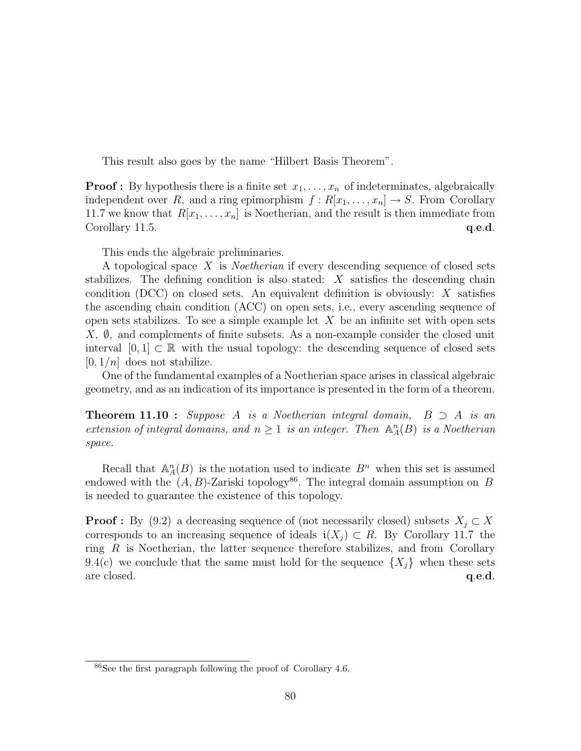This result also goes by the name “Hilbert Basis Theorem”.

**Proof :** By hypothesis there is a finite set $x_1, \ldots, x_n$ of indeterminates, algebraically independent over $R$, and a ring epimorphism $f : R[x_1, \ldots, x_n] \to S$. From Corollary 11.7 we know that $R[x_1, \ldots, x_n]$ is Noetherian, and the result is then immediate from Corollary 11.5. **q.e.d.**

This ends the algebraic preliminaries.

A topological space $X$ is *Noetherian* if every descending sequence of closed sets stabilizes. The defining condition is also stated: $X$ satisfies the descending chain condition (DCC) on closed sets. An equivalent definition is obviously: $X$ satisfies the ascending chain condition (ACC) on open sets, i.e., every ascending sequence of open sets stabilizes. To see a simple example let $X$ be an infinite set with open sets $X$, $\emptyset$, and complements of finite subsets. As a non-example consider the closed unit interval $[0, 1] \subset \mathbb{R}$ with the usual topology: the descending sequence of closed sets $[0, 1/n]$ does not stabilize.

One of the fundamental examples of a Noetherian space arises in classical algebraic geometry, and as an indication of its importance is presented in the form of a theorem.

**Theorem 11.10 :** *Suppose $A$ is a Noetherian integral domain, $B \supset A$ is an extension of integral domains, and $n \geq 1$ is an integer. Then $\mathbb{A}_A^n(B)$ is a Noetherian space.*

Recall that $\mathbb{A}_A^n(B)$ is the notation used to indicate $B^n$ when this set is assumed endowed with the $(A, B)$-Zariski topology[86]. The integral domain assumption on $B$ is needed to guarantee the existence of this topology.

**Proof :** By (9.2) a decreasing sequence of (not necessarily closed) subsets $X_j \subset X$ corresponds to an increasing sequence of ideals $\mathfrak{i}(X_j) \subset R$. By Corollary 11.7 the ring $R$ is Noetherian, the latter sequence therefore stabilizes, and from Corollary 9.4(c) we conclude that the same must hold for the sequence $\{X_j\}$ when these sets are closed. **q.e.d.**

[86] See the first paragraph following the proof of Corollary 4.6.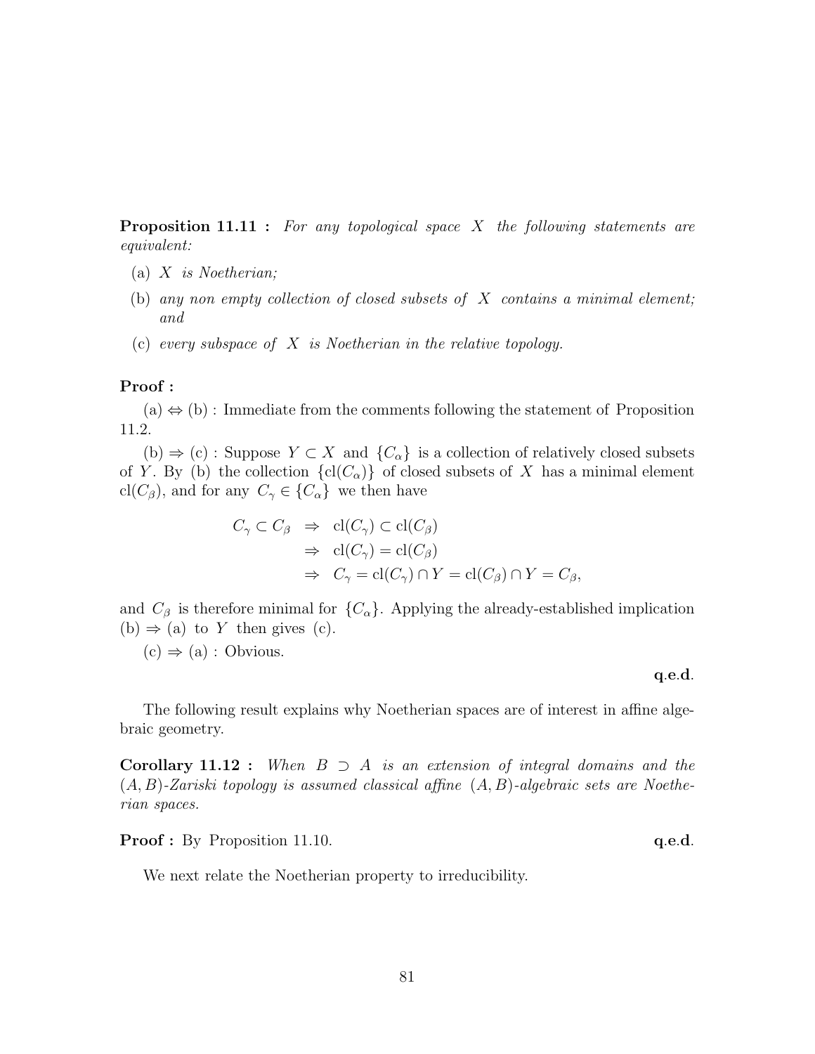**Proposition 11.11 :** *For any topological space $X$ the following statements are equivalent:*

(a) *$X$ is Noetherian;*

(b) *any non empty collection of closed subsets of $X$ contains a minimal element; and*

(c) *every subspace of $X$ is Noetherian in the relative topology.*

**Proof :**

(a) $\Leftrightarrow$ (b) : Immediate from the comments following the statement of Proposition 11.2.

(b) $\Rightarrow$ (c) : Suppose $Y \subset X$ and $\{C_\alpha\}$ is a collection of relatively closed subsets of $Y$. By (b) the collection $\{\mathrm{cl}(C_\alpha)\}$ of closed subsets of $X$ has a minimal element $\mathrm{cl}(C_\beta)$, and for any $C_\gamma \in \{C_\alpha\}$ we then have

$$
\begin{aligned}
C_\gamma \subset C_\beta \;&\Rightarrow\; \mathrm{cl}(C_\gamma) \subset \mathrm{cl}(C_\beta) \\
&\Rightarrow\; \mathrm{cl}(C_\gamma) = \mathrm{cl}(C_\beta) \\
&\Rightarrow\; C_\gamma = \mathrm{cl}(C_\gamma) \cap Y = \mathrm{cl}(C_\beta) \cap Y = C_\beta,
\end{aligned}
$$

and $C_\beta$ is therefore minimal for $\{C_\alpha\}$. Applying the already-established implication (b) $\Rightarrow$ (a) to $Y$ then gives (c).

(c) $\Rightarrow$ (a) : Obvious.

**q.e.d.**

The following result explains why Noetherian spaces are of interest in affine algebraic geometry.

**Corollary 11.12 :** *When $B \supset A$ is an extension of integral domains and the $(A, B)$-Zariski topology is assumed classical affine $(A, B)$-algebraic sets are Noetherian spaces.*

**Proof :** By Proposition 11.10. **q.e.d.**

We next relate the Noetherian property to irreducibility.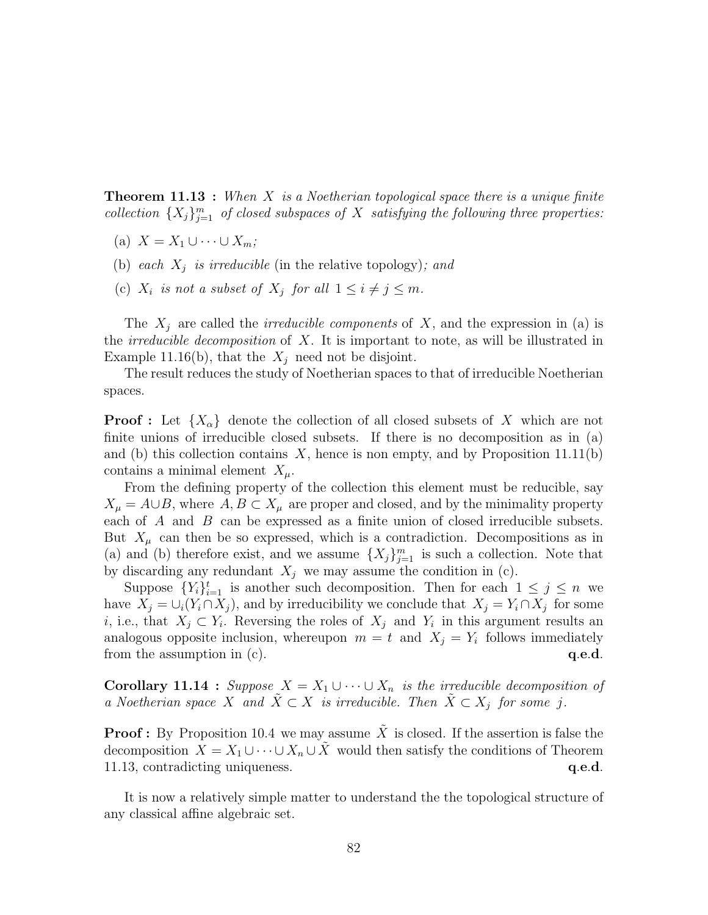**Theorem 11.13 :** *When $X$ is a Noetherian topological space there is a unique finite collection $\{X_j\}_{j=1}^m$ of closed subspaces of $X$ satisfying the following three properties:*

(a) $X = X_1 \cup \cdots \cup X_m$*;*

(b) *each $X_j$ is irreducible* (in the relative topology)*; and*

(c) *$X_i$ is not a subset of $X_j$ for all $1 \leq i \neq j \leq m$.*

The $X_j$ are called the *irreducible components* of $X$, and the expression in (a) is the *irreducible decomposition* of $X$. It is important to note, as will be illustrated in Example 11.16(b), that the $X_j$ need not be disjoint.

The result reduces the study of Noetherian spaces to that of irreducible Noetherian spaces.

**Proof :** Let $\{X_\alpha\}$ denote the collection of all closed subsets of $X$ which are not finite unions of irreducible closed subsets. If there is no decomposition as in (a) and (b) this collection contains $X$, hence is non empty, and by Proposition 11.11(b) contains a minimal element $X_\mu$.

From the defining property of the collection this element must be reducible, say $X_\mu = A \cup B$, where $A, B \subset X_\mu$ are proper and closed, and by the minimality property each of $A$ and $B$ can be expressed as a finite union of closed irreducible subsets. But $X_\mu$ can then be so expressed, which is a contradiction. Decompositions as in (a) and (b) therefore exist, and we assume $\{X_j\}_{j=1}^m$ is such a collection. Note that by discarding any redundant $X_j$ we may assume the condition in (c).

Suppose $\{Y_i\}_{i=1}^t$ is another such decomposition. Then for each $1 \leq j \leq n$ we have $X_j = \cup_i (Y_i \cap X_j)$, and by irreducibility we conclude that $X_j = Y_i \cap X_j$ for some $i$, i.e., that $X_j \subset Y_i$. Reversing the roles of $X_j$ and $Y_i$ in this argument results an analogous opposite inclusion, whereupon $m = t$ and $X_j = Y_i$ follows immediately from the assumption in (c). **q.e.d.**

**Corollary 11.14 :** *Suppose $X = X_1 \cup \cdots \cup X_n$ is the irreducible decomposition of a Noetherian space $X$ and $\tilde{X} \subset X$ is irreducible. Then $\tilde{X} \subset X_j$ for some $j$.*

**Proof :** By Proposition 10.4 we may assume $\tilde{X}$ is closed. If the assertion is false the decomposition $X = X_1 \cup \cdots \cup X_n \cup \tilde{X}$ would then satisfy the conditions of Theorem 11.13, contradicting uniqueness. **q.e.d.**

It is now a relatively simple matter to understand the the topological structure of any classical affine algebraic set.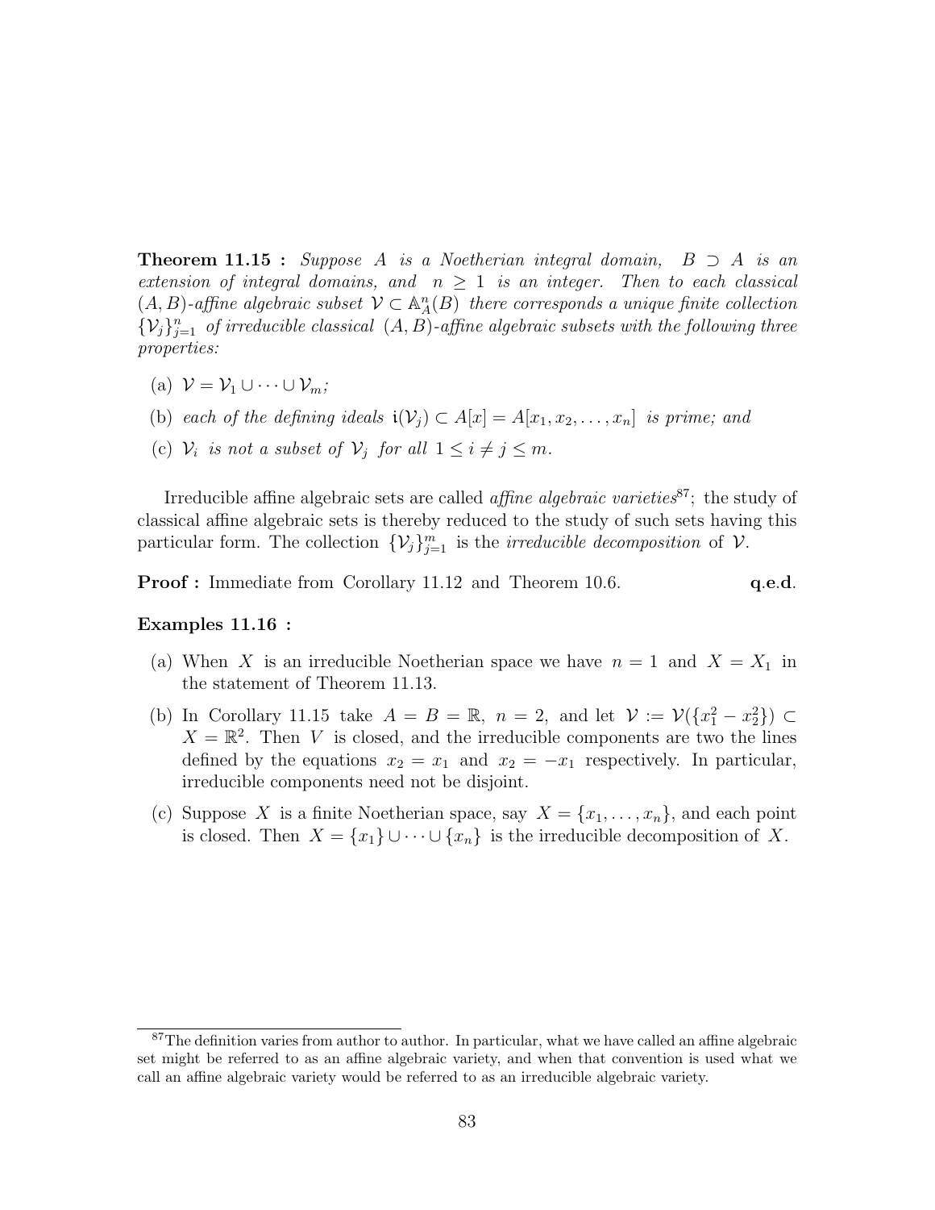**Theorem 11.15 :** *Suppose $A$ is a Noetherian integral domain, $B \supset A$ is an extension of integral domains, and $n \geq 1$ is an integer. Then to each classical $(A, B)$-affine algebraic subset $\mathcal{V} \subset \mathbb{A}^n_A(B)$ there corresponds a unique finite collection $\{\mathcal{V}_j\}_{j=1}^n$ of irreducible classical $(A, B)$-affine algebraic subsets with the following three properties:*

- (a) $\mathcal{V} = \mathcal{V}_1 \cup \cdots \cup \mathcal{V}_m$;
- (b) *each of the defining ideals* $\mathfrak{i}(\mathcal{V}_j) \subset A[x] = A[x_1, x_2, \ldots, x_n]$ *is prime; and*
- (c) $\mathcal{V}_i$ *is not a subset of* $\mathcal{V}_j$ *for all* $1 \leq i \neq j \leq m$.

Irreducible affine algebraic sets are called *affine algebraic varieties*[87]; the study of classical affine algebraic sets is thereby reduced to the study of such sets having this particular form. The collection $\{\mathcal{V}_j\}_{j=1}^m$ is the *irreducible decomposition* of $\mathcal{V}$.

**Proof :** Immediate from Corollary 11.12 and Theorem 10.6. **q.e.d.**

**Examples 11.16 :**

- (a) When $X$ is an irreducible Noetherian space we have $n = 1$ and $X = X_1$ in the statement of Theorem 11.13.
- (b) In Corollary 11.15 take $A = B = \mathbb{R}$, $n = 2$, and let $\mathcal{V} := \mathcal{V}(\{x_1^2 - x_2^2\}) \subset X = \mathbb{R}^2$. Then $V$ is closed, and the irreducible components are two the lines defined by the equations $x_2 = x_1$ and $x_2 = -x_1$ respectively. In particular, irreducible components need not be disjoint.
- (c) Suppose $X$ is a finite Noetherian space, say $X = \{x_1, \ldots, x_n\}$, and each point is closed. Then $X = \{x_1\} \cup \cdots \cup \{x_n\}$ is the irreducible decomposition of $X$.

[87] The definition varies from author to author. In particular, what we have called an affine algebraic set might be referred to as an affine algebraic variety, and when that convention is used what we call an affine algebraic variety would be referred to as an irreducible algebraic variety.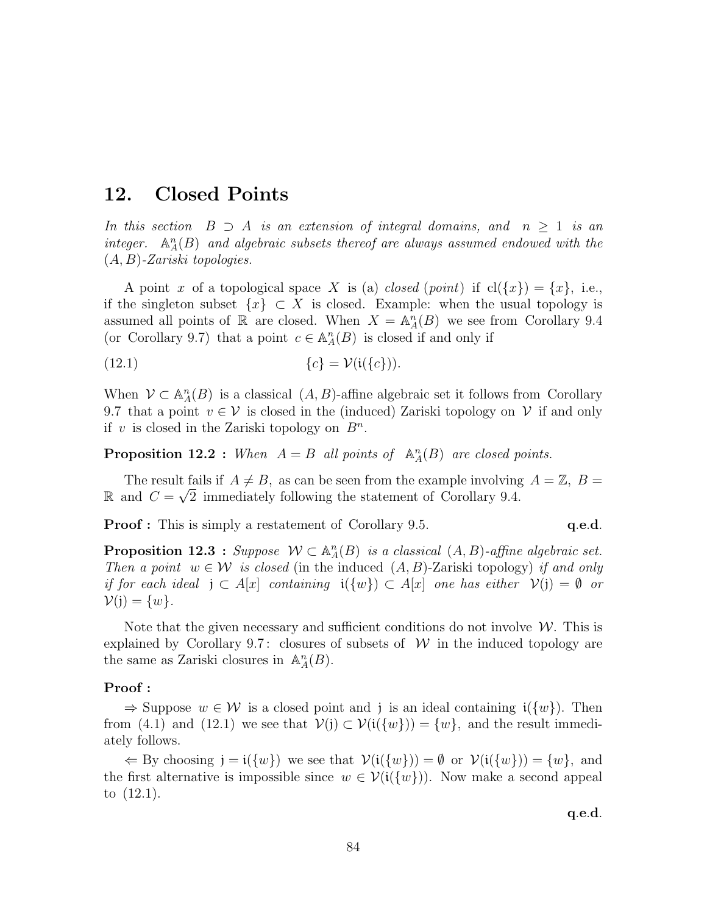## 12. Closed Points

*In this section $B \supset A$ is an extension of integral domains, and $n \geq 1$ is an integer. $\mathbb{A}^n_A(B)$ and algebraic subsets thereof are always assumed endowed with the $(A,B)$-Zariski topologies.*

A point $x$ of a topological space $X$ is (a) *closed* (*point*) if $\text{cl}(\{x\}) = \{x\}$, i.e., if the singleton subset $\{x\} \subset X$ is closed. Example: when the usual topology is assumed all points of $\mathbb{R}$ are closed. When $X = \mathbb{A}^n_A(B)$ we see from Corollary 9.4 (or Corollary 9.7) that a point $c \in \mathbb{A}^n_A(B)$ is closed if and only if

$$\{c\} = \mathcal{V}(\mathfrak{i}(\{c\})). \tag{12.1}$$

When $\mathcal{V} \subset \mathbb{A}^n_A(B)$ is a classical $(A,B)$-affine algebraic set it follows from Corollary 9.7 that a point $v \in \mathcal{V}$ is closed in the (induced) Zariski topology on $\mathcal{V}$ if and only if $v$ is closed in the Zariski topology on $B^n$.

**Proposition 12.2 :** *When $A = B$ all points of $\mathbb{A}^n_A(B)$ are closed points.*

The result fails if $A \neq B$, as can be seen from the example involving $A = \mathbb{Z}$, $B = \mathbb{R}$ and $C = \sqrt{2}$ immediately following the statement of Corollary 9.4.

**Proof :** This is simply a restatement of Corollary 9.5. **q.e.d.**

**Proposition 12.3 :** *Suppose $\mathcal{W} \subset \mathbb{A}^n_A(B)$ is a classical $(A,B)$-affine algebraic set. Then a point $w \in \mathcal{W}$ is closed* (in the induced $(A,B)$-Zariski topology) *if and only if for each ideal $\mathfrak{j} \subset A[x]$ containing $\mathfrak{i}(\{w\}) \subset A[x]$ one has either $\mathcal{V}(\mathfrak{j}) = \emptyset$ or $\mathcal{V}(\mathfrak{j}) = \{w\}$.*

Note that the given necessary and sufficient conditions do not involve $\mathcal{W}$. This is explained by Corollary 9.7 : closures of subsets of $\mathcal{W}$ in the induced topology are the same as Zariski closures in $\mathbb{A}^n_A(B)$.

**Proof :**

$\Rightarrow$ Suppose $w \in \mathcal{W}$ is a closed point and $\mathfrak{j}$ is an ideal containing $\mathfrak{i}(\{w\})$. Then from (4.1) and (12.1) we see that $\mathcal{V}(\mathfrak{j}) \subset \mathcal{V}(\mathfrak{i}(\{w\})) = \{w\}$, and the result immediately follows.

$\Leftarrow$ By choosing $\mathfrak{j} = \mathfrak{i}(\{w\})$ we see that $\mathcal{V}(\mathfrak{i}(\{w\})) = \emptyset$ or $\mathcal{V}(\mathfrak{i}(\{w\})) = \{w\}$, and the first alternative is impossible since $w \in \mathcal{V}(\mathfrak{i}(\{w\}))$. Now make a second appeal to (12.1).

**q.e.d.**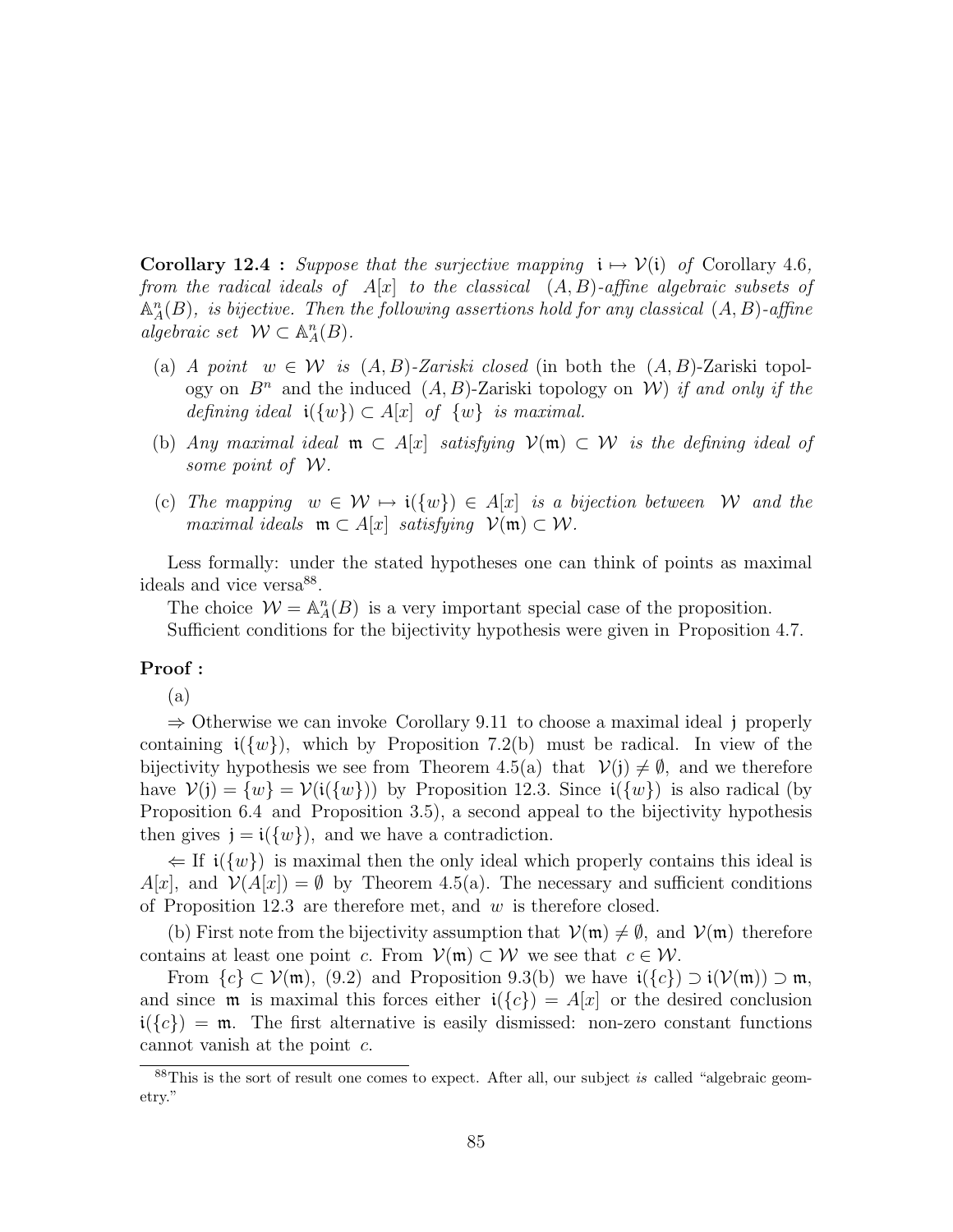**Corollary 12.4 :** *Suppose that the surjective mapping* $\mathfrak{i} \mapsto \mathcal{V}(\mathfrak{i})$ *of* Corollary 4.6*, from the radical ideals of* $A[x]$ *to the classical* $(A, B)$*-affine algebraic subsets of* $\mathbb{A}^n_A(B)$*, is bijective. Then the following assertions hold for any classical* $(A, B)$*-affine algebraic set* $\mathcal{W} \subset \mathbb{A}^n_A(B)$*.*

- (a) *A point* $w \in \mathcal{W}$ *is* $(A, B)$*-Zariski closed* (in both the $(A, B)$-Zariski topology on $B^n$ and the induced $(A, B)$-Zariski topology on $\mathcal{W}$) *if and only if the defining ideal* $\mathfrak{i}(\{w\}) \subset A[x]$ *of* $\{w\}$ *is maximal.*
- (b) *Any maximal ideal* $\mathfrak{m} \subset A[x]$ *satisfying* $\mathcal{V}(\mathfrak{m}) \subset \mathcal{W}$ *is the defining ideal of some point of* $\mathcal{W}$*.*
- (c) *The mapping* $w \in \mathcal{W} \mapsto \mathfrak{i}(\{w\}) \in A[x]$ *is a bijection between* $\mathcal{W}$ *and the maximal ideals* $\mathfrak{m} \subset A[x]$ *satisfying* $\mathcal{V}(\mathfrak{m}) \subset \mathcal{W}$*.*

Less formally: under the stated hypotheses one can think of points as maximal ideals and vice versa[88].

The choice $\mathcal{W} = \mathbb{A}^n_A(B)$ is a very important special case of the proposition.

Sufficient conditions for the bijectivity hypothesis were given in Proposition 4.7.

**Proof :**

(a)

$\Rightarrow$ Otherwise we can invoke Corollary 9.11 to choose a maximal ideal $\mathfrak{j}$ properly containing $\mathfrak{i}(\{w\})$, which by Proposition 7.2(b) must be radical. In view of the bijectivity hypothesis we see from Theorem 4.5(a) that $\mathcal{V}(\mathfrak{j}) \neq \emptyset$, and we therefore have $\mathcal{V}(\mathfrak{j}) = \{w\} = \mathcal{V}(\mathfrak{i}(\{w\}))$ by Proposition 12.3. Since $\mathfrak{i}(\{w\})$ is also radical (by Proposition 6.4 and Proposition 3.5), a second appeal to the bijectivity hypothesis then gives $\mathfrak{j} = \mathfrak{i}(\{w\})$, and we have a contradiction.

$\Leftarrow$ If $\mathfrak{i}(\{w\})$ is maximal then the only ideal which properly contains this ideal is $A[x]$, and $\mathcal{V}(A[x]) = \emptyset$ by Theorem 4.5(a). The necessary and sufficient conditions of Proposition 12.3 are therefore met, and $w$ is therefore closed.

(b) First note from the bijectivity assumption that $\mathcal{V}(\mathfrak{m}) \neq \emptyset$, and $\mathcal{V}(\mathfrak{m})$ therefore contains at least one point $c$. From $\mathcal{V}(\mathfrak{m}) \subset \mathcal{W}$ we see that $c \in \mathcal{W}$.

From $\{c\} \subset \mathcal{V}(\mathfrak{m})$, (9.2) and Proposition 9.3(b) we have $\mathfrak{i}(\{c\}) \supset \mathfrak{i}(\mathcal{V}(\mathfrak{m})) \supset \mathfrak{m}$, and since $\mathfrak{m}$ is maximal this forces either $\mathfrak{i}(\{c\}) = A[x]$ or the desired conclusion $\mathfrak{i}(\{c\}) = \mathfrak{m}$. The first alternative is easily dismissed: non-zero constant functions cannot vanish at the point $c$.

---

[88] This is the sort of result one comes to expect. After all, our subject *is* called "algebraic geometry."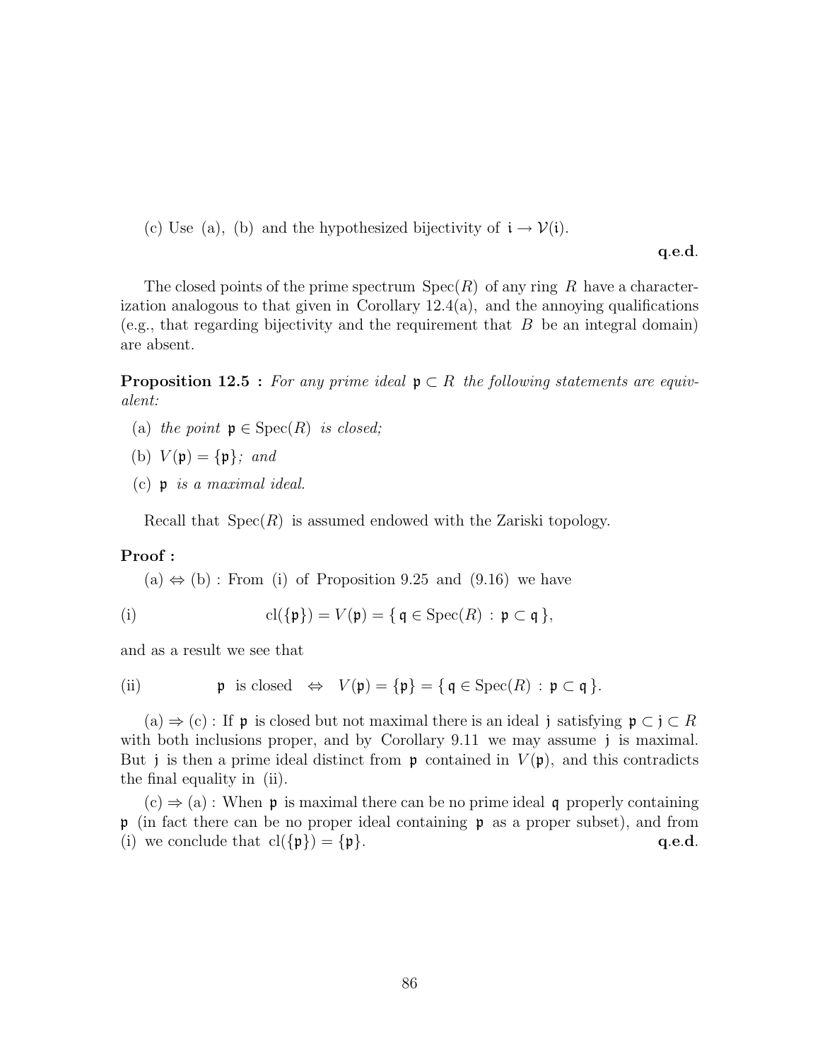(c) Use (a), (b) and the hypothesized bijectivity of $\mathfrak{i} \to \mathcal{V}(\mathfrak{i})$.

**q.e.d.**

The closed points of the prime spectrum $\operatorname{Spec}(R)$ of any ring $R$ have a characterization analogous to that given in Corollary 12.4(a), and the annoying qualifications (e.g., that regarding bijectivity and the requirement that $B$ be an integral domain) are absent.

**Proposition 12.5 :** *For any prime ideal $\mathfrak{p} \subset R$ the following statements are equivalent:*

(a) *the point $\mathfrak{p} \in \operatorname{Spec}(R)$ is closed;*

(b) *$V(\mathfrak{p}) = \{\mathfrak{p}\}$; and*

(c) *$\mathfrak{p}$ is a maximal ideal.*

Recall that $\operatorname{Spec}(R)$ is assumed endowed with the Zariski topology.

**Proof :**

(a) $\Leftrightarrow$ (b) : From (i) of Proposition 9.25 and (9.16) we have

$$\text{(i)} \qquad \operatorname{cl}(\{\mathfrak{p}\}) = V(\mathfrak{p}) = \{\, \mathfrak{q} \in \operatorname{Spec}(R) \,:\, \mathfrak{p} \subset \mathfrak{q} \,\},$$

and as a result we see that

$$\text{(ii)} \qquad \mathfrak{p} \text{ is closed} \quad \Leftrightarrow \quad V(\mathfrak{p}) = \{\mathfrak{p}\} = \{\, \mathfrak{q} \in \operatorname{Spec}(R) \,:\, \mathfrak{p} \subset \mathfrak{q} \,\}.$$

(a) $\Rightarrow$ (c) : If $\mathfrak{p}$ is closed but not maximal there is an ideal $\mathfrak{j}$ satisfying $\mathfrak{p} \subset \mathfrak{j} \subset R$ with both inclusions proper, and by Corollary 9.11 we may assume $\mathfrak{j}$ is maximal. But $\mathfrak{j}$ is then a prime ideal distinct from $\mathfrak{p}$ contained in $V(\mathfrak{p})$, and this contradicts the final equality in (ii).

(c) $\Rightarrow$ (a) : When $\mathfrak{p}$ is maximal there can be no prime ideal $\mathfrak{q}$ properly containing $\mathfrak{p}$ (in fact there can be no proper ideal containing $\mathfrak{p}$ as a proper subset), and from (i) we conclude that $\operatorname{cl}(\{\mathfrak{p}\}) = \{\mathfrak{p}\}$. **q.e.d.**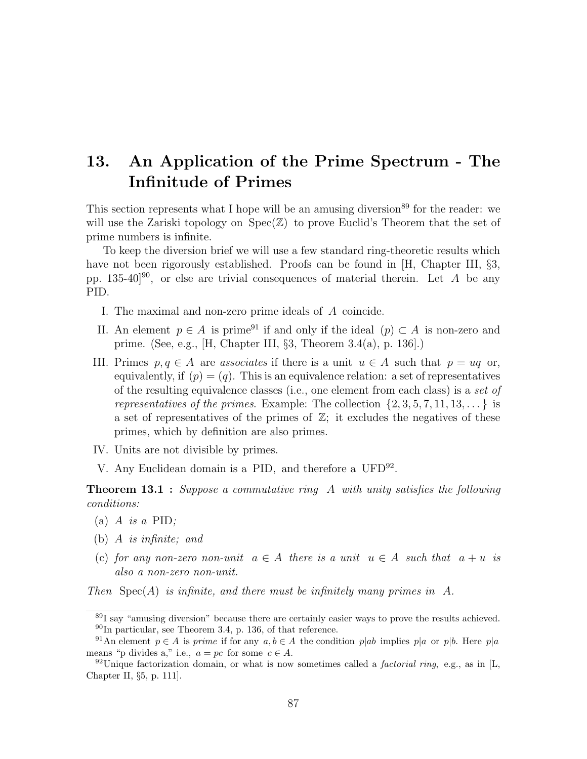# 13. An Application of the Prime Spectrum - The Infinitude of Primes

This section represents what I hope will be an amusing diversion[89] for the reader: we will use the Zariski topology on $\operatorname{Spec}(\mathbb{Z})$ to prove Euclid's Theorem that the set of prime numbers is infinite.

To keep the diversion brief we will use a few standard ring-theoretic results which have not been rigorously established. Proofs can be found in [H, Chapter III, §3, pp. 135-40][90], or else are trivial consequences of material therein. Let $A$ be any PID.

I. The maximal and non-zero prime ideals of $A$ coincide.

II. An element $p \in A$ is prime[91] if and only if the ideal $(p) \subset A$ is non-zero and prime. (See, e.g., [H, Chapter III, §3, Theorem 3.4(a), p. 136].)

III. Primes $p, q \in A$ are *associates* if there is a unit $u \in A$ such that $p = uq$ or, equivalently, if $(p) = (q)$. This is an equivalence relation: a set of representatives of the resulting equivalence classes (i.e., one element from each class) is a *set of representatives of the primes*. Example: The collection $\{2, 3, 5, 7, 11, 13, \dots\}$ is a set of representatives of the primes of $\mathbb{Z}$; it excludes the negatives of these primes, which by definition are also primes.

IV. Units are not divisible by primes.

V. Any Euclidean domain is a PID, and therefore a UFD[92].

**Theorem 13.1 :** *Suppose a commutative ring $A$ with unity satisfies the following conditions:*

(a) *$A$ is a PID;*

(b) *$A$ is infinite; and*

(c) *for any non-zero non-unit $a \in A$ there is a unit $u \in A$ such that $a + u$ is also a non-zero non-unit.*

*Then $\operatorname{Spec}(A)$ is infinite, and there must be infinitely many primes in $A$.*

---

[89] I say "amusing diversion" because there are certainly easier ways to prove the results achieved.

[90] In particular, see Theorem 3.4, p. 136, of that reference.

[91] An element $p \in A$ is *prime* if for any $a, b \in A$ the condition $p|ab$ implies $p|a$ or $p|b$. Here $p|a$ means "p divides a," i.e., $a = pc$ for some $c \in A$.

[92] Unique factorization domain, or what is now sometimes called a *factorial ring*, e.g., as in [L, Chapter II, §5, p. 111].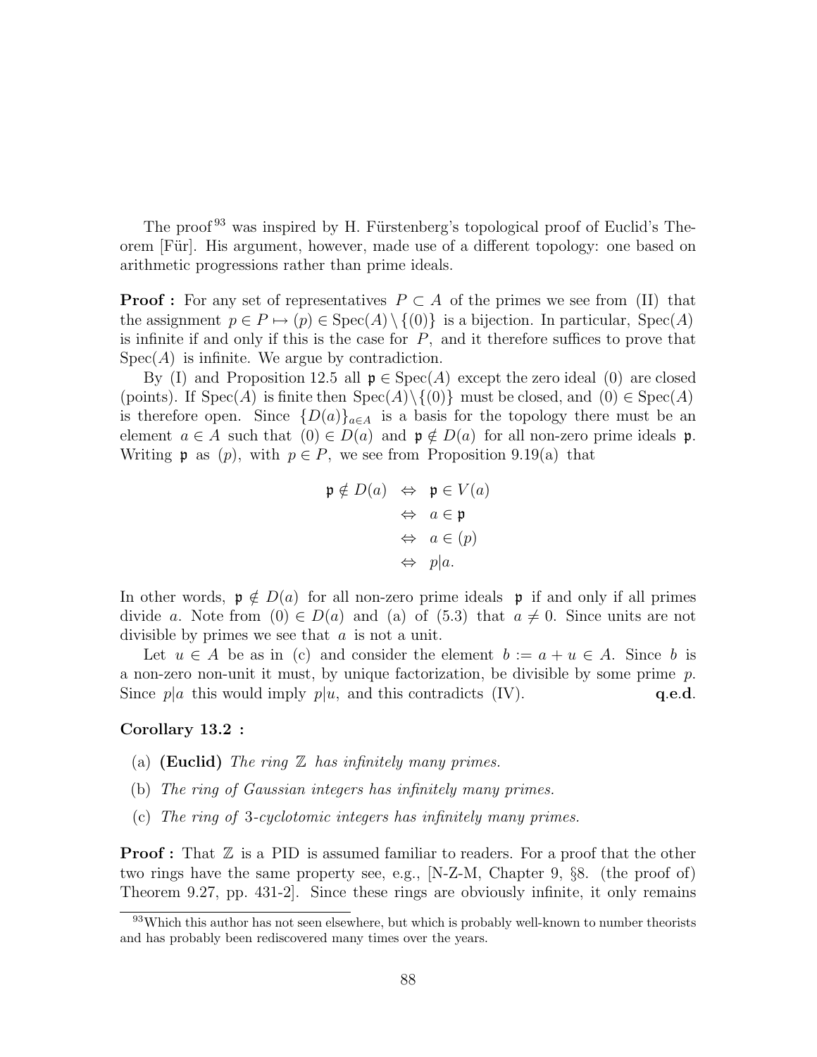The proof[93] was inspired by H. Fürstenberg's topological proof of Euclid's Theorem [Für]. His argument, however, made use of a different topology: one based on arithmetic progressions rather than prime ideals.

**Proof :** For any set of representatives $P \subset A$ of the primes we see from (II) that the assignment $p \in P \mapsto (p) \in \operatorname{Spec}(A) \setminus \{(0)\}$ is a bijection. In particular, $\operatorname{Spec}(A)$ is infinite if and only if this is the case for $P$, and it therefore suffices to prove that $\operatorname{Spec}(A)$ is infinite. We argue by contradiction.

By (I) and Proposition 12.5 all $\mathfrak{p} \in \operatorname{Spec}(A)$ except the zero ideal $(0)$ are closed (points). If $\operatorname{Spec}(A)$ is finite then $\operatorname{Spec}(A)\setminus\{(0)\}$ must be closed, and $(0) \in \operatorname{Spec}(A)$ is therefore open. Since $\{D(a)\}_{a\in A}$ is a basis for the topology there must be an element $a \in A$ such that $(0) \in D(a)$ and $\mathfrak{p} \notin D(a)$ for all non-zero prime ideals $\mathfrak{p}$. Writing $\mathfrak{p}$ as $(p)$, with $p \in P$, we see from Proposition 9.19(a) that

$$
\begin{aligned}
\mathfrak{p} \notin D(a) \quad &\Leftrightarrow \quad \mathfrak{p} \in V(a) \\
&\Leftrightarrow \quad a \in \mathfrak{p} \\
&\Leftrightarrow \quad a \in (p) \\
&\Leftrightarrow \quad p|a.
\end{aligned}
$$

In other words, $\mathfrak{p} \notin D(a)$ for all non-zero prime ideals $\mathfrak{p}$ if and only if all primes divide $a$. Note from $(0) \in D(a)$ and (a) of (5.3) that $a \neq 0$. Since units are not divisible by primes we see that $a$ is not a unit.

Let $u \in A$ be as in (c) and consider the element $b := a + u \in A$. Since $b$ is a non-zero non-unit it must, by unique factorization, be divisible by some prime $p$. Since $p|a$ this would imply $p|u$, and this contradicts (IV). **q.e.d.**

**Corollary 13.2 :**

(a) **(Euclid)** *The ring* $\mathbb{Z}$ *has infinitely many primes.*

(b) *The ring of Gaussian integers has infinitely many primes.*

(c) *The ring of 3-cyclotomic integers has infinitely many primes.*

**Proof :** That $\mathbb{Z}$ is a PID is assumed familiar to readers. For a proof that the other two rings have the same property see, e.g., [N-Z-M, Chapter 9, §8. (the proof of) Theorem 9.27, pp. 431-2]. Since these rings are obviously infinite, it only remains

[93] Which this author has not seen elsewhere, but which is probably well-known to number theorists and has probably been rediscovered many times over the years.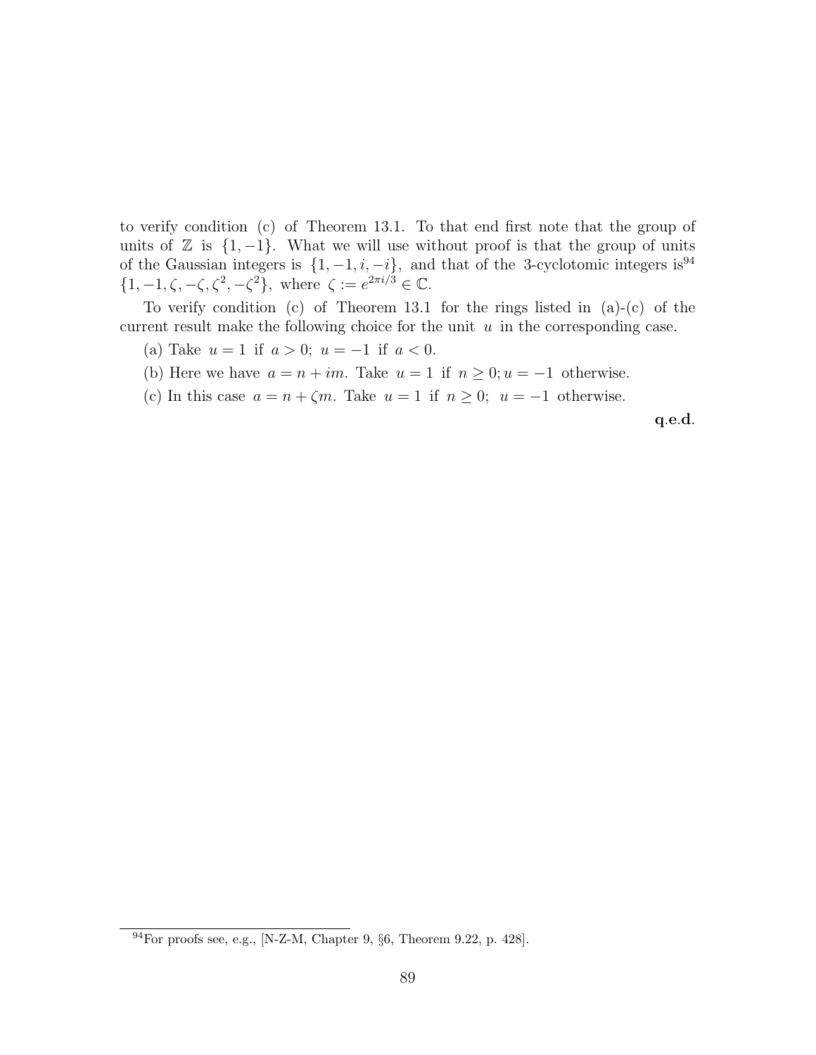to verify condition (c) of Theorem 13.1. To that end first note that the group of units of $\mathbb{Z}$ is $\{1, -1\}$. What we will use without proof is that the group of units of the Gaussian integers is $\{1, -1, i, -i\}$, and that of the 3-cyclotomic integers is[94] $\{1, -1, \zeta, -\zeta, \zeta^2, -\zeta^2\}$, where $\zeta := e^{2\pi i/3} \in \mathbb{C}$.

To verify condition (c) of Theorem 13.1 for the rings listed in (a)-(c) of the current result make the following choice for the unit $u$ in the corresponding case.

(a) Take $u = 1$ if $a > 0$; $u = -1$ if $a < 0$.

(b) Here we have $a = n + im$. Take $u = 1$ if $n \geq 0; u = -1$ otherwise.

(c) In this case $a = n + \zeta m$. Take $u = 1$ if $n \geq 0$; $u = -1$ otherwise.

**q.e.d.**

[94] For proofs see, e.g., [N-Z-M, Chapter 9, §6, Theorem 9.22, p. 428].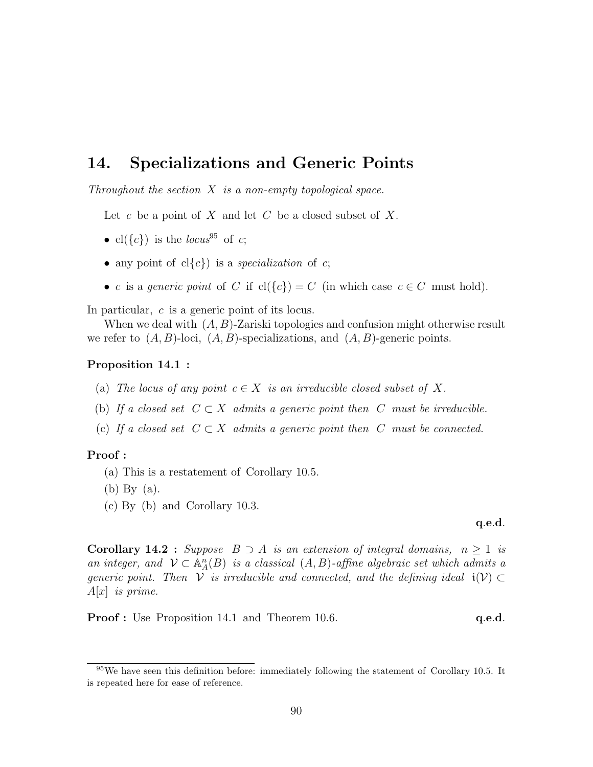# 14. Specializations and Generic Points

*Throughout the section $X$ is a non-empty topological space.*

Let $c$ be a point of $X$ and let $C$ be a closed subset of $X$.

- $\mathrm{cl}(\{c\})$ is the *locus*[95] of $c$;
- any point of $\mathrm{cl}\{c\})$ is a *specialization* of $c$;
- $c$ is a *generic point* of $C$ if $\mathrm{cl}(\{c\}) = C$ (in which case $c \in C$ must hold).

In particular, $c$ is a generic point of its locus.

When we deal with $(A, B)$-Zariski topologies and confusion might otherwise result we refer to $(A, B)$-loci, $(A, B)$-specializations, and $(A, B)$-generic points.

**Proposition 14.1 :**

(a) *The locus of any point $c \in X$ is an irreducible closed subset of $X$.*

(b) *If a closed set $C \subset X$ admits a generic point then $C$ must be irreducible.*

(c) *If a closed set $C \subset X$ admits a generic point then $C$ must be connected.*

**Proof :**

(a) This is a restatement of Corollary 10.5.

(b) By (a).

(c) By (b) and Corollary 10.3.

**q.e.d.**

**Corollary 14.2 :** *Suppose $B \supset A$ is an extension of integral domains, $n \geq 1$ is an integer, and $\mathcal{V} \subset \mathbb{A}_A^n(B)$ is a classical $(A, B)$-affine algebraic set which admits a generic point. Then $\mathcal{V}$ is irreducible and connected, and the defining ideal $\mathfrak{i}(\mathcal{V}) \subset A[x]$ is prime.*

**Proof :** Use Proposition 14.1 and Theorem 10.6. **q.e.d.**

---

[95] We have seen this definition before: immediately following the statement of Corollary 10.5. It is repeated here for ease of reference.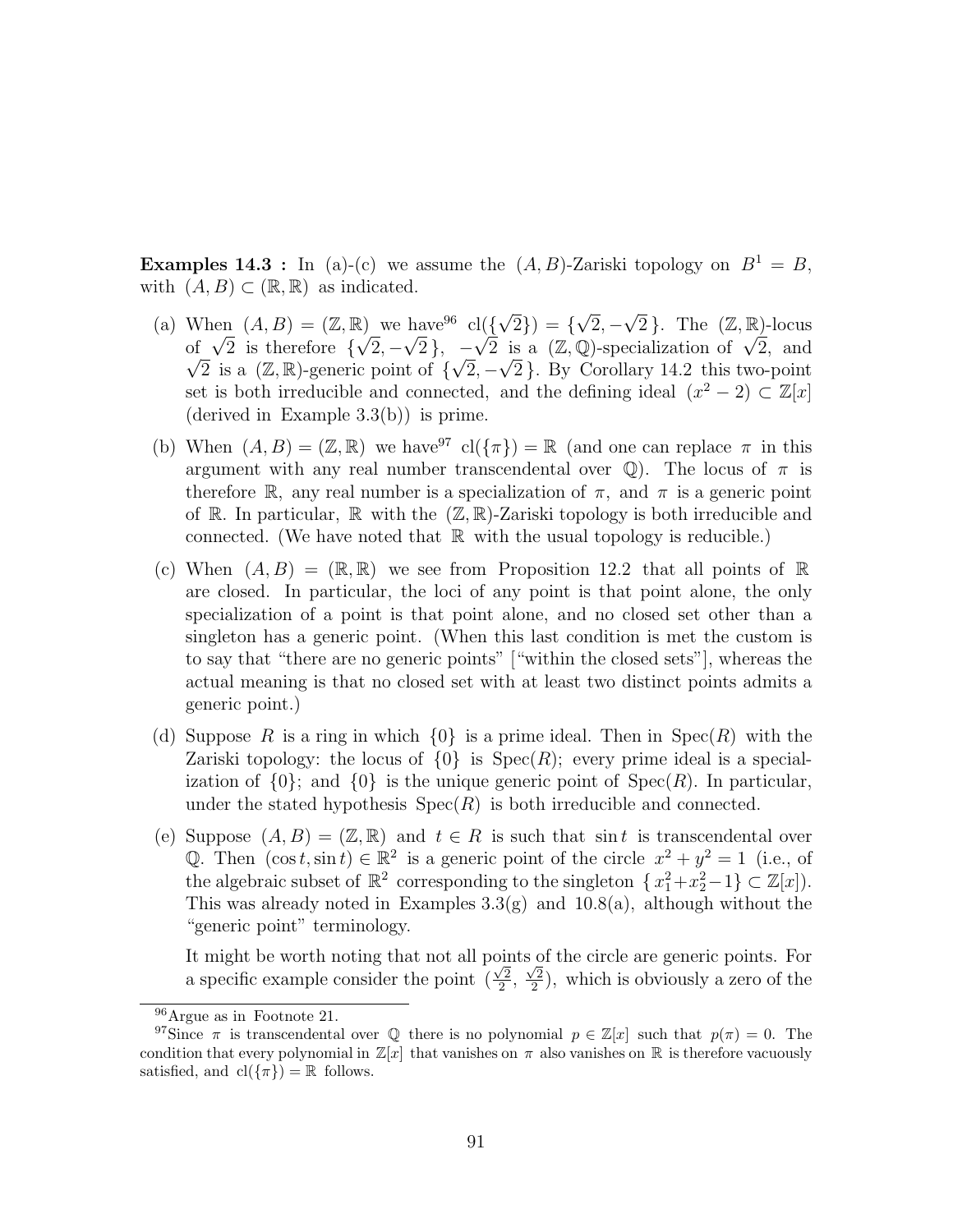**Examples 14.3 :** In (a)-(c) we assume the $(A,B)$-Zariski topology on $B^1 = B$, with $(A,B) \subset (\mathbb{R},\mathbb{R})$ as indicated.

(a) When $(A,B) = (\mathbb{Z},\mathbb{R})$ we have[96] $\mathrm{cl}(\{\sqrt{2}\}) = \{\sqrt{2}, -\sqrt{2}\}$. The $(\mathbb{Z},\mathbb{R})$-locus of $\sqrt{2}$ is therefore $\{\sqrt{2}, -\sqrt{2}\}$, $-\sqrt{2}$ is a $(\mathbb{Z},\mathbb{Q})$-specialization of $\sqrt{2}$, and $\sqrt{2}$ is a $(\mathbb{Z},\mathbb{R})$-generic point of $\{\sqrt{2}, -\sqrt{2}\}$. By Corollary 14.2 this two-point set is both irreducible and connected, and the defining ideal $(x^2 - 2) \subset \mathbb{Z}[x]$ (derived in Example 3.3(b)) is prime.

(b) When $(A,B) = (\mathbb{Z},\mathbb{R})$ we have[97] $\mathrm{cl}(\{\pi\}) = \mathbb{R}$ (and one can replace $\pi$ in this argument with any real number transcendental over $\mathbb{Q}$). The locus of $\pi$ is therefore $\mathbb{R}$, any real number is a specialization of $\pi$, and $\pi$ is a generic point of $\mathbb{R}$. In particular, $\mathbb{R}$ with the $(\mathbb{Z},\mathbb{R})$-Zariski topology is both irreducible and connected. (We have noted that $\mathbb{R}$ with the usual topology is reducible.)

(c) When $(A,B) = (\mathbb{R},\mathbb{R})$ we see from Proposition 12.2 that all points of $\mathbb{R}$ are closed. In particular, the loci of any point is that point alone, the only specialization of a point is that point alone, and no closed set other than a singleton has a generic point. (When this last condition is met the custom is to say that "there are no generic points" ["within the closed sets"], whereas the actual meaning is that no closed set with at least two distinct points admits a generic point.)

(d) Suppose $R$ is a ring in which $\{0\}$ is a prime ideal. Then in $\mathrm{Spec}(R)$ with the Zariski topology: the locus of $\{0\}$ is $\mathrm{Spec}(R)$; every prime ideal is a specialization of $\{0\}$; and $\{0\}$ is the unique generic point of $\mathrm{Spec}(R)$. In particular, under the stated hypothesis $\mathrm{Spec}(R)$ is both irreducible and connected.

(e) Suppose $(A,B) = (\mathbb{Z},\mathbb{R})$ and $t \in R$ is such that $\sin t$ is transcendental over $\mathbb{Q}$. Then $(\cos t, \sin t) \in \mathbb{R}^2$ is a generic point of the circle $x^2 + y^2 = 1$ (i.e., of the algebraic subset of $\mathbb{R}^2$ corresponding to the singleton $\{x_1^2 + x_2^2 - 1\} \subset \mathbb{Z}[x]$). This was already noted in Examples 3.3(g) and 10.8(a), although without the "generic point" terminology.

It might be worth noting that not all points of the circle are generic points. For a specific example consider the point $(\frac{\sqrt{2}}{2}, \frac{\sqrt{2}}{2})$, which is obviously a zero of the

---

[96] Argue as in Footnote 21.

[97] Since $\pi$ is transcendental over $\mathbb{Q}$ there is no polynomial $p \in \mathbb{Z}[x]$ such that $p(\pi) = 0$. The condition that every polynomial in $\mathbb{Z}[x]$ that vanishes on $\pi$ also vanishes on $\mathbb{R}$ is therefore vacuously satisfied, and $\mathrm{cl}(\{\pi\}) = \mathbb{R}$ follows.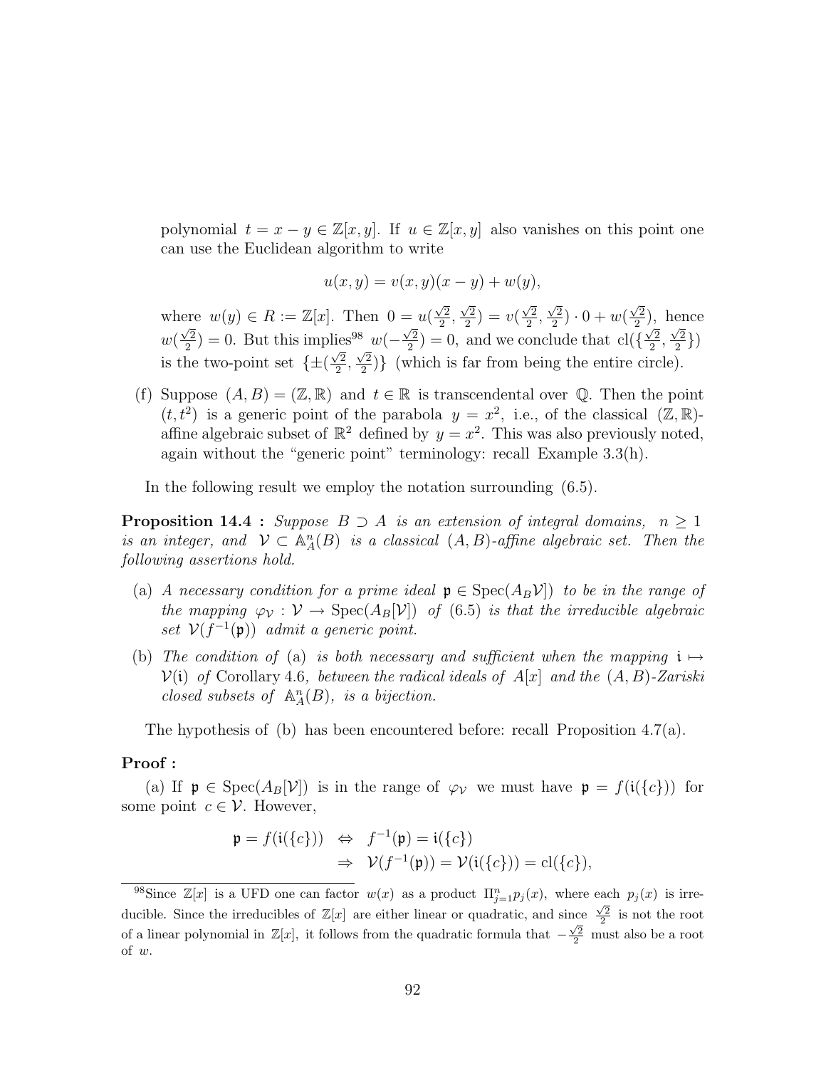polynomial $t = x - y \in \mathbb{Z}[x,y]$. If $u \in \mathbb{Z}[x,y]$ also vanishes on this point one can use the Euclidean algorithm to write

$$u(x,y) = v(x,y)(x-y) + w(y),$$

where $w(y) \in R := \mathbb{Z}[x]$. Then $0 = u(\frac{\sqrt{2}}{2}, \frac{\sqrt{2}}{2}) = v(\frac{\sqrt{2}}{2}, \frac{\sqrt{2}}{2}) \cdot 0 + w(\frac{\sqrt{2}}{2})$, hence $w(\frac{\sqrt{2}}{2}) = 0$. But this implies[98] $w(-\frac{\sqrt{2}}{2}) = 0$, and we conclude that $\mathrm{cl}(\{\frac{\sqrt{2}}{2}, \frac{\sqrt{2}}{2}\})$ is the two-point set $\{\pm(\frac{\sqrt{2}}{2}, \frac{\sqrt{2}}{2})\}$ (which is far from being the entire circle).

(f) Suppose $(A,B) = (\mathbb{Z}, \mathbb{R})$ and $t \in \mathbb{R}$ is transcendental over $\mathbb{Q}$. Then the point $(t, t^2)$ is a generic point of the parabola $y = x^2$, i.e., of the classical $(\mathbb{Z}, \mathbb{R})$-affine algebraic subset of $\mathbb{R}^2$ defined by $y = x^2$. This was also previously noted, again without the "generic point" terminology: recall Example 3.3(h).

In the following result we employ the notation surrounding (6.5).

**Proposition 14.4 :** *Suppose $B \supset A$ is an extension of integral domains, $n \geq 1$ is an integer, and $\mathcal{V} \subset \mathbb{A}^n_A(B)$ is a classical $(A,B)$-affine algebraic set. Then the following assertions hold.*

(a) *A necessary condition for a prime ideal $\mathfrak{p} \in \mathrm{Spec}(A_B\mathcal{V}])$ to be in the range of the mapping $\varphi_{\mathcal{V}} : \mathcal{V} \to \mathrm{Spec}(A_B[\mathcal{V}])$ of* (6.5) *is that the irreducible algebraic set $\mathcal{V}(f^{-1}(\mathfrak{p}))$ admit a generic point.*

(b) *The condition of* (a) *is both necessary and sufficient when the mapping $\mathfrak{i} \mapsto \mathcal{V}(\mathfrak{i})$ of* Corollary 4.6*, between the radical ideals of $A[x]$ and the $(A,B)$-Zariski closed subsets of $\mathbb{A}^n_A(B)$, is a bijection.*

The hypothesis of (b) has been encountered before: recall Proposition 4.7(a).

**Proof :**

(a) If $\mathfrak{p} \in \mathrm{Spec}(A_B[\mathcal{V}])$ is in the range of $\varphi_{\mathcal{V}}$ we must have $\mathfrak{p} = f(\mathfrak{i}(\{c\}))$ for some point $c \in \mathcal{V}$. However,

$$\begin{aligned}
\mathfrak{p} = f(\mathfrak{i}(\{c\})) \;&\Leftrightarrow\; f^{-1}(\mathfrak{p}) = \mathfrak{i}(\{c\}) \\
&\Rightarrow\; \mathcal{V}(f^{-1}(\mathfrak{p})) = \mathcal{V}(\mathfrak{i}(\{c\})) = \mathrm{cl}(\{c\}),
\end{aligned}$$

[98] Since $\mathbb{Z}[x]$ is a UFD one can factor $w(x)$ as a product $\Pi_{j=1}^{n} p_j(x)$, where each $p_j(x)$ is irreducible. Since the irreducibles of $\mathbb{Z}[x]$ are either linear or quadratic, and since $\frac{\sqrt{2}}{2}$ is not the root of a linear polynomial in $\mathbb{Z}[x]$, it follows from the quadratic formula that $-\frac{\sqrt{2}}{2}$ must also be a root of $w$.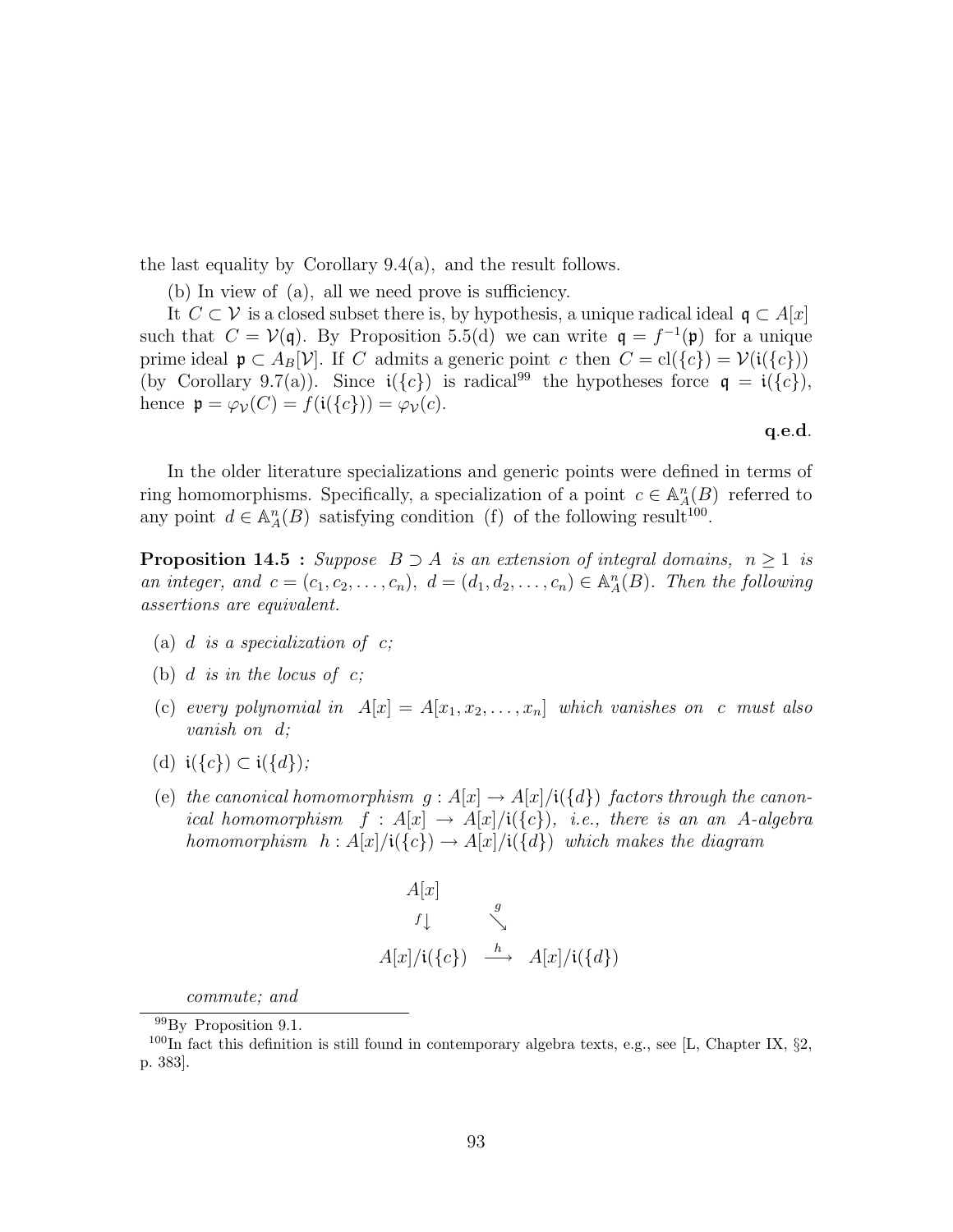the last equality by Corollary 9.4(a), and the result follows.

(b) In view of (a), all we need prove is sufficiency.

It $C \subset \mathcal{V}$ is a closed subset there is, by hypothesis, a unique radical ideal $\mathfrak{q} \subset A[x]$ such that $C = \mathcal{V}(\mathfrak{q})$. By Proposition 5.5(d) we can write $\mathfrak{q} = f^{-1}(\mathfrak{p})$ for a unique prime ideal $\mathfrak{p} \subset A_B[\mathcal{V}]$. If $C$ admits a generic point $c$ then $C = \mathrm{cl}(\{c\}) = \mathcal{V}(\mathfrak{i}(\{c\}))$ (by Corollary 9.7(a)). Since $\mathfrak{i}(\{c\})$ is radical[99] the hypotheses force $\mathfrak{q} = \mathfrak{i}(\{c\})$, hence $\mathfrak{p} = \varphi_{\mathcal{V}}(C) = f(\mathfrak{i}(\{c\})) = \varphi_{\mathcal{V}}(c)$.

**q.e.d.**

In the older literature specializations and generic points were defined in terms of ring homomorphisms. Specifically, a specialization of a point $c \in \mathbb{A}^n_A(B)$ referred to any point $d \in \mathbb{A}^n_A(B)$ satisfying condition (f) of the following result[100].

**Proposition 14.5 :** *Suppose $B \supset A$ is an extension of integral domains, $n \geq 1$ is an integer, and $c = (c_1, c_2, \ldots, c_n)$, $d = (d_1, d_2, \ldots, c_n) \in \mathbb{A}^n_A(B)$. Then the following assertions are equivalent.*

(a) *$d$ is a specialization of $c$;*

(b) *$d$ is in the locus of $c$;*

(c) *every polynomial in $A[x] = A[x_1, x_2, \ldots, x_n]$ which vanishes on $c$ must also vanish on $d$;*

(d) *$\mathfrak{i}(\{c\}) \subset \mathfrak{i}(\{d\})$;*

(e) *the canonical homomorphism $g : A[x] \to A[x]/\mathfrak{i}(\{d\})$ factors through the canonical homomorphism $f : A[x] \to A[x]/\mathfrak{i}(\{c\})$, i.e., there is an an $A$-algebra homomorphism $h : A[x]/\mathfrak{i}(\{c\}) \to A[x]/\mathfrak{i}(\{d\})$ which makes the diagram*

$$
\begin{array}{ccc}
A[x] & & \\
{\scriptstyle f}\downarrow & \searrow^{g} & \\
A[x]/\mathfrak{i}(\{c\}) & \xrightarrow{h} & A[x]/\mathfrak{i}(\{d\})
\end{array}
$$

*commute; and*

---

[99] By Proposition 9.1.

[100] In fact this definition is still found in contemporary algebra texts, e.g., see [L, Chapter IX, §2, p. 383].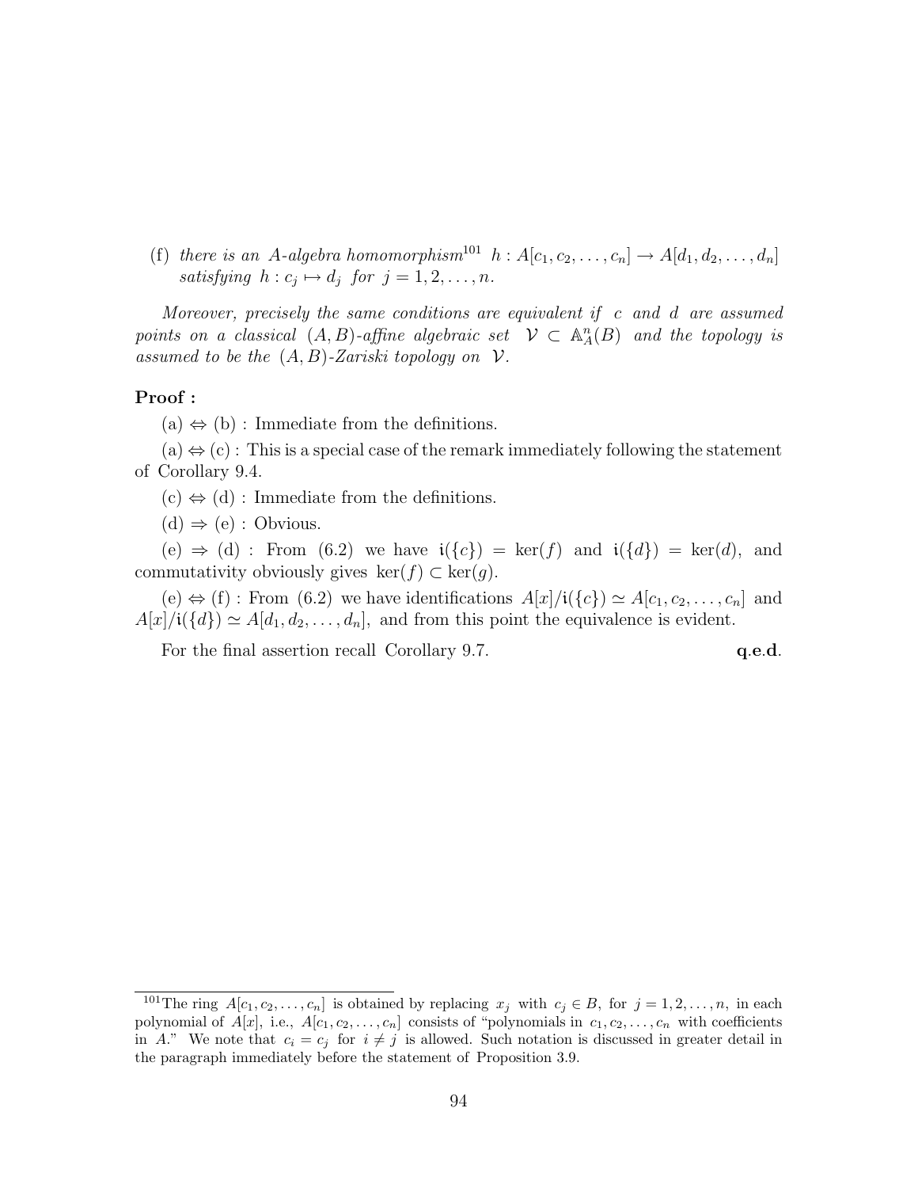(f) *there is an $A$-algebra homomorphism*[101] $h : A[c_1, c_2, \ldots, c_n] \to A[d_1, d_2, \ldots, d_n]$ *satisfying* $h : c_j \mapsto d_j$ *for* $j = 1, 2, \ldots, n$.

*Moreover, precisely the same conditions are equivalent if* $c$ *and* $d$ *are assumed points on a classical* $(A, B)$*-affine algebraic set* $\mathcal{V} \subset \mathbb{A}^n_A(B)$ *and the topology is assumed to be the* $(A, B)$*-Zariski topology on* $\mathcal{V}$.

**Proof :**

(a) $\Leftrightarrow$ (b) : Immediate from the definitions.

(a) $\Leftrightarrow$ (c) : This is a special case of the remark immediately following the statement of Corollary 9.4.

(c) $\Leftrightarrow$ (d) : Immediate from the definitions.

(d) $\Rightarrow$ (e) : Obvious.

(e) $\Rightarrow$ (d) : From (6.2) we have $\mathfrak{i}(\{c\}) = \ker(f)$ and $\mathfrak{i}(\{d\}) = \ker(d)$, and commutativity obviously gives $\ker(f) \subset \ker(g)$.

(e) $\Leftrightarrow$ (f) : From (6.2) we have identifications $A[x]/\mathfrak{i}(\{c\}) \simeq A[c_1, c_2, \ldots, c_n]$ and $A[x]/\mathfrak{i}(\{d\}) \simeq A[d_1, d_2, \ldots, d_n]$, and from this point the equivalence is evident.

For the final assertion recall Corollary 9.7. **q.e.d.**

---

[101] The ring $A[c_1, c_2, \ldots, c_n]$ is obtained by replacing $x_j$ with $c_j \in B$, for $j = 1, 2, \ldots, n$, in each polynomial of $A[x]$, i.e., $A[c_1, c_2, \ldots, c_n]$ consists of "polynomials in $c_1, c_2, \ldots, c_n$ with coefficients in $A$." We note that $c_i = c_j$ for $i \neq j$ is allowed. Such notation is discussed in greater detail in the paragraph immediately before the statement of Proposition 3.9.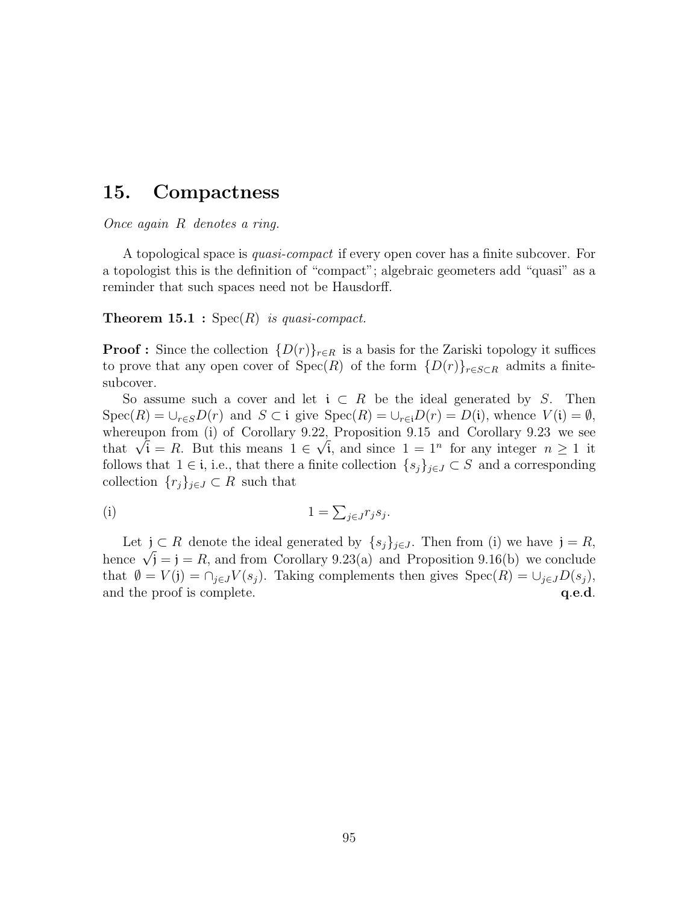# 15. Compactness

*Once again $R$ denotes a ring.*

A topological space is *quasi-compact* if every open cover has a finite subcover. For a topologist this is the definition of "compact"; algebraic geometers add "quasi" as a reminder that such spaces need not be Hausdorff.

**Theorem 15.1 :** $\operatorname{Spec}(R)$ *is quasi-compact.*

**Proof :** Since the collection $\{D(r)\}_{r \in R}$ is a basis for the Zariski topology it suffices to prove that any open cover of $\operatorname{Spec}(R)$ of the form $\{D(r)\}_{r \in S \subset R}$ admits a finite-subcover.

So assume such a cover and let $\mathfrak{i} \subset R$ be the ideal generated by $S$. Then $\operatorname{Spec}(R) = \cup_{r \in S} D(r)$ and $S \subset \mathfrak{i}$ give $\operatorname{Spec}(R) = \cup_{r \in \mathfrak{i}} D(r) = D(\mathfrak{i})$, whence $V(\mathfrak{i}) = \emptyset$, whereupon from (i) of Corollary 9.22, Proposition 9.15 and Corollary 9.23 we see that $\sqrt{\mathfrak{i}} = R$. But this means $1 \in \sqrt{\mathfrak{i}}$, and since $1 = 1^n$ for any integer $n \geq 1$ it follows that $1 \in \mathfrak{i}$, i.e., that there a finite collection $\{s_j\}_{j \in J} \subset S$ and a corresponding collection $\{r_j\}_{j \in J} \subset R$ such that

$$1 = \textstyle\sum_{j \in J} r_j s_j. \tag{i}$$

Let $\mathfrak{j} \subset R$ denote the ideal generated by $\{s_j\}_{j \in J}$. Then from (i) we have $\mathfrak{j} = R$, hence $\sqrt{\mathfrak{j}} = \mathfrak{j} = R$, and from Corollary 9.23(a) and Proposition 9.16(b) we conclude that $\emptyset = V(\mathfrak{j}) = \cap_{j \in J} V(s_j)$. Taking complements then gives $\operatorname{Spec}(R) = \cup_{j \in J} D(s_j)$, and the proof is complete. **q.e.d.**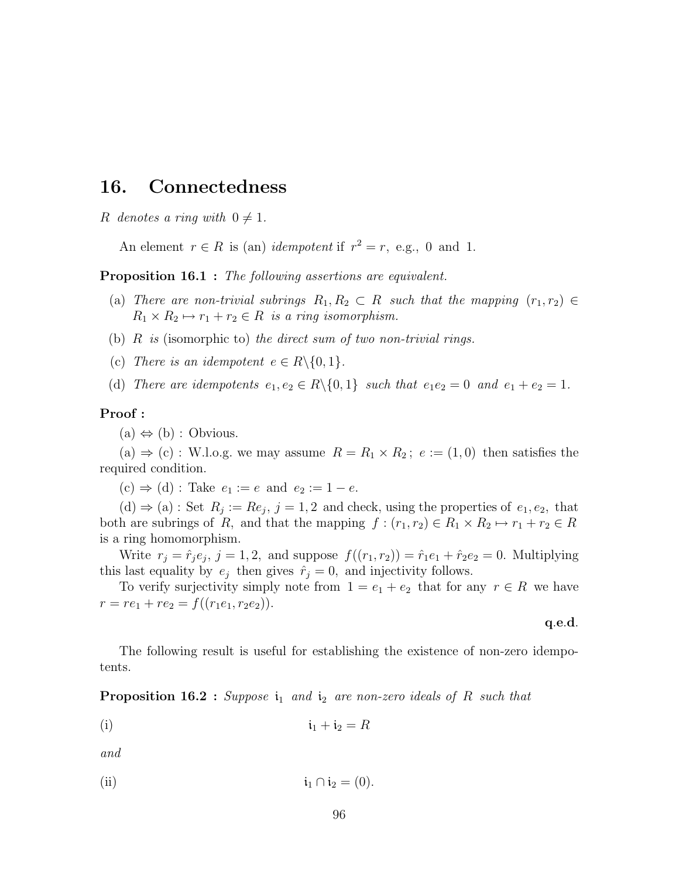# 16. Connectedness

*$R$ denotes a ring with $0 \neq 1$.*

An element $r \in R$ is (an) *idempotent* if $r^2 = r$, e.g., $0$ and $1$.

**Proposition 16.1 :** *The following assertions are equivalent.*

(a) *There are non-trivial subrings $R_1, R_2 \subset R$ such that the mapping $(r_1, r_2) \in R_1 \times R_2 \mapsto r_1 + r_2 \in R$ is a ring isomorphism.*

(b) *$R$ is* (isomorphic to) *the direct sum of two non-trivial rings.*

(c) *There is an idempotent $e \in R \backslash \{0, 1\}$.*

(d) *There are idempotents $e_1, e_2 \in R \backslash \{0, 1\}$ such that $e_1 e_2 = 0$ and $e_1 + e_2 = 1$.*

**Proof :**

(a) $\Leftrightarrow$ (b) : Obvious.

(a) $\Rightarrow$ (c) : W.l.o.g. we may assume $R = R_1 \times R_2$ ; $e := (1, 0)$ then satisfies the required condition.

(c) $\Rightarrow$ (d) : Take $e_1 := e$ and $e_2 := 1 - e$.

(d) $\Rightarrow$ (a) : Set $R_j := Re_j$, $j = 1, 2$ and check, using the properties of $e_1, e_2$, that both are subrings of $R$, and that the mapping $f : (r_1, r_2) \in R_1 \times R_2 \mapsto r_1 + r_2 \in R$ is a ring homomorphism.

Write $r_j = \hat{r}_j e_j$, $j = 1, 2$, and suppose $f((r_1, r_2)) = \hat{r}_1 e_1 + \hat{r}_2 e_2 = 0$. Multiplying this last equality by $e_j$ then gives $\hat{r}_j = 0$, and injectivity follows.

To verify surjectivity simply note from $1 = e_1 + e_2$ that for any $r \in R$ we have $r = re_1 + re_2 = f((r_1 e_1, r_2 e_2))$.

**q.e.d.**

The following result is useful for establishing the existence of non-zero idempotents.

**Proposition 16.2 :** *Suppose $\mathfrak{i}_1$ and $\mathfrak{i}_2$ are non-zero ideals of $R$ such that*

(i) $$\mathfrak{i}_1 + \mathfrak{i}_2 = R$$

*and*

(ii) $$\mathfrak{i}_1 \cap \mathfrak{i}_2 = (0).$$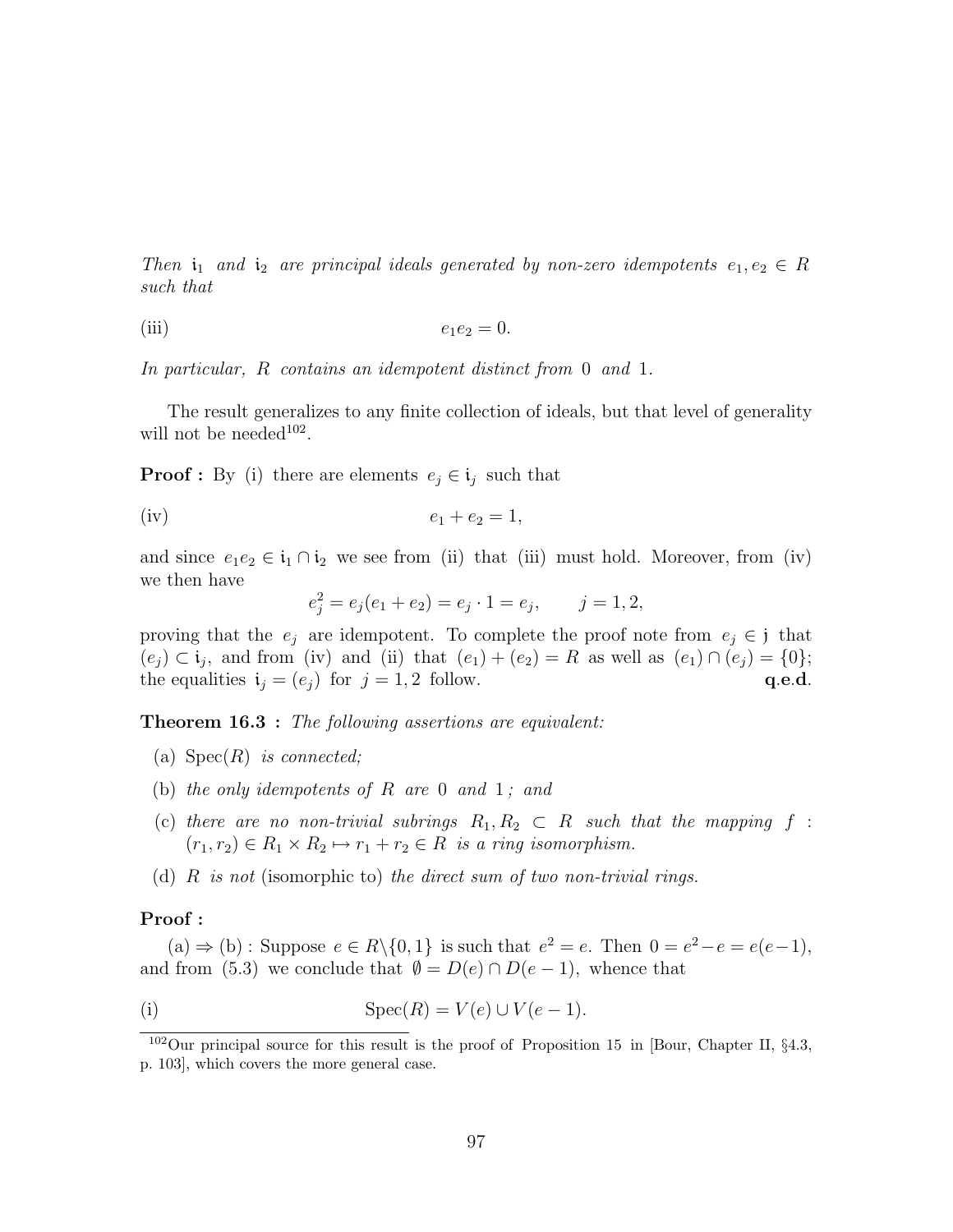*Then* $\mathfrak{i}_1$ *and* $\mathfrak{i}_2$ *are principal ideals generated by non-zero idempotents* $e_1, e_2 \in R$ *such that*

(iii) $$e_1 e_2 = 0.$$

*In particular,* $R$ *contains an idempotent distinct from* $0$ *and* $1$.

The result generalizes to any finite collection of ideals, but that level of generality will not be needed[102].

**Proof :** By (i) there are elements $e_j \in \mathfrak{i}_j$ such that

(iv) $$e_1 + e_2 = 1,$$

and since $e_1 e_2 \in \mathfrak{i}_1 \cap \mathfrak{i}_2$ we see from (ii) that (iii) must hold. Moreover, from (iv) we then have

$$e_j^2 = e_j(e_1 + e_2) = e_j \cdot 1 = e_j, \qquad j = 1, 2,$$

proving that the $e_j$ are idempotent. To complete the proof note from $e_j \in \mathfrak{j}$ that $(e_j) \subset \mathfrak{i}_j$, and from (iv) and (ii) that $(e_1) + (e_2) = R$ as well as $(e_1) \cap (e_j) = \{0\}$; the equalities $\mathfrak{i}_j = (e_j)$ for $j = 1, 2$ follow. **q.e.d.**

**Theorem 16.3 :** *The following assertions are equivalent:*

- (a) $\operatorname{Spec}(R)$ *is connected;*
- (b) *the only idempotents of* $R$ *are* $0$ *and* $1$ *; and*
- (c) *there are no non-trivial subrings* $R_1, R_2 \subset R$ *such that the mapping* $f : (r_1, r_2) \in R_1 \times R_2 \mapsto r_1 + r_2 \in R$ *is a ring isomorphism.*
- (d) $R$ *is not* (isomorphic to) *the direct sum of two non-trivial rings.*

**Proof :**

(a) $\Rightarrow$ (b) : Suppose $e \in R \backslash \{0, 1\}$ is such that $e^2 = e$. Then $0 = e^2 - e = e(e-1)$, and from (5.3) we conclude that $\emptyset = D(e) \cap D(e-1)$, whence that

(i) $$\operatorname{Spec}(R) = V(e) \cup V(e-1).$$

[102] Our principal source for this result is the proof of Proposition 15 in [Bour, Chapter II, §4.3, p. 103], which covers the more general case.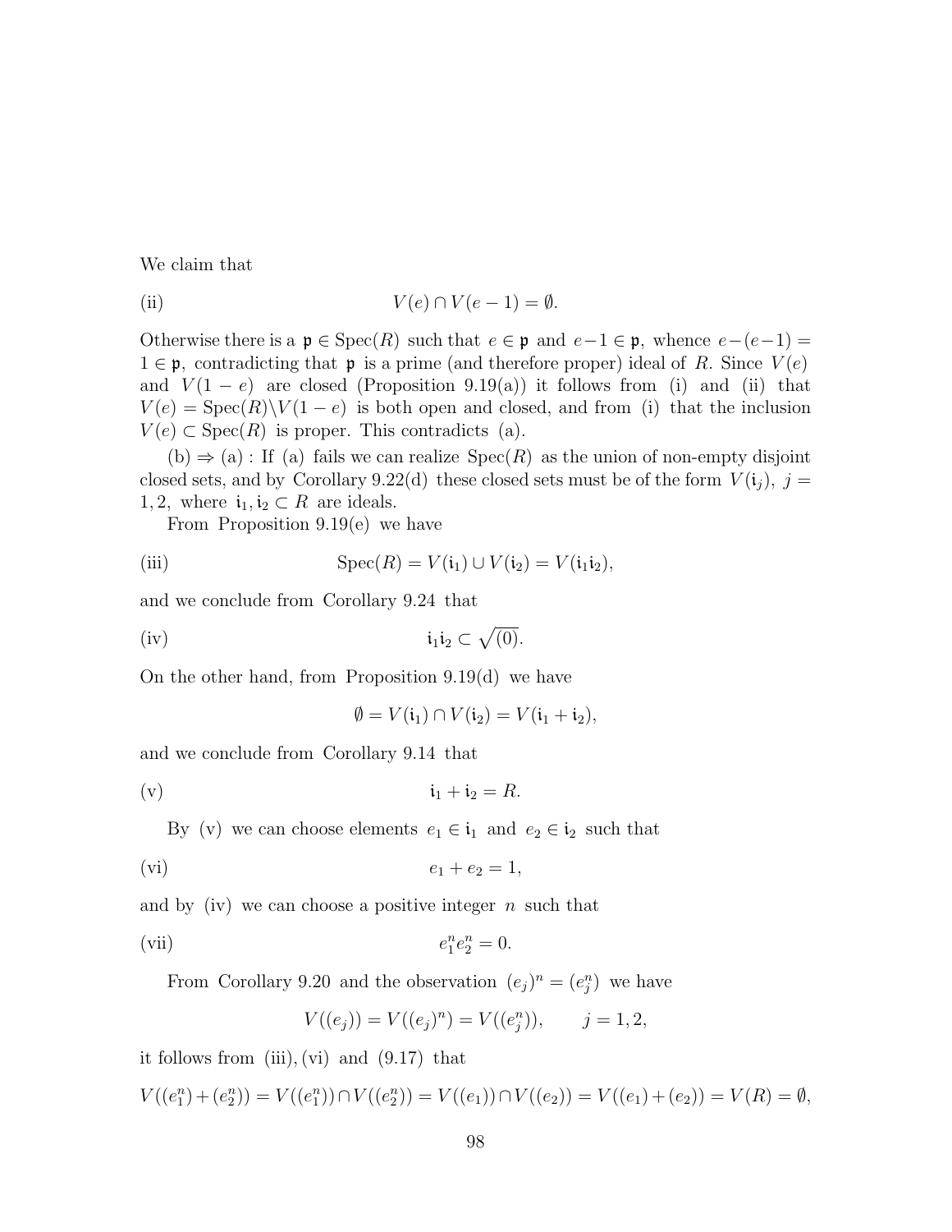We claim that

$$\text{(ii)} \qquad V(e) \cap V(e-1) = \emptyset.$$

Otherwise there is a $\mathfrak{p} \in \operatorname{Spec}(R)$ such that $e \in \mathfrak{p}$ and $e-1 \in \mathfrak{p}$, whence $e-(e-1) = 1 \in \mathfrak{p}$, contradicting that $\mathfrak{p}$ is a prime (and therefore proper) ideal of $R$. Since $V(e)$ and $V(1-e)$ are closed (Proposition 9.19(a)) it follows from (i) and (ii) that $V(e) = \operatorname{Spec}(R) \backslash V(1-e)$ is both open and closed, and from (i) that the inclusion $V(e) \subset \operatorname{Spec}(R)$ is proper. This contradicts (a).

(b) $\Rightarrow$ (a) : If (a) fails we can realize $\operatorname{Spec}(R)$ as the union of non-empty disjoint closed sets, and by Corollary 9.22(d) these closed sets must be of the form $V(\mathfrak{i}_j)$, $j = 1, 2$, where $\mathfrak{i}_1, \mathfrak{i}_2 \subset R$ are ideals.

From Proposition 9.19(e) we have

$$\text{(iii)} \qquad \operatorname{Spec}(R) = V(\mathfrak{i}_1) \cup V(\mathfrak{i}_2) = V(\mathfrak{i}_1\mathfrak{i}_2),$$

and we conclude from Corollary 9.24 that

$$\text{(iv)} \qquad \mathfrak{i}_1\mathfrak{i}_2 \subset \sqrt{(0)}.$$

On the other hand, from Proposition 9.19(d) we have

$$\emptyset = V(\mathfrak{i}_1) \cap V(\mathfrak{i}_2) = V(\mathfrak{i}_1 + \mathfrak{i}_2),$$

and we conclude from Corollary 9.14 that

$$\text{(v)} \qquad \mathfrak{i}_1 + \mathfrak{i}_2 = R.$$

By (v) we can choose elements $e_1 \in \mathfrak{i}_1$ and $e_2 \in \mathfrak{i}_2$ such that

$$\text{(vi)} \qquad e_1 + e_2 = 1,$$

and by (iv) we can choose a positive integer $n$ such that

$$\text{(vii)} \qquad e_1^n e_2^n = 0.$$

From Corollary 9.20 and the observation $(e_j)^n = (e_j^n)$ we have

$$V((e_j)) = V((e_j)^n) = V((e_j^n)), \qquad j = 1, 2,$$

it follows from (iii), (vi) and (9.17) that

$$V((e_1^n)+(e_2^n)) = V((e_1^n)) \cap V((e_2^n)) = V((e_1)) \cap V((e_2)) = V((e_1)+(e_2)) = V(R) = \emptyset,$$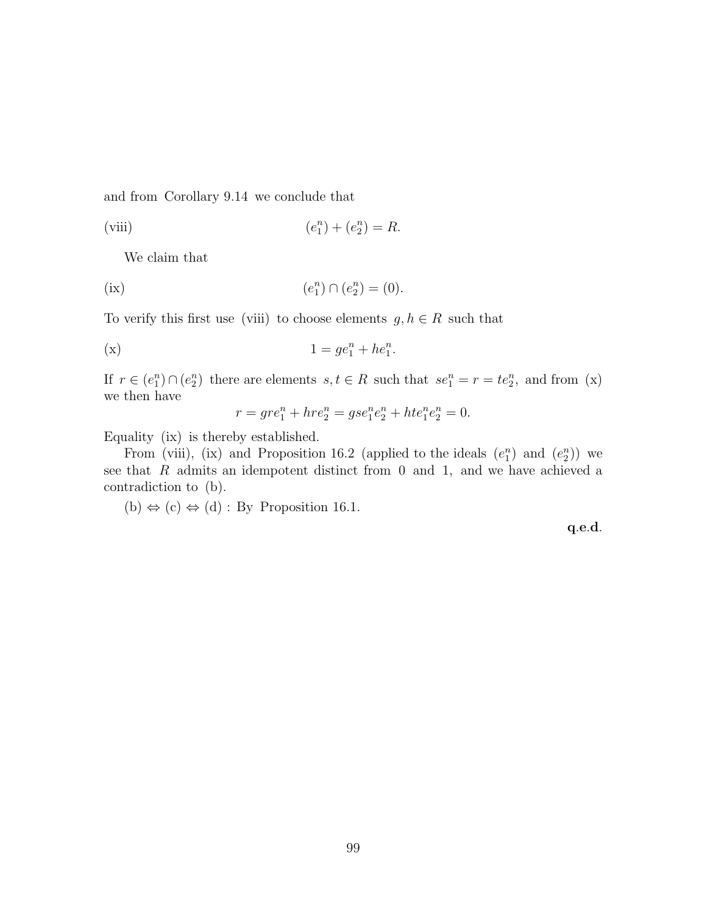and from Corollary 9.14 we conclude that

(viii) $$(e_1^n) + (e_2^n) = R.$$

We claim that

(ix) $$(e_1^n) \cap (e_2^n) = (0).$$

To verify this first use (viii) to choose elements $g, h \in R$ such that

(x) $$1 = ge_1^n + he_1^n.$$

If $r \in (e_1^n) \cap (e_2^n)$ there are elements $s, t \in R$ such that $se_1^n = r = te_2^n$, and from (x) we then have

$$r = gre_1^n + hre_2^n = gse_1^n e_2^n + hte_1^n e_2^n = 0.$$

Equality (ix) is thereby established.

From (viii), (ix) and Proposition 16.2 (applied to the ideals $(e_1^n)$ and $(e_2^n)$) we see that $R$ admits an idempotent distinct from 0 and 1, and we have achieved a contradiction to (b).

(b) $\Leftrightarrow$ (c) $\Leftrightarrow$ (d) : By Proposition 16.1.

**q.e.d.**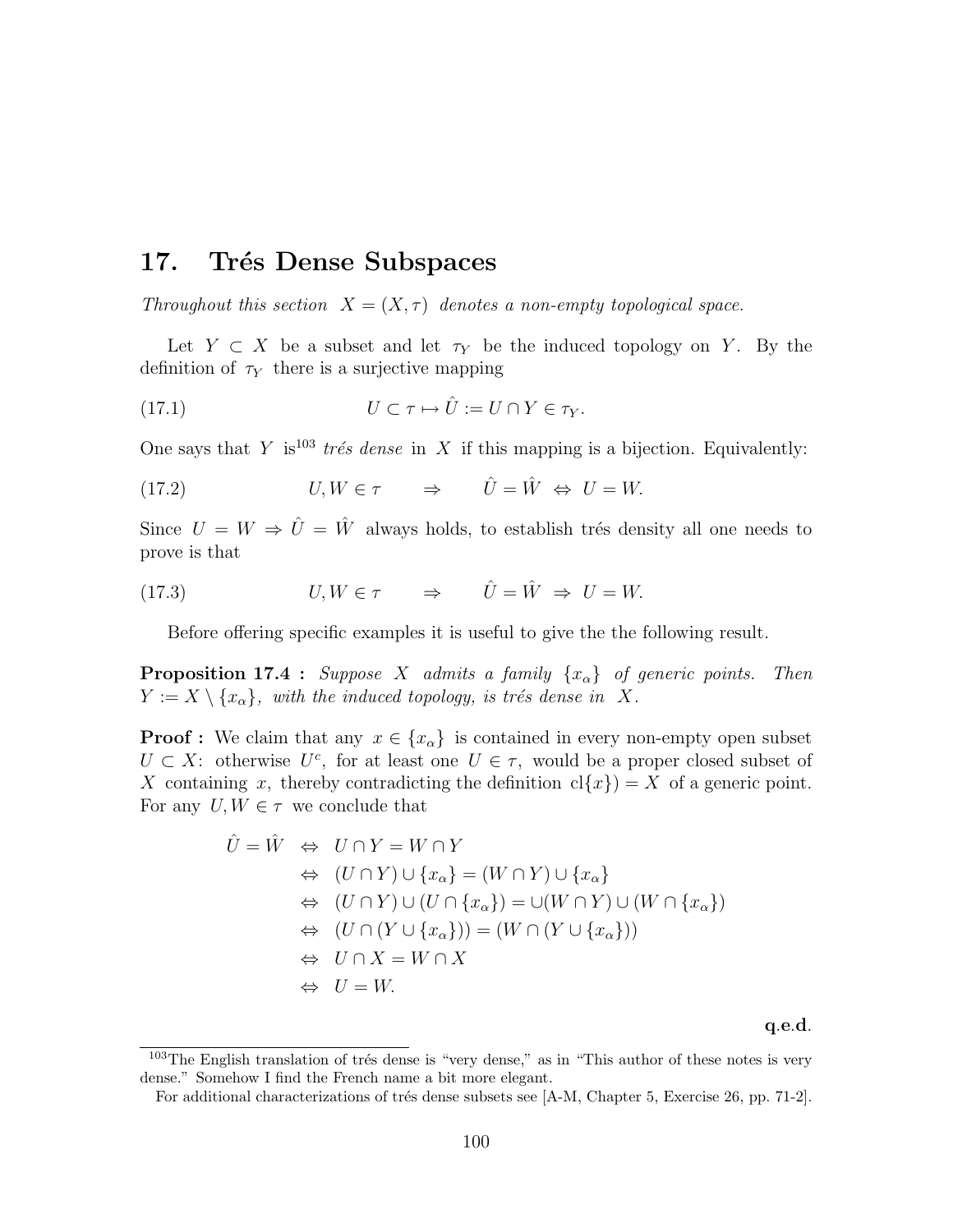# 17. Trés Dense Subspaces

*Throughout this section $X = (X, \tau)$ denotes a non-empty topological space.*

Let $Y \subset X$ be a subset and let $\tau_Y$ be the induced topology on $Y$. By the definition of $\tau_Y$ there is a surjective mapping

$$U \subset \tau \mapsto \hat{U} := U \cap Y \in \tau_Y. \tag{17.1}$$

One says that $Y$ is[103] *trés dense* in $X$ if this mapping is a bijection. Equivalently:

$$U, W \in \tau \qquad \Rightarrow \qquad \hat{U} = \hat{W} \;\Leftrightarrow\; U = W. \tag{17.2}$$

Since $U = W \Rightarrow \hat{U} = \hat{W}$ always holds, to establish trés density all one needs to prove is that

$$U, W \in \tau \qquad \Rightarrow \qquad \hat{U} = \hat{W} \;\Rightarrow\; U = W. \tag{17.3}$$

Before offering specific examples it is useful to give the the following result.

**Proposition 17.4 :** *Suppose $X$ admits a family $\{x_\alpha\}$ of generic points. Then $Y := X \setminus \{x_\alpha\}$, with the induced topology, is trés dense in $X$.*

**Proof :** We claim that any $x \in \{x_\alpha\}$ is contained in every non-empty open subset $U \subset X$: otherwise $U^c$, for at least one $U \in \tau$, would be a proper closed subset of $X$ containing $x$, thereby contradicting the definition $\text{cl}\{x\}) = X$ of a generic point. For any $U, W \in \tau$ we conclude that

$$\begin{aligned}
\hat{U} = \hat{W} \;&\Leftrightarrow\; U \cap Y = W \cap Y \\
&\Leftrightarrow\; (U \cap Y) \cup \{x_\alpha\} = (W \cap Y) \cup \{x_\alpha\} \\
&\Leftrightarrow\; (U \cap Y) \cup (U \cap \{x_\alpha\}) = \cup(W \cap Y) \cup (W \cap \{x_\alpha\}) \\
&\Leftrightarrow\; (U \cap (Y \cup \{x_\alpha\})) = (W \cap (Y \cup \{x_\alpha\})) \\
&\Leftrightarrow\; U \cap X = W \cap X \\
&\Leftrightarrow\; U = W.
\end{aligned}$$

**q.e.d.**

---

[103] The English translation of trés dense is "very dense," as in "This author of these notes is very dense." Somehow I find the French name a bit more elegant.

For additional characterizations of trés dense subsets see [A-M, Chapter 5, Exercise 26, pp. 71-2].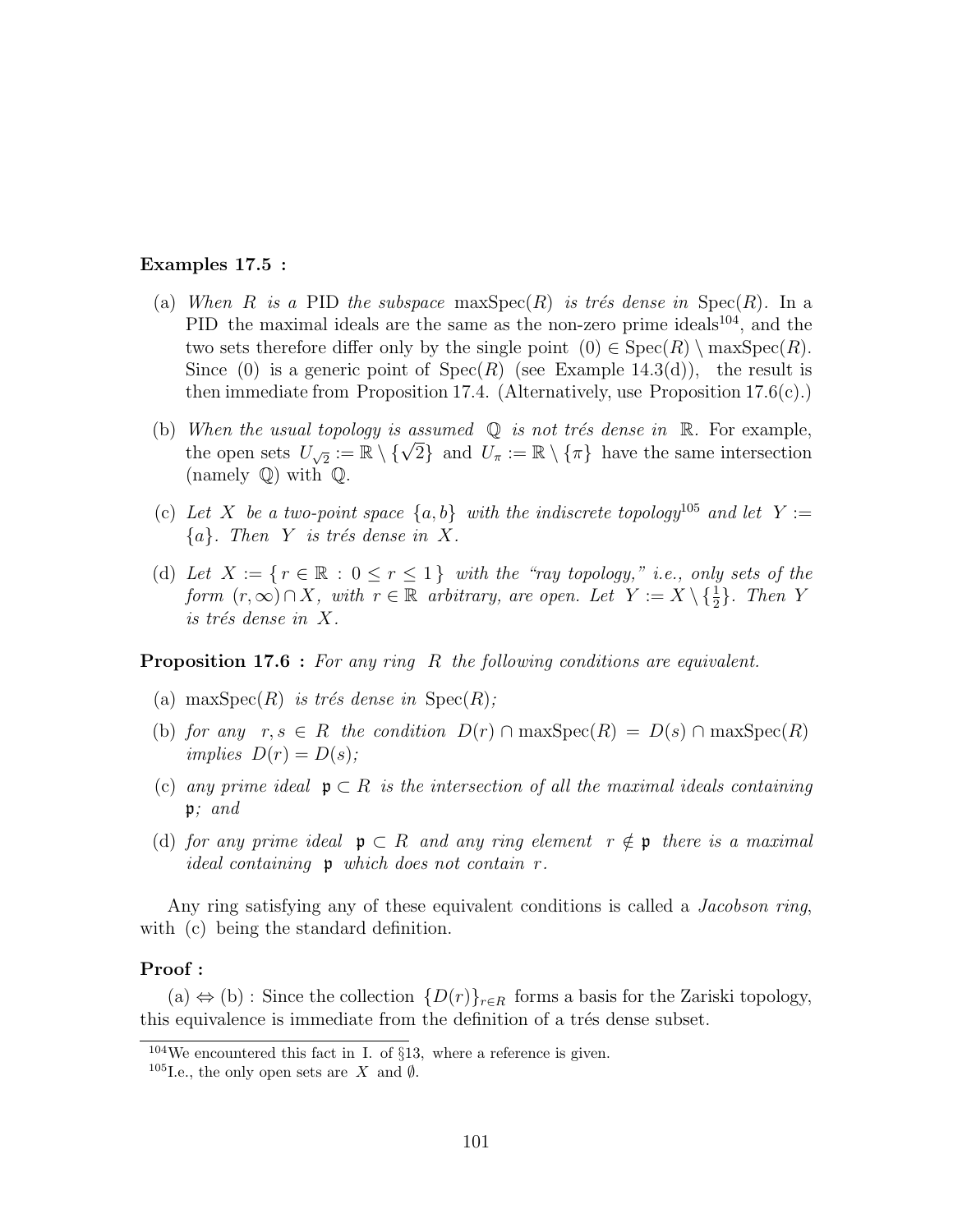**Examples 17.5 :**

(a) *When* $R$ *is a* PID *the subspace* $\operatorname{maxSpec}(R)$ *is trés dense in* $\operatorname{Spec}(R)$. In a PID the maximal ideals are the same as the non-zero prime ideals[104], and the two sets therefore differ only by the single point $(0) \in \operatorname{Spec}(R) \setminus \operatorname{maxSpec}(R)$. Since $(0)$ is a generic point of $\operatorname{Spec}(R)$ (see Example 14.3(d)), the result is then immediate from Proposition 17.4. (Alternatively, use Proposition 17.6(c).)

(b) *When the usual topology is assumed* $\mathbb{Q}$ *is not trés dense in* $\mathbb{R}$. For example, the open sets $U_{\sqrt{2}} := \mathbb{R} \setminus \{\sqrt{2}\}$ and $U_\pi := \mathbb{R} \setminus \{\pi\}$ have the same intersection (namely $\mathbb{Q}$) with $\mathbb{Q}$.

(c) *Let* $X$ *be a two-point space* $\{a, b\}$ *with the indiscrete topology*[105] *and let* $Y := \{a\}$. *Then* $Y$ *is trés dense in* $X$.

(d) *Let* $X := \{ r \in \mathbb{R} : 0 \leq r \leq 1 \}$ *with the "ray topology," i.e., only sets of the form* $(r, \infty) \cap X$, *with* $r \in \mathbb{R}$ *arbitrary, are open. Let* $Y := X \setminus \{\frac{1}{2}\}$. *Then* $Y$ *is trés dense in* $X$.

**Proposition 17.6 :** *For any ring* $R$ *the following conditions are equivalent.*

(a) $\operatorname{maxSpec}(R)$ *is trés dense in* $\operatorname{Spec}(R)$;

(b) *for any* $r, s \in R$ *the condition* $D(r) \cap \operatorname{maxSpec}(R) = D(s) \cap \operatorname{maxSpec}(R)$ *implies* $D(r) = D(s)$;

(c) *any prime ideal* $\mathfrak{p} \subset R$ *is the intersection of all the maximal ideals containing* $\mathfrak{p}$; *and*

(d) *for any prime ideal* $\mathfrak{p} \subset R$ *and any ring element* $r \notin \mathfrak{p}$ *there is a maximal ideal containing* $\mathfrak{p}$ *which does not contain* $r$.

Any ring satisfying any of these equivalent conditions is called a *Jacobson ring*, with (c) being the standard definition.

**Proof :**

(a) $\Leftrightarrow$ (b) : Since the collection $\{D(r)\}_{r \in R}$ forms a basis for the Zariski topology, this equivalence is immediate from the definition of a trés dense subset.

---

[104] We encountered this fact in I. of §13, where a reference is given.

[105] I.e., the only open sets are $X$ and $\emptyset$.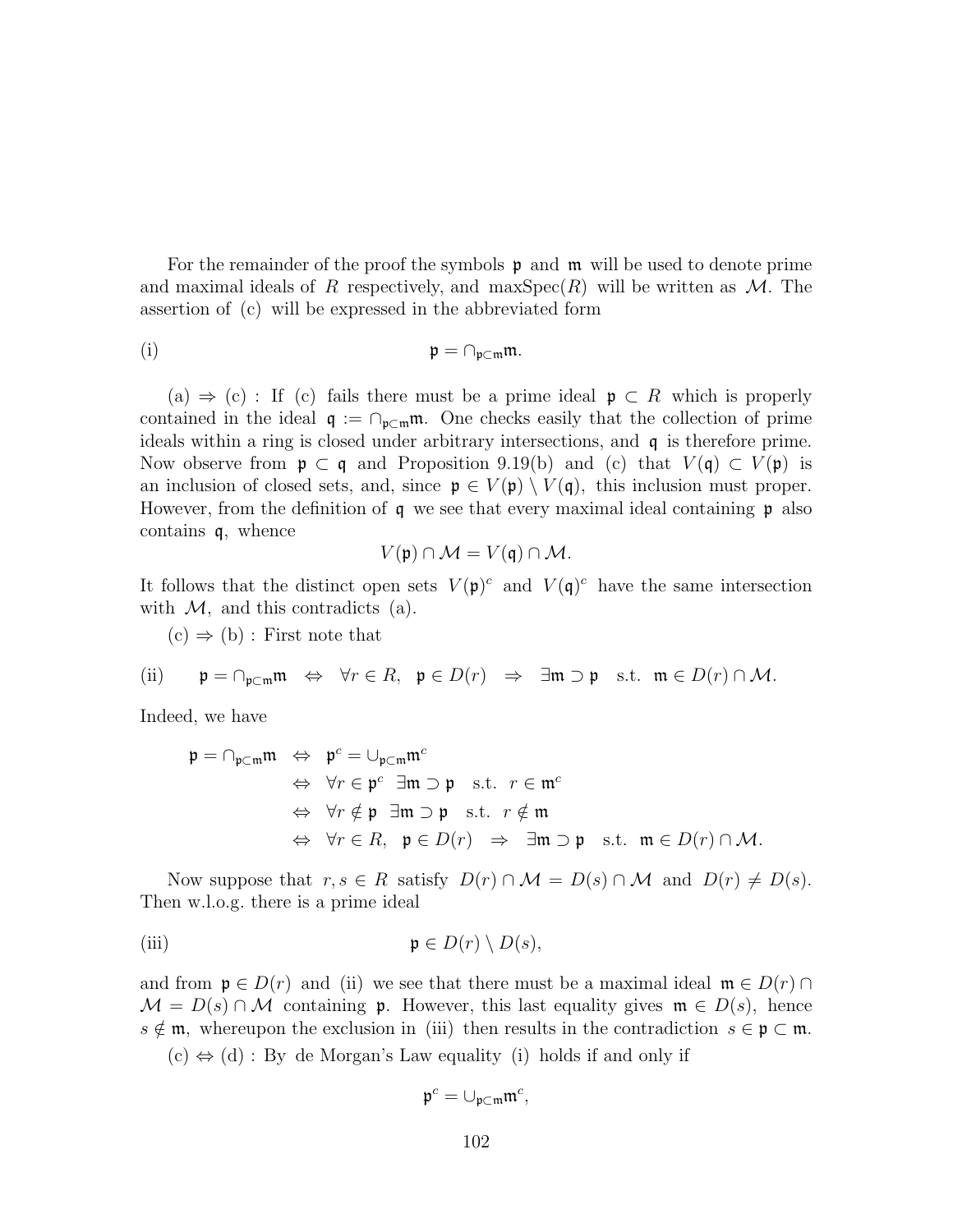For the remainder of the proof the symbols $\mathfrak{p}$ and $\mathfrak{m}$ will be used to denote prime and maximal ideals of $R$ respectively, and $\max\mathrm{Spec}(R)$ will be written as $\mathcal{M}$. The assertion of (c) will be expressed in the abbreviated form

$$\text{(i)} \qquad \mathfrak{p} = \cap_{\mathfrak{p}\subset\mathfrak{m}}\mathfrak{m}.$$

(a) $\Rightarrow$ (c) : If (c) fails there must be a prime ideal $\mathfrak{p} \subset R$ which is properly contained in the ideal $\mathfrak{q} := \cap_{\mathfrak{p}\subset\mathfrak{m}}\mathfrak{m}$. One checks easily that the collection of prime ideals within a ring is closed under arbitrary intersections, and $\mathfrak{q}$ is therefore prime. Now observe from $\mathfrak{p} \subset \mathfrak{q}$ and Proposition 9.19(b) and (c) that $V(\mathfrak{q}) \subset V(\mathfrak{p})$ is an inclusion of closed sets, and, since $\mathfrak{p} \in V(\mathfrak{p}) \setminus V(\mathfrak{q})$, this inclusion must proper. However, from the definition of $\mathfrak{q}$ we see that every maximal ideal containing $\mathfrak{p}$ also contains $\mathfrak{q}$, whence

$$V(\mathfrak{p}) \cap \mathcal{M} = V(\mathfrak{q}) \cap \mathcal{M}.$$

It follows that the distinct open sets $V(\mathfrak{p})^c$ and $V(\mathfrak{q})^c$ have the same intersection with $\mathcal{M}$, and this contradicts (a).

(c) $\Rightarrow$ (b) : First note that

$$\text{(ii)} \qquad \mathfrak{p} = \cap_{\mathfrak{p}\subset\mathfrak{m}}\mathfrak{m} \quad \Leftrightarrow \quad \forall r \in R, \;\; \mathfrak{p} \in D(r) \quad \Rightarrow \quad \exists \mathfrak{m} \supset \mathfrak{p} \quad \text{s.t.} \;\; \mathfrak{m} \in D(r) \cap \mathcal{M}.$$

Indeed, we have

$$\begin{aligned}
\mathfrak{p} = \cap_{\mathfrak{p}\subset\mathfrak{m}}\mathfrak{m} \quad &\Leftrightarrow \quad \mathfrak{p}^c = \cup_{\mathfrak{p}\subset\mathfrak{m}}\mathfrak{m}^c \\
&\Leftrightarrow \quad \forall r \in \mathfrak{p}^c \;\; \exists \mathfrak{m} \supset \mathfrak{p} \quad \text{s.t.} \;\; r \in \mathfrak{m}^c \\
&\Leftrightarrow \quad \forall r \notin \mathfrak{p} \;\; \exists \mathfrak{m} \supset \mathfrak{p} \quad \text{s.t.} \;\; r \notin \mathfrak{m} \\
&\Leftrightarrow \quad \forall r \in R, \;\; \mathfrak{p} \in D(r) \quad \Rightarrow \quad \exists \mathfrak{m} \supset \mathfrak{p} \quad \text{s.t.} \;\; \mathfrak{m} \in D(r) \cap \mathcal{M}.
\end{aligned}$$

Now suppose that $r, s \in R$ satisfy $D(r) \cap \mathcal{M} = D(s) \cap \mathcal{M}$ and $D(r) \neq D(s)$. Then w.l.o.g. there is a prime ideal

$$\text{(iii)} \qquad \mathfrak{p} \in D(r) \setminus D(s),$$

and from $\mathfrak{p} \in D(r)$ and (ii) we see that there must be a maximal ideal $\mathfrak{m} \in D(r) \cap \mathcal{M} = D(s) \cap \mathcal{M}$ containing $\mathfrak{p}$. However, this last equality gives $\mathfrak{m} \in D(s)$, hence $s \notin \mathfrak{m}$, whereupon the exclusion in (iii) then results in the contradiction $s \in \mathfrak{p} \subset \mathfrak{m}$.

(c) $\Leftrightarrow$ (d) : By de Morgan's Law equality (i) holds if and only if

$$\mathfrak{p}^c = \cup_{\mathfrak{p}\subset\mathfrak{m}}\mathfrak{m}^c,$$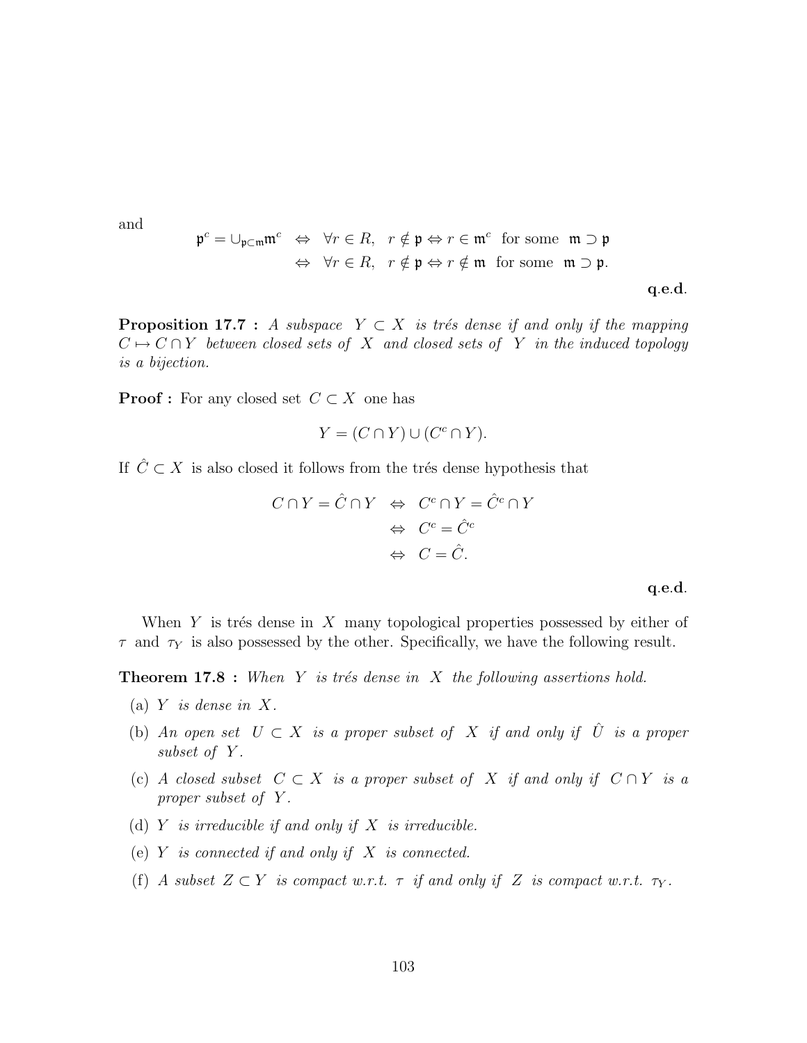and

$$\begin{aligned}
\mathfrak{p}^c = \cup_{\mathfrak{p}\subset\mathfrak{m}}\mathfrak{m}^c \;\;&\Leftrightarrow\;\; \forall r \in R, \;\; r \notin \mathfrak{p} \Leftrightarrow r \in \mathfrak{m}^c \;\text{ for some }\; \mathfrak{m} \supset \mathfrak{p} \\
&\Leftrightarrow\;\; \forall r \in R, \;\; r \notin \mathfrak{p} \Leftrightarrow r \notin \mathfrak{m} \;\text{ for some }\; \mathfrak{m} \supset \mathfrak{p}.
\end{aligned}$$

**q.e.d.**

**Proposition 17.7 :** *A subspace $Y \subset X$ is trés dense if and only if the mapping $C \mapsto C \cap Y$ between closed sets of $X$ and closed sets of $Y$ in the induced topology is a bijection.*

**Proof :** For any closed set $C \subset X$ one has

$$Y = (C \cap Y) \cup (C^c \cap Y).$$

If $\hat{C} \subset X$ is also closed it follows from the trés dense hypothesis that

$$\begin{aligned}
C \cap Y = \hat{C} \cap Y \;\;&\Leftrightarrow\;\; C^c \cap Y = \hat{C}^c \cap Y \\
&\Leftrightarrow\;\; C^c = \hat{C}^c \\
&\Leftrightarrow\;\; C = \hat{C}.
\end{aligned}$$

**q.e.d.**

When $Y$ is trés dense in $X$ many topological properties possessed by either of $\tau$ and $\tau_Y$ is also possessed by the other. Specifically, we have the following result.

**Theorem 17.8 :** *When $Y$ is trés dense in $X$ the following assertions hold.*

(a) *$Y$ is dense in $X$.*

(b) *An open set $U \subset X$ is a proper subset of $X$ if and only if $\hat{U}$ is a proper subset of $Y$.*

(c) *A closed subset $C \subset X$ is a proper subset of $X$ if and only if $C \cap Y$ is a proper subset of $Y$.*

(d) *$Y$ is irreducible if and only if $X$ is irreducible.*

(e) *$Y$ is connected if and only if $X$ is connected.*

(f) *A subset $Z \subset Y$ is compact w.r.t. $\tau$ if and only if $Z$ is compact w.r.t. $\tau_Y$.*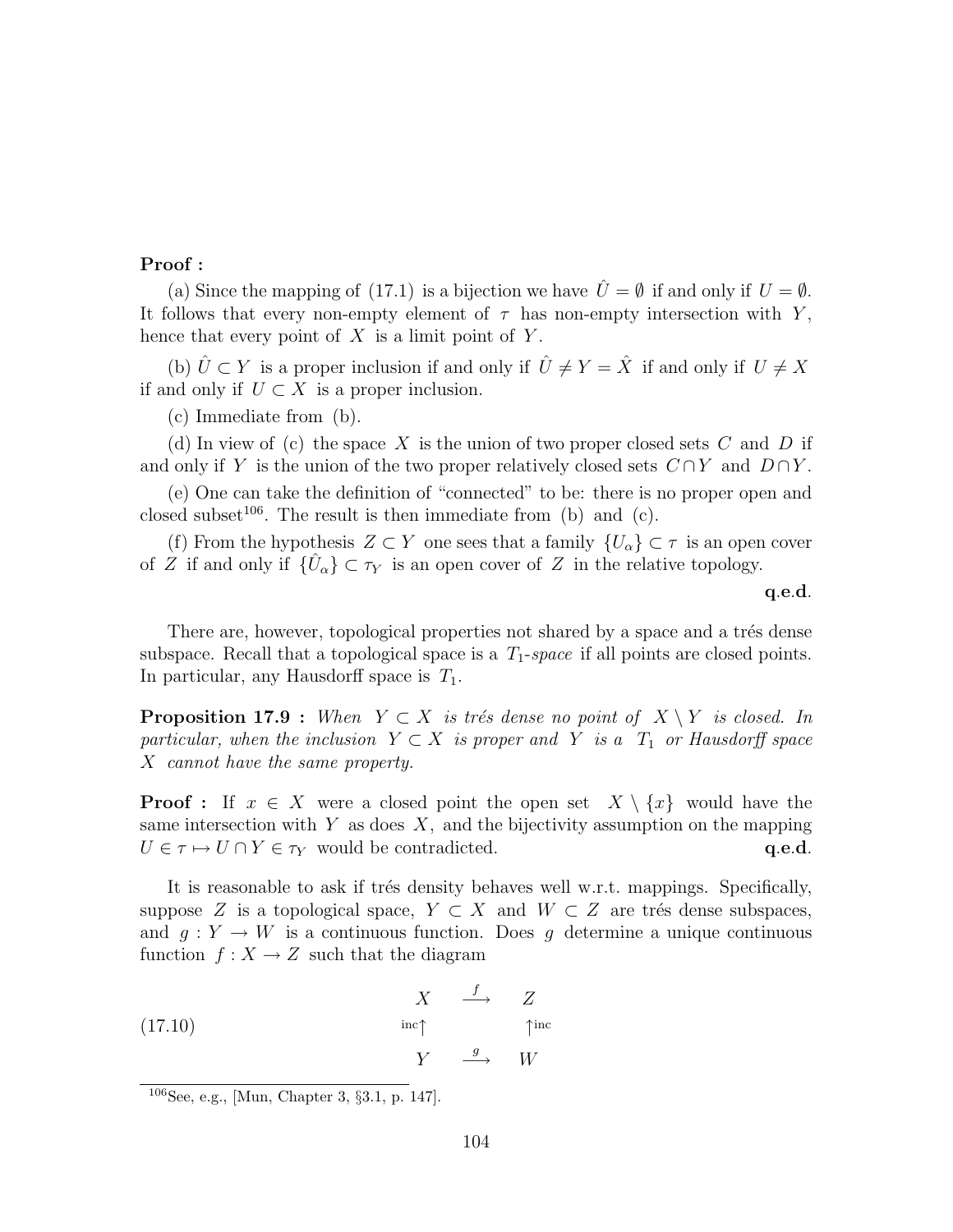**Proof :**

(a) Since the mapping of (17.1) is a bijection we have $\hat{U} = \emptyset$ if and only if $U = \emptyset$. It follows that every non-empty element of $\tau$ has non-empty intersection with $Y$, hence that every point of $X$ is a limit point of $Y$.

(b) $\hat{U} \subset Y$ is a proper inclusion if and only if $\hat{U} \neq Y = \hat{X}$ if and only if $U \neq X$ if and only if $U \subset X$ is a proper inclusion.

(c) Immediate from (b).

(d) In view of (c) the space $X$ is the union of two proper closed sets $C$ and $D$ if and only if $Y$ is the union of the two proper relatively closed sets $C \cap Y$ and $D \cap Y$.

(e) One can take the definition of "connected" to be: there is no proper open and closed subset[106]. The result is then immediate from (b) and (c).

(f) From the hypothesis $Z \subset Y$ one sees that a family $\{U_\alpha\} \subset \tau$ is an open cover of $Z$ if and only if $\{\hat{U}_\alpha\} \subset \tau_Y$ is an open cover of $Z$ in the relative topology.

**q.e.d.**

There are, however, topological properties not shared by a space and a trés dense subspace. Recall that a topological space is a $T_1$-*space* if all points are closed points. In particular, any Hausdorff space is $T_1$.

**Proposition 17.9 :** *When $Y \subset X$ is trés dense no point of $X \setminus Y$ is closed. In particular, when the inclusion $Y \subset X$ is proper and $Y$ is a $T_1$ or Hausdorff space $X$ cannot have the same property.*

**Proof :** If $x \in X$ were a closed point the open set $X \setminus \{x\}$ would have the same intersection with $Y$ as does $X$, and the bijectivity assumption on the mapping $U \in \tau \mapsto U \cap Y \in \tau_Y$ would be contradicted. **q.e.d.**

It is reasonable to ask if trés density behaves well w.r.t. mappings. Specifically, suppose $Z$ is a topological space, $Y \subset X$ and $W \subset Z$ are trés dense subspaces, and $g : Y \to W$ is a continuous function. Does $g$ determine a unique continuous function $f : X \to Z$ such that the diagram

$$
(17.10) \qquad \begin{array}{ccc} X & \xrightarrow{f} & Z \\ {\scriptstyle \text{inc}}\uparrow & & \uparrow{\scriptstyle \text{inc}} \\ Y & \xrightarrow{g} & W \end{array}
$$

[106] See, e.g., [Mun, Chapter 3, §3.1, p. 147].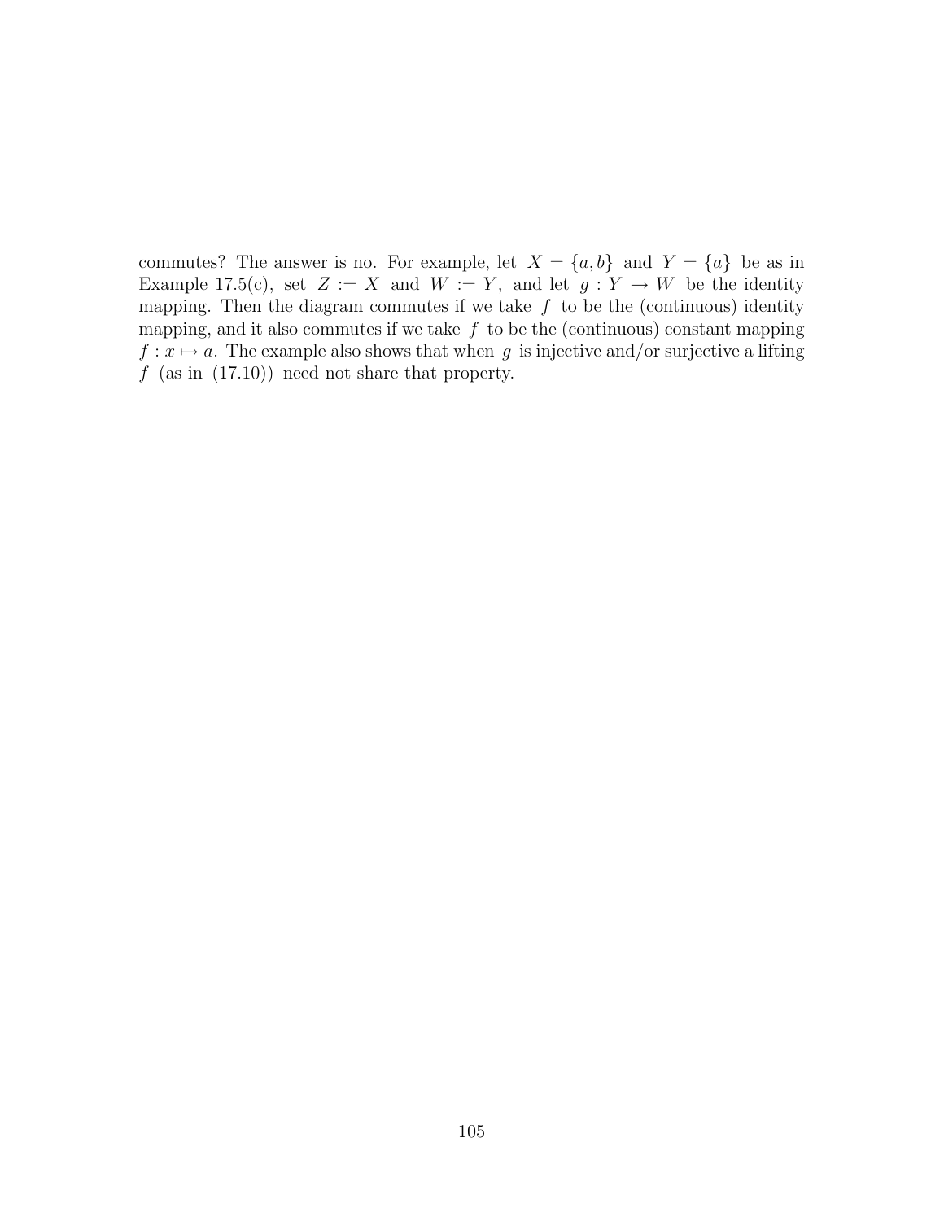commutes? The answer is no. For example, let $X = \{a, b\}$ and $Y = \{a\}$ be as in Example 17.5(c), set $Z := X$ and $W := Y$, and let $g : Y \to W$ be the identity mapping. Then the diagram commutes if we take $f$ to be the (continuous) identity mapping, and it also commutes if we take $f$ to be the (continuous) constant mapping $f : x \mapsto a$. The example also shows that when $g$ is injective and/or surjective a lifting $f$ (as in (17.10)) need not share that property.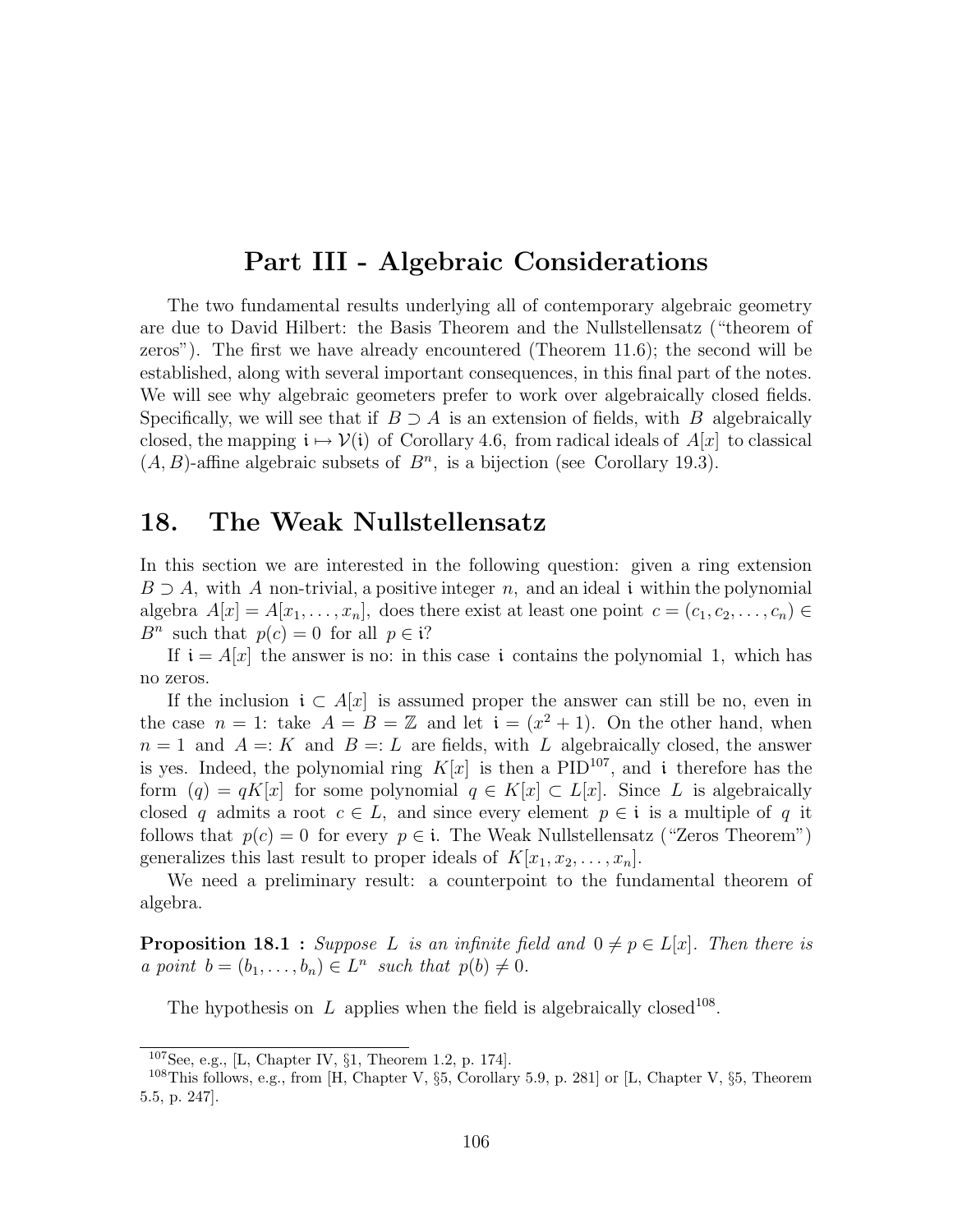# Part III - Algebraic Considerations

The two fundamental results underlying all of contemporary algebraic geometry are due to David Hilbert: the Basis Theorem and the Nullstellensatz ("theorem of zeros"). The first we have already encountered (Theorem 11.6); the second will be established, along with several important consequences, in this final part of the notes. We will see why algebraic geometers prefer to work over algebraically closed fields. Specifically, we will see that if $B \supset A$ is an extension of fields, with $B$ algebraically closed, the mapping $\mathfrak{i} \mapsto \mathcal{V}(\mathfrak{i})$ of Corollary 4.6, from radical ideals of $A[x]$ to classical $(A, B)$-affine algebraic subsets of $B^n$, is a bijection (see Corollary 19.3).

## 18. The Weak Nullstellensatz

In this section we are interested in the following question: given a ring extension $B \supset A$, with $A$ non-trivial, a positive integer $n$, and an ideal $\mathfrak{i}$ within the polynomial algebra $A[x] = A[x_1, \ldots, x_n]$, does there exist at least one point $c = (c_1, c_2, \ldots, c_n) \in B^n$ such that $p(c) = 0$ for all $p \in \mathfrak{i}$?

If $\mathfrak{i} = A[x]$ the answer is no: in this case $\mathfrak{i}$ contains the polynomial 1, which has no zeros.

If the inclusion $\mathfrak{i} \subset A[x]$ is assumed proper the answer can still be no, even in the case $n = 1$: take $A = B = \mathbb{Z}$ and let $\mathfrak{i} = (x^2 + 1)$. On the other hand, when $n = 1$ and $A =: K$ and $B =: L$ are fields, with $L$ algebraically closed, the answer is yes. Indeed, the polynomial ring $K[x]$ is then a PID[107], and $\mathfrak{i}$ therefore has the form $(q) = qK[x]$ for some polynomial $q \in K[x] \subset L[x]$. Since $L$ is algebraically closed $q$ admits a root $c \in L$, and since every element $p \in \mathfrak{i}$ is a multiple of $q$ it follows that $p(c) = 0$ for every $p \in \mathfrak{i}$. The Weak Nullstellensatz ("Zeros Theorem") generalizes this last result to proper ideals of $K[x_1, x_2, \ldots, x_n]$.

We need a preliminary result: a counterpoint to the fundamental theorem of algebra.

**Proposition 18.1 :** *Suppose $L$ is an infinite field and $0 \neq p \in L[x]$. Then there is a point $b = (b_1, \ldots, b_n) \in L^n$ such that $p(b) \neq 0$.*

The hypothesis on $L$ applies when the field is algebraically closed[108].

---

[107] See, e.g., [L, Chapter IV, §1, Theorem 1.2, p. 174].

[108] This follows, e.g., from [H, Chapter V, §5, Corollary 5.9, p. 281] or [L, Chapter V, §5, Theorem 5.5, p. 247].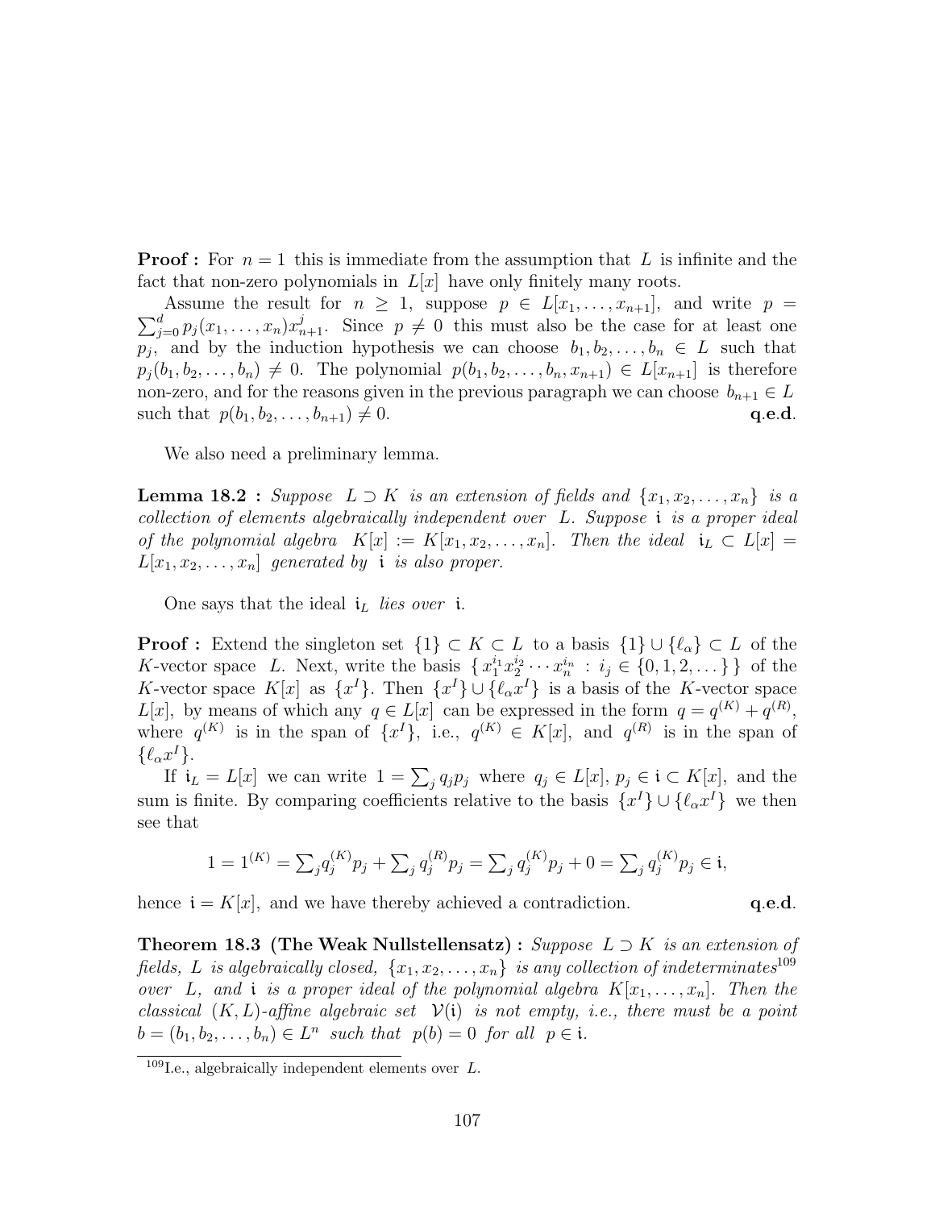**Proof :** For $n = 1$ this is immediate from the assumption that $L$ is infinite and the fact that non-zero polynomials in $L[x]$ have only finitely many roots.

Assume the result for $n \geq 1$, suppose $p \in L[x_1, \ldots, x_{n+1}]$, and write $p = \sum_{j=0}^{d} p_j(x_1, \ldots, x_n)x_{n+1}^j$. Since $p \neq 0$ this must also be the case for at least one $p_j$, and by the induction hypothesis we can choose $b_1, b_2, \ldots, b_n \in L$ such that $p_j(b_1, b_2, \ldots, b_n) \neq 0$. The polynomial $p(b_1, b_2, \ldots, b_n, x_{n+1}) \in L[x_{n+1}]$ is therefore non-zero, and for the reasons given in the previous paragraph we can choose $b_{n+1} \in L$ such that $p(b_1, b_2, \ldots, b_{n+1}) \neq 0$. **q.e.d.**

We also need a preliminary lemma.

**Lemma 18.2 :** *Suppose $L \supset K$ is an extension of fields and $\{x_1, x_2, \ldots, x_n\}$ is a collection of elements algebraically independent over $L$. Suppose $\mathfrak{i}$ is a proper ideal of the polynomial algebra $K[x] := K[x_1, x_2, \ldots, x_n]$. Then the ideal $\mathfrak{i}_L \subset L[x] = L[x_1, x_2, \ldots, x_n]$ generated by $\mathfrak{i}$ is also proper.*

One says that the ideal $\mathfrak{i}_L$ *lies over* $\mathfrak{i}$.

**Proof :** Extend the singleton set $\{1\} \subset K \subset L$ to a basis $\{1\} \cup \{\ell_\alpha\} \subset L$ of the $K$-vector space $L$. Next, write the basis $\{\, x_1^{i_1} x_2^{i_2} \cdots x_n^{i_n} \,:\, i_j \in \{0, 1, 2, \ldots\}\,\}$ of the $K$-vector space $K[x]$ as $\{x^I\}$. Then $\{x^I\} \cup \{\ell_\alpha x^I\}$ is a basis of the $K$-vector space $L[x]$, by means of which any $q \in L[x]$ can be expressed in the form $q = q^{(K)} + q^{(R)}$, where $q^{(K)}$ is in the span of $\{x^I\}$, i.e., $q^{(K)} \in K[x]$, and $q^{(R)}$ is in the span of $\{\ell_\alpha x^I\}$.

If $\mathfrak{i}_L = L[x]$ we can write $1 = \sum_j q_j p_j$ where $q_j \in L[x]$, $p_j \in \mathfrak{i} \subset K[x]$, and the sum is finite. By comparing coefficients relative to the basis $\{x^I\} \cup \{\ell_\alpha x^I\}$ we then see that

$$1 = 1^{(K)} = \textstyle\sum_j q_j^{(K)} p_j + \sum_j q_j^{(R)} p_j = \sum_j q_j^{(K)} p_j + 0 = \sum_j q_j^{(K)} p_j \in \mathfrak{i},$$

hence $\mathfrak{i} = K[x]$, and we have thereby achieved a contradiction. **q.e.d.**

**Theorem 18.3 (The Weak Nullstellensatz) :** *Suppose $L \supset K$ is an extension of fields, $L$ is algebraically closed, $\{x_1, x_2, \ldots, x_n\}$ is any collection of indeterminates*[109] *over $L$, and $\mathfrak{i}$ is a proper ideal of the polynomial algebra $K[x_1, \ldots, x_n]$. Then the classical $(K, L)$-affine algebraic set $\mathcal{V}(\mathfrak{i})$ is not empty, i.e., there must be a point $b = (b_1, b_2, \ldots, b_n) \in L^n$ such that $p(b) = 0$ for all $p \in \mathfrak{i}$.*

[109] I.e., algebraically independent elements over $L$.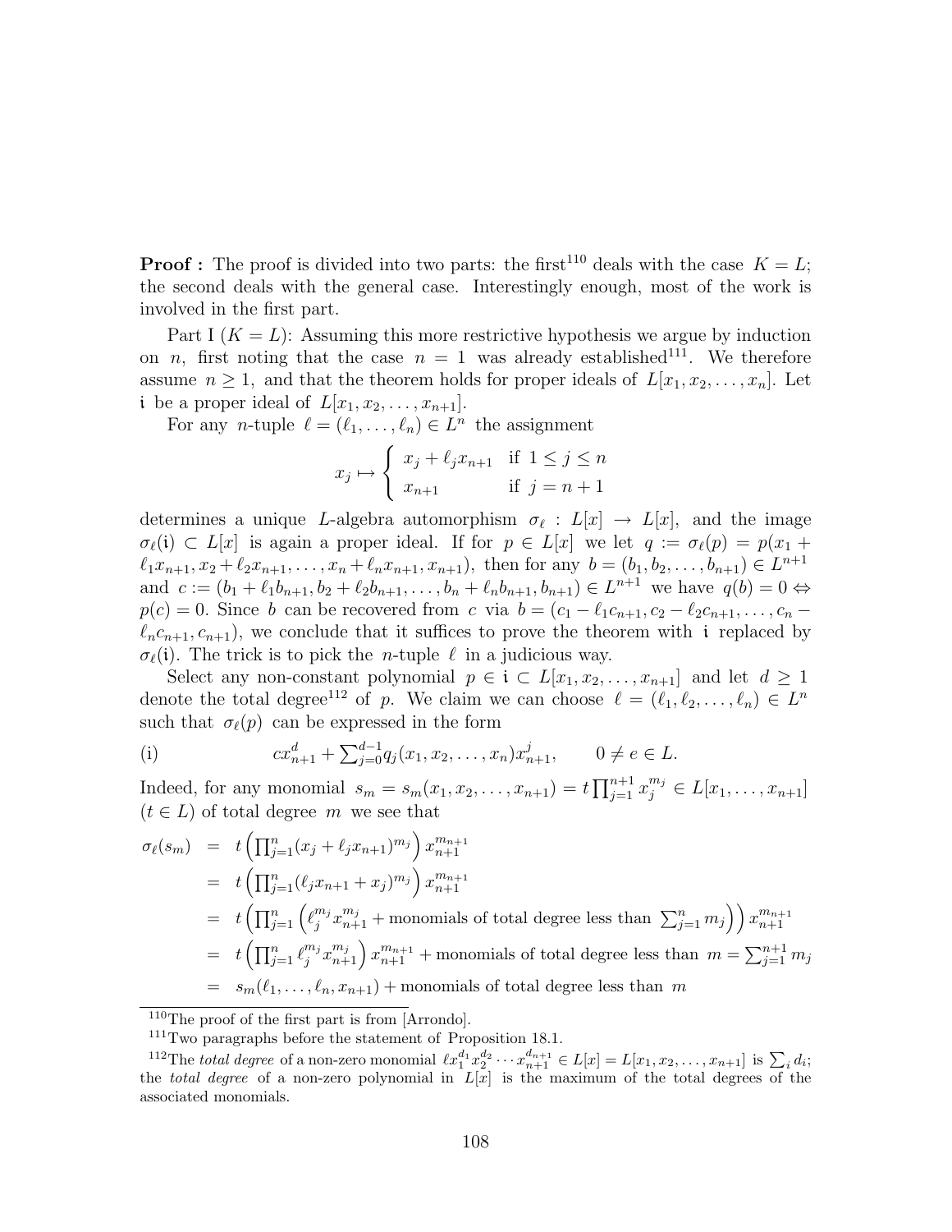**Proof :** The proof is divided into two parts: the first[110] deals with the case $K = L$; the second deals with the general case. Interestingly enough, most of the work is involved in the first part.

Part I ($K = L$): Assuming this more restrictive hypothesis we argue by induction on $n$, first noting that the case $n = 1$ was already established[111]. We therefore assume $n \geq 1$, and that the theorem holds for proper ideals of $L[x_1, x_2, \ldots, x_n]$. Let $\mathfrak{i}$ be a proper ideal of $L[x_1, x_2, \ldots, x_{n+1}]$.

For any $n$-tuple $\ell = (\ell_1, \ldots, \ell_n) \in L^n$ the assignment

$$x_j \mapsto \begin{cases} x_j + \ell_j x_{n+1} & \text{if } 1 \leq j \leq n \\ x_{n+1} & \text{if } j = n+1 \end{cases}$$

determines a unique $L$-algebra automorphism $\sigma_\ell : L[x] \to L[x]$, and the image $\sigma_\ell(\mathfrak{i}) \subset L[x]$ is again a proper ideal. If for $p \in L[x]$ we let $q := \sigma_\ell(p) = p(x_1 + \ell_1 x_{n+1}, x_2 + \ell_2 x_{n+1}, \ldots, x_n + \ell_n x_{n+1}, x_{n+1})$, then for any $b = (b_1, b_2, \ldots, b_{n+1}) \in L^{n+1}$ and $c := (b_1 + \ell_1 b_{n+1}, b_2 + \ell_2 b_{n+1}, \ldots, b_n + \ell_n b_{n+1}, b_{n+1}) \in L^{n+1}$ we have $q(b) = 0 \Leftrightarrow p(c) = 0$. Since $b$ can be recovered from $c$ via $b = (c_1 - \ell_1 c_{n+1}, c_2 - \ell_2 c_{n+1}, \ldots, c_n - \ell_n c_{n+1}, c_{n+1})$, we conclude that it suffices to prove the theorem with $\mathfrak{i}$ replaced by $\sigma_\ell(\mathfrak{i})$. The trick is to pick the $n$-tuple $\ell$ in a judicious way.

Select any non-constant polynomial $p \in \mathfrak{i} \subset L[x_1, x_2, \ldots, x_{n+1}]$ and let $d \geq 1$ denote the total degree[112] of $p$. We claim we can choose $\ell = (\ell_1, \ell_2, \ldots, \ell_n) \in L^n$ such that $\sigma_\ell(p)$ can be expressed in the form

$$\text{(i)} \qquad cx_{n+1}^d + \textstyle\sum_{j=0}^{d-1} q_j(x_1, x_2, \ldots, x_n) x_{n+1}^j, \qquad 0 \neq e \in L.$$

Indeed, for any monomial $s_m = s_m(x_1, x_2, \ldots, x_{n+1}) = t \prod_{j=1}^{n+1} x_j^{m_j} \in L[x_1, \ldots, x_{n+1}]$ ($t \in L$) of total degree $m$ we see that

$$\begin{aligned}
\sigma_\ell(s_m) &= t\left(\textstyle\prod_{j=1}^n (x_j + \ell_j x_{n+1})^{m_j}\right) x_{n+1}^{m_{n+1}} \\
&= t\left(\textstyle\prod_{j=1}^n (\ell_j x_{n+1} + x_j)^{m_j}\right) x_{n+1}^{m_{n+1}} \\
&= t\left(\textstyle\prod_{j=1}^n \left(\ell_j^{m_j} x_{n+1}^{m_j} + \text{monomials of total degree less than } \sum_{j=1}^n m_j\right)\right) x_{n+1}^{m_{n+1}} \\
&= t\left(\textstyle\prod_{j=1}^n \ell_j^{m_j} x_{n+1}^{m_j}\right) x_{n+1}^{m_{n+1}} + \text{monomials of total degree less than } m = \sum_{j=1}^{n+1} m_j \\
&= s_m(\ell_1, \ldots, \ell_n, x_{n+1}) + \text{monomials of total degree less than } m
\end{aligned}$$

---

[110] The proof of the first part is from [Arrondo].

[111] Two paragraphs before the statement of Proposition 18.1.

[112] The *total degree* of a non-zero monomial $\ell x_1^{d_1} x_2^{d_2} \cdots x_{n+1}^{d_{n+1}} \in L[x] = L[x_1, x_2, \ldots, x_{n+1}]$ is $\sum_i d_i$; the *total degree* of a non-zero polynomial in $L[x]$ is the maximum of the total degrees of the associated monomials.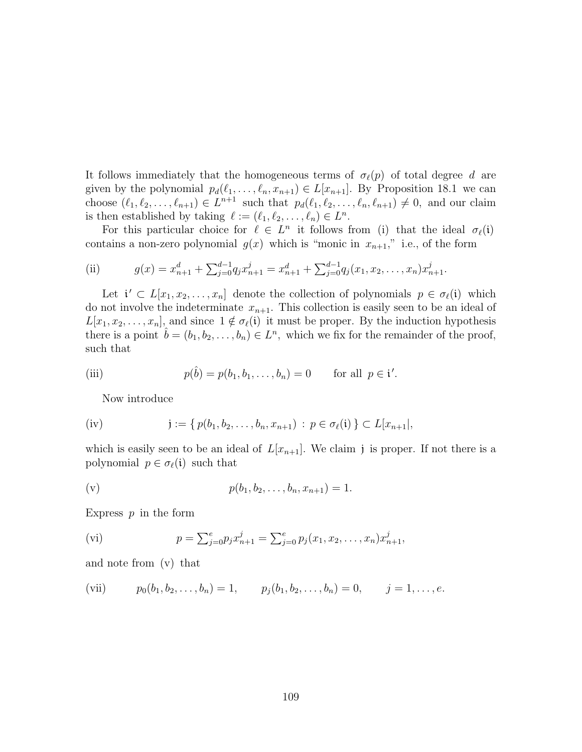It follows immediately that the homogeneous terms of $\sigma_\ell(p)$ of total degree $d$ are given by the polynomial $p_d(\ell_1, \ldots, \ell_n, x_{n+1}) \in L[x_{n+1}]$. By Proposition 18.1 we can choose $(\ell_1, \ell_2, \ldots, \ell_{n+1}) \in L^{n+1}$ such that $p_d(\ell_1, \ell_2, \ldots, \ell_n, \ell_{n+1}) \neq 0$, and our claim is then established by taking $\ell := (\ell_1, \ell_2, \ldots, \ell_n) \in L^n$.

For this particular choice for $\ell \in L^n$ it follows from (i) that the ideal $\sigma_\ell(\mathfrak{i})$ contains a non-zero polynomial $g(x)$ which is "monic in $x_{n+1}$," i.e., of the form

$$\text{(ii)} \qquad g(x) = x_{n+1}^d + \textstyle\sum_{j=0}^{d-1} q_j x_{n+1}^j = x_{n+1}^d + \sum_{j=0}^{d-1} q_j(x_1, x_2, \ldots, x_n) x_{n+1}^j.$$

Let $\mathfrak{i}' \subset L[x_1, x_2, \ldots, x_n]$ denote the collection of polynomials $p \in \sigma_\ell(\mathfrak{i})$ which do not involve the indeterminate $x_{n+1}$. This collection is easily seen to be an ideal of $L[x_1, x_2, \ldots, x_n]$, and since $1 \notin \sigma_\ell(\mathfrak{i})$ it must be proper. By the induction hypothesis there is a point $\hat{b} = (b_1, b_2, \ldots, b_n) \in L^n$, which we fix for the remainder of the proof, such that

$$\text{(iii)} \qquad p(\hat{b}) = p(b_1, b_1, \ldots, b_n) = 0 \qquad \text{for all } p \in \mathfrak{i}'.$$

Now introduce

$$\text{(iv)} \qquad \mathfrak{j} := \{\, p(b_1, b_2, \ldots, b_n, x_{n+1}) \, : \, p \in \sigma_\ell(\mathfrak{i}) \,\} \subset L[x_{n+1}|,$$

which is easily seen to be an ideal of $L[x_{n+1}]$. We claim $\mathfrak{j}$ is proper. If not there is a polynomial $p \in \sigma_\ell(\mathfrak{i})$ such that

$$\text{(v)} \qquad p(b_1, b_2, \ldots, b_n, x_{n+1}) = 1.$$

Express $p$ in the form

$$\text{(vi)} \qquad p = \textstyle\sum_{j=0}^{e} p_j x_{n+1}^j = \sum_{j=0}^{e} p_j(x_1, x_2, \ldots, x_n) x_{n+1}^j,$$

and note from (v) that

$$\text{(vii)} \qquad p_0(b_1, b_2, \ldots, b_n) = 1, \qquad p_j(b_1, b_2, \ldots, b_n) = 0, \qquad j = 1, \ldots, e.$$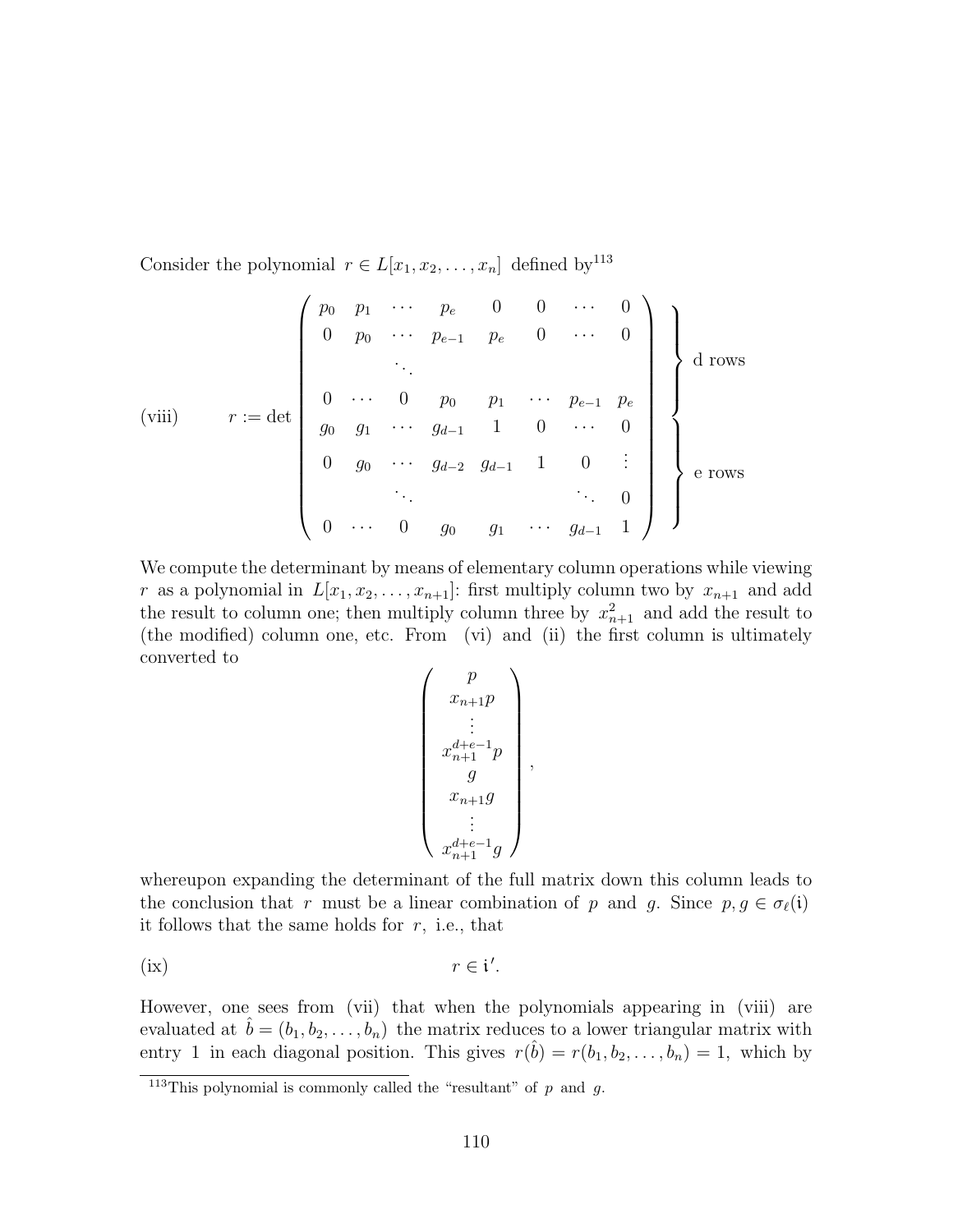Consider the polynomial $r \in L[x_1, x_2, \ldots, x_n]$ defined by[113]

$$
\text{(viii)} \qquad r := \det \begin{pmatrix}
p_0 & p_1 & \cdots & p_e & 0 & 0 & \cdots & 0 \\
0 & p_0 & \cdots & p_{e-1} & p_e & 0 & \cdots & 0 \\
 & & \ddots & & & & & \\
0 & \cdots & 0 & p_0 & p_1 & \cdots & p_{e-1} & p_e \\
g_0 & g_1 & \cdots & g_{d-1} & 1 & 0 & \cdots & 0 \\
0 & g_0 & \cdots & g_{d-2} & g_{d-1} & 1 & 0 & \vdots \\
 & & \ddots & & & & \ddots & 0 \\
0 & \cdots & 0 & g_0 & g_1 & \cdots & g_{d-1} & 1
\end{pmatrix}
\begin{matrix} \left.\vphantom{\begin{matrix} a \\ a \\ a \\ a \end{matrix}}\right\} \text{d rows} \\ \left.\vphantom{\begin{matrix} a \\ a \\ a \\ a \end{matrix}}\right\} \text{e rows} \end{matrix}
$$

We compute the determinant by means of elementary column operations while viewing $r$ as a polynomial in $L[x_1, x_2, \ldots, x_{n+1}]$: first multiply column two by $x_{n+1}$ and add the result to column one; then multiply column three by $x_{n+1}^2$ and add the result to (the modified) column one, etc. From (vi) and (ii) the first column is ultimately converted to

$$
\begin{pmatrix}
p \\
x_{n+1}p \\
\vdots \\
x_{n+1}^{d+e-1}p \\
g \\
x_{n+1}g \\
\vdots \\
x_{n+1}^{d+e-1}g
\end{pmatrix},
$$

whereupon expanding the determinant of the full matrix down this column leads to the conclusion that $r$ must be a linear combination of $p$ and $g$. Since $p, g \in \sigma_\ell(\mathfrak{i})$ it follows that the same holds for $r$, i.e., that

$$
\text{(ix)} \qquad r \in \mathfrak{i}'.
$$

However, one sees from (vii) that when the polynomials appearing in (viii) are evaluated at $\hat{b} = (b_1, b_2, \ldots, b_n)$ the matrix reduces to a lower triangular matrix with entry 1 in each diagonal position. This gives $r(\hat{b}) = r(b_1, b_2, \ldots, b_n) = 1$, which by

[113] This polynomial is commonly called the "resultant" of $p$ and $g$.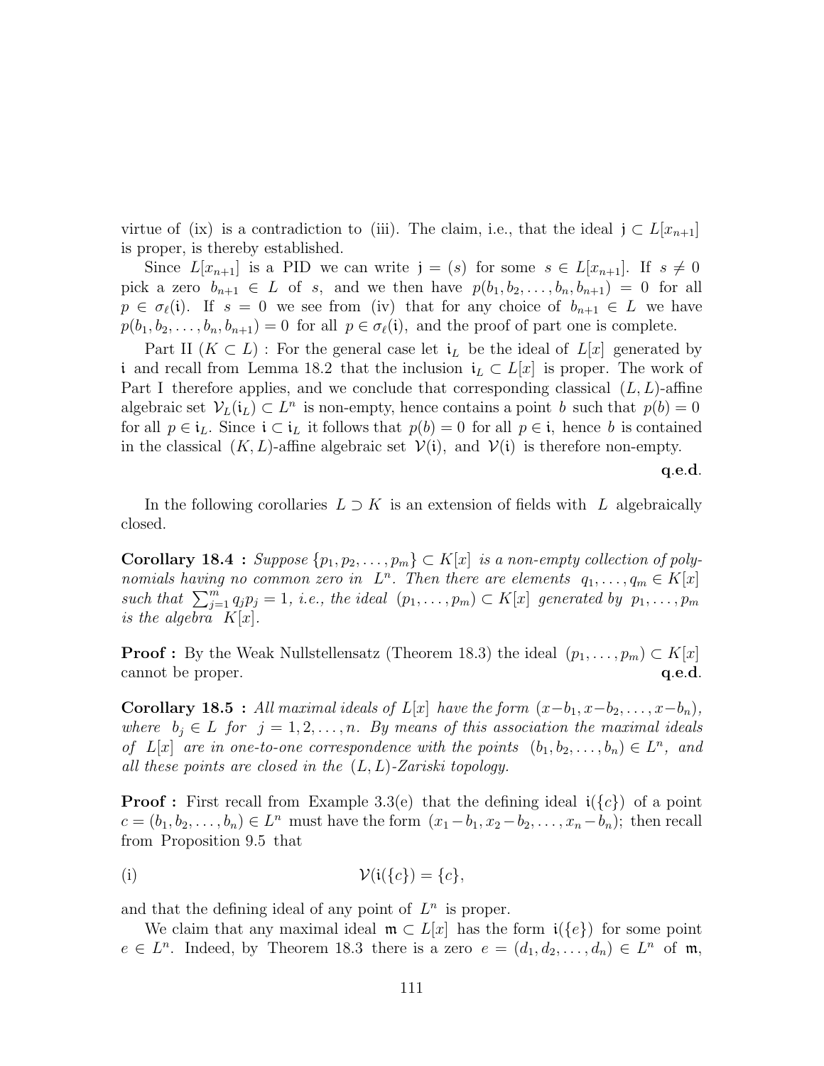virtue of (ix) is a contradiction to (iii). The claim, i.e., that the ideal $\mathfrak{j} \subset L[x_{n+1}]$ is proper, is thereby established.

Since $L[x_{n+1}]$ is a PID we can write $\mathfrak{j} = (s)$ for some $s \in L[x_{n+1}]$. If $s \neq 0$ pick a zero $b_{n+1} \in L$ of $s$, and we then have $p(b_1, b_2, \ldots, b_n, b_{n+1}) = 0$ for all $p \in \sigma_\ell(\mathfrak{i})$. If $s = 0$ we see from (iv) that for any choice of $b_{n+1} \in L$ we have $p(b_1, b_2, \ldots, b_n, b_{n+1}) = 0$ for all $p \in \sigma_\ell(\mathfrak{i})$, and the proof of part one is complete.

Part II ($K \subset L$) : For the general case let $\mathfrak{i}_L$ be the ideal of $L[x]$ generated by $\mathfrak{i}$ and recall from Lemma 18.2 that the inclusion $\mathfrak{i}_L \subset L[x]$ is proper. The work of Part I therefore applies, and we conclude that corresponding classical $(L, L)$-affine algebraic set $\mathcal{V}_L(\mathfrak{i}_L) \subset L^n$ is non-empty, hence contains a point $b$ such that $p(b) = 0$ for all $p \in \mathfrak{i}_L$. Since $\mathfrak{i} \subset \mathfrak{i}_L$ it follows that $p(b) = 0$ for all $p \in \mathfrak{i}$, hence $b$ is contained in the classical $(K, L)$-affine algebraic set $\mathcal{V}(\mathfrak{i})$, and $\mathcal{V}(\mathfrak{i})$ is therefore non-empty.

**q.e.d.**

In the following corollaries $L \supset K$ is an extension of fields with $L$ algebraically closed.

**Corollary 18.4 :** *Suppose $\{p_1, p_2, \ldots, p_m\} \subset K[x]$ is a non-empty collection of polynomials having no common zero in $L^n$. Then there are elements $q_1, \ldots, q_m \in K[x]$ such that $\sum_{j=1}^m q_j p_j = 1$, i.e., the ideal $(p_1, \ldots, p_m) \subset K[x]$ generated by $p_1, \ldots, p_m$ is the algebra $K[x]$.*

**Proof :** By the Weak Nullstellensatz (Theorem 18.3) the ideal $(p_1, \ldots, p_m) \subset K[x]$ cannot be proper. **q.e.d.**

**Corollary 18.5 :** *All maximal ideals of $L[x]$ have the form $(x - b_1, x - b_2, \ldots, x - b_n)$, where $b_j \in L$ for $j = 1, 2, \ldots, n$. By means of this association the maximal ideals of $L[x]$ are in one-to-one correspondence with the points $(b_1, b_2, \ldots, b_n) \in L^n$, and all these points are closed in the $(L, L)$-Zariski topology.*

**Proof :** First recall from Example 3.3(e) that the defining ideal $\mathfrak{i}(\{c\})$ of a point $c = (b_1, b_2, \ldots, b_n) \in L^n$ must have the form $(x_1 - b_1, x_2 - b_2, \ldots, x_n - b_n)$; then recall from Proposition 9.5 that

(i) $$\mathcal{V}(\mathfrak{i}(\{c\}) = \{c\},$$

and that the defining ideal of any point of $L^n$ is proper.

We claim that any maximal ideal $\mathfrak{m} \subset L[x]$ has the form $\mathfrak{i}(\{e\})$ for some point $e \in L^n$. Indeed, by Theorem 18.3 there is a zero $e = (d_1, d_2, \ldots, d_n) \in L^n$ of $\mathfrak{m}$,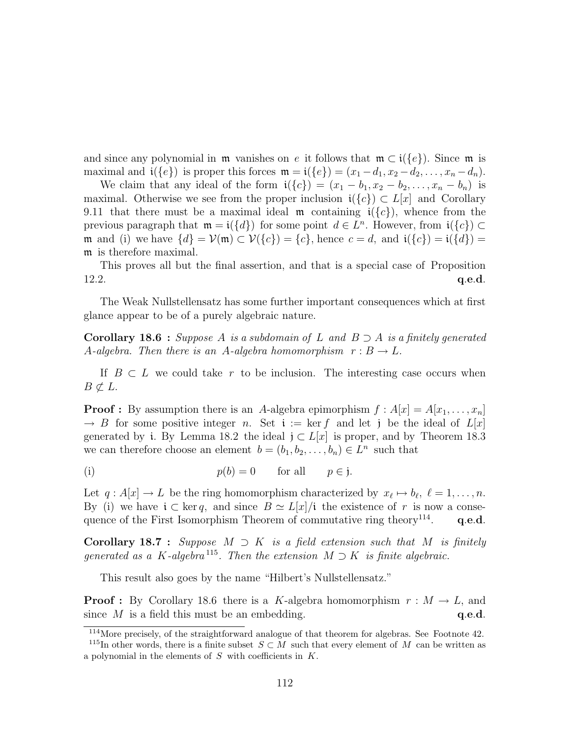and since any polynomial in $\mathfrak{m}$ vanishes on $e$ it follows that $\mathfrak{m} \subset \mathfrak{i}(\{e\})$. Since $\mathfrak{m}$ is maximal and $\mathfrak{i}(\{e\})$ is proper this forces $\mathfrak{m} = \mathfrak{i}(\{e\}) = (x_1 - d_1, x_2 - d_2, \ldots, x_n - d_n)$.

We claim that any ideal of the form $\mathfrak{i}(\{c\}) = (x_1 - b_1, x_2 - b_2, \ldots, x_n - b_n)$ is maximal. Otherwise we see from the proper inclusion $\mathfrak{i}(\{c\}) \subset L[x]$ and Corollary 9.11 that there must be a maximal ideal $\mathfrak{m}$ containing $\mathfrak{i}(\{c\})$, whence from the previous paragraph that $\mathfrak{m} = \mathfrak{i}(\{d\})$ for some point $d \in L^n$. However, from $\mathfrak{i}(\{c\}) \subset \mathfrak{m}$ and (i) we have $\{d\} = \mathcal{V}(\mathfrak{m}) \subset \mathcal{V}(\{c\}) = \{c\}$, hence $c = d$, and $\mathfrak{i}(\{c\}) = \mathfrak{i}(\{d\}) = \mathfrak{m}$ is therefore maximal.

This proves all but the final assertion, and that is a special case of Proposition 12.2. **q.e.d.**

The Weak Nullstellensatz has some further important consequences which at first glance appear to be of a purely algebraic nature.

**Corollary 18.6 :** *Suppose $A$ is a subdomain of $L$ and $B \supset A$ is a finitely generated $A$-algebra. Then there is an $A$-algebra homomorphism $r : B \to L$.*

If $B \subset L$ we could take $r$ to be inclusion. The interesting case occurs when $B \not\subset L$.

**Proof :** By assumption there is an $A$-algebra epimorphism $f : A[x] = A[x_1, \ldots, x_n] \to B$ for some positive integer $n$. Set $\mathfrak{i} := \ker f$ and let $\mathfrak{j}$ be the ideal of $L[x]$ generated by $\mathfrak{i}$. By Lemma 18.2 the ideal $\mathfrak{j} \subset L[x]$ is proper, and by Theorem 18.3 we can therefore choose an element $b = (b_1, b_2, \ldots, b_n) \in L^n$ such that

$$\text{(i)} \qquad p(b) = 0 \qquad \text{for all} \qquad p \in \mathfrak{j}.$$

Let $q : A[x] \to L$ be the ring homomorphism characterized by $x_\ell \mapsto b_\ell$, $\ell = 1, \ldots, n$. By (i) we have $\mathfrak{i} \subset \ker q$, and since $B \simeq L[x]/\mathfrak{i}$ the existence of $r$ is now a consequence of the First Isomorphism Theorem of commutative ring theory[114]. **q.e.d.**

**Corollary 18.7 :** *Suppose $M \supset K$ is a field extension such that $M$ is finitely generated as a $K$-algebra*[115]*. Then the extension $M \supset K$ is finite algebraic.*

This result also goes by the name "Hilbert's Nullstellensatz."

**Proof :** By Corollary 18.6 there is a $K$-algebra homomorphism $r : M \to L$, and since $M$ is a field this must be an embedding. **q.e.d.**

---

[114] More precisely, of the straightforward analogue of that theorem for algebras. See Footnote 42.

[115] In other words, there is a finite subset $S \subset M$ such that every element of $M$ can be written as a polynomial in the elements of $S$ with coefficients in $K$.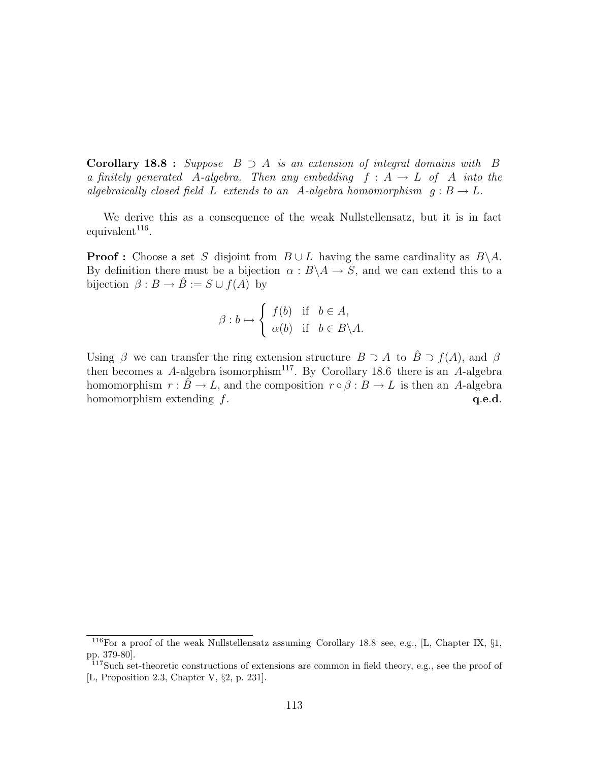**Corollary 18.8 :** *Suppose $B \supset A$ is an extension of integral domains with $B$ a finitely generated $A$-algebra. Then any embedding $f : A \to L$ of $A$ into the algebraically closed field $L$ extends to an $A$-algebra homomorphism $g : B \to L$.*

We derive this as a consequence of the weak Nullstellensatz, but it is in fact equivalent[116].

**Proof :** Choose a set $S$ disjoint from $B \cup L$ having the same cardinality as $B\backslash A$. By definition there must be a bijection $\alpha : B\backslash A \to S$, and we can extend this to a bijection $\beta : B \to \hat{B} := S \cup f(A)$ by

$$\beta : b \mapsto \begin{cases} f(b) & \text{if } b \in A, \\ \alpha(b) & \text{if } b \in B\backslash A. \end{cases}$$

Using $\beta$ we can transfer the ring extension structure $B \supset A$ to $\hat{B} \supset f(A)$, and $\beta$ then becomes a $A$-algebra isomorphism[117]. By Corollary 18.6 there is an $A$-algebra homomorphism $r : \hat{B} \to L$, and the composition $r \circ \beta : B \to L$ is then an $A$-algebra homomorphism extending $f$. **q.e.d.**

---

[116] For a proof of the weak Nullstellensatz assuming Corollary 18.8 see, e.g., [L, Chapter IX, §1, pp. 379-80].

[117] Such set-theoretic constructions of extensions are common in field theory, e.g., see the proof of [L, Proposition 2.3, Chapter V, §2, p. 231].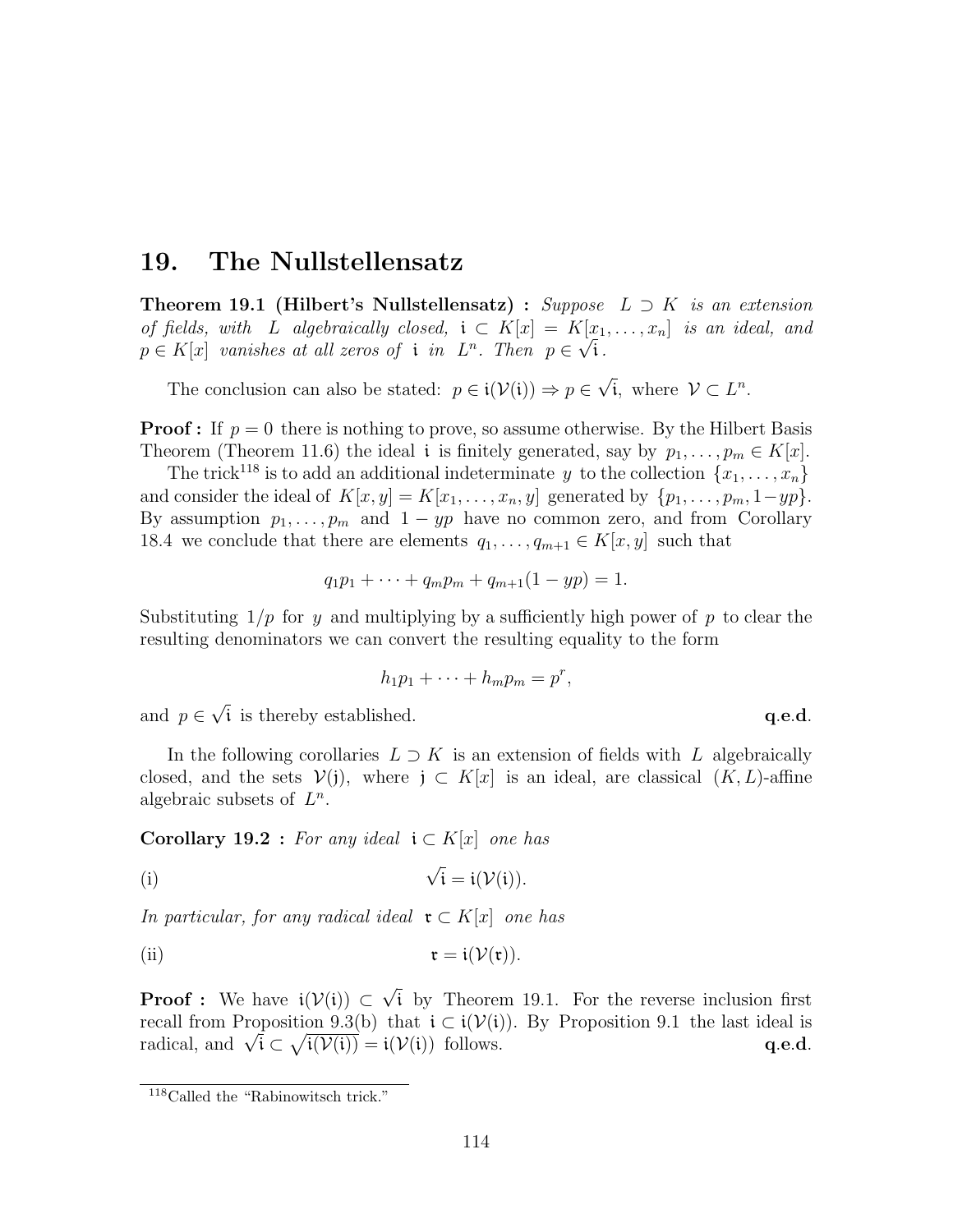# 19. The Nullstellensatz

**Theorem 19.1 (Hilbert's Nullstellensatz) :** *Suppose $L \supset K$ is an extension of fields, with $L$ algebraically closed, $\mathfrak{i} \subset K[x] = K[x_1, \ldots, x_n]$ is an ideal, and $p \in K[x]$ vanishes at all zeros of $\mathfrak{i}$ in $L^n$. Then $p \in \sqrt{\mathfrak{i}}$.*

The conclusion can also be stated: $p \in \mathfrak{i}(\mathcal{V}(\mathfrak{i})) \Rightarrow p \in \sqrt{\mathfrak{i}}$, where $\mathcal{V} \subset L^n$.

**Proof :** If $p = 0$ there is nothing to prove, so assume otherwise. By the Hilbert Basis Theorem (Theorem 11.6) the ideal $\mathfrak{i}$ is finitely generated, say by $p_1, \ldots, p_m \in K[x]$.

The trick[118] is to add an additional indeterminate $y$ to the collection $\{x_1, \ldots, x_n\}$ and consider the ideal of $K[x, y] = K[x_1, \ldots, x_n, y]$ generated by $\{p_1, \ldots, p_m, 1 - yp\}$. By assumption $p_1, \ldots, p_m$ and $1 - yp$ have no common zero, and from Corollary 18.4 we conclude that there are elements $q_1, \ldots, q_{m+1} \in K[x, y]$ such that

$$q_1 p_1 + \cdots + q_m p_m + q_{m+1}(1 - yp) = 1.$$

Substituting $1/p$ for $y$ and multiplying by a sufficiently high power of $p$ to clear the resulting denominators we can convert the resulting equality to the form

$$h_1 p_1 + \cdots + h_m p_m = p^r,$$

and $p \in \sqrt{\mathfrak{i}}$ is thereby established. **q.e.d.**

In the following corollaries $L \supset K$ is an extension of fields with $L$ algebraically closed, and the sets $\mathcal{V}(\mathfrak{j})$, where $\mathfrak{j} \subset K[x]$ is an ideal, are classical $(K, L)$-affine algebraic subsets of $L^n$.

**Corollary 19.2 :** *For any ideal $\mathfrak{i} \subset K[x]$ one has*

(i) $$\sqrt{\mathfrak{i}} = \mathfrak{i}(\mathcal{V}(\mathfrak{i})).$$

*In particular, for any radical ideal $\mathfrak{r} \subset K[x]$ one has*

(ii) $$\mathfrak{r} = \mathfrak{i}(\mathcal{V}(\mathfrak{r})).$$

**Proof :** We have $\mathfrak{i}(\mathcal{V}(\mathfrak{i})) \subset \sqrt{\mathfrak{i}}$ by Theorem 19.1. For the reverse inclusion first recall from Proposition 9.3(b) that $\mathfrak{i} \subset \mathfrak{i}(\mathcal{V}(\mathfrak{i}))$. By Proposition 9.1 the last ideal is radical, and $\sqrt{\mathfrak{i}} \subset \sqrt{\mathfrak{i}(\mathcal{V}(\mathfrak{i}))} = \mathfrak{i}(\mathcal{V}(\mathfrak{i}))$ follows. **q.e.d.**

[118] Called the "Rabinowitsch trick."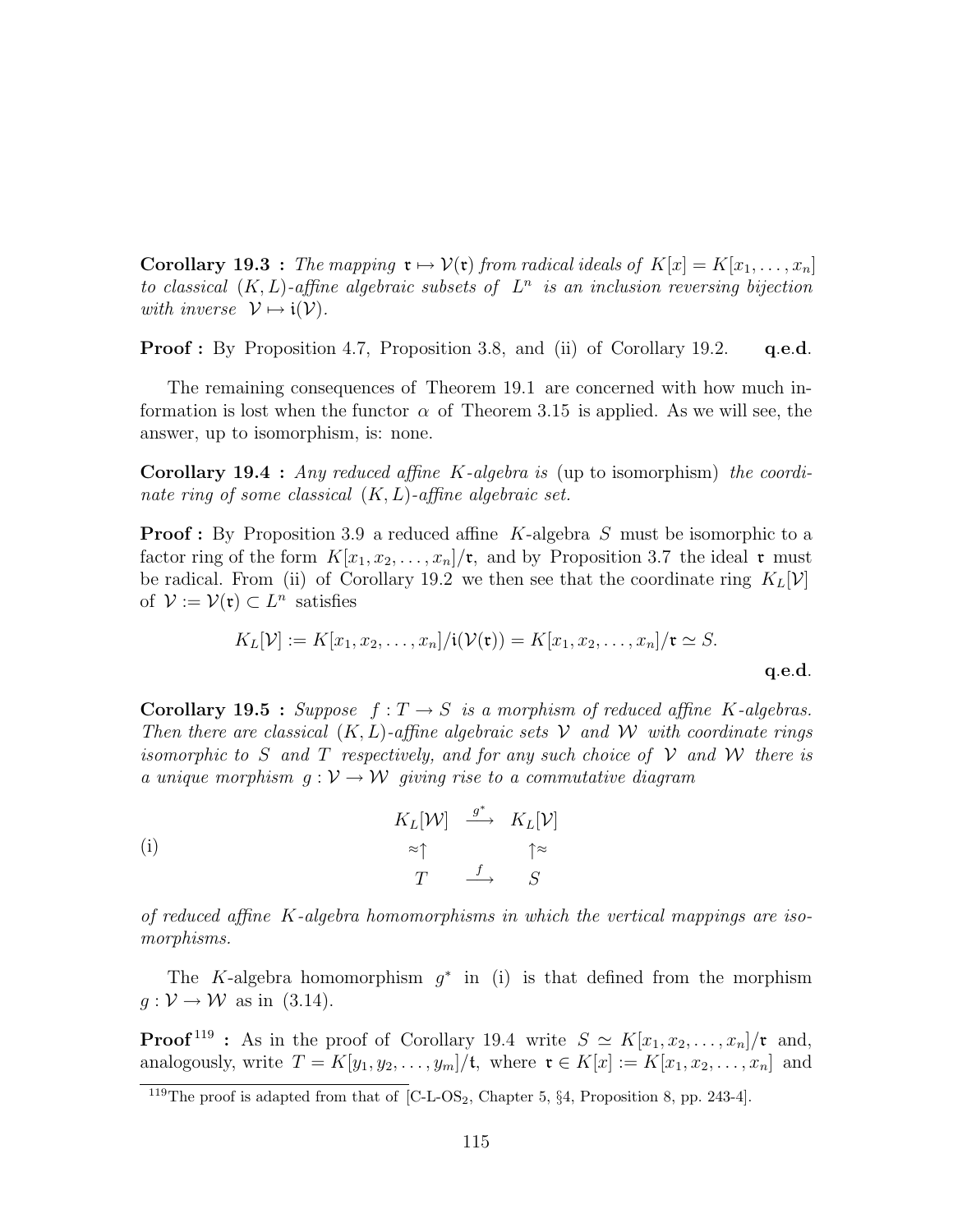**Corollary 19.3 :** *The mapping* $\mathfrak{r} \mapsto \mathcal{V}(\mathfrak{r})$ *from radical ideals of* $K[x] = K[x_1, \ldots, x_n]$ *to classical* $(K, L)$*-affine algebraic subsets of* $L^n$ *is an inclusion reversing bijection with inverse* $\mathcal{V} \mapsto \mathfrak{i}(\mathcal{V})$.

**Proof :** By Proposition 4.7, Proposition 3.8, and (ii) of Corollary 19.2. **q.e.d.**

The remaining consequences of Theorem 19.1 are concerned with how much information is lost when the functor $\alpha$ of Theorem 3.15 is applied. As we will see, the answer, up to isomorphism, is: none.

**Corollary 19.4 :** *Any reduced affine* $K$*-algebra is* (up to isomorphism) *the coordinate ring of some classical* $(K, L)$*-affine algebraic set.*

**Proof :** By Proposition 3.9 a reduced affine $K$-algebra $S$ must be isomorphic to a factor ring of the form $K[x_1, x_2, \ldots, x_n]/\mathfrak{r}$, and by Proposition 3.7 the ideal $\mathfrak{r}$ must be radical. From (ii) of Corollary 19.2 we then see that the coordinate ring $K_L[\mathcal{V}]$ of $\mathcal{V} := \mathcal{V}(\mathfrak{r}) \subset L^n$ satisfies

$$K_L[\mathcal{V}] := K[x_1, x_2, \ldots, x_n]/\mathfrak{i}(\mathcal{V}(\mathfrak{r})) = K[x_1, x_2, \ldots, x_n]/\mathfrak{r} \simeq S.$$

**q.e.d.**

**Corollary 19.5 :** *Suppose* $f : T \to S$ *is a morphism of reduced affine* $K$*-algebras. Then there are classical* $(K, L)$*-affine algebraic sets* $\mathcal{V}$ *and* $\mathcal{W}$ *with coordinate rings isomorphic to* $S$ *and* $T$ *respectively, and for any such choice of* $\mathcal{V}$ *and* $\mathcal{W}$ *there is a unique morphism* $g : \mathcal{V} \to \mathcal{W}$ *giving rise to a commutative diagram*

(i)
$$\begin{array}{ccc} K_L[\mathcal{W}] & \xrightarrow{g^*} & K_L[\mathcal{V}] \\ \approx\uparrow & & \uparrow\approx \\ T & \xrightarrow{f} & S \end{array}$$

*of reduced affine* $K$*-algebra homomorphisms in which the vertical mappings are isomorphisms.*

The $K$-algebra homomorphism $g^*$ in (i) is that defined from the morphism $g : \mathcal{V} \to \mathcal{W}$ as in (3.14).

**Proof**[119] **:** As in the proof of Corollary 19.4 write $S \simeq K[x_1, x_2, \ldots, x_n]/\mathfrak{r}$ and, analogously, write $T = K[y_1, y_2, \ldots, y_m]/\mathfrak{t}$, where $\mathfrak{r} \in K[x] := K[x_1, x_2, \ldots, x_n]$ and

[119] The proof is adapted from that of [C-L-OS$_2$, Chapter 5, §4, Proposition 8, pp. 243-4].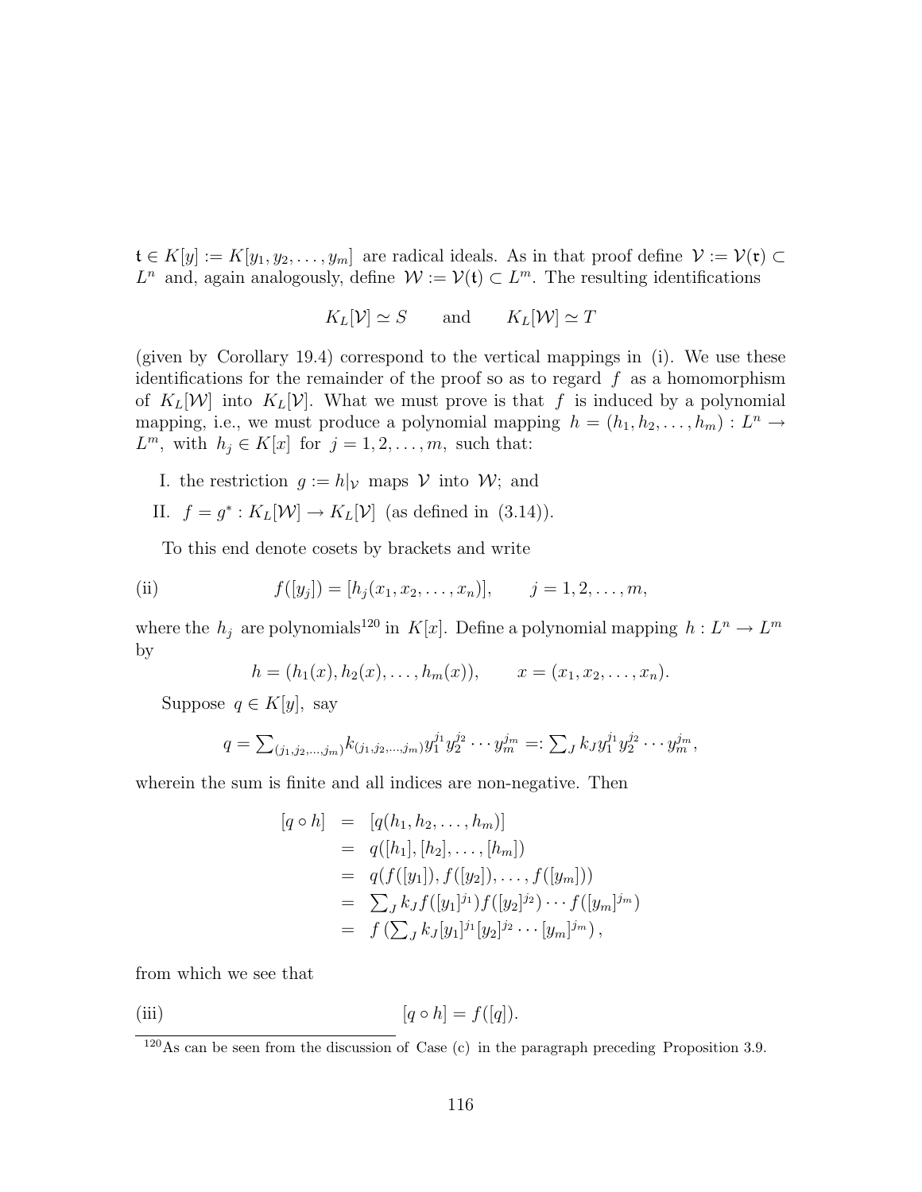$\mathfrak{t} \in K[y] := K[y_1, y_2, \ldots, y_m]$ are radical ideals. As in that proof define $\mathcal{V} := \mathcal{V}(\mathfrak{r}) \subset L^n$ and, again analogously, define $\mathcal{W} := \mathcal{V}(\mathfrak{t}) \subset L^m$. The resulting identifications

$$K_L[\mathcal{V}] \simeq S \qquad \text{and} \qquad K_L[\mathcal{W}] \simeq T$$

(given by Corollary 19.4) correspond to the vertical mappings in (i). We use these identifications for the remainder of the proof so as to regard $f$ as a homomorphism of $K_L[\mathcal{W}]$ into $K_L[\mathcal{V}]$. What we must prove is that $f$ is induced by a polynomial mapping, i.e., we must produce a polynomial mapping $h = (h_1, h_2, \ldots, h_m) : L^n \to L^m$, with $h_j \in K[x]$ for $j = 1, 2, \ldots, m$, such that:

I. the restriction $g := h|_{\mathcal{V}}$ maps $\mathcal{V}$ into $\mathcal{W}$; and

II. $f = g^* : K_L[\mathcal{W}] \to K_L[\mathcal{V}]$ (as defined in (3.14)).

To this end denote cosets by brackets and write

$$f([y_j]) = [h_j(x_1, x_2, \ldots, x_n)], \qquad j = 1, 2, \ldots, m, \tag{ii}$$

where the $h_j$ are polynomials[120] in $K[x]$. Define a polynomial mapping $h : L^n \to L^m$ by

$$h = (h_1(x), h_2(x), \ldots, h_m(x)), \qquad x = (x_1, x_2, \ldots, x_n).$$

Suppose $q \in K[y]$, say

$$q = \textstyle\sum_{(j_1, j_2, \ldots, j_m)} k_{(j_1, j_2, \ldots, j_m)} y_1^{j_1} y_2^{j_2} \cdots y_m^{j_m} =: \sum_J k_J y_1^{j_1} y_2^{j_2} \cdots y_m^{j_m},$$

wherein the sum is finite and all indices are non-negative. Then

$$\begin{aligned}
[q \circ h] &= [q(h_1, h_2, \ldots, h_m)] \\
&= q([h_1], [h_2], \ldots, [h_m]) \\
&= q(f([y_1]), f([y_2]), \ldots, f([y_m])) \\
&= \textstyle\sum_J k_J f([y_1]^{j_1}) f([y_2]^{j_2}) \cdots f([y_m]^{j_m}) \\
&= f\left(\textstyle\sum_J k_J [y_1]^{j_1} [y_2]^{j_2} \cdots [y_m]^{j_m}\right),
\end{aligned}$$

from which we see that

$$[q \circ h] = f([q]). \tag{iii}$$

[120] As can be seen from the discussion of Case (c) in the paragraph preceding Proposition 3.9.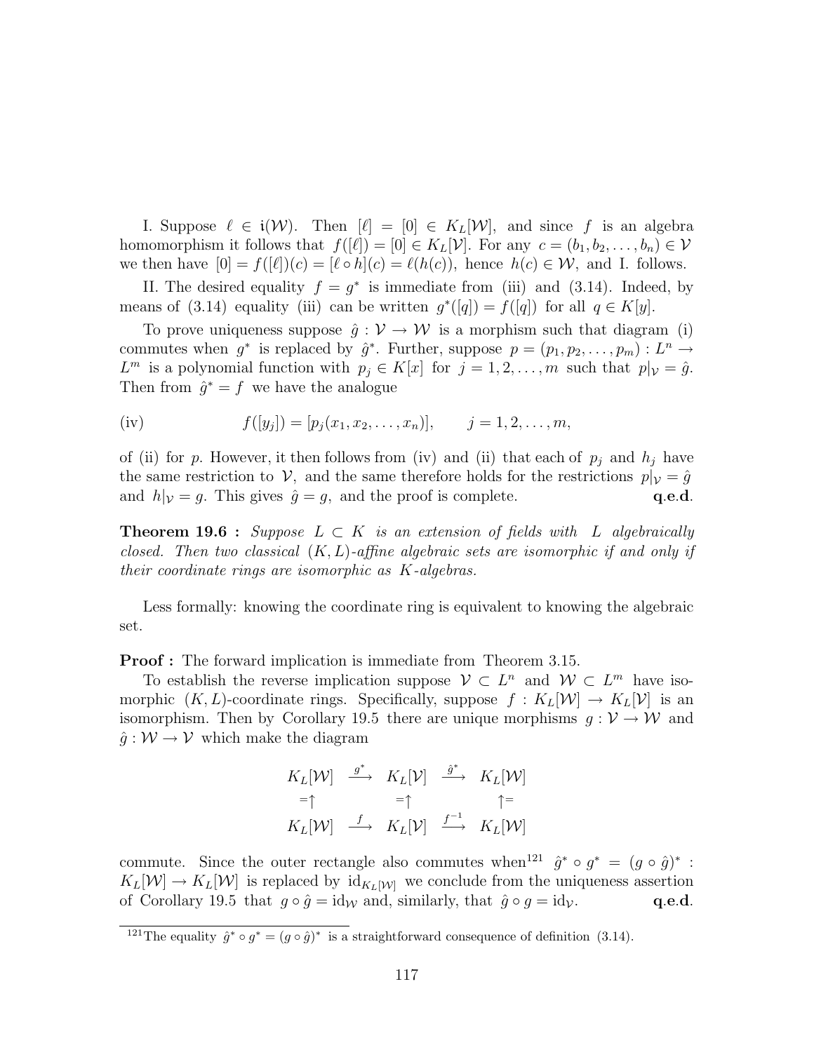I. Suppose $\ell \in \mathfrak{i}(\mathcal{W})$. Then $[\ell] = [0] \in K_L[\mathcal{W}]$, and since $f$ is an algebra homomorphism it follows that $f([\ell]) = [0] \in K_L[\mathcal{V}]$. For any $c = (b_1, b_2, \ldots, b_n) \in \mathcal{V}$ we then have $[0] = f([\ell])(c) = [\ell \circ h](c) = \ell(h(c))$, hence $h(c) \in \mathcal{W}$, and I. follows.

II. The desired equality $f = g^*$ is immediate from (iii) and (3.14). Indeed, by means of (3.14) equality (iii) can be written $g^*([q]) = f([q])$ for all $q \in K[y]$.

To prove uniqueness suppose $\hat{g} : \mathcal{V} \to \mathcal{W}$ is a morphism such that diagram (i) commutes when $g^*$ is replaced by $\hat{g}^*$. Further, suppose $p = (p_1, p_2, \ldots, p_m) : L^n \to L^m$ is a polynomial function with $p_j \in K[x]$ for $j = 1, 2, \ldots, m$ such that $p|_{\mathcal{V}} = \hat{g}$. Then from $\hat{g}^* = f$ we have the analogue

$$
\text{(iv)} \qquad f([y_j]) = [p_j(x_1, x_2, \ldots, x_n)], \qquad j = 1, 2, \ldots, m,
$$

of (ii) for $p$. However, it then follows from (iv) and (ii) that each of $p_j$ and $h_j$ have the same restriction to $\mathcal{V}$, and the same therefore holds for the restrictions $p|_{\mathcal{V}} = \hat{g}$ and $h|_{\mathcal{V}} = g$. This gives $\hat{g} = g$, and the proof is complete. **q.e.d.**

**Theorem 19.6 :** *Suppose $L \subset K$ is an extension of fields with $L$ algebraically closed. Then two classical $(K, L)$-affine algebraic sets are isomorphic if and only if their coordinate rings are isomorphic as $K$-algebras.*

Less formally: knowing the coordinate ring is equivalent to knowing the algebraic set.

**Proof :** The forward implication is immediate from Theorem 3.15.

To establish the reverse implication suppose $\mathcal{V} \subset L^n$ and $\mathcal{W} \subset L^m$ have isomorphic $(K, L)$-coordinate rings. Specifically, suppose $f : K_L[\mathcal{W}] \to K_L[\mathcal{V}]$ is an isomorphism. Then by Corollary 19.5 there are unique morphisms $g : \mathcal{V} \to \mathcal{W}$ and $\hat{g} : \mathcal{W} \to \mathcal{V}$ which make the diagram

$$
\begin{array}{ccccc}
K_L[\mathcal{W}] & \xrightarrow{g^*} & K_L[\mathcal{V}] & \xrightarrow{\hat{g}^*} & K_L[\mathcal{W}] \\
{}^{=}\uparrow & & {}^{=}\uparrow & & \uparrow^{=} \\
K_L[\mathcal{W}] & \xrightarrow{f} & K_L[\mathcal{V}] & \xrightarrow{f^{-1}} & K_L[\mathcal{W}]
\end{array}
$$

commute. Since the outer rectangle also commutes when[121] $\hat{g}^* \circ g^* = (g \circ \hat{g})^* : K_L[\mathcal{W}] \to K_L[\mathcal{W}]$ is replaced by $\mathrm{id}_{K_L[\mathcal{W}]}$ we conclude from the uniqueness assertion of Corollary 19.5 that $g \circ \hat{g} = \mathrm{id}_{\mathcal{W}}$ and, similarly, that $\hat{g} \circ g = \mathrm{id}_{\mathcal{V}}$. **q.e.d.**

---

[121] The equality $\hat{g}^* \circ g^* = (g \circ \hat{g})^*$ is a straightforward consequence of definition (3.14).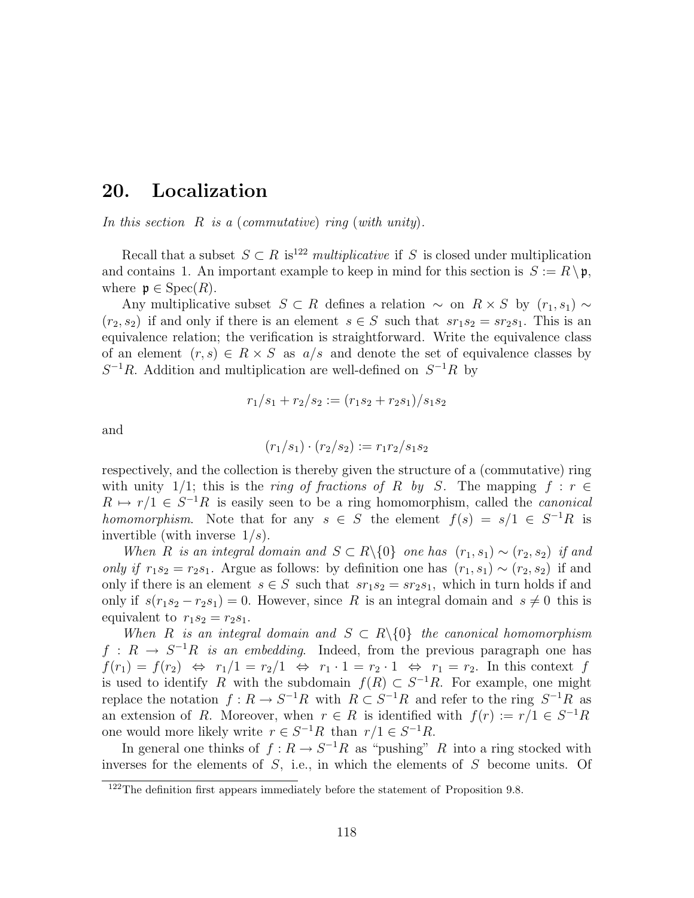## 20. Localization

*In this section $R$ is a (commutative) ring (with unity).*

Recall that a subset $S \subset R$ is[122] *multiplicative* if $S$ is closed under multiplication and contains 1. An important example to keep in mind for this section is $S := R \setminus \mathfrak{p}$, where $\mathfrak{p} \in \operatorname{Spec}(R)$.

Any multiplicative subset $S \subset R$ defines a relation $\sim$ on $R \times S$ by $(r_1, s_1) \sim (r_2, s_2)$ if and only if there is an element $s \in S$ such that $sr_1s_2 = sr_2s_1$. This is an equivalence relation; the verification is straightforward. Write the equivalence class of an element $(r, s) \in R \times S$ as $a/s$ and denote the set of equivalence classes by $S^{-1}R$. Addition and multiplication are well-defined on $S^{-1}R$ by

$$r_1/s_1 + r_2/s_2 := (r_1s_2 + r_2s_1)/s_1s_2$$

and

$$(r_1/s_1) \cdot (r_2/s_2) := r_1r_2/s_1s_2$$

respectively, and the collection is thereby given the structure of a (commutative) ring with unity $1/1$; this is the *ring of fractions of $R$ by $S$*. The mapping $f : r \in R \mapsto r/1 \in S^{-1}R$ is easily seen to be a ring homomorphism, called the *canonical homomorphism*. Note that for any $s \in S$ the element $f(s) = s/1 \in S^{-1}R$ is invertible (with inverse $1/s$).

*When $R$ is an integral domain and $S \subset R\backslash\{0\}$ one has $(r_1, s_1) \sim (r_2, s_2)$ if and only if $r_1s_2 = r_2s_1$.* Argue as follows: by definition one has $(r_1, s_1) \sim (r_2, s_2)$ if and only if there is an element $s \in S$ such that $sr_1s_2 = sr_2s_1$, which in turn holds if and only if $s(r_1s_2 - r_2s_1) = 0$. However, since $R$ is an integral domain and $s \neq 0$ this is equivalent to $r_1s_2 = r_2s_1$.

*When $R$ is an integral domain and $S \subset R\backslash\{0\}$ the canonical homomorphism $f : R \to S^{-1}R$ is an embedding.* Indeed, from the previous paragraph one has $f(r_1) = f(r_2) \Leftrightarrow r_1/1 = r_2/1 \Leftrightarrow r_1 \cdot 1 = r_2 \cdot 1 \Leftrightarrow r_1 = r_2$. In this context $f$ is used to identify $R$ with the subdomain $f(R) \subset S^{-1}R$. For example, one might replace the notation $f : R \to S^{-1}R$ with $R \subset S^{-1}R$ and refer to the ring $S^{-1}R$ as an extension of $R$. Moreover, when $r \in R$ is identified with $f(r) := r/1 \in S^{-1}R$ one would more likely write $r \in S^{-1}R$ than $r/1 \in S^{-1}R$.

In general one thinks of $f : R \to S^{-1}R$ as "pushing" $R$ into a ring stocked with inverses for the elements of $S$, i.e., in which the elements of $S$ become units. Of

[122] The definition first appears immediately before the statement of Proposition 9.8.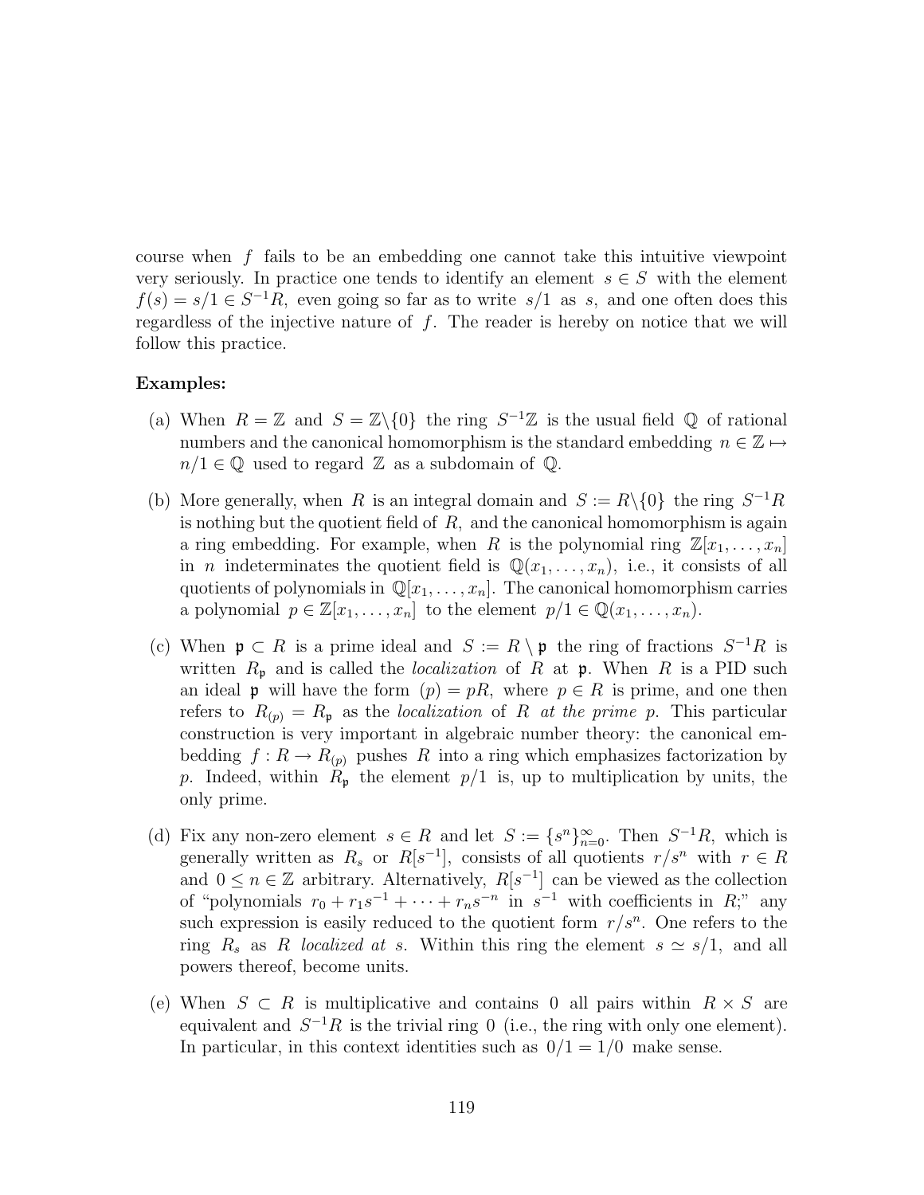course when $f$ fails to be an embedding one cannot take this intuitive viewpoint very seriously. In practice one tends to identify an element $s \in S$ with the element $f(s) = s/1 \in S^{-1}R$, even going so far as to write $s/1$ as $s$, and one often does this regardless of the injective nature of $f$. The reader is hereby on notice that we will follow this practice.

**Examples:**

(a) When $R = \mathbb{Z}$ and $S = \mathbb{Z}\backslash\{0\}$ the ring $S^{-1}\mathbb{Z}$ is the usual field $\mathbb{Q}$ of rational numbers and the canonical homomorphism is the standard embedding $n \in \mathbb{Z} \mapsto n/1 \in \mathbb{Q}$ used to regard $\mathbb{Z}$ as a subdomain of $\mathbb{Q}$.

(b) More generally, when $R$ is an integral domain and $S := R\backslash\{0\}$ the ring $S^{-1}R$ is nothing but the quotient field of $R$, and the canonical homomorphism is again a ring embedding. For example, when $R$ is the polynomial ring $\mathbb{Z}[x_1, \ldots, x_n]$ in $n$ indeterminates the quotient field is $\mathbb{Q}(x_1, \ldots, x_n)$, i.e., it consists of all quotients of polynomials in $\mathbb{Q}[x_1, \ldots, x_n]$. The canonical homomorphism carries a polynomial $p \in \mathbb{Z}[x_1, \ldots, x_n]$ to the element $p/1 \in \mathbb{Q}(x_1, \ldots, x_n)$.

(c) When $\mathfrak{p} \subset R$ is a prime ideal and $S := R \setminus \mathfrak{p}$ the ring of fractions $S^{-1}R$ is written $R_\mathfrak{p}$ and is called the *localization* of $R$ at $\mathfrak{p}$. When $R$ is a PID such an ideal $\mathfrak{p}$ will have the form $(p) = pR$, where $p \in R$ is prime, and one then refers to $R_{(p)} = R_\mathfrak{p}$ as the *localization* of $R$ *at the prime* $p$. This particular construction is very important in algebraic number theory: the canonical embedding $f : R \to R_{(p)}$ pushes $R$ into a ring which emphasizes factorization by $p$. Indeed, within $R_\mathfrak{p}$ the element $p/1$ is, up to multiplication by units, the only prime.

(d) Fix any non-zero element $s \in R$ and let $S := \{s^n\}_{n=0}^{\infty}$. Then $S^{-1}R$, which is generally written as $R_s$ or $R[s^{-1}]$, consists of all quotients $r/s^n$ with $r \in R$ and $0 \leq n \in \mathbb{Z}$ arbitrary. Alternatively, $R[s^{-1}]$ can be viewed as the collection of "polynomials $r_0 + r_1 s^{-1} + \cdots + r_n s^{-n}$ in $s^{-1}$ with coefficients in $R$;" any such expression is easily reduced to the quotient form $r/s^n$. One refers to the ring $R_s$ as $R$ *localized at* $s$. Within this ring the element $s \simeq s/1$, and all powers thereof, become units.

(e) When $S \subset R$ is multiplicative and contains $0$ all pairs within $R \times S$ are equivalent and $S^{-1}R$ is the trivial ring $0$ (i.e., the ring with only one element). In particular, in this context identities such as $0/1 = 1/0$ make sense.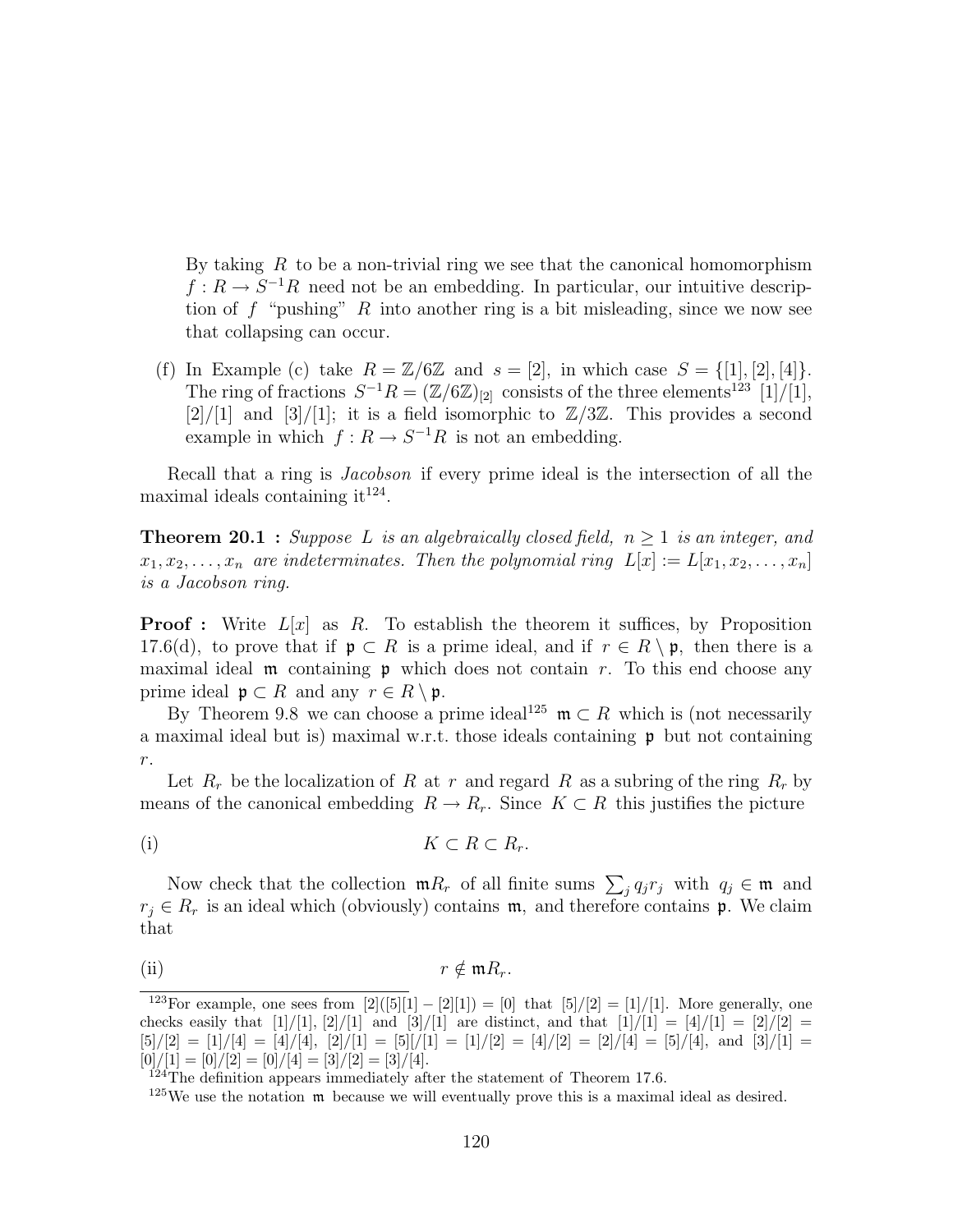By taking $R$ to be a non-trivial ring we see that the canonical homomorphism $f : R \to S^{-1}R$ need not be an embedding. In particular, our intuitive description of $f$ "pushing" $R$ into another ring is a bit misleading, since we now see that collapsing can occur.

(f) In Example (c) take $R = \mathbb{Z}/6\mathbb{Z}$ and $s = [2]$, in which case $S = \{[1],[2],[4]\}$. The ring of fractions $S^{-1}R = (\mathbb{Z}/6\mathbb{Z})_{[2]}$ consists of the three elements[123] $[1]/[1]$, $[2]/[1]$ and $[3]/[1]$; it is a field isomorphic to $\mathbb{Z}/3\mathbb{Z}$. This provides a second example in which $f : R \to S^{-1}R$ is not an embedding.

Recall that a ring is *Jacobson* if every prime ideal is the intersection of all the maximal ideals containing it[124].

**Theorem 20.1 :** *Suppose $L$ is an algebraically closed field, $n \geq 1$ is an integer, and $x_1, x_2, \ldots, x_n$ are indeterminates. Then the polynomial ring $L[x] := L[x_1, x_2, \ldots, x_n]$ is a Jacobson ring.*

**Proof :** Write $L[x]$ as $R$. To establish the theorem it suffices, by Proposition 17.6(d), to prove that if $\mathfrak{p} \subset R$ is a prime ideal, and if $r \in R \setminus \mathfrak{p}$, then there is a maximal ideal $\mathfrak{m}$ containing $\mathfrak{p}$ which does not contain $r$. To this end choose any prime ideal $\mathfrak{p} \subset R$ and any $r \in R \setminus \mathfrak{p}$.

By Theorem 9.8 we can choose a prime ideal[125] $\mathfrak{m} \subset R$ which is (not necessarily a maximal ideal but is) maximal w.r.t. those ideals containing $\mathfrak{p}$ but not containing $r$.

Let $R_r$ be the localization of $R$ at $r$ and regard $R$ as a subring of the ring $R_r$ by means of the canonical embedding $R \to R_r$. Since $K \subset R$ this justifies the picture

$$\text{(i)} \qquad K \subset R \subset R_r.$$

Now check that the collection $\mathfrak{m}R_r$ of all finite sums $\sum_j q_j r_j$ with $q_j \in \mathfrak{m}$ and $r_j \in R_r$ is an ideal which (obviously) contains $\mathfrak{m}$, and therefore contains $\mathfrak{p}$. We claim that

$$\text{(ii)} \qquad r \notin \mathfrak{m}R_r.$$

---

[123] For example, one sees from $[2]([5][1] - [2][1]) = [0]$ that $[5]/[2] = [1]/[1]$. More generally, one checks easily that $[1]/[1]$, $[2]/[1]$ and $[3]/[1]$ are distinct, and that $[1]/[1] = [4]/[1] = [2]/[2] = [5]/[2] = [1]/[4] = [4]/[4]$, $[2]/[1] = [5][/[1] = [1]/[2] = [4]/[2] = [2]/[4] = [5]/[4]$, and $[3]/[1] = [0]/[1] = [0]/[2] = [0]/[4] = [3]/[2] = [3]/[4]$.

[124] The definition appears immediately after the statement of Theorem 17.6.

[125] We use the notation $\mathfrak{m}$ because we will eventually prove this is a maximal ideal as desired.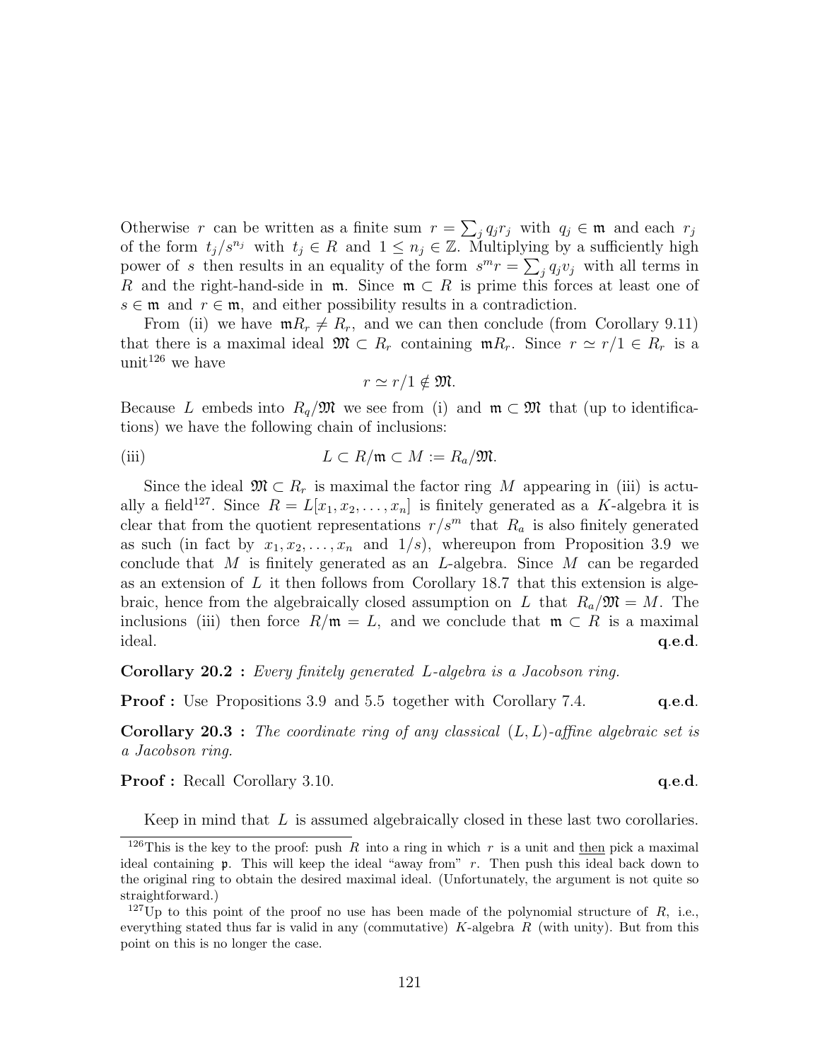Otherwise $r$ can be written as a finite sum $r = \sum_j q_j r_j$ with $q_j \in \mathfrak{m}$ and each $r_j$ of the form $t_j/s^{n_j}$ with $t_j \in R$ and $1 \leq n_j \in \mathbb{Z}$. Multiplying by a sufficiently high power of $s$ then results in an equality of the form $s^m r = \sum_j q_j v_j$ with all terms in $R$ and the right-hand-side in $\mathfrak{m}$. Since $\mathfrak{m} \subset R$ is prime this forces at least one of $s \in \mathfrak{m}$ and $r \in \mathfrak{m}$, and either possibility results in a contradiction.

From (ii) we have $\mathfrak{m}R_r \neq R_r$, and we can then conclude (from Corollary 9.11) that there is a maximal ideal $\mathfrak{M} \subset R_r$ containing $\mathfrak{m}R_r$. Since $r \simeq r/1 \in R_r$ is a unit[126] we have

$$r \simeq r/1 \notin \mathfrak{M}.$$

Because $L$ embeds into $R_q/\mathfrak{M}$ we see from (i) and $\mathfrak{m} \subset \mathfrak{M}$ that (up to identifications) we have the following chain of inclusions:

$$\text{(iii)} \qquad L \subset R/\mathfrak{m} \subset M := R_a/\mathfrak{M}.$$

Since the ideal $\mathfrak{M} \subset R_r$ is maximal the factor ring $M$ appearing in (iii) is actually a field[127]. Since $R = L[x_1, x_2, \ldots, x_n]$ is finitely generated as a $K$-algebra it is clear that from the quotient representations $r/s^m$ that $R_a$ is also finitely generated as such (in fact by $x_1, x_2, \ldots, x_n$ and $1/s$), whereupon from Proposition 3.9 we conclude that $M$ is finitely generated as an $L$-algebra. Since $M$ can be regarded as an extension of $L$ it then follows from Corollary 18.7 that this extension is algebraic, hence from the algebraically closed assumption on $L$ that $R_a/\mathfrak{M} = M$. The inclusions (iii) then force $R/\mathfrak{m} = L$, and we conclude that $\mathfrak{m} \subset R$ is a maximal ideal. **q.e.d.**

**Corollary 20.2 :** *Every finitely generated $L$-algebra is a Jacobson ring.*

**Proof :** Use Propositions 3.9 and 5.5 together with Corollary 7.4. **q.e.d.**

**Corollary 20.3 :** *The coordinate ring of any classical $(L, L)$-affine algebraic set is a Jacobson ring.*

**Proof :** Recall Corollary 3.10. **q.e.d.**

Keep in mind that $L$ is assumed algebraically closed in these last two corollaries.

[126] This is the key to the proof: push $R$ into a ring in which $r$ is a unit and <u>then</u> pick a maximal ideal containing $\mathfrak{p}$. This will keep the ideal "away from" $r$. Then push this ideal back down to the original ring to obtain the desired maximal ideal. (Unfortunately, the argument is not quite so straightforward.)

[127] Up to this point of the proof no use has been made of the polynomial structure of $R$, i.e., everything stated thus far is valid in any (commutative) $K$-algebra $R$ (with unity). But from this point on this is no longer the case.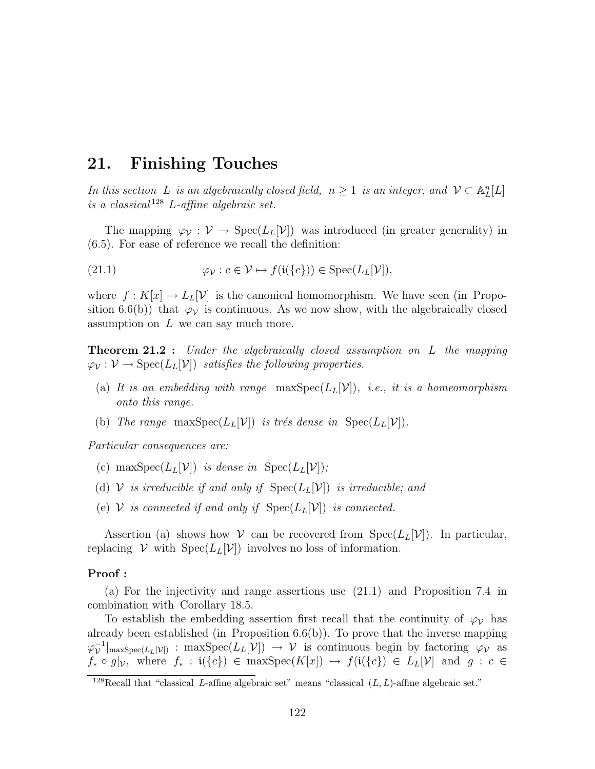## 21. Finishing Touches

*In this section $L$ is an algebraically closed field, $n \geq 1$ is an integer, and $\mathcal{V} \subset \mathbb{A}_L^n[L]$ is a classical*[128] *$L$-affine algebraic set.*

The mapping $\varphi_{\mathcal{V}} : \mathcal{V} \to \operatorname{Spec}(L_L[\mathcal{V}])$ was introduced (in greater generality) in (6.5). For ease of reference we recall the definition:

$$\varphi_{\mathcal{V}} : c \in \mathcal{V} \mapsto f(\mathfrak{i}(\{c\})) \in \operatorname{Spec}(L_L[\mathcal{V}]), \tag{21.1}$$

where $f : K[x] \to L_L[\mathcal{V}]$ is the canonical homomorphism. We have seen (in Proposition 6.6(b)) that $\varphi_{\mathcal{V}}$ is continuous. As we now show, with the algebraically closed assumption on $L$ we can say much more.

**Theorem 21.2 :** *Under the algebraically closed assumption on $L$ the mapping $\varphi_{\mathcal{V}} : \mathcal{V} \to \operatorname{Spec}(L_L[\mathcal{V}])$ satisfies the following properties.*

(a) *It is an embedding with range $\operatorname{maxSpec}(L_L[\mathcal{V}])$, i.e., it is a homeomorphism onto this range.*

(b) *The range $\operatorname{maxSpec}(L_L[\mathcal{V}])$ is trés dense in $\operatorname{Spec}(L_L[\mathcal{V}])$.*

*Particular consequences are:*

(c) $\operatorname{maxSpec}(L_L[\mathcal{V}])$ *is dense in* $\operatorname{Spec}(L_L[\mathcal{V}])$*;*

(d) $\mathcal{V}$ *is irreducible if and only if* $\operatorname{Spec}(L_L[\mathcal{V}])$ *is irreducible; and*

(e) $\mathcal{V}$ *is connected if and only if* $\operatorname{Spec}(L_L[\mathcal{V}])$ *is connected.*

Assertion (a) shows how $\mathcal{V}$ can be recovered from $\operatorname{Spec}(L_L[\mathcal{V}])$. In particular, replacing $\mathcal{V}$ with $\operatorname{Spec}(L_L[\mathcal{V}])$ involves no loss of information.

**Proof :**

(a) For the injectivity and range assertions use (21.1) and Proposition 7.4 in combination with Corollary 18.5.

To establish the embedding assertion first recall that the continuity of $\varphi_{\mathcal{V}}$ has already been established (in Proposition 6.6(b)). To prove that the inverse mapping $\varphi_{\mathcal{V}}^{-1}|_{\operatorname{maxSpec}(L_L[\mathcal{V}])} : \operatorname{maxSpec}(L_L[\mathcal{V}]) \to \mathcal{V}$ is continuous begin by factoring $\varphi_{\mathcal{V}}$ as $f_* \circ g|_{\mathcal{V}}$, where $f_* : \mathfrak{i}(\{c\}) \in \operatorname{maxSpec}(K[x]) \mapsto f(\mathfrak{i}(\{c\}) \in L_L[\mathcal{V}]$ and $g : c \in$

[128] Recall that "classical $L$-affine algebraic set" means "classical $(L, L)$-affine algebraic set."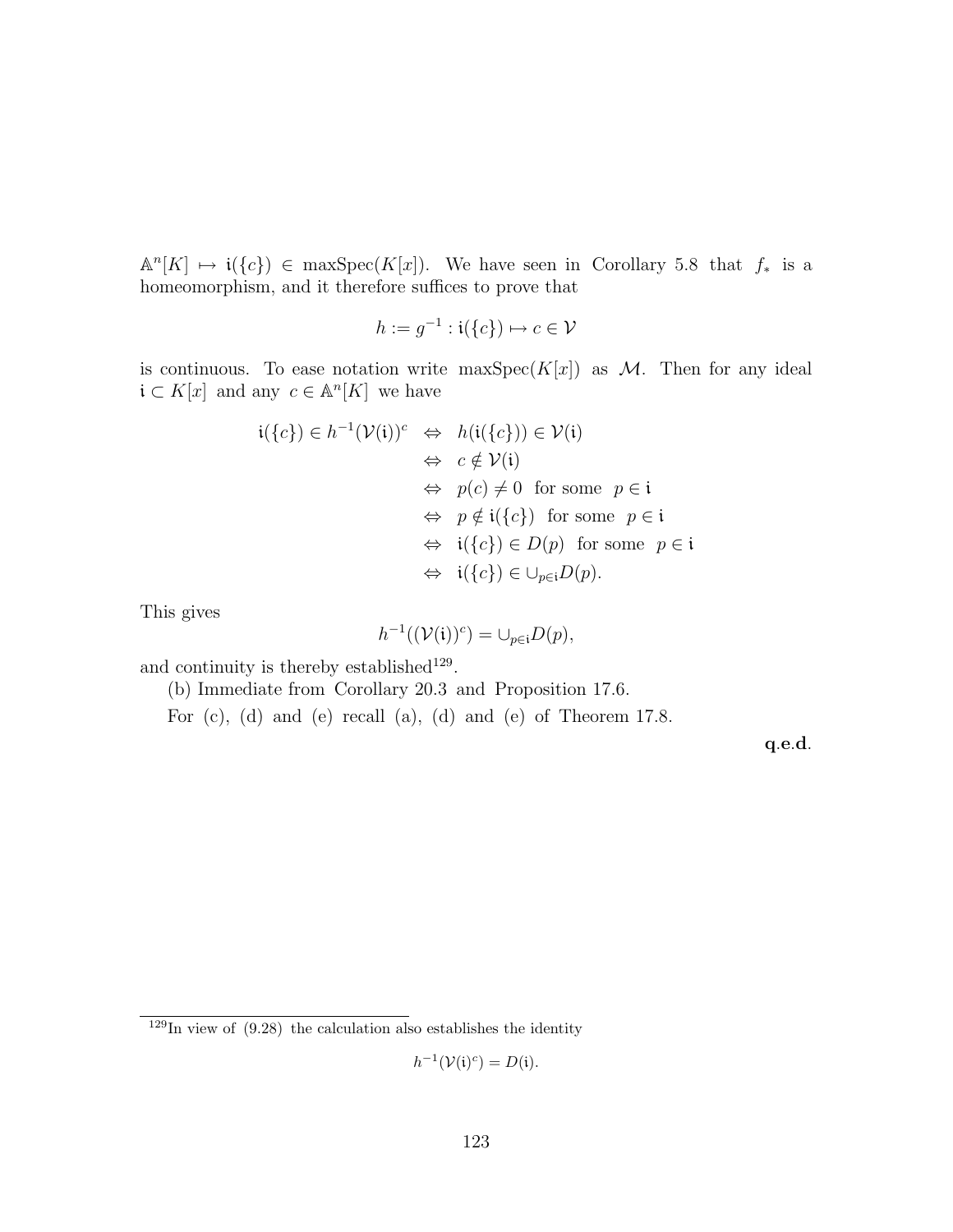$\mathbb{A}^n[K] \mapsto \mathfrak{i}(\{c\}) \in \text{maxSpec}(K[x])$. We have seen in Corollary 5.8 that $f_*$ is a homeomorphism, and it therefore suffices to prove that

$$h := g^{-1} : \mathfrak{i}(\{c\}) \mapsto c \in \mathcal{V}$$

is continuous. To ease notation write $\text{maxSpec}(K[x])$ as $\mathcal{M}$. Then for any ideal $\mathfrak{i} \subset K[x]$ and any $c \in \mathbb{A}^n[K]$ we have

$$\begin{aligned}
\mathfrak{i}(\{c\}) \in h^{-1}(\mathcal{V}(\mathfrak{i}))^c &\Leftrightarrow h(\mathfrak{i}(\{c\})) \in \mathcal{V}(\mathfrak{i}) \\
&\Leftrightarrow c \notin \mathcal{V}(\mathfrak{i}) \\
&\Leftrightarrow p(c) \neq 0 \text{ for some } p \in \mathfrak{i} \\
&\Leftrightarrow p \notin \mathfrak{i}(\{c\}) \text{ for some } p \in \mathfrak{i} \\
&\Leftrightarrow \mathfrak{i}(\{c\}) \in D(p) \text{ for some } p \in \mathfrak{i} \\
&\Leftrightarrow \mathfrak{i}(\{c\}) \in \cup_{p \in \mathfrak{i}} D(p).
\end{aligned}$$

This gives

$$h^{-1}((\mathcal{V}(\mathfrak{i}))^c) = \cup_{p \in \mathfrak{i}} D(p),$$

and continuity is thereby established[129].

(b) Immediate from Corollary 20.3 and Proposition 17.6.

For (c), (d) and (e) recall (a), (d) and (e) of Theorem 17.8.

**q.e.d.**

[129] In view of (9.28) the calculation also establishes the identity

$$h^{-1}(\mathcal{V}(\mathfrak{i})^c) = D(\mathfrak{i}).$$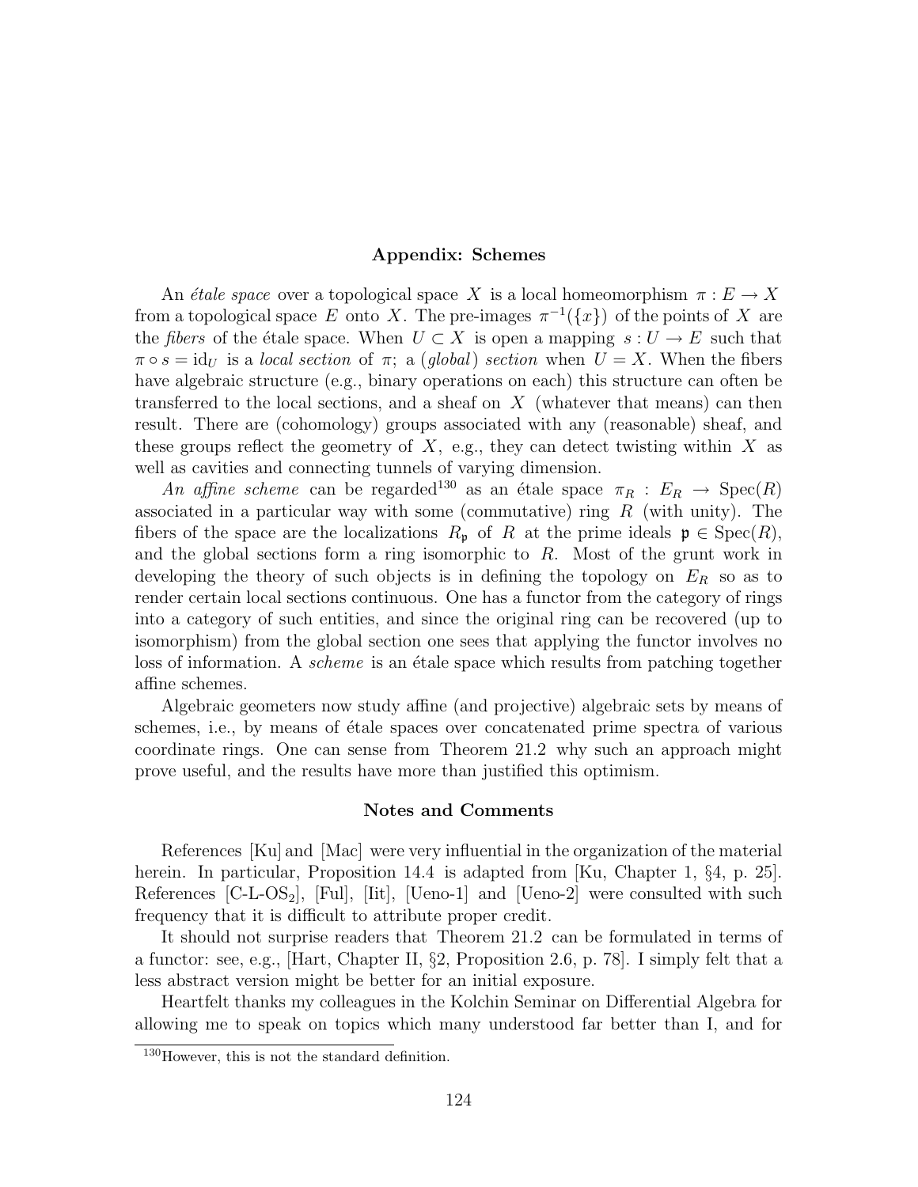## Appendix: Schemes

An *étale space* over a topological space $X$ is a local homeomorphism $\pi : E \to X$ from a topological space $E$ onto $X$. The pre-images $\pi^{-1}(\{x\})$ of the points of $X$ are the *fibers* of the étale space. When $U \subset X$ is open a mapping $s : U \to E$ such that $\pi \circ s = \mathrm{id}_U$ is a *local section* of $\pi$; a (*global*) *section* when $U = X$. When the fibers have algebraic structure (e.g., binary operations on each) this structure can often be transferred to the local sections, and a sheaf on $X$ (whatever that means) can then result. There are (cohomology) groups associated with any (reasonable) sheaf, and these groups reflect the geometry of $X$, e.g., they can detect twisting within $X$ as well as cavities and connecting tunnels of varying dimension.

*An affine scheme* can be regarded[130] as an étale space $\pi_R : E_R \to \mathrm{Spec}(R)$ associated in a particular way with some (commutative) ring $R$ (with unity). The fibers of the space are the localizations $R_{\mathfrak{p}}$ of $R$ at the prime ideals $\mathfrak{p} \in \mathrm{Spec}(R)$, and the global sections form a ring isomorphic to $R$. Most of the grunt work in developing the theory of such objects is in defining the topology on $E_R$ so as to render certain local sections continuous. One has a functor from the category of rings into a category of such entities, and since the original ring can be recovered (up to isomorphism) from the global section one sees that applying the functor involves no loss of information. A *scheme* is an étale space which results from patching together affine schemes.

Algebraic geometers now study affine (and projective) algebraic sets by means of schemes, i.e., by means of étale spaces over concatenated prime spectra of various coordinate rings. One can sense from Theorem 21.2 why such an approach might prove useful, and the results have more than justified this optimism.

## Notes and Comments

References [Ku] and [Mac] were very influential in the organization of the material herein. In particular, Proposition 14.4 is adapted from [Ku, Chapter 1, §4, p. 25]. References [C-L-OS$_2$], [Ful], [Iit], [Ueno-1] and [Ueno-2] were consulted with such frequency that it is difficult to attribute proper credit.

It should not surprise readers that Theorem 21.2 can be formulated in terms of a functor: see, e.g., [Hart, Chapter II, §2, Proposition 2.6, p. 78]. I simply felt that a less abstract version might be better for an initial exposure.

Heartfelt thanks my colleagues in the Kolchin Seminar on Differential Algebra for allowing me to speak on topics which many understood far better than I, and for

[130] However, this is not the standard definition.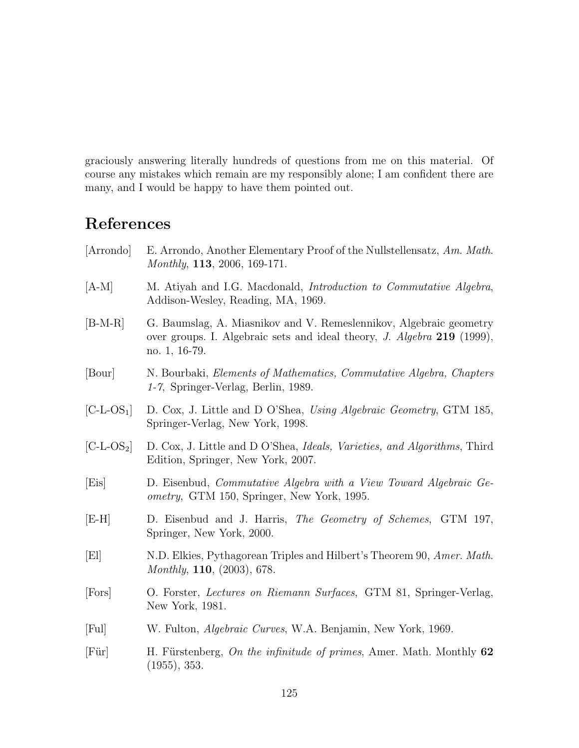graciously answering literally hundreds of questions from me on this material. Of course any mistakes which remain are my responsibly alone; I am confident there are many, and I would be happy to have them pointed out.

# References

[Arrondo] E. Arrondo, Another Elementary Proof of the Nullstellensatz, *Am. Math. Monthly*, **113**, 2006, 169-171.

[A-M] M. Atiyah and I.G. Macdonald, *Introduction to Commutative Algebra*, Addison-Wesley, Reading, MA, 1969.

[B-M-R] G. Baumslag, A. Miasnikov and V. Remeslennikov, Algebraic geometry over groups. I. Algebraic sets and ideal theory, *J. Algebra* **219** (1999), no. 1, 16-79.

[Bour] N. Bourbaki, *Elements of Mathematics, Commutative Algebra, Chapters 1-7*, Springer-Verlag, Berlin, 1989.

[C-L-$OS_1$] D. Cox, J. Little and D O'Shea, *Using Algebraic Geometry*, GTM 185, Springer-Verlag, New York, 1998.

[C-L-$OS_2$] D. Cox, J. Little and D O'Shea, *Ideals, Varieties, and Algorithms*, Third Edition, Springer, New York, 2007.

[Eis] D. Eisenbud, *Commutative Algebra with a View Toward Algebraic Geometry*, GTM 150, Springer, New York, 1995.

[E-H] D. Eisenbud and J. Harris, *The Geometry of Schemes*, GTM 197, Springer, New York, 2000.

[El] N.D. Elkies, Pythagorean Triples and Hilbert's Theorem 90, *Amer. Math. Monthly*, **110**, (2003), 678.

[Fors] O. Forster, *Lectures on Riemann Surfaces*, GTM 81, Springer-Verlag, New York, 1981.

[Ful] W. Fulton, *Algebraic Curves*, W.A. Benjamin, New York, 1969.

[Für] H. Fürstenberg, *On the infinitude of primes*, Amer. Math. Monthly **62** (1955), 353.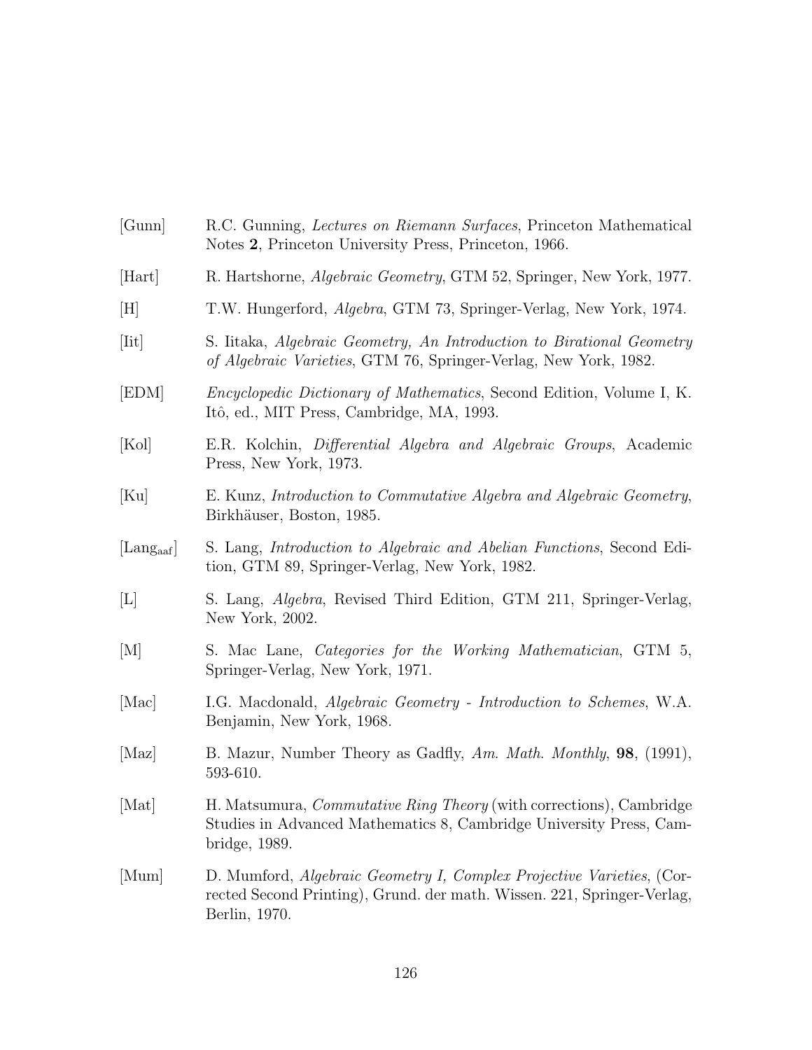[Gunn] R.C. Gunning, *Lectures on Riemann Surfaces*, Princeton Mathematical Notes **2**, Princeton University Press, Princeton, 1966.

[Hart] R. Hartshorne, *Algebraic Geometry*, GTM 52, Springer, New York, 1977.

[H] T.W. Hungerford, *Algebra*, GTM 73, Springer-Verlag, New York, 1974.

[Iit] S. Iitaka, *Algebraic Geometry, An Introduction to Birational Geometry of Algebraic Varieties*, GTM 76, Springer-Verlag, New York, 1982.

[EDM] *Encyclopedic Dictionary of Mathematics*, Second Edition, Volume I, K. Itô, ed., MIT Press, Cambridge, MA, 1993.

[Kol] E.R. Kolchin, *Differential Algebra and Algebraic Groups*, Academic Press, New York, 1973.

[Ku] E. Kunz, *Introduction to Commutative Algebra and Algebraic Geometry*, Birkhäuser, Boston, 1985.

[$\text{Lang}_{\text{aaf}}$] S. Lang, *Introduction to Algebraic and Abelian Functions*, Second Edition, GTM 89, Springer-Verlag, New York, 1982.

[L] S. Lang, *Algebra*, Revised Third Edition, GTM 211, Springer-Verlag, New York, 2002.

[M] S. Mac Lane, *Categories for the Working Mathematician*, GTM 5, Springer-Verlag, New York, 1971.

[Mac] I.G. Macdonald, *Algebraic Geometry - Introduction to Schemes*, W.A. Benjamin, New York, 1968.

[Maz] B. Mazur, Number Theory as Gadfly, *Am. Math. Monthly*, **98**, (1991), 593-610.

[Mat] H. Matsumura, *Commutative Ring Theory* (with corrections), Cambridge Studies in Advanced Mathematics 8, Cambridge University Press, Cambridge, 1989.

[Mum] D. Mumford, *Algebraic Geometry I, Complex Projective Varieties*, (Corrected Second Printing), Grund. der math. Wissen. 221, Springer-Verlag, Berlin, 1970.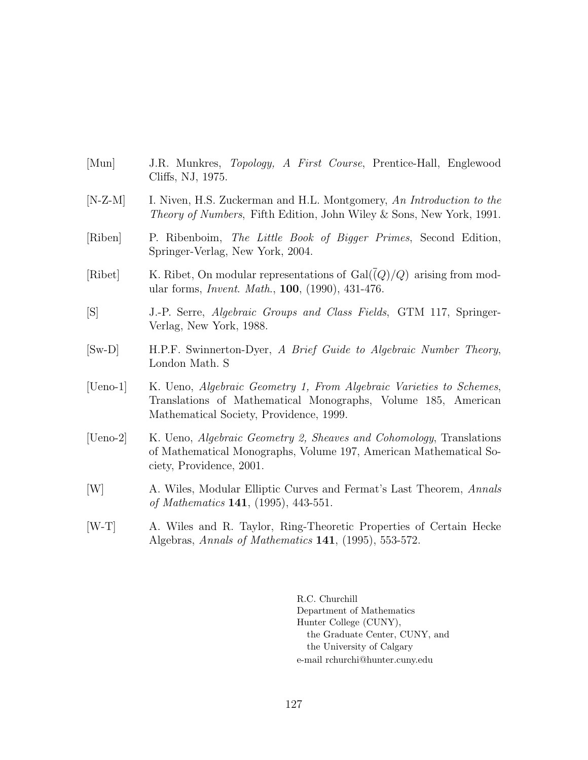[Mun] J.R. Munkres, *Topology, A First Course*, Prentice-Hall, Englewood Cliffs, NJ, 1975.

[N-Z-M] I. Niven, H.S. Zuckerman and H.L. Montgomery, *An Introduction to the Theory of Numbers*, Fifth Edition, John Wiley & Sons, New York, 1991.

[Riben] P. Ribenboim, *The Little Book of Bigger Primes*, Second Edition, Springer-Verlag, New York, 2004.

[Ribet] K. Ribet, On modular representations of $\mathrm{Gal}(\bar{(}Q)/Q)$ arising from modular forms, *Invent. Math.*, **100**, (1990), 431-476.

[S] J.-P. Serre, *Algebraic Groups and Class Fields*, GTM 117, Springer-Verlag, New York, 1988.

[Sw-D] H.P.F. Swinnerton-Dyer, *A Brief Guide to Algebraic Number Theory*, London Math. S

[Ueno-1] K. Ueno, *Algebraic Geometry 1, From Algebraic Varieties to Schemes*, Translations of Mathematical Monographs, Volume 185, American Mathematical Society, Providence, 1999.

[Ueno-2] K. Ueno, *Algebraic Geometry 2, Sheaves and Cohomology*, Translations of Mathematical Monographs, Volume 197, American Mathematical Society, Providence, 2001.

[W] A. Wiles, Modular Elliptic Curves and Fermat's Last Theorem, *Annals of Mathematics* **141**, (1995), 443-551.

[W-T] A. Wiles and R. Taylor, Ring-Theoretic Properties of Certain Hecke Algebras, *Annals of Mathematics* **141**, (1995), 553-572.

R.C. Churchill
Department of Mathematics
Hunter College (CUNY),
the Graduate Center, CUNY, and
the University of Calgary
e-mail rchurchi@hunter.cuny.edu